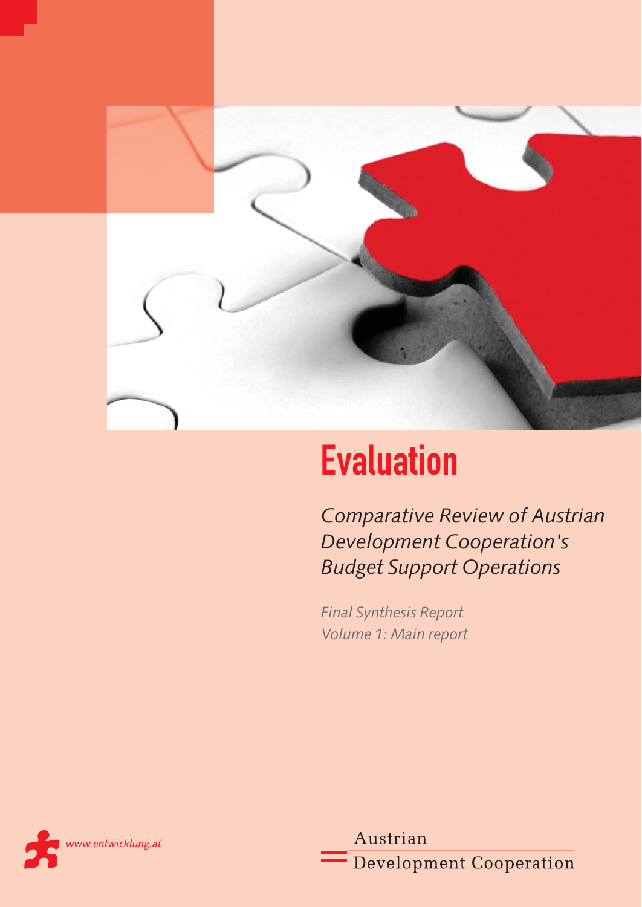# Evaluation

*Comparative Review of Austrian Development Cooperation's Budget Support Operations*

*Final Synthesis Report*
*Volume 1: Main report*

*www.entwicklung.at*

Austrian Development Cooperation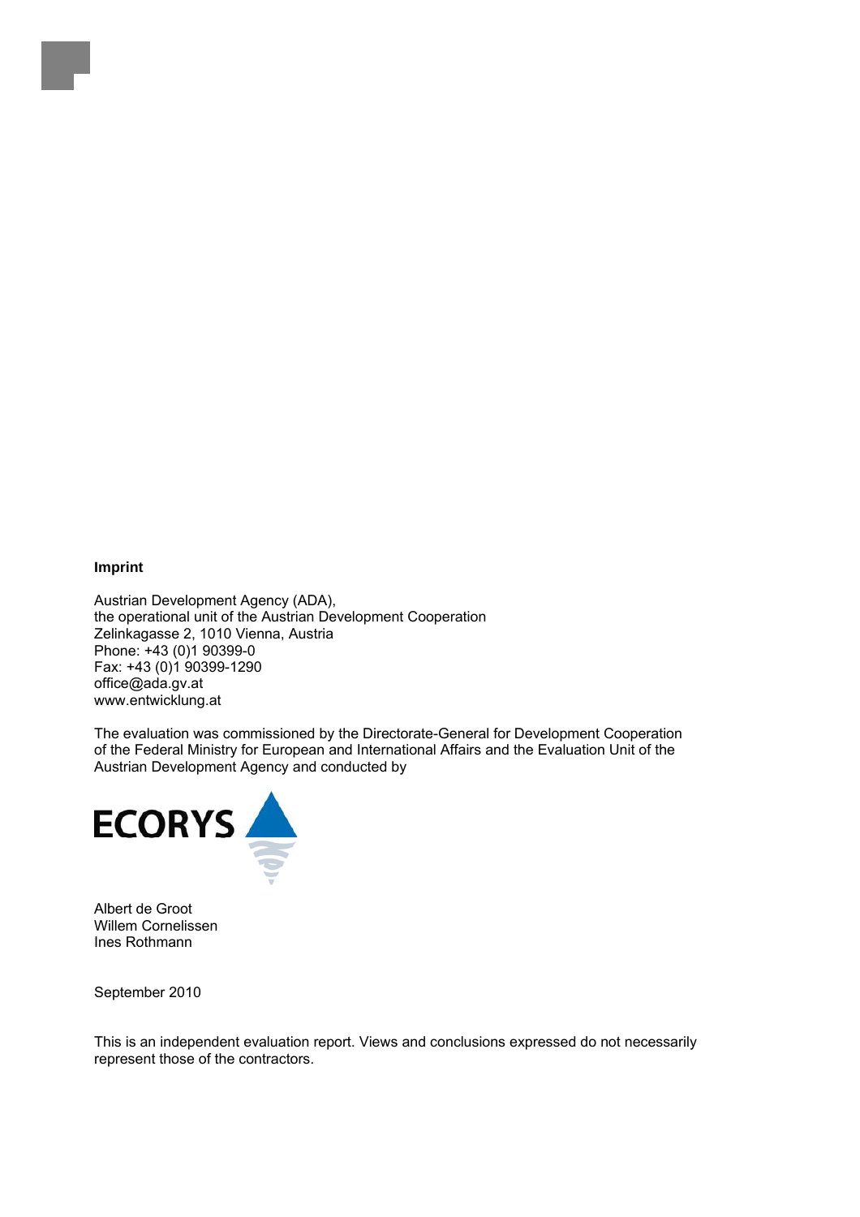**Imprint**

Austrian Development Agency (ADA),
the operational unit of the Austrian Development Cooperation
Zelinkagasse 2, 1010 Vienna, Austria
Phone: +43 (0)1 90399-0
Fax: +43 (0)1 90399-1290
office@ada.gv.at
www.entwicklung.at

The evaluation was commissioned by the Directorate-General for Development Cooperation of the Federal Ministry for European and International Affairs and the Evaluation Unit of the Austrian Development Agency and conducted by

ECORYS

Albert de Groot
Willem Cornelissen
Ines Rothmann

September 2010

This is an independent evaluation report. Views and conclusions expressed do not necessarily represent those of the contractors.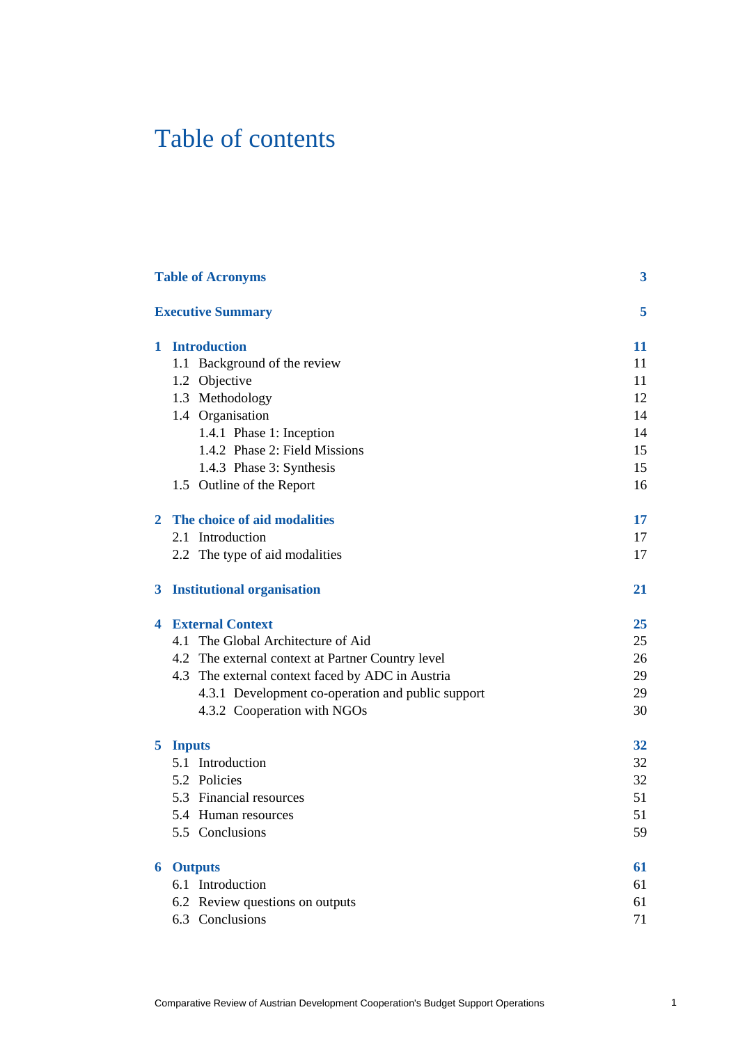# Table of contents

| | |
|---|---|
| **Table of Acronyms** | **3** |
| **Executive Summary** | **5** |
| **1 Introduction** | **11** |
| 1.1 Background of the review | 11 |
| 1.2 Objective | 11 |
| 1.3 Methodology | 12 |
| 1.4 Organisation | 14 |
| 1.4.1 Phase 1: Inception | 14 |
| 1.4.2 Phase 2: Field Missions | 15 |
| 1.4.3 Phase 3: Synthesis | 15 |
| 1.5 Outline of the Report | 16 |
| **2 The choice of aid modalities** | **17** |
| 2.1 Introduction | 17 |
| 2.2 The type of aid modalities | 17 |
| **3 Institutional organisation** | **21** |
| **4 External Context** | **25** |
| 4.1 The Global Architecture of Aid | 25 |
| 4.2 The external context at Partner Country level | 26 |
| 4.3 The external context faced by ADC in Austria | 29 |
| 4.3.1 Development co-operation and public support | 29 |
| 4.3.2 Cooperation with NGOs | 30 |
| **5 Inputs** | **32** |
| 5.1 Introduction | 32 |
| 5.2 Policies | 32 |
| 5.3 Financial resources | 51 |
| 5.4 Human resources | 51 |
| 5.5 Conclusions | 59 |
| **6 Outputs** | **61** |
| 6.1 Introduction | 61 |
| 6.2 Review questions on outputs | 61 |
| 6.3 Conclusions | 71 |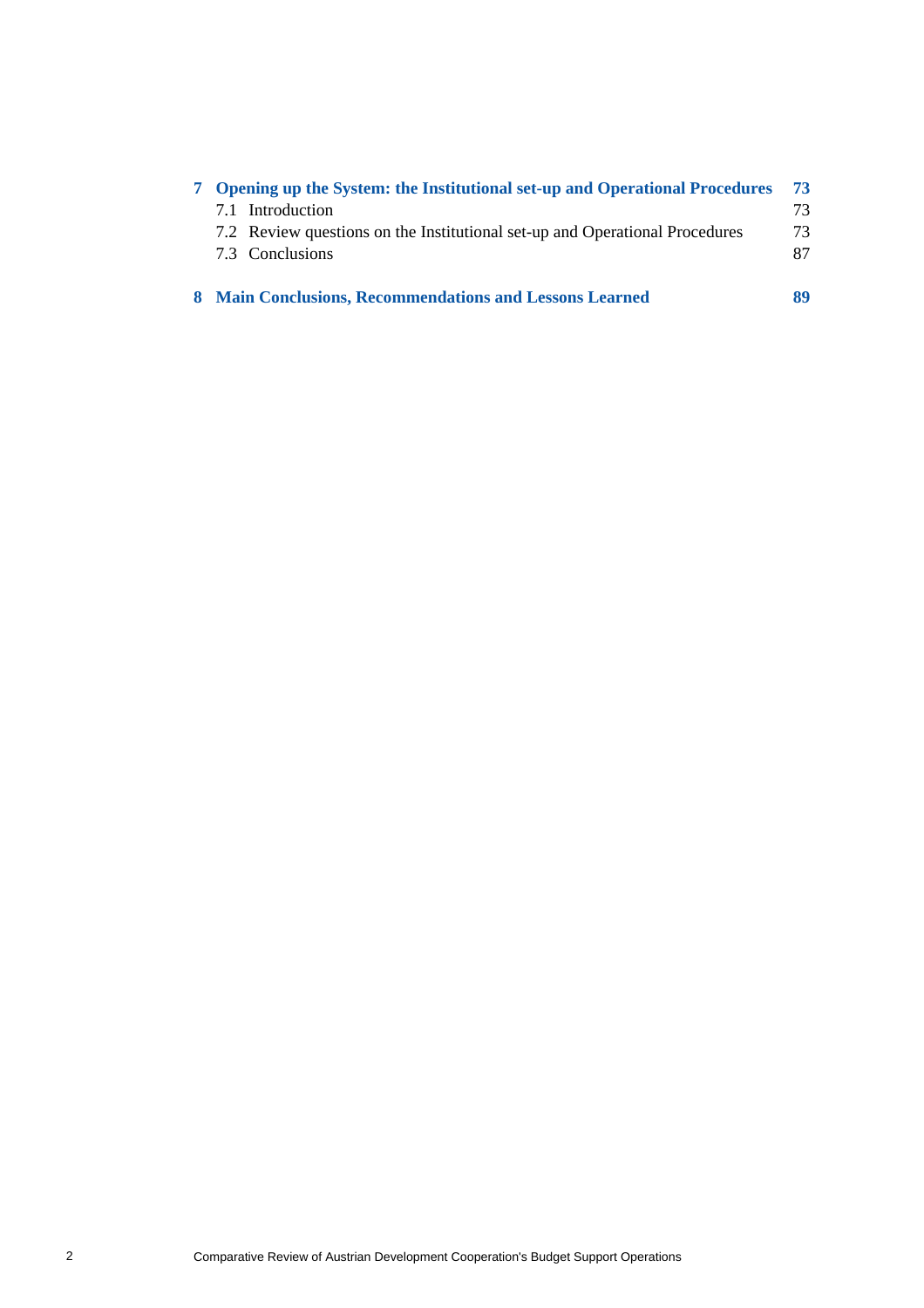| | |
|---|---|
| **7 Opening up the System: the Institutional set-up and Operational Procedures** | **73** |
| 7.1 Introduction | 73 |
| 7.2 Review questions on the Institutional set-up and Operational Procedures | 73 |
| 7.3 Conclusions | 87 |
| **8 Main Conclusions, Recommendations and Lessons Learned** | **89** |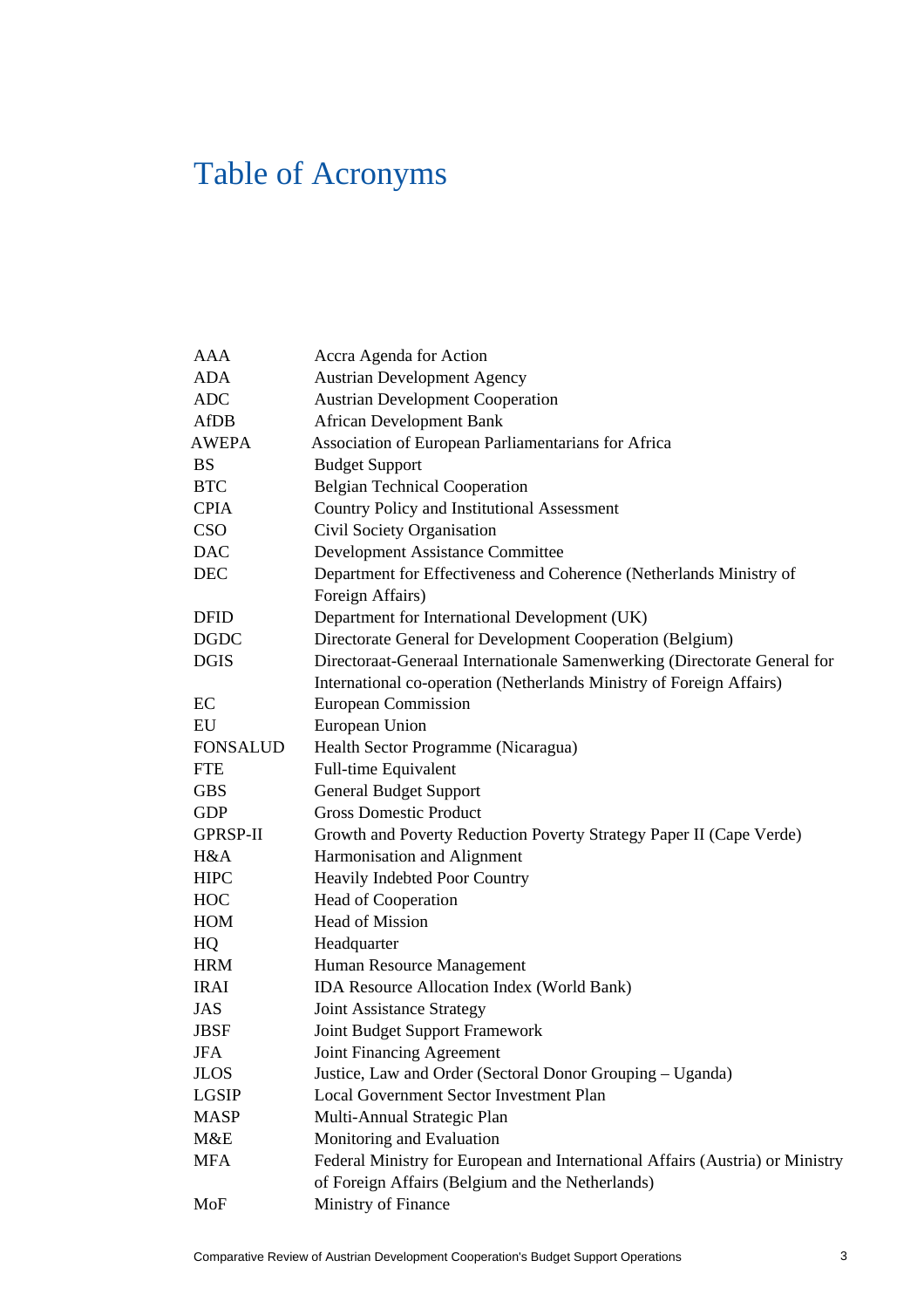# Table of Acronyms

| | |
|---|---|
| AAA | Accra Agenda for Action |
| ADA | Austrian Development Agency |
| ADC | Austrian Development Cooperation |
| AfDB | African Development Bank |
| AWEPA | Association of European Parliamentarians for Africa |
| BS | Budget Support |
| BTC | Belgian Technical Cooperation |
| CPIA | Country Policy and Institutional Assessment |
| CSO | Civil Society Organisation |
| DAC | Development Assistance Committee |
| DEC | Department for Effectiveness and Coherence (Netherlands Ministry of Foreign Affairs) |
| DFID | Department for International Development (UK) |
| DGDC | Directorate General for Development Cooperation (Belgium) |
| DGIS | Directoraat-Generaal Internationale Samenwerking (Directorate General for International co-operation (Netherlands Ministry of Foreign Affairs) |
| EC | European Commission |
| EU | European Union |
| FONSALUD | Health Sector Programme (Nicaragua) |
| FTE | Full-time Equivalent |
| GBS | General Budget Support |
| GDP | Gross Domestic Product |
| GPRSP-II | Growth and Poverty Reduction Poverty Strategy Paper II (Cape Verde) |
| H&A | Harmonisation and Alignment |
| HIPC | Heavily Indebted Poor Country |
| HOC | Head of Cooperation |
| HOM | Head of Mission |
| HQ | Headquarter |
| HRM | Human Resource Management |
| IRAI | IDA Resource Allocation Index (World Bank) |
| JAS | Joint Assistance Strategy |
| JBSF | Joint Budget Support Framework |
| JFA | Joint Financing Agreement |
| JLOS | Justice, Law and Order (Sectoral Donor Grouping – Uganda) |
| LGSIP | Local Government Sector Investment Plan |
| MASP | Multi-Annual Strategic Plan |
| M&E | Monitoring and Evaluation |
| MFA | Federal Ministry for European and International Affairs (Austria) or Ministry of Foreign Affairs (Belgium and the Netherlands) |
| MoF | Ministry of Finance |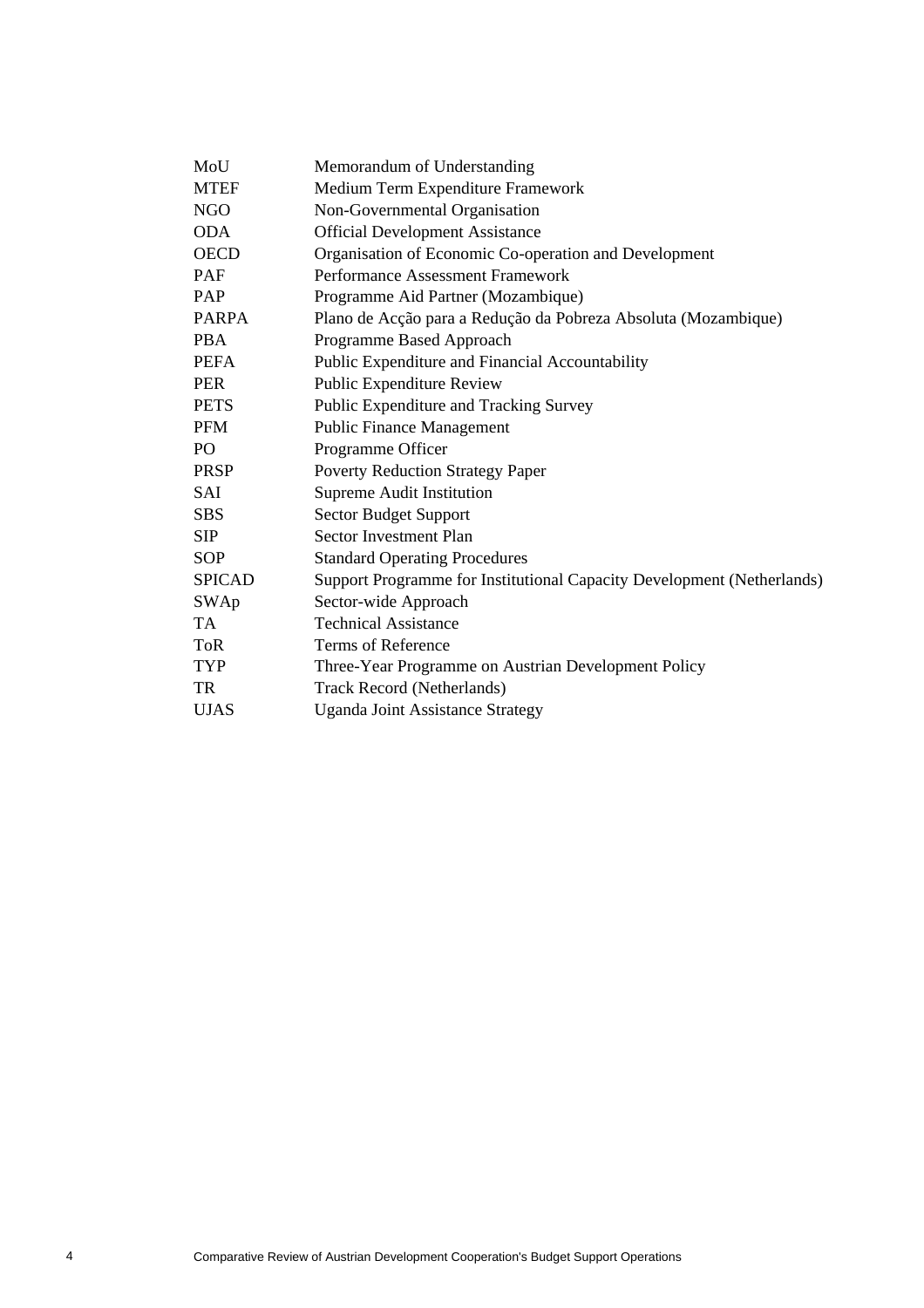| | |
|---|---|
| MoU | Memorandum of Understanding |
| MTEF | Medium Term Expenditure Framework |
| NGO | Non-Governmental Organisation |
| ODA | Official Development Assistance |
| OECD | Organisation of Economic Co-operation and Development |
| PAF | Performance Assessment Framework |
| PAP | Programme Aid Partner (Mozambique) |
| PARPA | Plano de Acção para a Redução da Pobreza Absoluta (Mozambique) |
| PBA | Programme Based Approach |
| PEFA | Public Expenditure and Financial Accountability |
| PER | Public Expenditure Review |
| PETS | Public Expenditure and Tracking Survey |
| PFM | Public Finance Management |
| PO | Programme Officer |
| PRSP | Poverty Reduction Strategy Paper |
| SAI | Supreme Audit Institution |
| SBS | Sector Budget Support |
| SIP | Sector Investment Plan |
| SOP | Standard Operating Procedures |
| SPICAD | Support Programme for Institutional Capacity Development (Netherlands) |
| SWAp | Sector-wide Approach |
| TA | Technical Assistance |
| ToR | Terms of Reference |
| TYP | Three-Year Programme on Austrian Development Policy |
| TR | Track Record (Netherlands) |
| UJAS | Uganda Joint Assistance Strategy |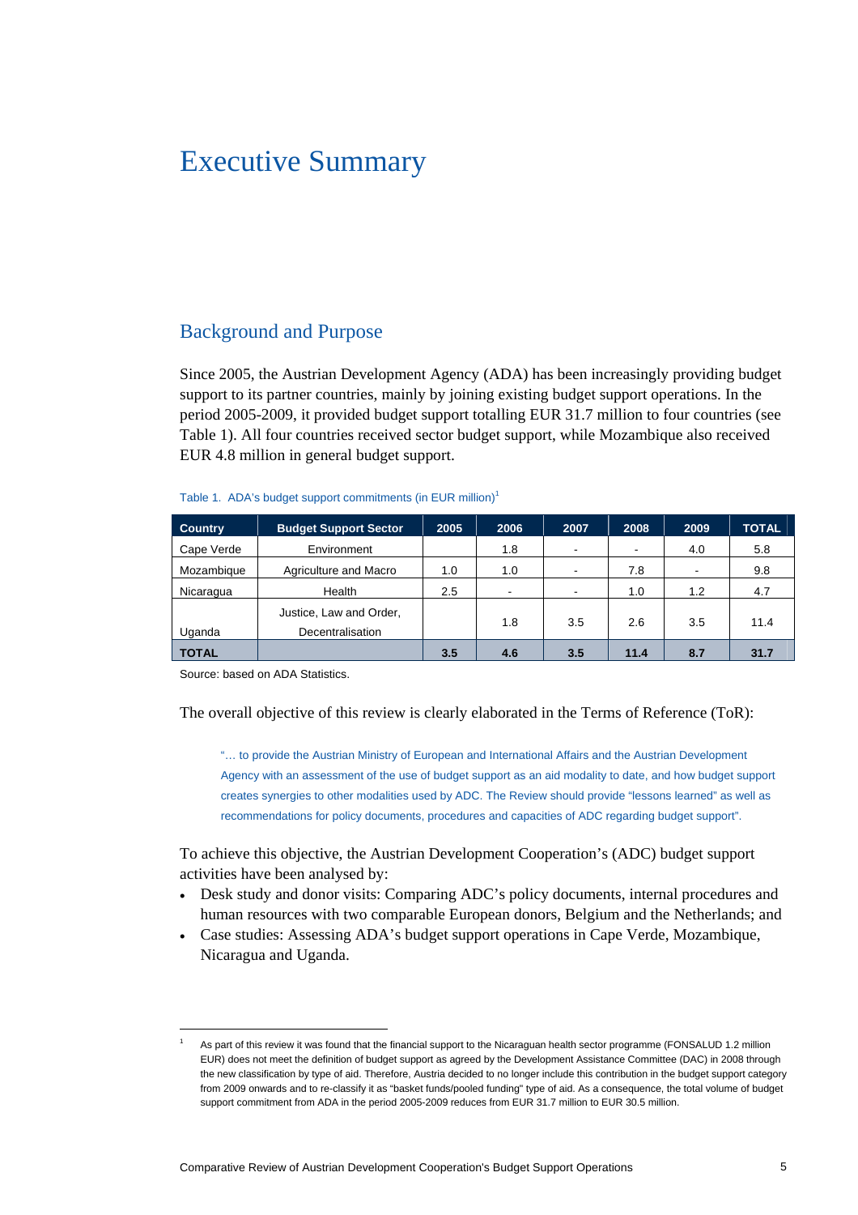# Executive Summary

## Background and Purpose

Since 2005, the Austrian Development Agency (ADA) has been increasingly providing budget support to its partner countries, mainly by joining existing budget support operations. In the period 2005-2009, it provided budget support totalling EUR 31.7 million to four countries (see Table 1). All four countries received sector budget support, while Mozambique also received EUR 4.8 million in general budget support.

Table 1. ADA's budget support commitments (in EUR million)[1]

| Country | Budget Support Sector | 2005 | 2006 | 2007 | 2008 | 2009 | TOTAL |
|---|---|---|---|---|---|---|---|
| Cape Verde | Environment | | 1.8 | - | - | 4.0 | 5.8 |
| Mozambique | Agriculture and Macro | 1.0 | 1.0 | - | 7.8 | - | 9.8 |
| Nicaragua | Health | 2.5 | - | - | 1.0 | 1.2 | 4.7 |
| Uganda | Justice, Law and Order, Decentralisation | | 1.8 | 3.5 | 2.6 | 3.5 | 11.4 |
| **TOTAL** | | **3.5** | **4.6** | **3.5** | **11.4** | **8.7** | **31.7** |

Source: based on ADA Statistics.

The overall objective of this review is clearly elaborated in the Terms of Reference (ToR):

> "… to provide the Austrian Ministry of European and International Affairs and the Austrian Development Agency with an assessment of the use of budget support as an aid modality to date, and how budget support creates synergies to other modalities used by ADC. The Review should provide "lessons learned" as well as recommendations for policy documents, procedures and capacities of ADC regarding budget support".

To achieve this objective, the Austrian Development Cooperation's (ADC) budget support activities have been analysed by:

- Desk study and donor visits: Comparing ADC's policy documents, internal procedures and human resources with two comparable European donors, Belgium and the Netherlands; and
- Case studies: Assessing ADA's budget support operations in Cape Verde, Mozambique, Nicaragua and Uganda.

---

[1] As part of this review it was found that the financial support to the Nicaraguan health sector programme (FONSALUD 1.2 million EUR) does not meet the definition of budget support as agreed by the Development Assistance Committee (DAC) in 2008 through the new classification by type of aid. Therefore, Austria decided to no longer include this contribution in the budget support category from 2009 onwards and to re-classify it as "basket funds/pooled funding" type of aid. As a consequence, the total volume of budget support commitment from ADA in the period 2005-2009 reduces from EUR 31.7 million to EUR 30.5 million.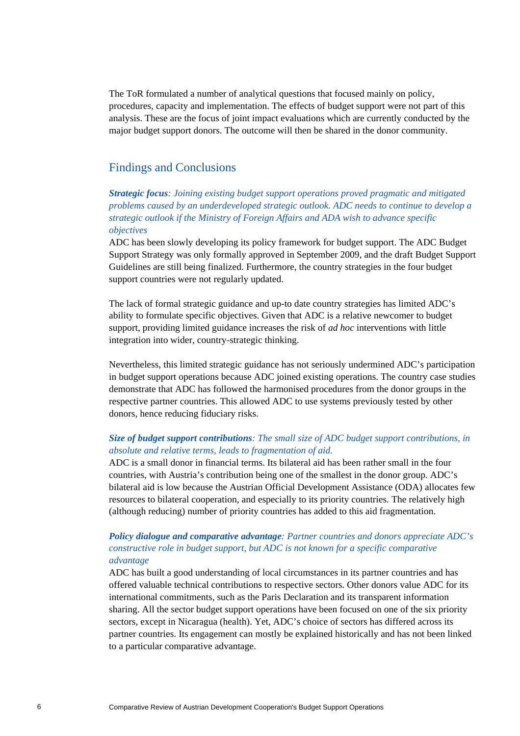The ToR formulated a number of analytical questions that focused mainly on policy, procedures, capacity and implementation. The effects of budget support were not part of this analysis. These are the focus of joint impact evaluations which are currently conducted by the major budget support donors. The outcome will then be shared in the donor community.

## Findings and Conclusions

***Strategic focus**: Joining existing budget support operations proved pragmatic and mitigated problems caused by an underdeveloped strategic outlook. ADC needs to continue to develop a strategic outlook if the Ministry of Foreign Affairs and ADA wish to advance specific objectives*

ADC has been slowly developing its policy framework for budget support. The ADC Budget Support Strategy was only formally approved in September 2009, and the draft Budget Support Guidelines are still being finalized. Furthermore, the country strategies in the four budget support countries were not regularly updated.

The lack of formal strategic guidance and up-to date country strategies has limited ADC's ability to formulate specific objectives. Given that ADC is a relative newcomer to budget support, providing limited guidance increases the risk of *ad hoc* interventions with little integration into wider, country-strategic thinking.

Nevertheless, this limited strategic guidance has not seriously undermined ADC's participation in budget support operations because ADC joined existing operations. The country case studies demonstrate that ADC has followed the harmonised procedures from the donor groups in the respective partner countries. This allowed ADC to use systems previously tested by other donors, hence reducing fiduciary risks.

***Size of budget support contributions**: The small size of ADC budget support contributions, in absolute and relative terms, leads to fragmentation of aid.*

ADC is a small donor in financial terms. Its bilateral aid has been rather small in the four countries, with Austria's contribution being one of the smallest in the donor group. ADC's bilateral aid is low because the Austrian Official Development Assistance (ODA) allocates few resources to bilateral cooperation, and especially to its priority countries. The relatively high (although reducing) number of priority countries has added to this aid fragmentation.

***Policy dialogue and comparative advantage**: Partner countries and donors appreciate ADC's constructive role in budget support, but ADC is not known for a specific comparative advantage*

ADC has built a good understanding of local circumstances in its partner countries and has offered valuable technical contributions to respective sectors. Other donors value ADC for its international commitments, such as the Paris Declaration and its transparent information sharing. All the sector budget support operations have been focused on one of the six priority sectors, except in Nicaragua (health). Yet, ADC's choice of sectors has differed across its partner countries. Its engagement can mostly be explained historically and has not been linked to a particular comparative advantage.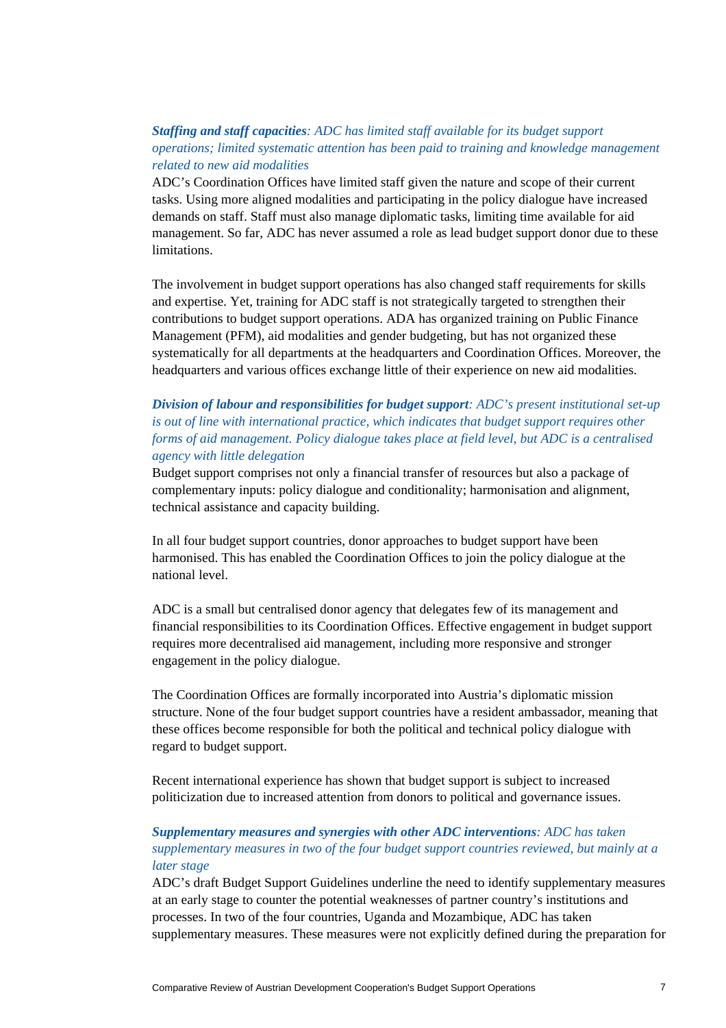***Staffing and staff capacities**: ADC has limited staff available for its budget support operations; limited systematic attention has been paid to training and knowledge management related to new aid modalities*

ADC's Coordination Offices have limited staff given the nature and scope of their current tasks. Using more aligned modalities and participating in the policy dialogue have increased demands on staff. Staff must also manage diplomatic tasks, limiting time available for aid management. So far, ADC has never assumed a role as lead budget support donor due to these limitations.

The involvement in budget support operations has also changed staff requirements for skills and expertise. Yet, training for ADC staff is not strategically targeted to strengthen their contributions to budget support operations. ADA has organized training on Public Finance Management (PFM), aid modalities and gender budgeting, but has not organized these systematically for all departments at the headquarters and Coordination Offices. Moreover, the headquarters and various offices exchange little of their experience on new aid modalities.

***Division of labour and responsibilities for budget support**: ADC's present institutional set-up is out of line with international practice, which indicates that budget support requires other forms of aid management. Policy dialogue takes place at field level, but ADC is a centralised agency with little delegation*

Budget support comprises not only a financial transfer of resources but also a package of complementary inputs: policy dialogue and conditionality; harmonisation and alignment, technical assistance and capacity building.

In all four budget support countries, donor approaches to budget support have been harmonised. This has enabled the Coordination Offices to join the policy dialogue at the national level.

ADC is a small but centralised donor agency that delegates few of its management and financial responsibilities to its Coordination Offices. Effective engagement in budget support requires more decentralised aid management, including more responsive and stronger engagement in the policy dialogue.

The Coordination Offices are formally incorporated into Austria's diplomatic mission structure. None of the four budget support countries have a resident ambassador, meaning that these offices become responsible for both the political and technical policy dialogue with regard to budget support.

Recent international experience has shown that budget support is subject to increased politicization due to increased attention from donors to political and governance issues.

***Supplementary measures and synergies with other ADC interventions**: ADC has taken supplementary measures in two of the four budget support countries reviewed, but mainly at a later stage*

ADC's draft Budget Support Guidelines underline the need to identify supplementary measures at an early stage to counter the potential weaknesses of partner country's institutions and processes. In two of the four countries, Uganda and Mozambique, ADC has taken supplementary measures. These measures were not explicitly defined during the preparation for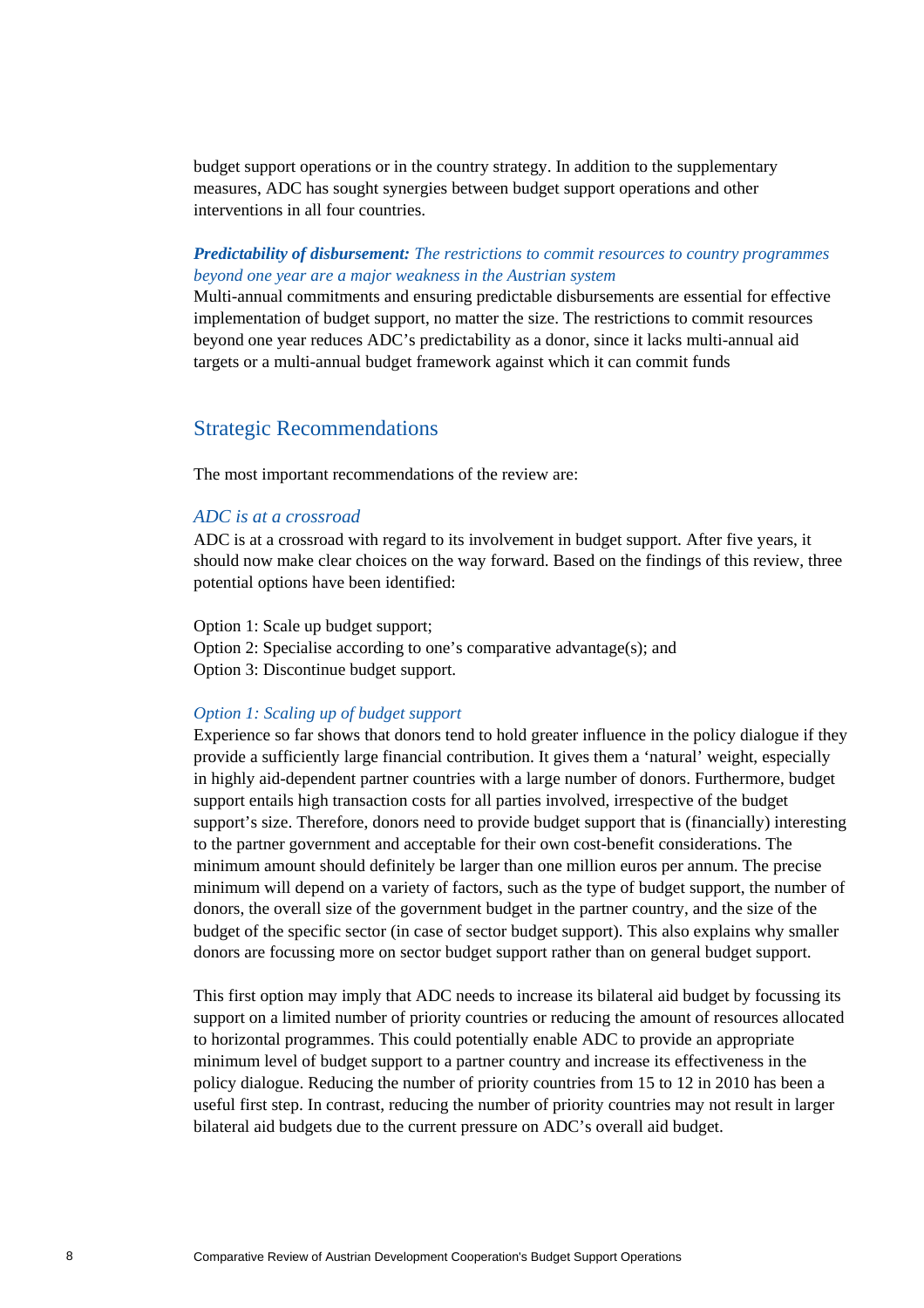budget support operations or in the country strategy. In addition to the supplementary measures, ADC has sought synergies between budget support operations and other interventions in all four countries.

***Predictability of disbursement:*** *The restrictions to commit resources to country programmes beyond one year are a major weakness in the Austrian system*

Multi-annual commitments and ensuring predictable disbursements are essential for effective implementation of budget support, no matter the size. The restrictions to commit resources beyond one year reduces ADC's predictability as a donor, since it lacks multi-annual aid targets or a multi-annual budget framework against which it can commit funds

## Strategic Recommendations

The most important recommendations of the review are:

### *ADC is at a crossroad*

ADC is at a crossroad with regard to its involvement in budget support. After five years, it should now make clear choices on the way forward. Based on the findings of this review, three potential options have been identified:

Option 1: Scale up budget support;
Option 2: Specialise according to one's comparative advantage(s); and
Option 3: Discontinue budget support.

### *Option 1: Scaling up of budget support*

Experience so far shows that donors tend to hold greater influence in the policy dialogue if they provide a sufficiently large financial contribution. It gives them a 'natural' weight, especially in highly aid-dependent partner countries with a large number of donors. Furthermore, budget support entails high transaction costs for all parties involved, irrespective of the budget support's size. Therefore, donors need to provide budget support that is (financially) interesting to the partner government and acceptable for their own cost-benefit considerations. The minimum amount should definitely be larger than one million euros per annum. The precise minimum will depend on a variety of factors, such as the type of budget support, the number of donors, the overall size of the government budget in the partner country, and the size of the budget of the specific sector (in case of sector budget support). This also explains why smaller donors are focussing more on sector budget support rather than on general budget support.

This first option may imply that ADC needs to increase its bilateral aid budget by focussing its support on a limited number of priority countries or reducing the amount of resources allocated to horizontal programmes. This could potentially enable ADC to provide an appropriate minimum level of budget support to a partner country and increase its effectiveness in the policy dialogue. Reducing the number of priority countries from 15 to 12 in 2010 has been a useful first step. In contrast, reducing the number of priority countries may not result in larger bilateral aid budgets due to the current pressure on ADC's overall aid budget.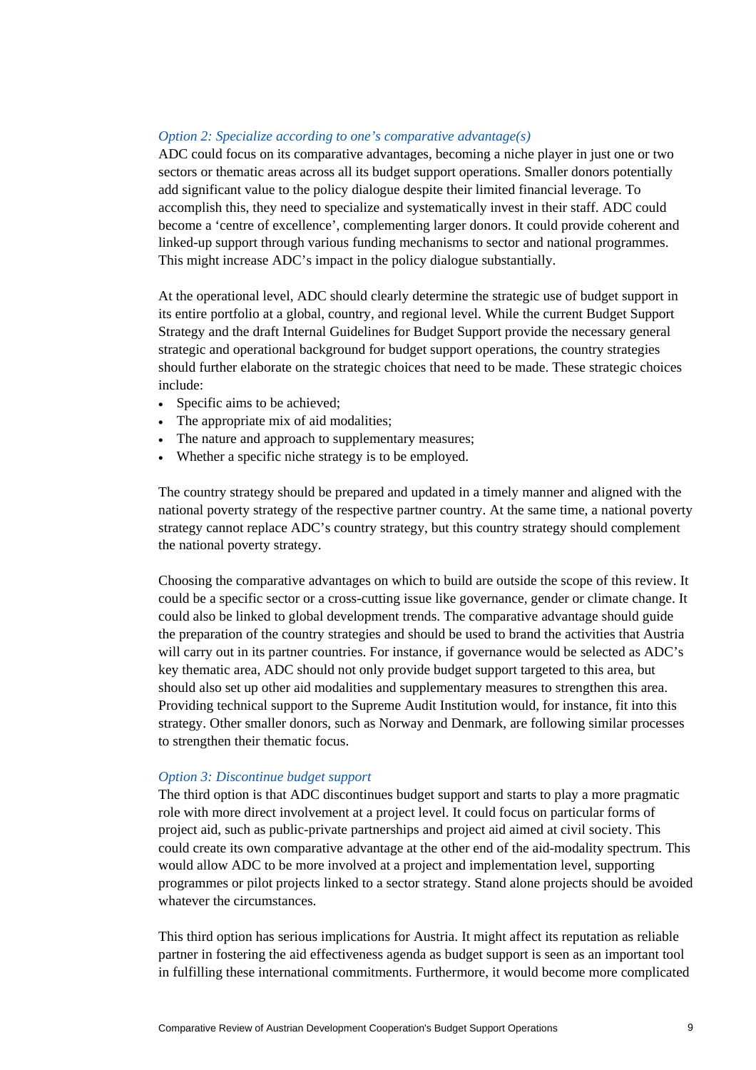*Option 2: Specialize according to one's comparative advantage(s)*

ADC could focus on its comparative advantages, becoming a niche player in just one or two sectors or thematic areas across all its budget support operations. Smaller donors potentially add significant value to the policy dialogue despite their limited financial leverage. To accomplish this, they need to specialize and systematically invest in their staff. ADC could become a 'centre of excellence', complementing larger donors. It could provide coherent and linked-up support through various funding mechanisms to sector and national programmes. This might increase ADC's impact in the policy dialogue substantially.

At the operational level, ADC should clearly determine the strategic use of budget support in its entire portfolio at a global, country, and regional level. While the current Budget Support Strategy and the draft Internal Guidelines for Budget Support provide the necessary general strategic and operational background for budget support operations, the country strategies should further elaborate on the strategic choices that need to be made. These strategic choices include:

- Specific aims to be achieved;
- The appropriate mix of aid modalities;
- The nature and approach to supplementary measures;
- Whether a specific niche strategy is to be employed.

The country strategy should be prepared and updated in a timely manner and aligned with the national poverty strategy of the respective partner country. At the same time, a national poverty strategy cannot replace ADC's country strategy, but this country strategy should complement the national poverty strategy.

Choosing the comparative advantages on which to build are outside the scope of this review. It could be a specific sector or a cross-cutting issue like governance, gender or climate change. It could also be linked to global development trends. The comparative advantage should guide the preparation of the country strategies and should be used to brand the activities that Austria will carry out in its partner countries. For instance, if governance would be selected as ADC's key thematic area, ADC should not only provide budget support targeted to this area, but should also set up other aid modalities and supplementary measures to strengthen this area. Providing technical support to the Supreme Audit Institution would, for instance, fit into this strategy. Other smaller donors, such as Norway and Denmark, are following similar processes to strengthen their thematic focus.

*Option 3: Discontinue budget support*

The third option is that ADC discontinues budget support and starts to play a more pragmatic role with more direct involvement at a project level. It could focus on particular forms of project aid, such as public-private partnerships and project aid aimed at civil society. This could create its own comparative advantage at the other end of the aid-modality spectrum. This would allow ADC to be more involved at a project and implementation level, supporting programmes or pilot projects linked to a sector strategy. Stand alone projects should be avoided whatever the circumstances.

This third option has serious implications for Austria. It might affect its reputation as reliable partner in fostering the aid effectiveness agenda as budget support is seen as an important tool in fulfilling these international commitments. Furthermore, it would become more complicated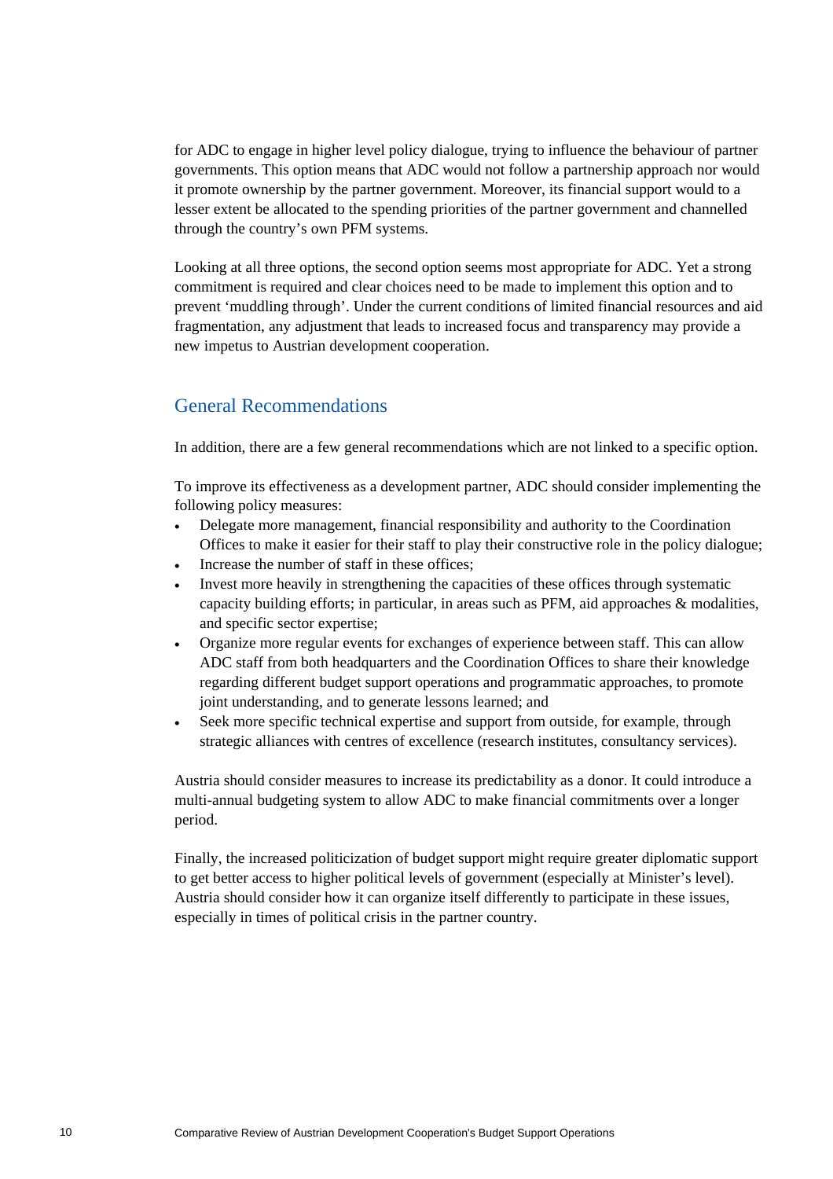for ADC to engage in higher level policy dialogue, trying to influence the behaviour of partner governments. This option means that ADC would not follow a partnership approach nor would it promote ownership by the partner government. Moreover, its financial support would to a lesser extent be allocated to the spending priorities of the partner government and channelled through the country's own PFM systems.

Looking at all three options, the second option seems most appropriate for ADC. Yet a strong commitment is required and clear choices need to be made to implement this option and to prevent 'muddling through'. Under the current conditions of limited financial resources and aid fragmentation, any adjustment that leads to increased focus and transparency may provide a new impetus to Austrian development cooperation.

## General Recommendations

In addition, there are a few general recommendations which are not linked to a specific option.

To improve its effectiveness as a development partner, ADC should consider implementing the following policy measures:

- Delegate more management, financial responsibility and authority to the Coordination Offices to make it easier for their staff to play their constructive role in the policy dialogue;
- Increase the number of staff in these offices;
- Invest more heavily in strengthening the capacities of these offices through systematic capacity building efforts; in particular, in areas such as PFM, aid approaches & modalities, and specific sector expertise;
- Organize more regular events for exchanges of experience between staff. This can allow ADC staff from both headquarters and the Coordination Offices to share their knowledge regarding different budget support operations and programmatic approaches, to promote joint understanding, and to generate lessons learned; and
- Seek more specific technical expertise and support from outside, for example, through strategic alliances with centres of excellence (research institutes, consultancy services).

Austria should consider measures to increase its predictability as a donor. It could introduce a multi-annual budgeting system to allow ADC to make financial commitments over a longer period.

Finally, the increased politicization of budget support might require greater diplomatic support to get better access to higher political levels of government (especially at Minister's level). Austria should consider how it can organize itself differently to participate in these issues, especially in times of political crisis in the partner country.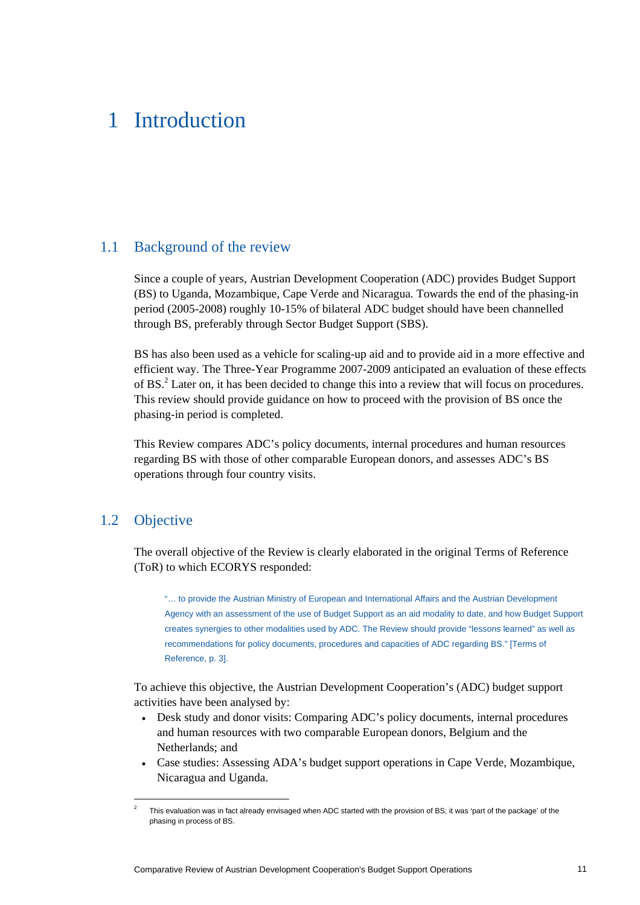# 1 Introduction

## 1.1 Background of the review

Since a couple of years, Austrian Development Cooperation (ADC) provides Budget Support (BS) to Uganda, Mozambique, Cape Verde and Nicaragua. Towards the end of the phasing-in period (2005-2008) roughly 10-15% of bilateral ADC budget should have been channelled through BS, preferably through Sector Budget Support (SBS).

BS has also been used as a vehicle for scaling-up aid and to provide aid in a more effective and efficient way. The Three-Year Programme 2007-2009 anticipated an evaluation of these effects of BS.[2] Later on, it has been decided to change this into a review that will focus on procedures. This review should provide guidance on how to proceed with the provision of BS once the phasing-in period is completed.

This Review compares ADC's policy documents, internal procedures and human resources regarding BS with those of other comparable European donors, and assesses ADC's BS operations through four country visits.

## 1.2 Objective

The overall objective of the Review is clearly elaborated in the original Terms of Reference (ToR) to which ECORYS responded:

> "… to provide the Austrian Ministry of European and International Affairs and the Austrian Development Agency with an assessment of the use of Budget Support as an aid modality to date, and how Budget Support creates synergies to other modalities used by ADC. The Review should provide "lessons learned" as well as recommendations for policy documents, procedures and capacities of ADC regarding BS." [Terms of Reference, p. 3].

To achieve this objective, the Austrian Development Cooperation's (ADC) budget support activities have been analysed by:

- Desk study and donor visits: Comparing ADC's policy documents, internal procedures and human resources with two comparable European donors, Belgium and the Netherlands; and
- Case studies: Assessing ADA's budget support operations in Cape Verde, Mozambique, Nicaragua and Uganda.

---

[2] This evaluation was in fact already envisaged when ADC started with the provision of BS; it was 'part of the package' of the phasing in process of BS.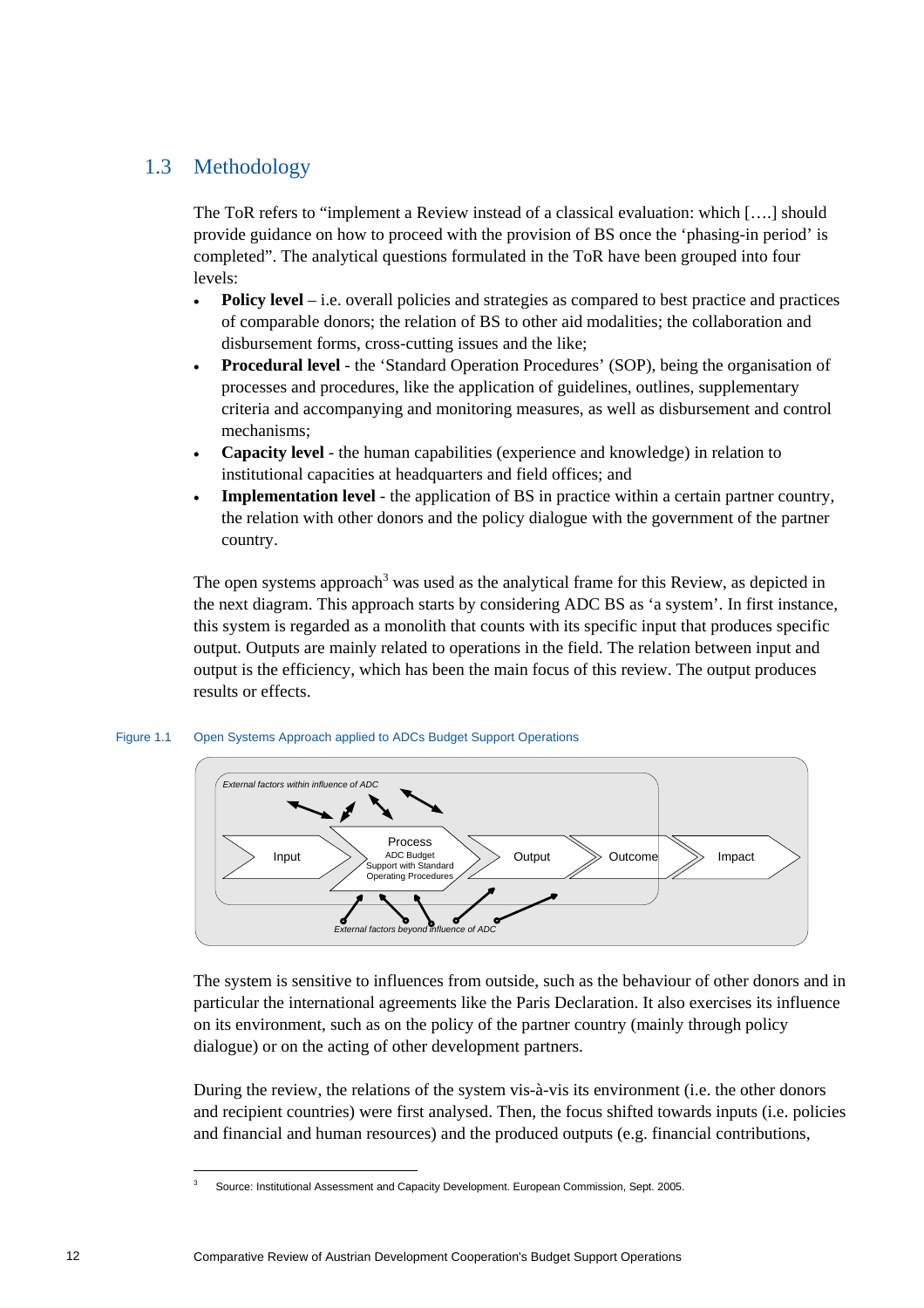## 1.3 Methodology

The ToR refers to "implement a Review instead of a classical evaluation: which [….] should provide guidance on how to proceed with the provision of BS once the 'phasing-in period' is completed". The analytical questions formulated in the ToR have been grouped into four levels:

- **Policy level** – i.e. overall policies and strategies as compared to best practice and practices of comparable donors; the relation of BS to other aid modalities; the collaboration and disbursement forms, cross-cutting issues and the like;
- **Procedural level** - the 'Standard Operation Procedures' (SOP), being the organisation of processes and procedures, like the application of guidelines, outlines, supplementary criteria and accompanying and monitoring measures, as well as disbursement and control mechanisms;
- **Capacity level** - the human capabilities (experience and knowledge) in relation to institutional capacities at headquarters and field offices; and
- **Implementation level** - the application of BS in practice within a certain partner country, the relation with other donors and the policy dialogue with the government of the partner country.

The open systems approach[3] was used as the analytical frame for this Review, as depicted in the next diagram. This approach starts by considering ADC BS as 'a system'. In first instance, this system is regarded as a monolith that counts with its specific input that produces specific output. Outputs are mainly related to operations in the field. The relation between input and output is the efficiency, which has been the main focus of this review. The output produces results or effects.

Figure 1.1 Open Systems Approach applied to ADCs Budget Support Operations

External factors within influence of ADC

Input → Process (ADC Budget Support with Standard Operating Procedures) → Output → Outcome → Impact

External factors beyond influence of ADC

The system is sensitive to influences from outside, such as the behaviour of other donors and in particular the international agreements like the Paris Declaration. It also exercises its influence on its environment, such as on the policy of the partner country (mainly through policy dialogue) or on the acting of other development partners.

During the review, the relations of the system vis-à-vis its environment (i.e. the other donors and recipient countries) were first analysed. Then, the focus shifted towards inputs (i.e. policies and financial and human resources) and the produced outputs (e.g. financial contributions,

[3] Source: Institutional Assessment and Capacity Development. European Commission, Sept. 2005.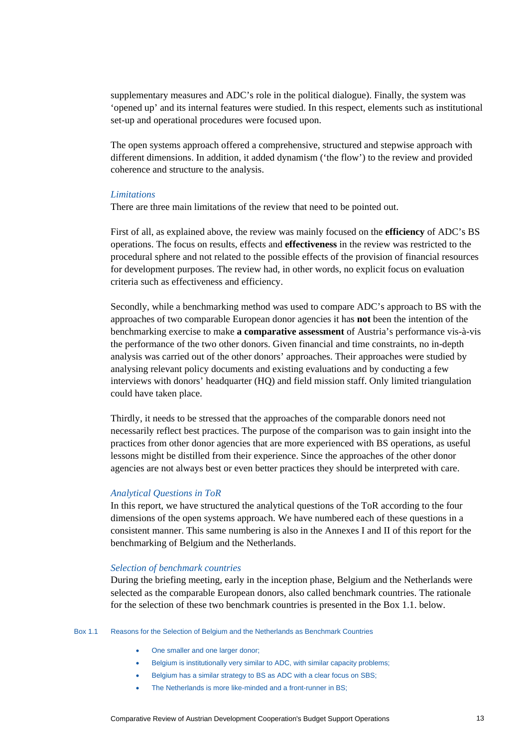supplementary measures and ADC's role in the political dialogue). Finally, the system was 'opened up' and its internal features were studied. In this respect, elements such as institutional set-up and operational procedures were focused upon.

The open systems approach offered a comprehensive, structured and stepwise approach with different dimensions. In addition, it added dynamism ('the flow') to the review and provided coherence and structure to the analysis.

*Limitations*

There are three main limitations of the review that need to be pointed out.

First of all, as explained above, the review was mainly focused on the **efficiency** of ADC's BS operations. The focus on results, effects and **effectiveness** in the review was restricted to the procedural sphere and not related to the possible effects of the provision of financial resources for development purposes. The review had, in other words, no explicit focus on evaluation criteria such as effectiveness and efficiency.

Secondly, while a benchmarking method was used to compare ADC's approach to BS with the approaches of two comparable European donor agencies it has **not** been the intention of the benchmarking exercise to make **a comparative assessment** of Austria's performance vis-à-vis the performance of the two other donors. Given financial and time constraints, no in-depth analysis was carried out of the other donors' approaches. Their approaches were studied by analysing relevant policy documents and existing evaluations and by conducting a few interviews with donors' headquarter (HQ) and field mission staff. Only limited triangulation could have taken place.

Thirdly, it needs to be stressed that the approaches of the comparable donors need not necessarily reflect best practices. The purpose of the comparison was to gain insight into the practices from other donor agencies that are more experienced with BS operations, as useful lessons might be distilled from their experience. Since the approaches of the other donor agencies are not always best or even better practices they should be interpreted with care.

*Analytical Questions in ToR*

In this report, we have structured the analytical questions of the ToR according to the four dimensions of the open systems approach. We have numbered each of these questions in a consistent manner. This same numbering is also in the Annexes I and II of this report for the benchmarking of Belgium and the Netherlands.

*Selection of benchmark countries*

During the briefing meeting, early in the inception phase, Belgium and the Netherlands were selected as the comparable European donors, also called benchmark countries. The rationale for the selection of these two benchmark countries is presented in the Box 1.1. below.

Box 1.1 Reasons for the Selection of Belgium and the Netherlands as Benchmark Countries

- One smaller and one larger donor;
- Belgium is institutionally very similar to ADC, with similar capacity problems;
- Belgium has a similar strategy to BS as ADC with a clear focus on SBS;
- The Netherlands is more like-minded and a front-runner in BS;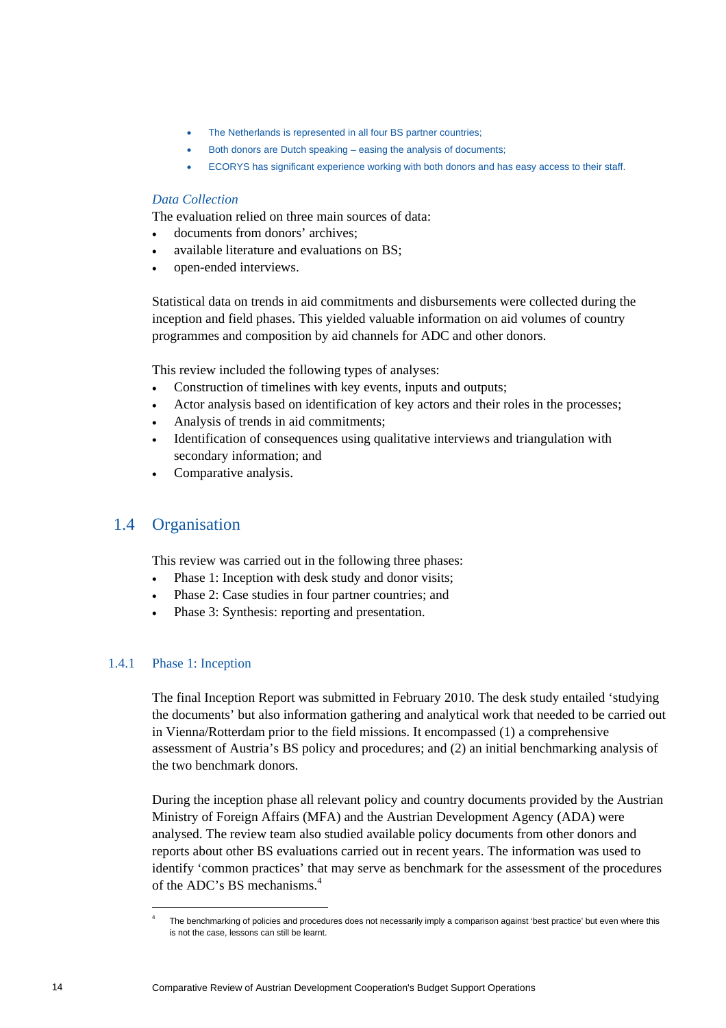- The Netherlands is represented in all four BS partner countries;
- Both donors are Dutch speaking – easing the analysis of documents;
- ECORYS has significant experience working with both donors and has easy access to their staff.

*Data Collection*

The evaluation relied on three main sources of data:

- documents from donors' archives;
- available literature and evaluations on BS;
- open-ended interviews.

Statistical data on trends in aid commitments and disbursements were collected during the inception and field phases. This yielded valuable information on aid volumes of country programmes and composition by aid channels for ADC and other donors.

This review included the following types of analyses:

- Construction of timelines with key events, inputs and outputs;
- Actor analysis based on identification of key actors and their roles in the processes;
- Analysis of trends in aid commitments;
- Identification of consequences using qualitative interviews and triangulation with secondary information; and
- Comparative analysis.

## 1.4 Organisation

This review was carried out in the following three phases:

- Phase 1: Inception with desk study and donor visits;
- Phase 2: Case studies in four partner countries; and
- Phase 3: Synthesis: reporting and presentation.

### 1.4.1 Phase 1: Inception

The final Inception Report was submitted in February 2010. The desk study entailed 'studying the documents' but also information gathering and analytical work that needed to be carried out in Vienna/Rotterdam prior to the field missions. It encompassed (1) a comprehensive assessment of Austria's BS policy and procedures; and (2) an initial benchmarking analysis of the two benchmark donors.

During the inception phase all relevant policy and country documents provided by the Austrian Ministry of Foreign Affairs (MFA) and the Austrian Development Agency (ADA) were analysed. The review team also studied available policy documents from other donors and reports about other BS evaluations carried out in recent years. The information was used to identify 'common practices' that may serve as benchmark for the assessment of the procedures of the ADC's BS mechanisms.[4]

---

[4] The benchmarking of policies and procedures does not necessarily imply a comparison against 'best practice' but even where this is not the case, lessons can still be learnt.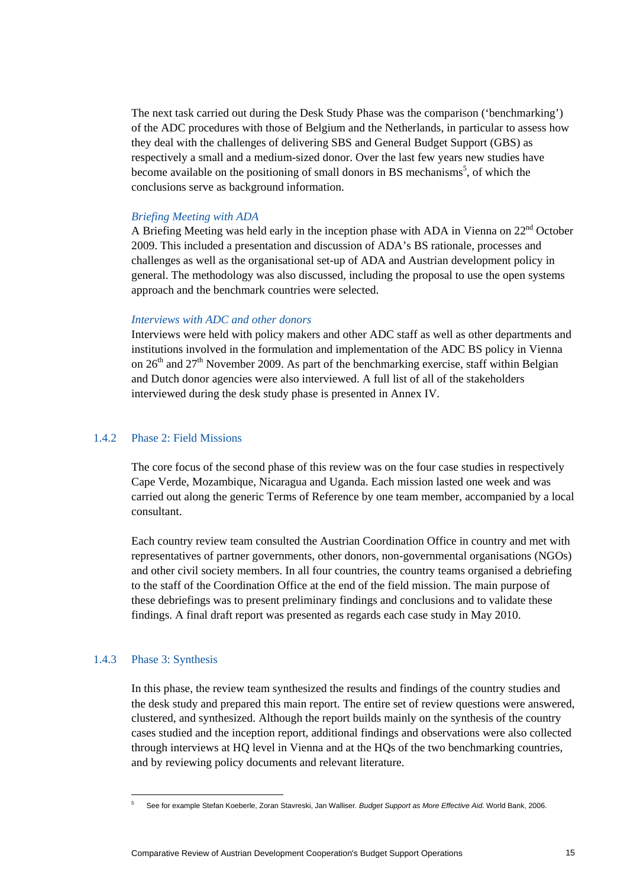The next task carried out during the Desk Study Phase was the comparison ('benchmarking') of the ADC procedures with those of Belgium and the Netherlands, in particular to assess how they deal with the challenges of delivering SBS and General Budget Support (GBS) as respectively a small and a medium-sized donor. Over the last few years new studies have become available on the positioning of small donors in BS mechanisms[5], of which the conclusions serve as background information.

*Briefing Meeting with ADA*

A Briefing Meeting was held early in the inception phase with ADA in Vienna on 22nd October 2009. This included a presentation and discussion of ADA's BS rationale, processes and challenges as well as the organisational set-up of ADA and Austrian development policy in general. The methodology was also discussed, including the proposal to use the open systems approach and the benchmark countries were selected.

*Interviews with ADC and other donors*

Interviews were held with policy makers and other ADC staff as well as other departments and institutions involved in the formulation and implementation of the ADC BS policy in Vienna on 26th and 27th November 2009. As part of the benchmarking exercise, staff within Belgian and Dutch donor agencies were also interviewed. A full list of all of the stakeholders interviewed during the desk study phase is presented in Annex IV.

### 1.4.2 Phase 2: Field Missions

The core focus of the second phase of this review was on the four case studies in respectively Cape Verde, Mozambique, Nicaragua and Uganda. Each mission lasted one week and was carried out along the generic Terms of Reference by one team member, accompanied by a local consultant.

Each country review team consulted the Austrian Coordination Office in country and met with representatives of partner governments, other donors, non-governmental organisations (NGOs) and other civil society members. In all four countries, the country teams organised a debriefing to the staff of the Coordination Office at the end of the field mission. The main purpose of these debriefings was to present preliminary findings and conclusions and to validate these findings. A final draft report was presented as regards each case study in May 2010.

### 1.4.3 Phase 3: Synthesis

In this phase, the review team synthesized the results and findings of the country studies and the desk study and prepared this main report. The entire set of review questions were answered, clustered, and synthesized. Although the report builds mainly on the synthesis of the country cases studied and the inception report, additional findings and observations were also collected through interviews at HQ level in Vienna and at the HQs of the two benchmarking countries, and by reviewing policy documents and relevant literature.

---

[5] See for example Stefan Koeberle, Zoran Stavreski, Jan Walliser. *Budget Support as More Effective Aid.* World Bank, 2006.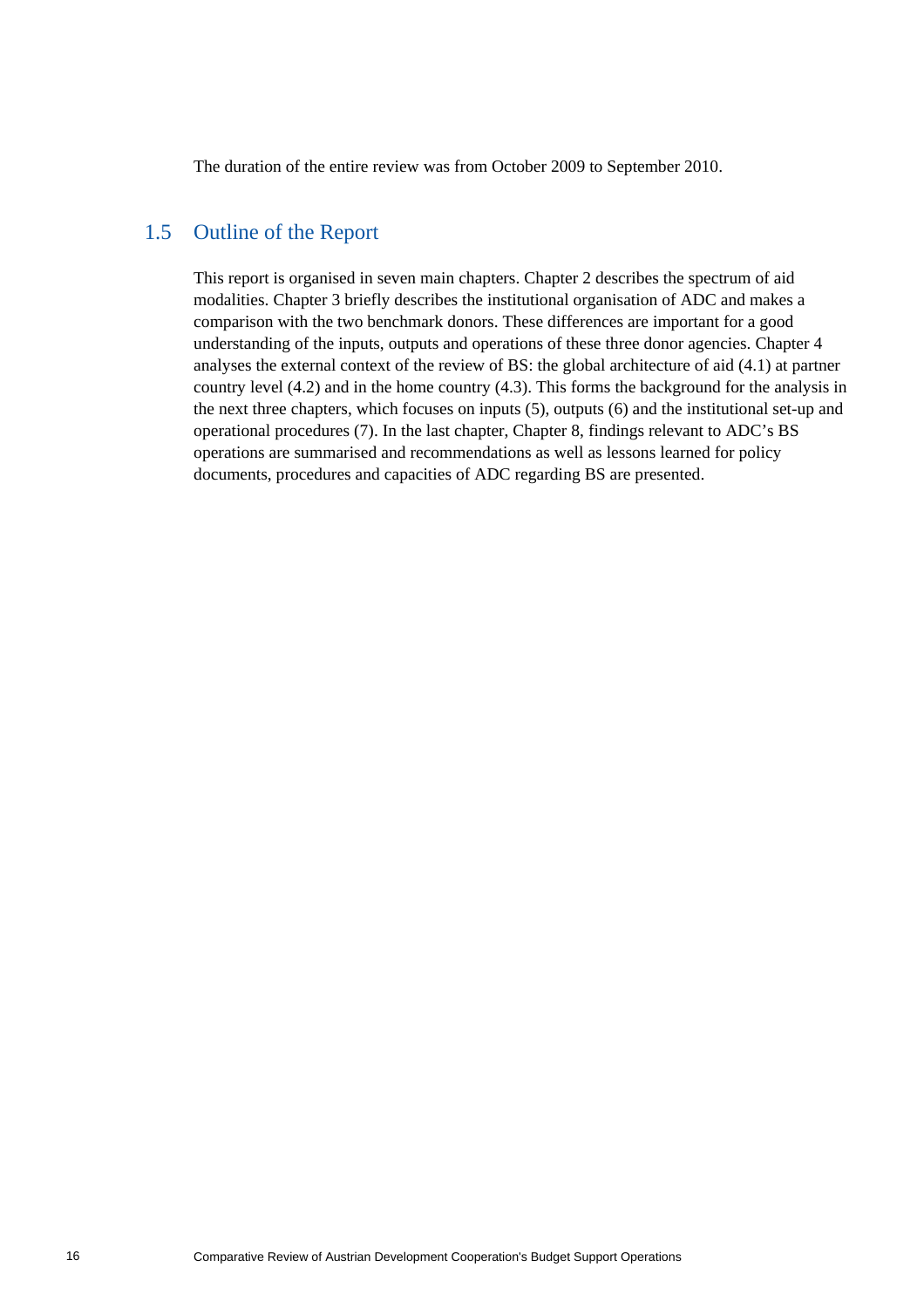The duration of the entire review was from October 2009 to September 2010.

## 1.5 Outline of the Report

This report is organised in seven main chapters. Chapter 2 describes the spectrum of aid modalities. Chapter 3 briefly describes the institutional organisation of ADC and makes a comparison with the two benchmark donors. These differences are important for a good understanding of the inputs, outputs and operations of these three donor agencies. Chapter 4 analyses the external context of the review of BS: the global architecture of aid (4.1) at partner country level (4.2) and in the home country (4.3). This forms the background for the analysis in the next three chapters, which focuses on inputs (5), outputs (6) and the institutional set-up and operational procedures (7). In the last chapter, Chapter 8, findings relevant to ADC's BS operations are summarised and recommendations as well as lessons learned for policy documents, procedures and capacities of ADC regarding BS are presented.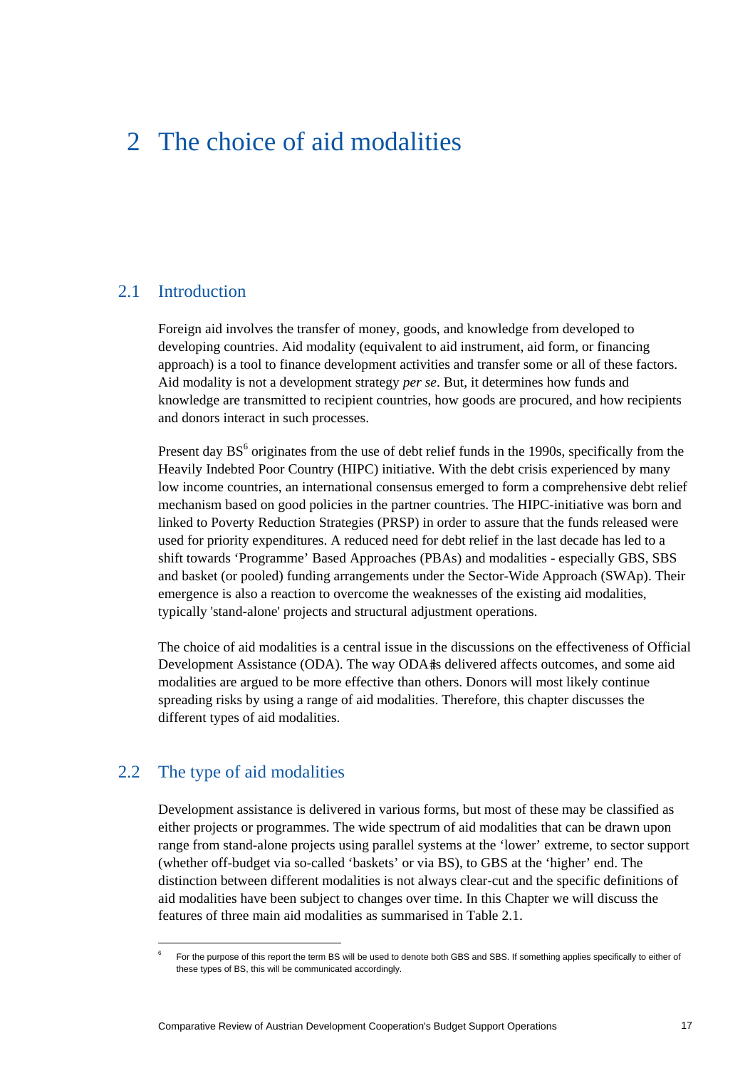# 2 The choice of aid modalities

## 2.1 Introduction

Foreign aid involves the transfer of money, goods, and knowledge from developed to developing countries. Aid modality (equivalent to aid instrument, aid form, or financing approach) is a tool to finance development activities and transfer some or all of these factors. Aid modality is not a development strategy *per se*. But, it determines how funds and knowledge are transmitted to recipient countries, how goods are procured, and how recipients and donors interact in such processes.

Present day BS[6] originates from the use of debt relief funds in the 1990s, specifically from the Heavily Indebted Poor Country (HIPC) initiative. With the debt crisis experienced by many low income countries, an international consensus emerged to form a comprehensive debt relief mechanism based on good policies in the partner countries. The HIPC-initiative was born and linked to Poverty Reduction Strategies (PRSP) in order to assure that the funds released were used for priority expenditures. A reduced need for debt relief in the last decade has led to a shift towards 'Programme' Based Approaches (PBAs) and modalities - especially GBS, SBS and basket (or pooled) funding arrangements under the Sector-Wide Approach (SWAp). Their emergence is also a reaction to overcome the weaknesses of the existing aid modalities, typically 'stand-alone' projects and structural adjustment operations.

The choice of aid modalities is a central issue in the discussions on the effectiveness of Official Development Assistance (ODA). The way ODA is delivered affects outcomes, and some aid modalities are argued to be more effective than others. Donors will most likely continue spreading risks by using a range of aid modalities. Therefore, this chapter discusses the different types of aid modalities.

## 2.2 The type of aid modalities

Development assistance is delivered in various forms, but most of these may be classified as either projects or programmes. The wide spectrum of aid modalities that can be drawn upon range from stand-alone projects using parallel systems at the 'lower' extreme, to sector support (whether off-budget via so-called 'baskets' or via BS), to GBS at the 'higher' end. The distinction between different modalities is not always clear-cut and the specific definitions of aid modalities have been subject to changes over time. In this Chapter we will discuss the features of three main aid modalities as summarised in Table 2.1.

[6] For the purpose of this report the term BS will be used to denote both GBS and SBS. If something applies specifically to either of these types of BS, this will be communicated accordingly.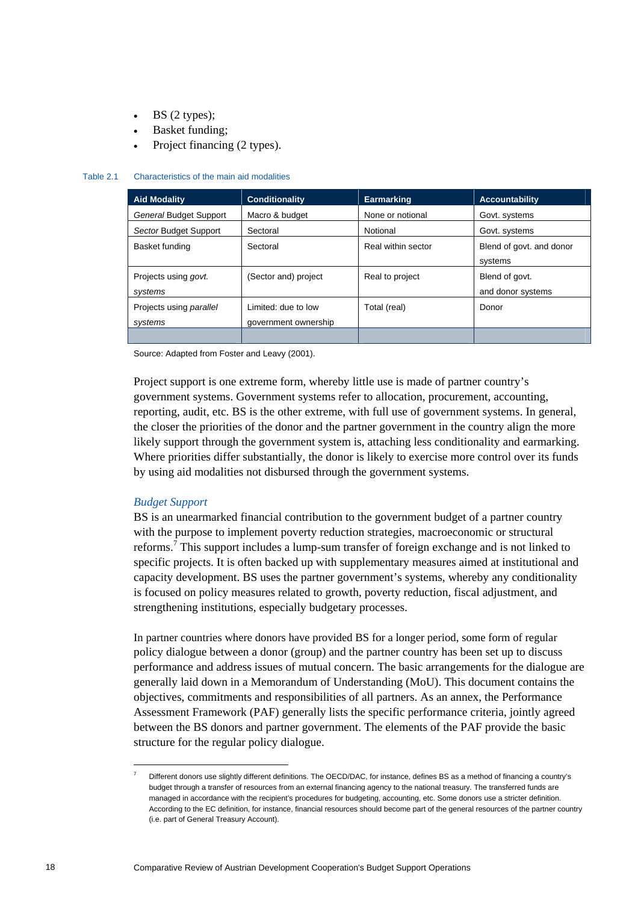- BS (2 types);
- Basket funding;
- Project financing (2 types).

Table 2.1 Characteristics of the main aid modalities

| Aid Modality | Conditionality | Earmarking | Accountability |
|---|---|---|---|
| *General* Budget Support | Macro & budget | None or notional | Govt. systems |
| *Sector* Budget Support | Sectoral | Notional | Govt. systems |
| Basket funding | Sectoral | Real within sector | Blend of govt. and donor systems |
| Projects using *govt. systems* | (Sector and) project | Real to project | Blend of govt. and donor systems |
| Projects using *parallel systems* | Limited: due to low government ownership | Total (real) | Donor |
| | | | |

Source: Adapted from Foster and Leavy (2001).

Project support is one extreme form, whereby little use is made of partner country's government systems. Government systems refer to allocation, procurement, accounting, reporting, audit, etc. BS is the other extreme, with full use of government systems. In general, the closer the priorities of the donor and the partner government in the country align the more likely support through the government system is, attaching less conditionality and earmarking. Where priorities differ substantially, the donor is likely to exercise more control over its funds by using aid modalities not disbursed through the government systems.

### *Budget Support*

BS is an unearmarked financial contribution to the government budget of a partner country with the purpose to implement poverty reduction strategies, macroeconomic or structural reforms.[7] This support includes a lump-sum transfer of foreign exchange and is not linked to specific projects. It is often backed up with supplementary measures aimed at institutional and capacity development. BS uses the partner government's systems, whereby any conditionality is focused on policy measures related to growth, poverty reduction, fiscal adjustment, and strengthening institutions, especially budgetary processes.

In partner countries where donors have provided BS for a longer period, some form of regular policy dialogue between a donor (group) and the partner country has been set up to discuss performance and address issues of mutual concern. The basic arrangements for the dialogue are generally laid down in a Memorandum of Understanding (MoU). This document contains the objectives, commitments and responsibilities of all partners. As an annex, the Performance Assessment Framework (PAF) generally lists the specific performance criteria, jointly agreed between the BS donors and partner government. The elements of the PAF provide the basic structure for the regular policy dialogue.

[7] Different donors use slightly different definitions. The OECD/DAC, for instance, defines BS as a method of financing a country's budget through a transfer of resources from an external financing agency to the national treasury. The transferred funds are managed in accordance with the recipient's procedures for budgeting, accounting, etc. Some donors use a stricter definition. According to the EC definition, for instance, financial resources should become part of the general resources of the partner country (i.e. part of General Treasury Account).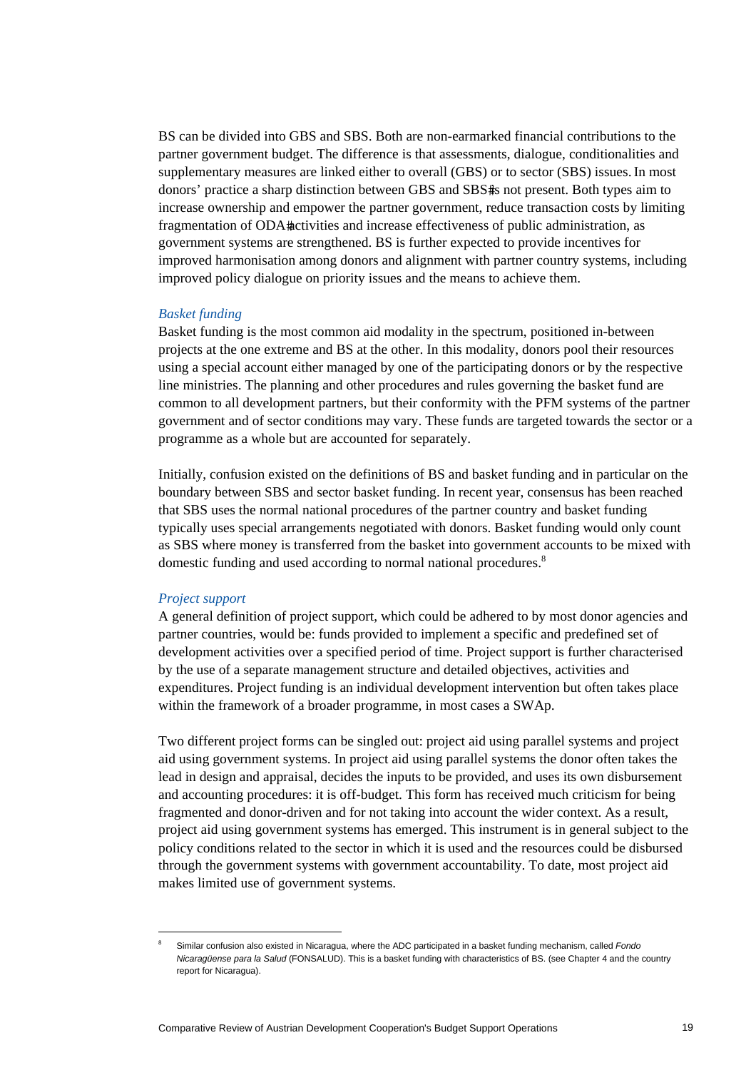BS can be divided into GBS and SBS. Both are non-earmarked financial contributions to the partner government budget. The difference is that assessments, dialogue, conditionalities and supplementary measures are linked either to overall (GBS) or to sector (SBS) issues. In most donors' practice a sharp distinction between GBS and SBS is not present. Both types aim to increase ownership and empower the partner government, reduce transaction costs by limiting fragmentation of ODA activities and increase effectiveness of public administration, as government systems are strengthened. BS is further expected to provide incentives for improved harmonisation among donors and alignment with partner country systems, including improved policy dialogue on priority issues and the means to achieve them.

*Basket funding*

Basket funding is the most common aid modality in the spectrum, positioned in-between projects at the one extreme and BS at the other. In this modality, donors pool their resources using a special account either managed by one of the participating donors or by the respective line ministries. The planning and other procedures and rules governing the basket fund are common to all development partners, but their conformity with the PFM systems of the partner government and of sector conditions may vary. These funds are targeted towards the sector or a programme as a whole but are accounted for separately.

Initially, confusion existed on the definitions of BS and basket funding and in particular on the boundary between SBS and sector basket funding. In recent year, consensus has been reached that SBS uses the normal national procedures of the partner country and basket funding typically uses special arrangements negotiated with donors. Basket funding would only count as SBS where money is transferred from the basket into government accounts to be mixed with domestic funding and used according to normal national procedures.[8]

*Project support*

A general definition of project support, which could be adhered to by most donor agencies and partner countries, would be: funds provided to implement a specific and predefined set of development activities over a specified period of time. Project support is further characterised by the use of a separate management structure and detailed objectives, activities and expenditures. Project funding is an individual development intervention but often takes place within the framework of a broader programme, in most cases a SWAp.

Two different project forms can be singled out: project aid using parallel systems and project aid using government systems. In project aid using parallel systems the donor often takes the lead in design and appraisal, decides the inputs to be provided, and uses its own disbursement and accounting procedures: it is off-budget. This form has received much criticism for being fragmented and donor-driven and for not taking into account the wider context. As a result, project aid using government systems has emerged. This instrument is in general subject to the policy conditions related to the sector in which it is used and the resources could be disbursed through the government systems with government accountability. To date, most project aid makes limited use of government systems.

[8] Similar confusion also existed in Nicaragua, where the ADC participated in a basket funding mechanism, called *Fondo Nicaragüense para la Salud* (FONSALUD). This is a basket funding with characteristics of BS. (see Chapter 4 and the country report for Nicaragua).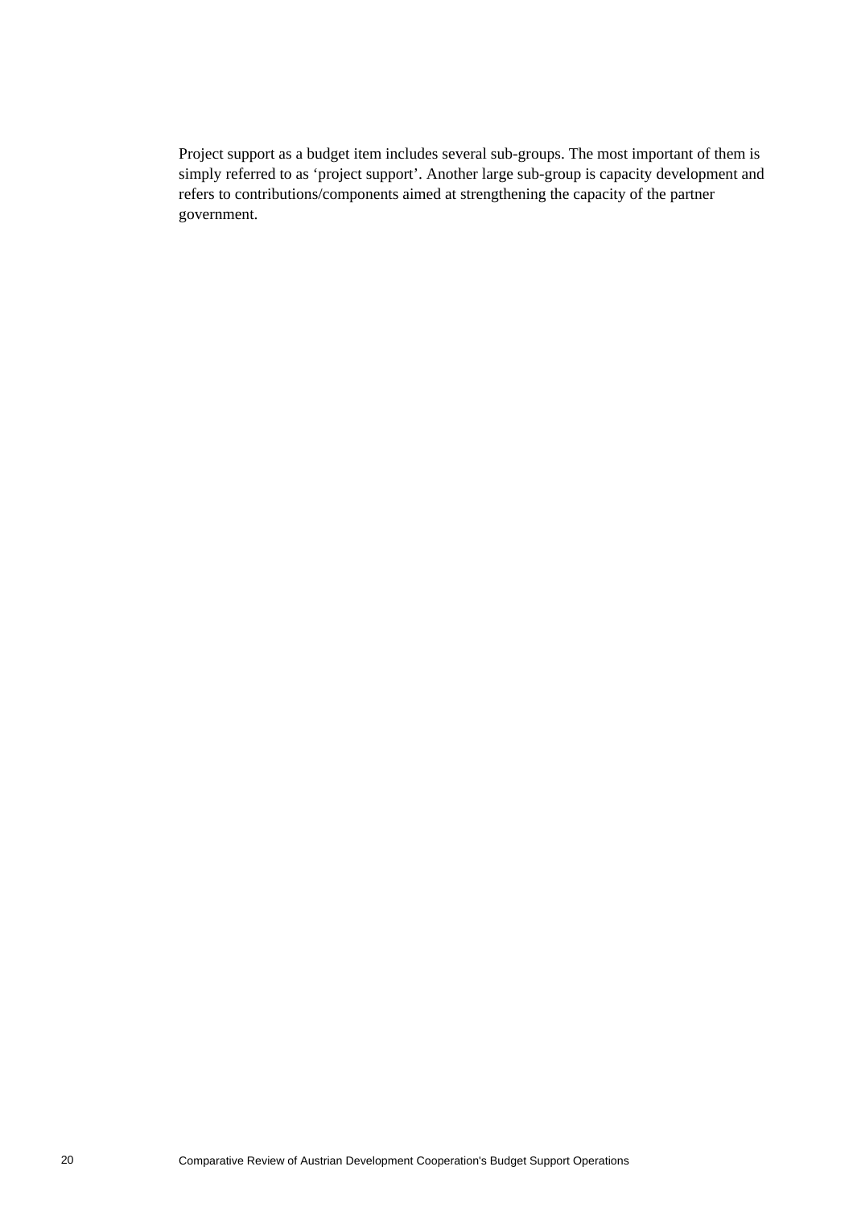Project support as a budget item includes several sub-groups. The most important of them is simply referred to as ‘project support’. Another large sub-group is capacity development and refers to contributions/components aimed at strengthening the capacity of the partner government.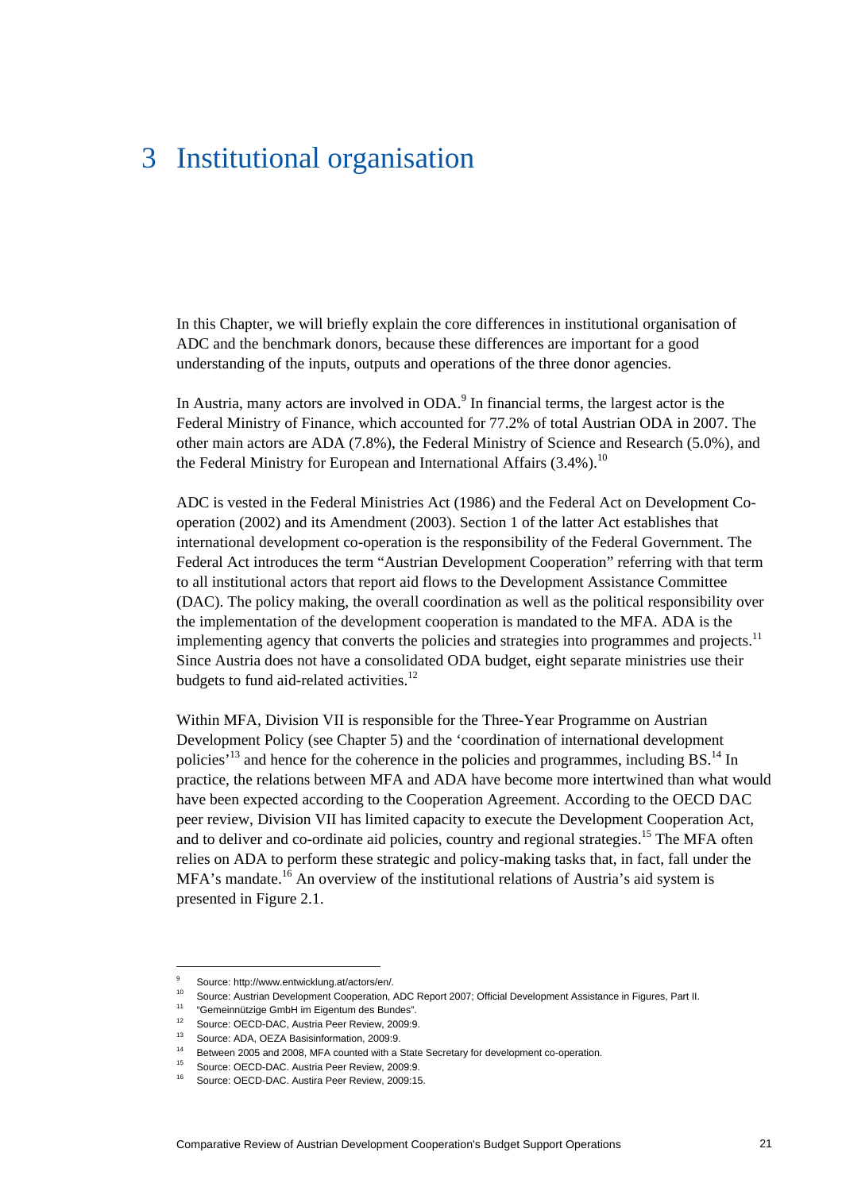# 3 Institutional organisation

In this Chapter, we will briefly explain the core differences in institutional organisation of ADC and the benchmark donors, because these differences are important for a good understanding of the inputs, outputs and operations of the three donor agencies.

In Austria, many actors are involved in ODA.[9] In financial terms, the largest actor is the Federal Ministry of Finance, which accounted for 77.2% of total Austrian ODA in 2007. The other main actors are ADA (7.8%), the Federal Ministry of Science and Research (5.0%), and the Federal Ministry for European and International Affairs (3.4%).[10]

ADC is vested in the Federal Ministries Act (1986) and the Federal Act on Development Co-operation (2002) and its Amendment (2003). Section 1 of the latter Act establishes that international development co-operation is the responsibility of the Federal Government. The Federal Act introduces the term "Austrian Development Cooperation" referring with that term to all institutional actors that report aid flows to the Development Assistance Committee (DAC). The policy making, the overall coordination as well as the political responsibility over the implementation of the development cooperation is mandated to the MFA. ADA is the implementing agency that converts the policies and strategies into programmes and projects.[11] Since Austria does not have a consolidated ODA budget, eight separate ministries use their budgets to fund aid-related activities.[12]

Within MFA, Division VII is responsible for the Three-Year Programme on Austrian Development Policy (see Chapter 5) and the 'coordination of international development policies'[13] and hence for the coherence in the policies and programmes, including BS.[14] In practice, the relations between MFA and ADA have become more intertwined than what would have been expected according to the Cooperation Agreement. According to the OECD DAC peer review, Division VII has limited capacity to execute the Development Cooperation Act, and to deliver and co-ordinate aid policies, country and regional strategies.[15] The MFA often relies on ADA to perform these strategic and policy-making tasks that, in fact, fall under the MFA's mandate.[16] An overview of the institutional relations of Austria's aid system is presented in Figure 2.1.

---

[9] Source: http://www.entwicklung.at/actors/en/.

[10] Source: Austrian Development Cooperation, ADC Report 2007; Official Development Assistance in Figures, Part II.

[11] "Gemeinnützige GmbH im Eigentum des Bundes".

[12] Source: OECD-DAC, Austria Peer Review, 2009:9.

[13] Source: ADA, OEZA Basisinformation, 2009:9.

[14] Between 2005 and 2008, MFA counted with a State Secretary for development co-operation.

[15] Source: OECD-DAC. Austria Peer Review, 2009:9.

[16] Source: OECD-DAC. Austira Peer Review, 2009:15.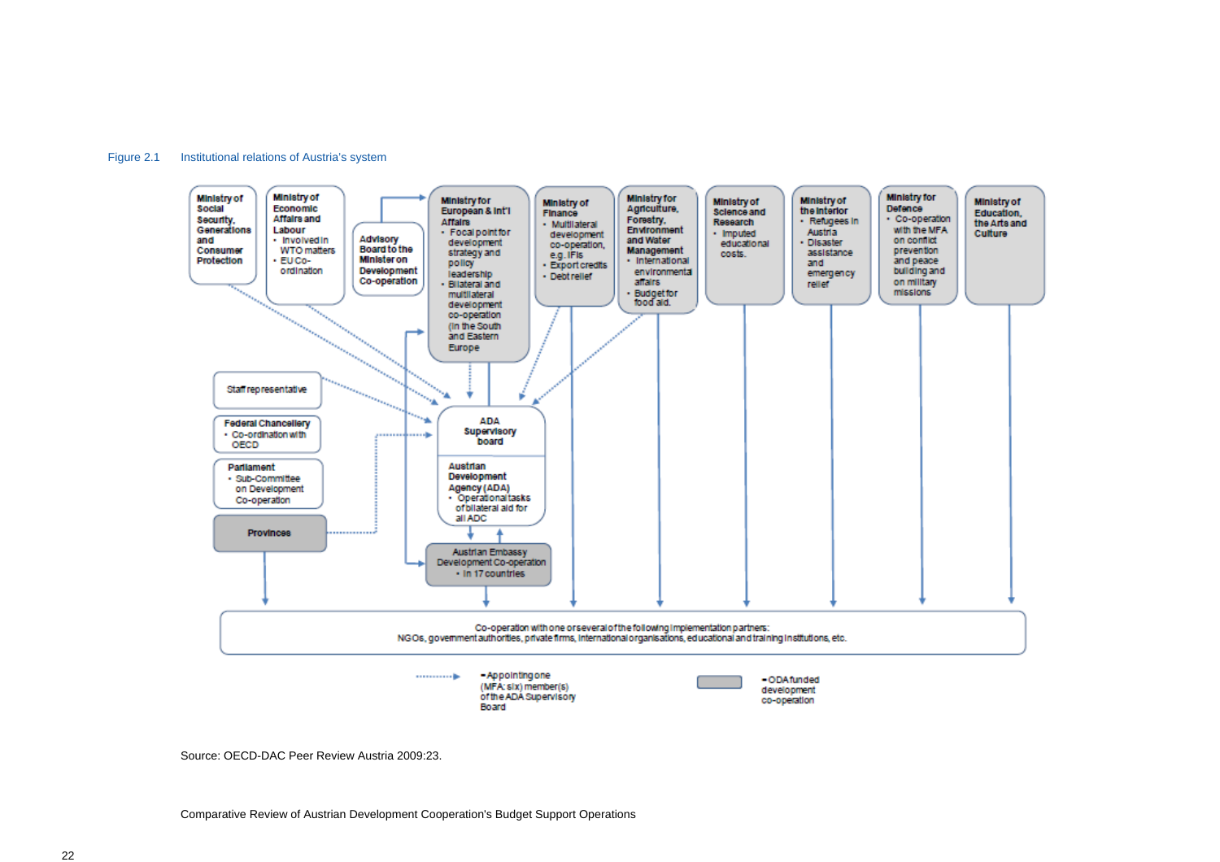Figure 2.1 Institutional relations of Austria's system

**Ministry of Social Security, Generations and Consumer Protection**

**Ministry of Economic Affairs and Labour**
- Involved in WTO matters
- EU Co-ordination

**Advisory Board to the Minister on Development Co-operation**

**Ministry for European & Int'l Affairs**
- Focal point for development strategy and policy leadership
- Bilateral and multilateral development co-operation (in the South and Eastern Europe

**Ministry of Finance**
- Multilateral development co-operation, e.g. IFIs
- Export credits
- Debt relief

**Ministry for Agriculture, Forestry, Environment and Water Management**
- International environmental affairs
- Budget for food aid.

**Ministry of Science and Research**
- Imputed educational costs.

**Ministry of the Interior**
- Refugees in Austria
- Disaster assistance and emergency relief

**Ministry for Defence**
- Co-operation with the MFA on conflict prevention and peace building and on military missions

**Ministry of Education, the Arts and Culture**

Staff representative

**Federal Chancellery**
- Co-ordination with OECD

**Parliament**
- Sub-Committee on Development Co-operation

**Provinces**

**ADA Supervisory board**

**Austrian Development Agency (ADA)**
- Operational tasks of bilateral aid for all ADC

Austrian Embassy Development Co-operation
- In 17 countries

Co-operation with one or several of the following implementation partners:
NGOs, government authorities, private firms, international organisations, educational and training institutions, etc.

= Appointing one (MFA: six) member(s) of the ADA Supervisory Board

= ODA funded development co-operation

Source: OECD-DAC Peer Review Austria 2009:23.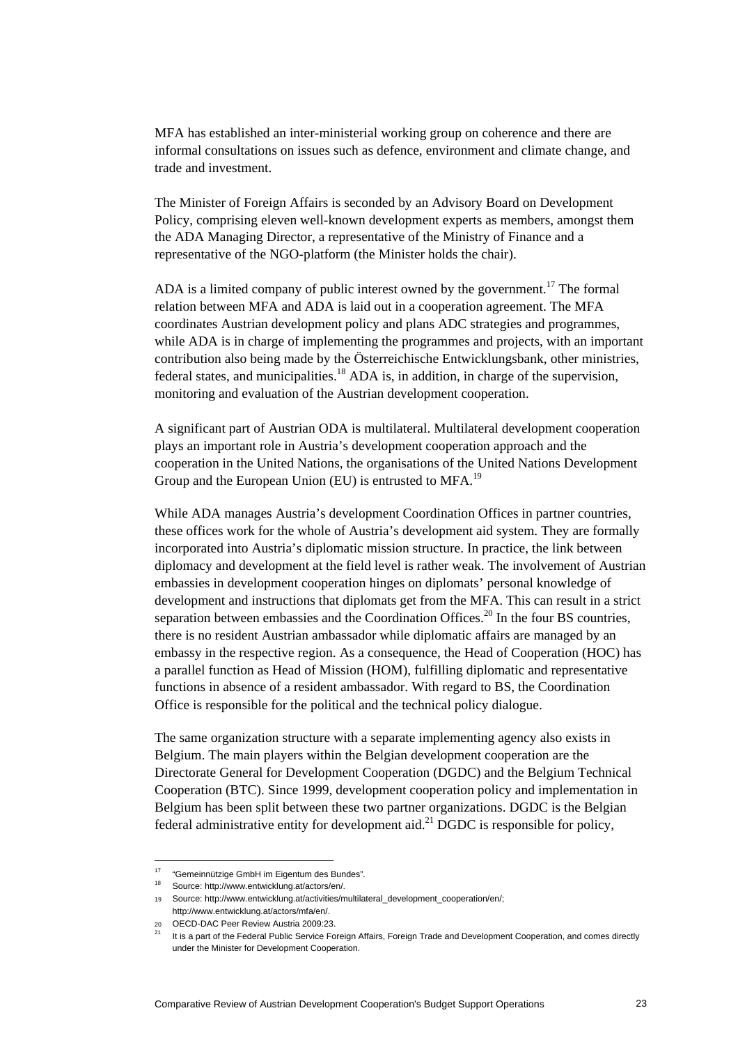MFA has established an inter-ministerial working group on coherence and there are informal consultations on issues such as defence, environment and climate change, and trade and investment.

The Minister of Foreign Affairs is seconded by an Advisory Board on Development Policy, comprising eleven well-known development experts as members, amongst them the ADA Managing Director, a representative of the Ministry of Finance and a representative of the NGO-platform (the Minister holds the chair).

ADA is a limited company of public interest owned by the government.[17] The formal relation between MFA and ADA is laid out in a cooperation agreement. The MFA coordinates Austrian development policy and plans ADC strategies and programmes, while ADA is in charge of implementing the programmes and projects, with an important contribution also being made by the Österreichische Entwicklungsbank, other ministries, federal states, and municipalities.[18] ADA is, in addition, in charge of the supervision, monitoring and evaluation of the Austrian development cooperation.

A significant part of Austrian ODA is multilateral. Multilateral development cooperation plays an important role in Austria's development cooperation approach and the cooperation in the United Nations, the organisations of the United Nations Development Group and the European Union (EU) is entrusted to MFA.[19]

While ADA manages Austria's development Coordination Offices in partner countries, these offices work for the whole of Austria's development aid system. They are formally incorporated into Austria's diplomatic mission structure. In practice, the link between diplomacy and development at the field level is rather weak. The involvement of Austrian embassies in development cooperation hinges on diplomats' personal knowledge of development and instructions that diplomats get from the MFA. This can result in a strict separation between embassies and the Coordination Offices.[20] In the four BS countries, there is no resident Austrian ambassador while diplomatic affairs are managed by an embassy in the respective region. As a consequence, the Head of Cooperation (HOC) has a parallel function as Head of Mission (HOM), fulfilling diplomatic and representative functions in absence of a resident ambassador. With regard to BS, the Coordination Office is responsible for the political and the technical policy dialogue.

The same organization structure with a separate implementing agency also exists in Belgium. The main players within the Belgian development cooperation are the Directorate General for Development Cooperation (DGDC) and the Belgium Technical Cooperation (BTC). Since 1999, development cooperation policy and implementation in Belgium has been split between these two partner organizations. DGDC is the Belgian federal administrative entity for development aid.[21] DGDC is responsible for policy,

---

[17] "Gemeinnützige GmbH im Eigentum des Bundes".

[18] Source: http://www.entwicklung.at/actors/en/.

[19] Source: http://www.entwicklung.at/activities/multilateral_development_cooperation/en/; http://www.entwicklung.at/actors/mfa/en/.

[20] OECD-DAC Peer Review Austria 2009:23.

[21] It is a part of the Federal Public Service Foreign Affairs, Foreign Trade and Development Cooperation, and comes directly under the Minister for Development Cooperation.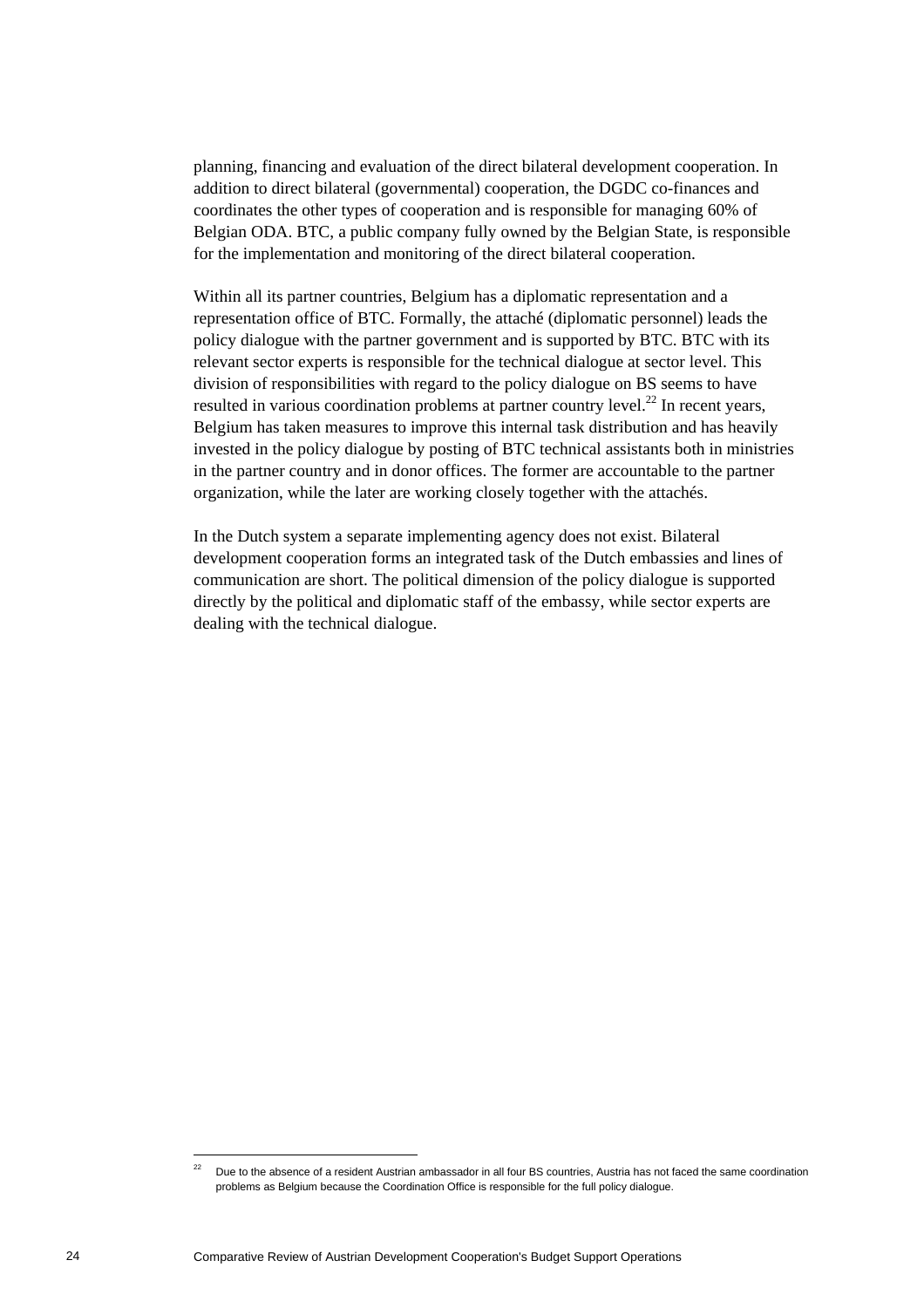planning, financing and evaluation of the direct bilateral development cooperation. In addition to direct bilateral (governmental) cooperation, the DGDC co-finances and coordinates the other types of cooperation and is responsible for managing 60% of Belgian ODA. BTC, a public company fully owned by the Belgian State, is responsible for the implementation and monitoring of the direct bilateral cooperation.

Within all its partner countries, Belgium has a diplomatic representation and a representation office of BTC. Formally, the attaché (diplomatic personnel) leads the policy dialogue with the partner government and is supported by BTC. BTC with its relevant sector experts is responsible for the technical dialogue at sector level. This division of responsibilities with regard to the policy dialogue on BS seems to have resulted in various coordination problems at partner country level.[22] In recent years, Belgium has taken measures to improve this internal task distribution and has heavily invested in the policy dialogue by posting of BTC technical assistants both in ministries in the partner country and in donor offices. The former are accountable to the partner organization, while the later are working closely together with the attachés.

In the Dutch system a separate implementing agency does not exist. Bilateral development cooperation forms an integrated task of the Dutch embassies and lines of communication are short. The political dimension of the policy dialogue is supported directly by the political and diplomatic staff of the embassy, while sector experts are dealing with the technical dialogue.

[22] Due to the absence of a resident Austrian ambassador in all four BS countries, Austria has not faced the same coordination problems as Belgium because the Coordination Office is responsible for the full policy dialogue.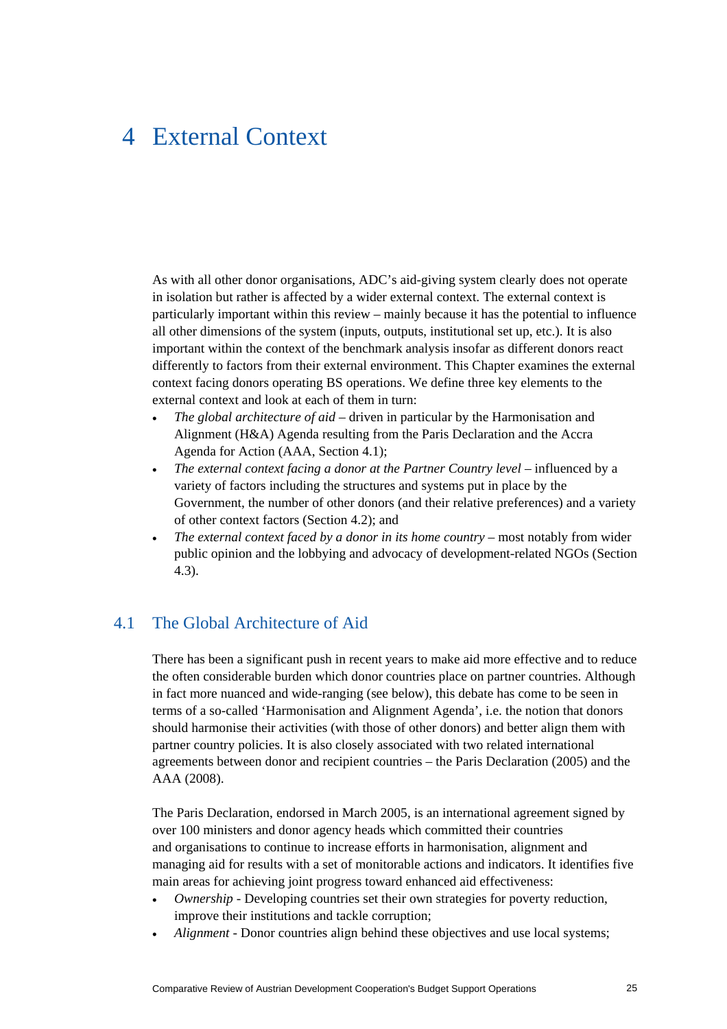# 4 External Context

As with all other donor organisations, ADC's aid-giving system clearly does not operate in isolation but rather is affected by a wider external context. The external context is particularly important within this review – mainly because it has the potential to influence all other dimensions of the system (inputs, outputs, institutional set up, etc.). It is also important within the context of the benchmark analysis insofar as different donors react differently to factors from their external environment. This Chapter examines the external context facing donors operating BS operations. We define three key elements to the external context and look at each of them in turn:

- *The global architecture of aid* – driven in particular by the Harmonisation and Alignment (H&A) Agenda resulting from the Paris Declaration and the Accra Agenda for Action (AAA, Section 4.1);
- *The external context facing a donor at the Partner Country level* – influenced by a variety of factors including the structures and systems put in place by the Government, the number of other donors (and their relative preferences) and a variety of other context factors (Section 4.2); and
- *The external context faced by a donor in its home country* – most notably from wider public opinion and the lobbying and advocacy of development-related NGOs (Section 4.3).

## 4.1 The Global Architecture of Aid

There has been a significant push in recent years to make aid more effective and to reduce the often considerable burden which donor countries place on partner countries. Although in fact more nuanced and wide-ranging (see below), this debate has come to be seen in terms of a so-called 'Harmonisation and Alignment Agenda', i.e. the notion that donors should harmonise their activities (with those of other donors) and better align them with partner country policies. It is also closely associated with two related international agreements between donor and recipient countries – the Paris Declaration (2005) and the AAA (2008).

The Paris Declaration, endorsed in March 2005, is an international agreement signed by over 100 ministers and donor agency heads which committed their countries and organisations to continue to increase efforts in harmonisation, alignment and managing aid for results with a set of monitorable actions and indicators. It identifies five main areas for achieving joint progress toward enhanced aid effectiveness:

- *Ownership* - Developing countries set their own strategies for poverty reduction, improve their institutions and tackle corruption;
- *Alignment* - Donor countries align behind these objectives and use local systems;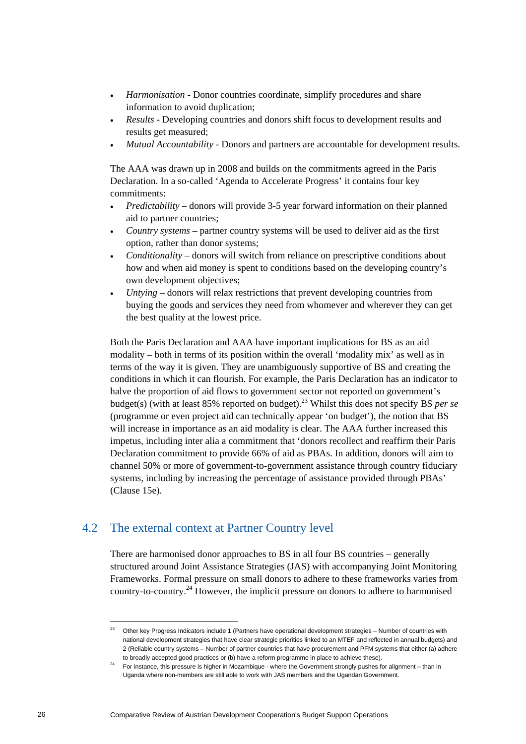- *Harmonisation* - Donor countries coordinate, simplify procedures and share information to avoid duplication;
- *Results* - Developing countries and donors shift focus to development results and results get measured;
- *Mutual Accountability* - Donors and partners are accountable for development results.

The AAA was drawn up in 2008 and builds on the commitments agreed in the Paris Declaration. In a so-called 'Agenda to Accelerate Progress' it contains four key commitments:

- *Predictability* – donors will provide 3-5 year forward information on their planned aid to partner countries;
- *Country systems* – partner country systems will be used to deliver aid as the first option, rather than donor systems;
- *Conditionality* – donors will switch from reliance on prescriptive conditions about how and when aid money is spent to conditions based on the developing country's own development objectives;
- *Untying* – donors will relax restrictions that prevent developing countries from buying the goods and services they need from whomever and wherever they can get the best quality at the lowest price.

Both the Paris Declaration and AAA have important implications for BS as an aid modality – both in terms of its position within the overall 'modality mix' as well as in terms of the way it is given. They are unambiguously supportive of BS and creating the conditions in which it can flourish. For example, the Paris Declaration has an indicator to halve the proportion of aid flows to government sector not reported on government's budget(s) (with at least 85% reported on budget).[23] Whilst this does not specify BS *per se* (programme or even project aid can technically appear 'on budget'), the notion that BS will increase in importance as an aid modality is clear. The AAA further increased this impetus, including inter alia a commitment that 'donors recollect and reaffirm their Paris Declaration commitment to provide 66% of aid as PBAs. In addition, donors will aim to channel 50% or more of government-to-government assistance through country fiduciary systems, including by increasing the percentage of assistance provided through PBAs' (Clause 15e).

## 4.2 The external context at Partner Country level

There are harmonised donor approaches to BS in all four BS countries – generally structured around Joint Assistance Strategies (JAS) with accompanying Joint Monitoring Frameworks. Formal pressure on small donors to adhere to these frameworks varies from country-to-country.[24] However, the implicit pressure on donors to adhere to harmonised

---

[23] Other key Progress Indicators include 1 (Partners have operational development strategies – Number of countries with national development strategies that have clear strategic priorities linked to an MTEF and reflected in annual budgets) and 2 (Reliable country systems – Number of partner countries that have procurement and PFM systems that either (a) adhere to broadly accepted good practices or (b) have a reform programme in place to achieve these).

[24] For instance, this pressure is higher in Mozambique - where the Government strongly pushes for alignment – than in Uganda where non-members are still able to work with JAS members and the Ugandan Government.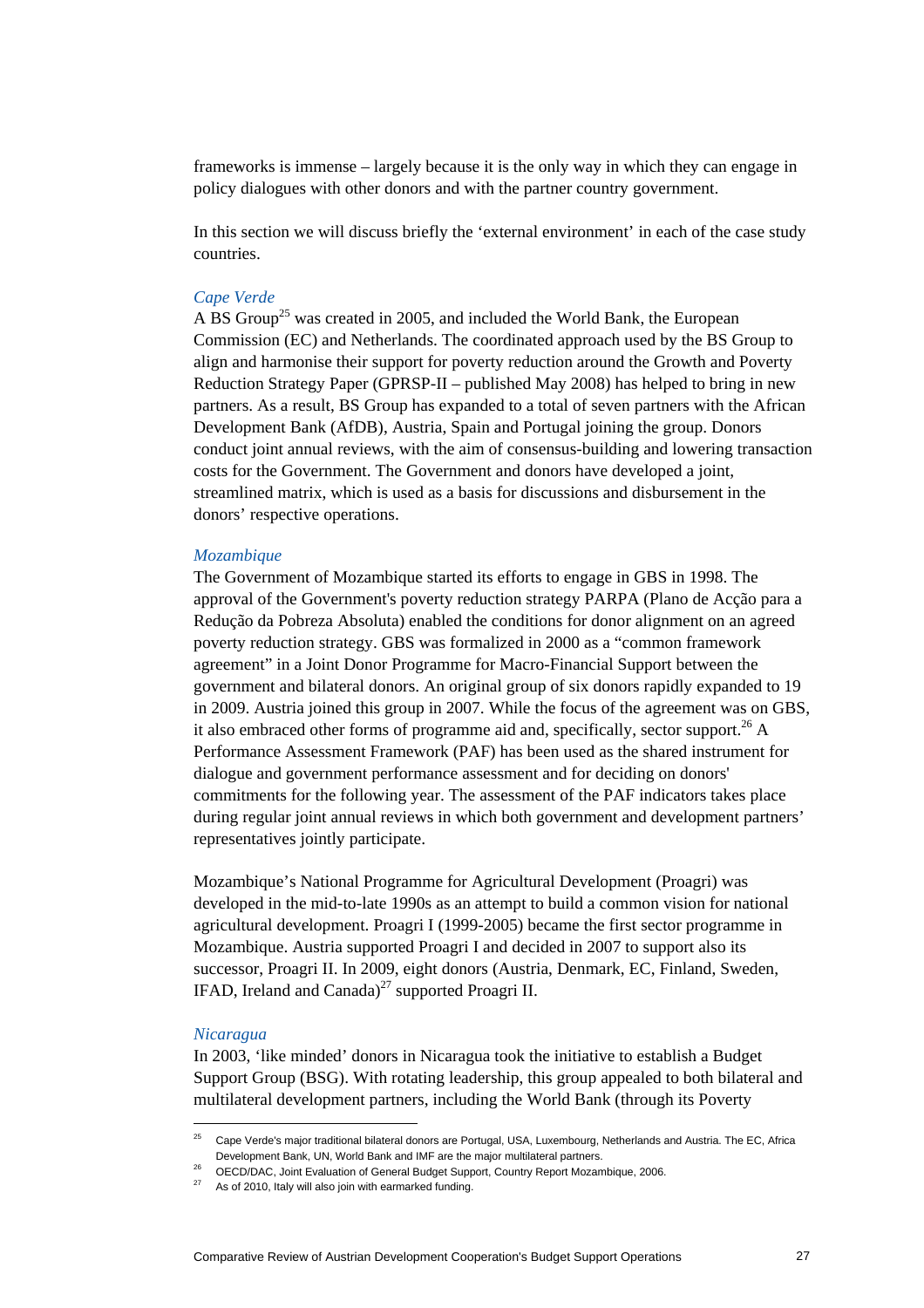frameworks is immense – largely because it is the only way in which they can engage in policy dialogues with other donors and with the partner country government.

In this section we will discuss briefly the 'external environment' in each of the case study countries.

### *Cape Verde*

A BS Group[25] was created in 2005, and included the World Bank, the European Commission (EC) and Netherlands. The coordinated approach used by the BS Group to align and harmonise their support for poverty reduction around the Growth and Poverty Reduction Strategy Paper (GPRSP-II – published May 2008) has helped to bring in new partners. As a result, BS Group has expanded to a total of seven partners with the African Development Bank (AfDB), Austria, Spain and Portugal joining the group. Donors conduct joint annual reviews, with the aim of consensus-building and lowering transaction costs for the Government. The Government and donors have developed a joint, streamlined matrix, which is used as a basis for discussions and disbursement in the donors' respective operations.

### *Mozambique*

The Government of Mozambique started its efforts to engage in GBS in 1998. The approval of the Government's poverty reduction strategy PARPA (Plano de Acção para a Redução da Pobreza Absoluta) enabled the conditions for donor alignment on an agreed poverty reduction strategy. GBS was formalized in 2000 as a "common framework agreement" in a Joint Donor Programme for Macro-Financial Support between the government and bilateral donors. An original group of six donors rapidly expanded to 19 in 2009. Austria joined this group in 2007. While the focus of the agreement was on GBS, it also embraced other forms of programme aid and, specifically, sector support.[26] A Performance Assessment Framework (PAF) has been used as the shared instrument for dialogue and government performance assessment and for deciding on donors' commitments for the following year. The assessment of the PAF indicators takes place during regular joint annual reviews in which both government and development partners' representatives jointly participate.

Mozambique's National Programme for Agricultural Development (Proagri) was developed in the mid-to-late 1990s as an attempt to build a common vision for national agricultural development. Proagri I (1999-2005) became the first sector programme in Mozambique. Austria supported Proagri I and decided in 2007 to support also its successor, Proagri II. In 2009, eight donors (Austria, Denmark, EC, Finland, Sweden, IFAD, Ireland and Canada)[27] supported Proagri II.

### *Nicaragua*

In 2003, 'like minded' donors in Nicaragua took the initiative to establish a Budget Support Group (BSG). With rotating leadership, this group appealed to both bilateral and multilateral development partners, including the World Bank (through its Poverty

---

[25] Cape Verde's major traditional bilateral donors are Portugal, USA, Luxembourg, Netherlands and Austria. The EC, Africa Development Bank, UN, World Bank and IMF are the major multilateral partners.

[26] OECD/DAC, Joint Evaluation of General Budget Support, Country Report Mozambique, 2006.

[27] As of 2010, Italy will also join with earmarked funding.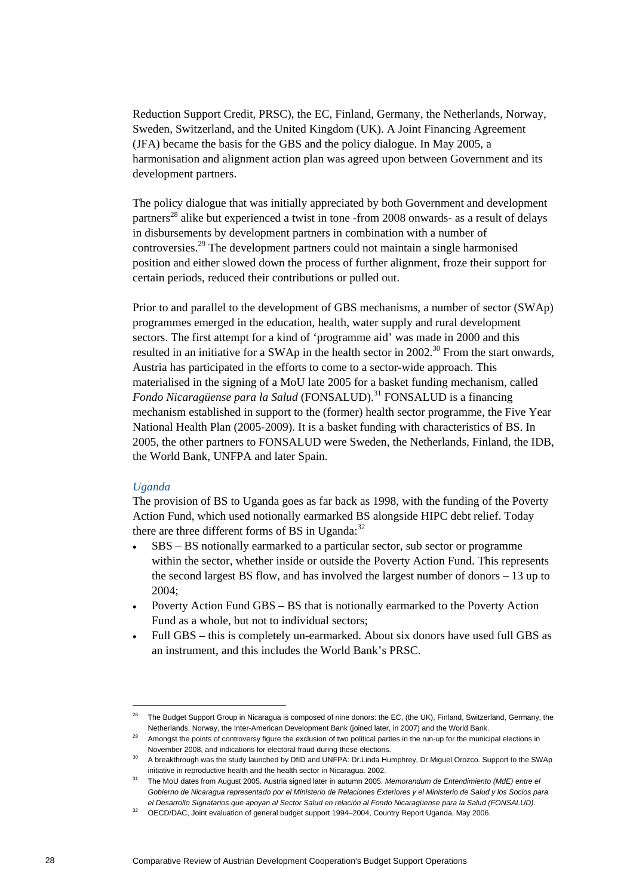Reduction Support Credit, PRSC), the EC, Finland, Germany, the Netherlands, Norway, Sweden, Switzerland, and the United Kingdom (UK). A Joint Financing Agreement (JFA) became the basis for the GBS and the policy dialogue. In May 2005, a harmonisation and alignment action plan was agreed upon between Government and its development partners.

The policy dialogue that was initially appreciated by both Government and development partners[28] alike but experienced a twist in tone -from 2008 onwards- as a result of delays in disbursements by development partners in combination with a number of controversies.[29] The development partners could not maintain a single harmonised position and either slowed down the process of further alignment, froze their support for certain periods, reduced their contributions or pulled out.

Prior to and parallel to the development of GBS mechanisms, a number of sector (SWAp) programmes emerged in the education, health, water supply and rural development sectors. The first attempt for a kind of 'programme aid' was made in 2000 and this resulted in an initiative for a SWAp in the health sector in 2002.[30] From the start onwards, Austria has participated in the efforts to come to a sector-wide approach. This materialised in the signing of a MoU late 2005 for a basket funding mechanism, called *Fondo Nicaragüense para la Salud* (FONSALUD).[31] FONSALUD is a financing mechanism established in support to the (former) health sector programme, the Five Year National Health Plan (2005-2009). It is a basket funding with characteristics of BS. In 2005, the other partners to FONSALUD were Sweden, the Netherlands, Finland, the IDB, the World Bank, UNFPA and later Spain.

*Uganda*

The provision of BS to Uganda goes as far back as 1998, with the funding of the Poverty Action Fund, which used notionally earmarked BS alongside HIPC debt relief. Today there are three different forms of BS in Uganda:[32]

- SBS – BS notionally earmarked to a particular sector, sub sector or programme within the sector, whether inside or outside the Poverty Action Fund. This represents the second largest BS flow, and has involved the largest number of donors – 13 up to 2004;
- Poverty Action Fund GBS – BS that is notionally earmarked to the Poverty Action Fund as a whole, but not to individual sectors;
- Full GBS – this is completely un-earmarked. About six donors have used full GBS as an instrument, and this includes the World Bank's PRSC.

---

[28] The Budget Support Group in Nicaragua is composed of nine donors: the EC, (the UK), Finland, Switzerland, Germany, the Netherlands, Norway, the Inter-American Development Bank (joined later, in 2007) and the World Bank.

[29] Amongst the points of controversy figure the exclusion of two political parties in the run-up for the municipal elections in November 2008, and indications for electoral fraud during these elections.

[30] A breakthrough was the study launched by DfID and UNFPA: Dr.Linda Humphrey, Dr.Miguel Orozco. Support to the SWAp initiative in reproductive health and the health sector in Nicaragua. 2002.

[31] The MoU dates from August 2005. Austria signed later in autumn 2005. *Memorandum de Entendimiento (MdE) entre el Gobierno de Nicaragua representado por el Ministerio de Relaciones Exteriores y el Ministerio de Salud y los Socios para el Desarrollo Signatarios que apoyan al Sector Salud en relación al Fondo Nicaragüense para la Salud (FONSALUD).*

[32] OECD/DAC, Joint evaluation of general budget support 1994–2004, Country Report Uganda, May 2006.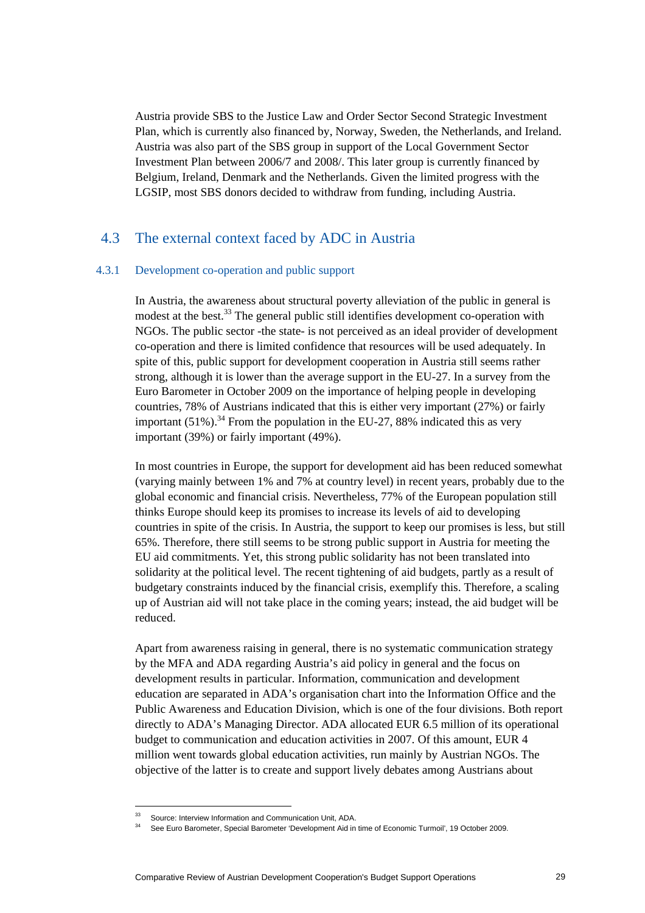Austria provide SBS to the Justice Law and Order Sector Second Strategic Investment Plan, which is currently also financed by, Norway, Sweden, the Netherlands, and Ireland. Austria was also part of the SBS group in support of the Local Government Sector Investment Plan between 2006/7 and 2008/. This later group is currently financed by Belgium, Ireland, Denmark and the Netherlands. Given the limited progress with the LGSIP, most SBS donors decided to withdraw from funding, including Austria.

## 4.3 The external context faced by ADC in Austria

### 4.3.1 Development co-operation and public support

In Austria, the awareness about structural poverty alleviation of the public in general is modest at the best.[33] The general public still identifies development co-operation with NGOs. The public sector -the state- is not perceived as an ideal provider of development co-operation and there is limited confidence that resources will be used adequately. In spite of this, public support for development cooperation in Austria still seems rather strong, although it is lower than the average support in the EU-27. In a survey from the Euro Barometer in October 2009 on the importance of helping people in developing countries, 78% of Austrians indicated that this is either very important (27%) or fairly important (51%).[34] From the population in the EU-27, 88% indicated this as very important (39%) or fairly important (49%).

In most countries in Europe, the support for development aid has been reduced somewhat (varying mainly between 1% and 7% at country level) in recent years, probably due to the global economic and financial crisis. Nevertheless, 77% of the European population still thinks Europe should keep its promises to increase its levels of aid to developing countries in spite of the crisis. In Austria, the support to keep our promises is less, but still 65%. Therefore, there still seems to be strong public support in Austria for meeting the EU aid commitments. Yet, this strong public solidarity has not been translated into solidarity at the political level. The recent tightening of aid budgets, partly as a result of budgetary constraints induced by the financial crisis, exemplify this. Therefore, a scaling up of Austrian aid will not take place in the coming years; instead, the aid budget will be reduced.

Apart from awareness raising in general, there is no systematic communication strategy by the MFA and ADA regarding Austria's aid policy in general and the focus on development results in particular. Information, communication and development education are separated in ADA's organisation chart into the Information Office and the Public Awareness and Education Division, which is one of the four divisions. Both report directly to ADA's Managing Director. ADA allocated EUR 6.5 million of its operational budget to communication and education activities in 2007. Of this amount, EUR 4 million went towards global education activities, run mainly by Austrian NGOs. The objective of the latter is to create and support lively debates among Austrians about

---

[33] Source: Interview Information and Communication Unit, ADA.

[34] See Euro Barometer, Special Barometer 'Development Aid in time of Economic Turmoil', 19 October 2009.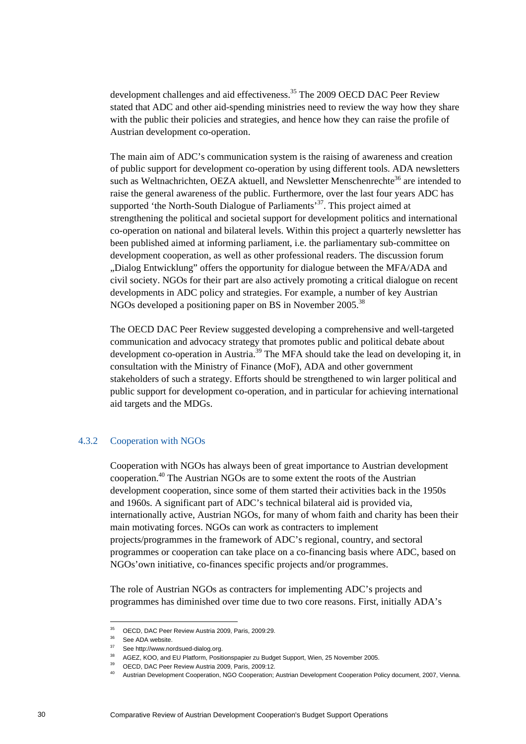development challenges and aid effectiveness.[35] The 2009 OECD DAC Peer Review stated that ADC and other aid-spending ministries need to review the way how they share with the public their policies and strategies, and hence how they can raise the profile of Austrian development co-operation.

The main aim of ADC's communication system is the raising of awareness and creation of public support for development co-operation by using different tools. ADA newsletters such as Weltnachrichten, OEZA aktuell, and Newsletter Menschenrechte[36] are intended to raise the general awareness of the public. Furthermore, over the last four years ADC has supported 'the North-South Dialogue of Parliaments'[37]. This project aimed at strengthening the political and societal support for development politics and international co-operation on national and bilateral levels. Within this project a quarterly newsletter has been published aimed at informing parliament, i.e. the parliamentary sub-committee on development cooperation, as well as other professional readers. The discussion forum „Dialog Entwicklung" offers the opportunity for dialogue between the MFA/ADA and civil society. NGOs for their part are also actively promoting a critical dialogue on recent developments in ADC policy and strategies. For example, a number of key Austrian NGOs developed a positioning paper on BS in November 2005.[38]

The OECD DAC Peer Review suggested developing a comprehensive and well-targeted communication and advocacy strategy that promotes public and political debate about development co-operation in Austria.[39] The MFA should take the lead on developing it, in consultation with the Ministry of Finance (MoF), ADA and other government stakeholders of such a strategy. Efforts should be strengthened to win larger political and public support for development co-operation, and in particular for achieving international aid targets and the MDGs.

### 4.3.2 Cooperation with NGOs

Cooperation with NGOs has always been of great importance to Austrian development cooperation.[40] The Austrian NGOs are to some extent the roots of the Austrian development cooperation, since some of them started their activities back in the 1950s and 1960s. A significant part of ADC's technical bilateral aid is provided via, internationally active, Austrian NGOs, for many of whom faith and charity has been their main motivating forces. NGOs can work as contracters to implement projects/programmes in the framework of ADC's regional, country, and sectoral programmes or cooperation can take place on a co-financing basis where ADC, based on NGOs'own initiative, co-finances specific projects and/or programmes.

The role of Austrian NGOs as contracters for implementing ADC's projects and programmes has diminished over time due to two core reasons. First, initially ADA's

---

[35] OECD, DAC Peer Review Austria 2009, Paris, 2009:29.

[36] See ADA website.

[37] See http://www.nordsued-dialog.org.

[38] AGEZ, KOO, and EU Platform, Positionspapier zu Budget Support, Wien, 25 November 2005.

[39] OECD, DAC Peer Review Austria 2009, Paris, 2009:12.

[40] Austrian Development Cooperation, NGO Cooperation; Austrian Development Cooperation Policy document, 2007, Vienna.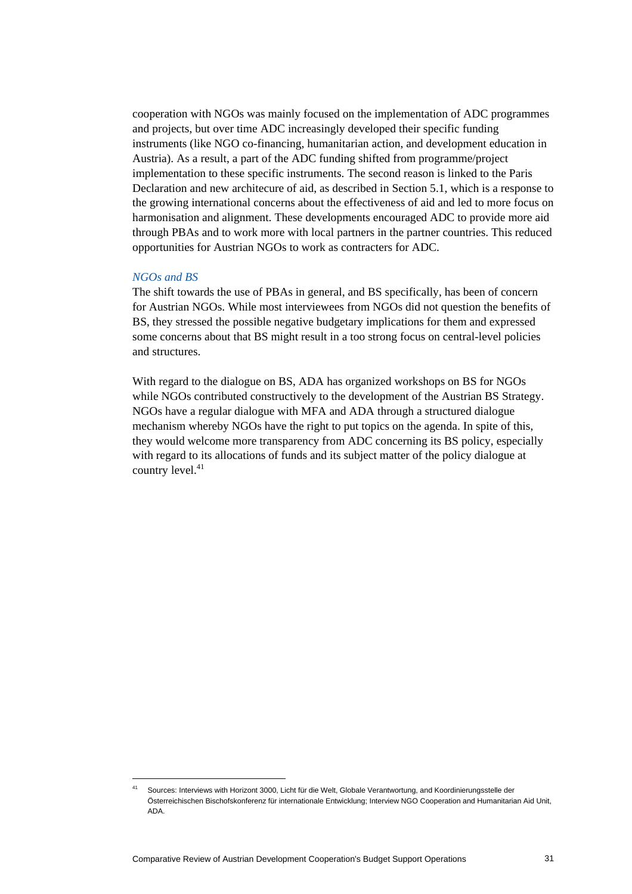cooperation with NGOs was mainly focused on the implementation of ADC programmes and projects, but over time ADC increasingly developed their specific funding instruments (like NGO co-financing, humanitarian action, and development education in Austria). As a result, a part of the ADC funding shifted from programme/project implementation to these specific instruments. The second reason is linked to the Paris Declaration and new architecure of aid, as described in Section 5.1, which is a response to the growing international concerns about the effectiveness of aid and led to more focus on harmonisation and alignment. These developments encouraged ADC to provide more aid through PBAs and to work more with local partners in the partner countries. This reduced opportunities for Austrian NGOs to work as contracters for ADC.

*NGOs and BS*

The shift towards the use of PBAs in general, and BS specifically, has been of concern for Austrian NGOs. While most interviewees from NGOs did not question the benefits of BS, they stressed the possible negative budgetary implications for them and expressed some concerns about that BS might result in a too strong focus on central-level policies and structures.

With regard to the dialogue on BS, ADA has organized workshops on BS for NGOs while NGOs contributed constructively to the development of the Austrian BS Strategy. NGOs have a regular dialogue with MFA and ADA through a structured dialogue mechanism whereby NGOs have the right to put topics on the agenda. In spite of this, they would welcome more transparency from ADC concerning its BS policy, especially with regard to its allocations of funds and its subject matter of the policy dialogue at country level.[41]

[41] Sources: Interviews with Horizont 3000, Licht für die Welt, Globale Verantwortung, and Koordinierungsstelle der Österreichischen Bischofskonferenz für internationale Entwicklung; Interview NGO Cooperation and Humanitarian Aid Unit, ADA.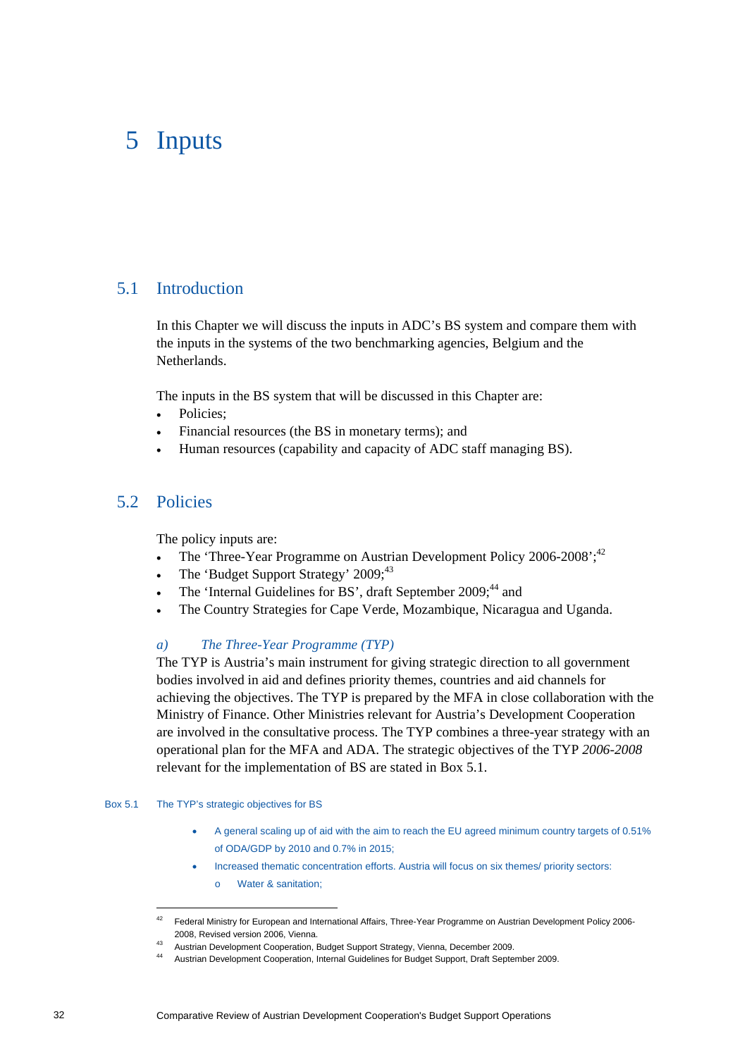# 5 Inputs

## 5.1 Introduction

In this Chapter we will discuss the inputs in ADC's BS system and compare them with the inputs in the systems of the two benchmarking agencies, Belgium and the Netherlands.

The inputs in the BS system that will be discussed in this Chapter are:

- Policies;
- Financial resources (the BS in monetary terms); and
- Human resources (capability and capacity of ADC staff managing BS).

## 5.2 Policies

The policy inputs are:

- The 'Three-Year Programme on Austrian Development Policy 2006-2008';[42]
- The 'Budget Support Strategy' 2009;[43]
- The 'Internal Guidelines for BS', draft September 2009;[44] and
- The Country Strategies for Cape Verde, Mozambique, Nicaragua and Uganda.

### *a) The Three-Year Programme (TYP)*

The TYP is Austria's main instrument for giving strategic direction to all government bodies involved in aid and defines priority themes, countries and aid channels for achieving the objectives. The TYP is prepared by the MFA in close collaboration with the Ministry of Finance. Other Ministries relevant for Austria's Development Cooperation are involved in the consultative process. The TYP combines a three-year strategy with an operational plan for the MFA and ADA. The strategic objectives of the TYP *2006-2008* relevant for the implementation of BS are stated in Box 5.1.

Box 5.1 The TYP's strategic objectives for BS

- A general scaling up of aid with the aim to reach the EU agreed minimum country targets of 0.51% of ODA/GDP by 2010 and 0.7% in 2015;
- Increased thematic concentration efforts. Austria will focus on six themes/ priority sectors:
  - Water & sanitation;

---

[42] Federal Ministry for European and International Affairs, Three-Year Programme on Austrian Development Policy 2006-2008, Revised version 2006, Vienna.

[43] Austrian Development Cooperation, Budget Support Strategy, Vienna, December 2009.

[44] Austrian Development Cooperation, Internal Guidelines for Budget Support, Draft September 2009.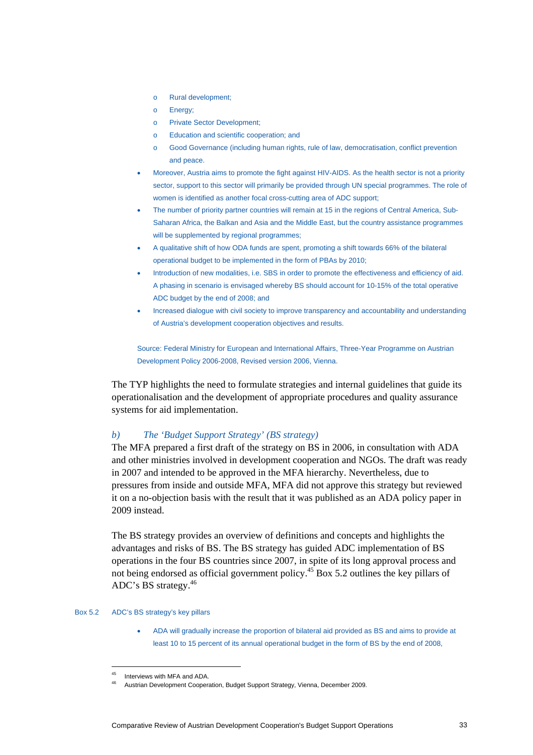- Rural development;
  - Energy;
  - Private Sector Development;
  - Education and scientific cooperation; and
  - Good Governance (including human rights, rule of law, democratisation, conflict prevention and peace.
- Moreover, Austria aims to promote the fight against HIV-AIDS. As the health sector is not a priority sector, support to this sector will primarily be provided through UN special programmes. The role of women is identified as another focal cross-cutting area of ADC support;
- The number of priority partner countries will remain at 15 in the regions of Central America, Sub-Saharan Africa, the Balkan and Asia and the Middle East, but the country assistance programmes will be supplemented by regional programmes;
- A qualitative shift of how ODA funds are spent, promoting a shift towards 66% of the bilateral operational budget to be implemented in the form of PBAs by 2010;
- Introduction of new modalities, i.e. SBS in order to promote the effectiveness and efficiency of aid. A phasing in scenario is envisaged whereby BS should account for 10-15% of the total operative ADC budget by the end of 2008; and
- Increased dialogue with civil society to improve transparency and accountability and understanding of Austria's development cooperation objectives and results.

Source: Federal Ministry for European and International Affairs, Three-Year Programme on Austrian Development Policy 2006-2008, Revised version 2006, Vienna.

The TYP highlights the need to formulate strategies and internal guidelines that guide its operationalisation and the development of appropriate procedures and quality assurance systems for aid implementation.

### *b) The 'Budget Support Strategy' (BS strategy)*

The MFA prepared a first draft of the strategy on BS in 2006, in consultation with ADA and other ministries involved in development cooperation and NGOs. The draft was ready in 2007 and intended to be approved in the MFA hierarchy. Nevertheless, due to pressures from inside and outside MFA, MFA did not approve this strategy but reviewed it on a no-objection basis with the result that it was published as an ADA policy paper in 2009 instead.

The BS strategy provides an overview of definitions and concepts and highlights the advantages and risks of BS. The BS strategy has guided ADC implementation of BS operations in the four BS countries since 2007, in spite of its long approval process and not being endorsed as official government policy.[45] Box 5.2 outlines the key pillars of ADC's BS strategy.[46]

Box 5.2 ADC's BS strategy's key pillars

- ADA will gradually increase the proportion of bilateral aid provided as BS and aims to provide at least 10 to 15 percent of its annual operational budget in the form of BS by the end of 2008,

[45] Interviews with MFA and ADA.

[46] Austrian Development Cooperation, Budget Support Strategy, Vienna, December 2009.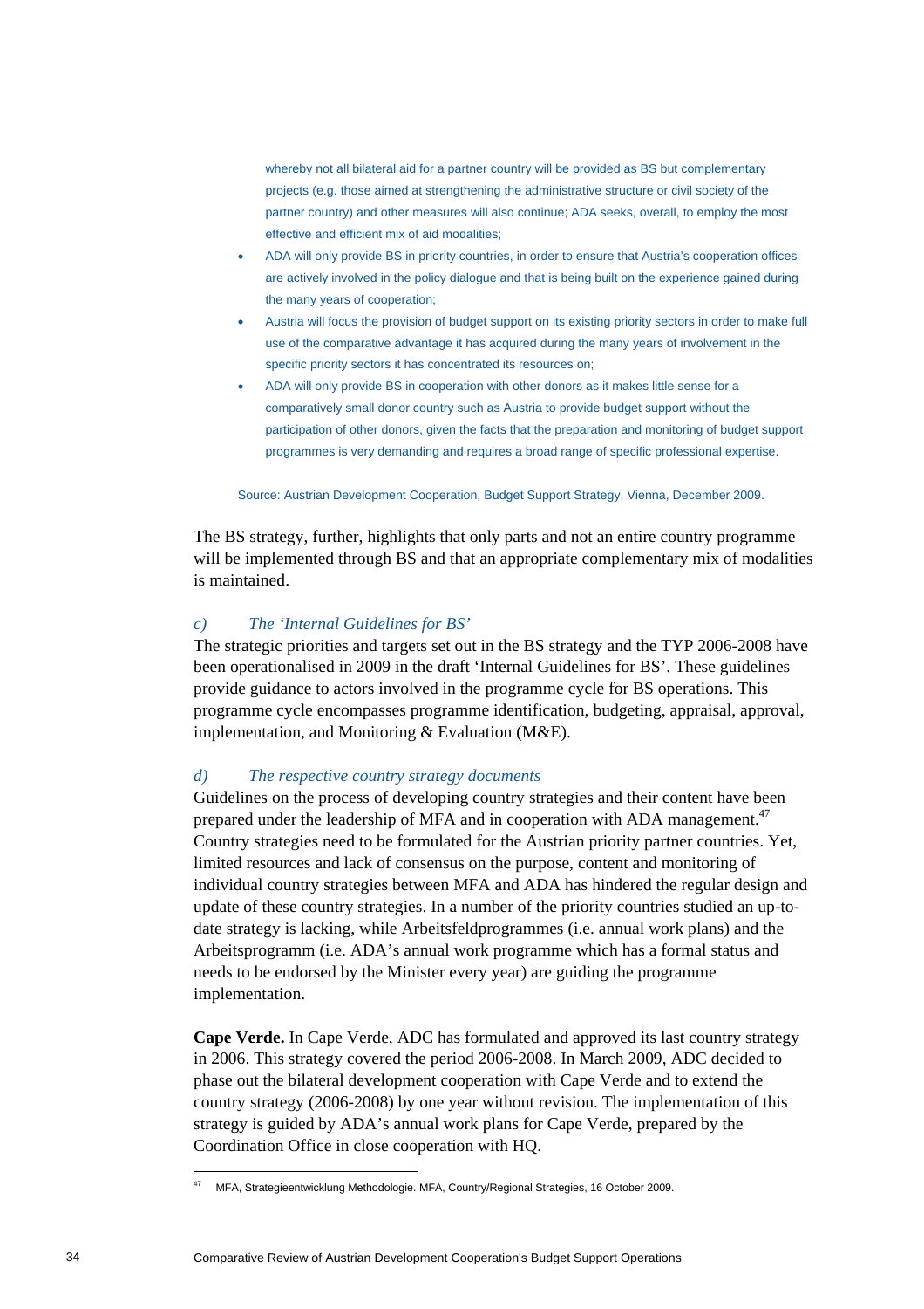whereby not all bilateral aid for a partner country will be provided as BS but complementary projects (e.g. those aimed at strengthening the administrative structure or civil society of the partner country) and other measures will also continue; ADA seeks, overall, to employ the most effective and efficient mix of aid modalities;

- ADA will only provide BS in priority countries, in order to ensure that Austria's cooperation offices are actively involved in the policy dialogue and that is being built on the experience gained during the many years of cooperation;
- Austria will focus the provision of budget support on its existing priority sectors in order to make full use of the comparative advantage it has acquired during the many years of involvement in the specific priority sectors it has concentrated its resources on;
- ADA will only provide BS in cooperation with other donors as it makes little sense for a comparatively small donor country such as Austria to provide budget support without the participation of other donors, given the facts that the preparation and monitoring of budget support programmes is very demanding and requires a broad range of specific professional expertise.

Source: Austrian Development Cooperation, Budget Support Strategy, Vienna, December 2009.

The BS strategy, further, highlights that only parts and not an entire country programme will be implemented through BS and that an appropriate complementary mix of modalities is maintained.

#### *c) The 'Internal Guidelines for BS'*

The strategic priorities and targets set out in the BS strategy and the TYP 2006-2008 have been operationalised in 2009 in the draft 'Internal Guidelines for BS'. These guidelines provide guidance to actors involved in the programme cycle for BS operations. This programme cycle encompasses programme identification, budgeting, appraisal, approval, implementation, and Monitoring & Evaluation (M&E).

#### *d) The respective country strategy documents*

Guidelines on the process of developing country strategies and their content have been prepared under the leadership of MFA and in cooperation with ADA management.[47] Country strategies need to be formulated for the Austrian priority partner countries. Yet, limited resources and lack of consensus on the purpose, content and monitoring of individual country strategies between MFA and ADA has hindered the regular design and update of these country strategies. In a number of the priority countries studied an up-to-date strategy is lacking, while Arbeitsfeldprogrammes (i.e. annual work plans) and the Arbeitsprogramm (i.e. ADA's annual work programme which has a formal status and needs to be endorsed by the Minister every year) are guiding the programme implementation.

**Cape Verde.** In Cape Verde, ADC has formulated and approved its last country strategy in 2006. This strategy covered the period 2006-2008. In March 2009, ADC decided to phase out the bilateral development cooperation with Cape Verde and to extend the country strategy (2006-2008) by one year without revision. The implementation of this strategy is guided by ADA's annual work plans for Cape Verde, prepared by the Coordination Office in close cooperation with HQ.

[47] MFA, Strategieentwicklung Methodologie. MFA, Country/Regional Strategies, 16 October 2009.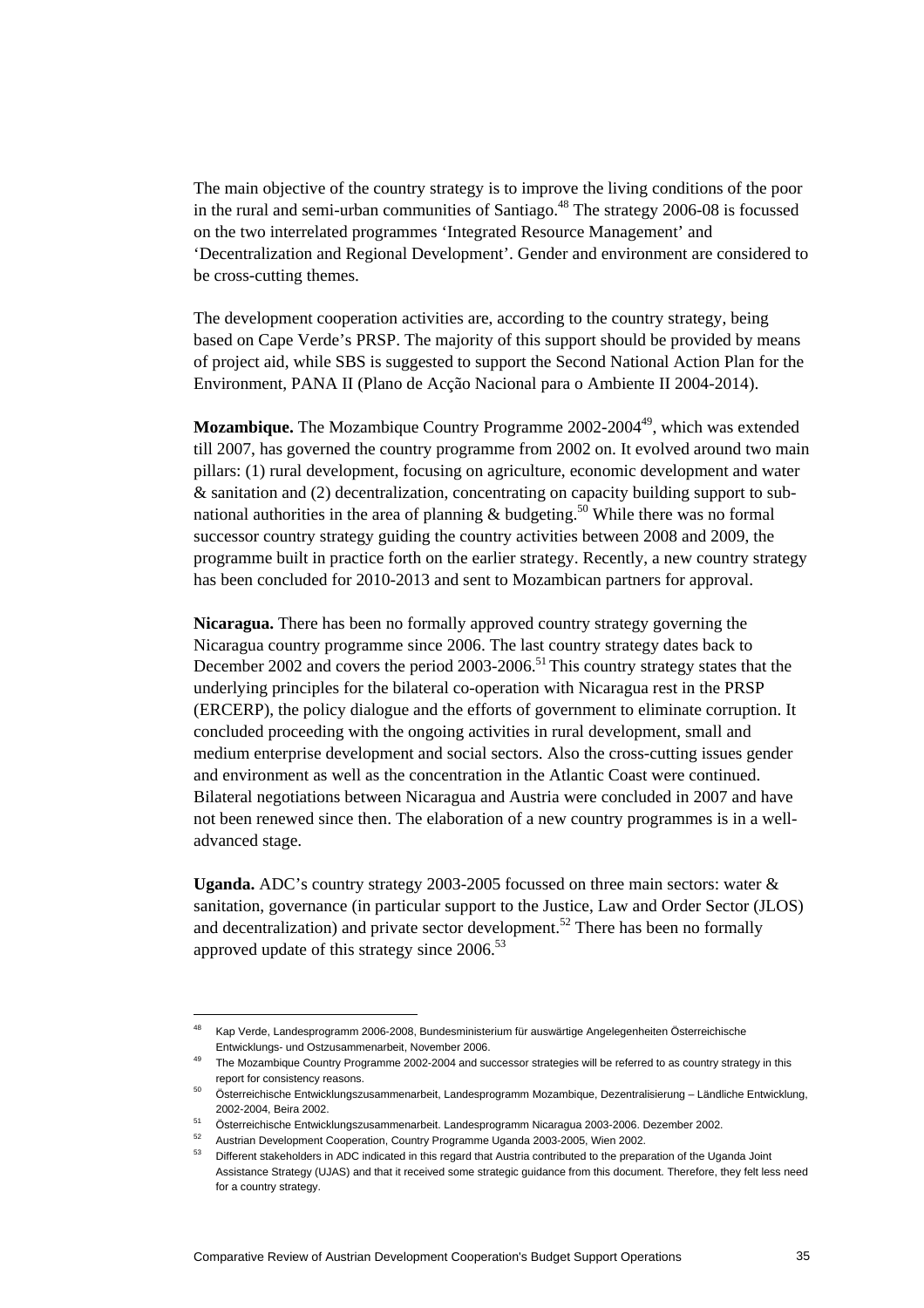The main objective of the country strategy is to improve the living conditions of the poor in the rural and semi-urban communities of Santiago.[48] The strategy 2006-08 is focussed on the two interrelated programmes 'Integrated Resource Management' and 'Decentralization and Regional Development'. Gender and environment are considered to be cross-cutting themes.

The development cooperation activities are, according to the country strategy, being based on Cape Verde's PRSP. The majority of this support should be provided by means of project aid, while SBS is suggested to support the Second National Action Plan for the Environment, PANA II (Plano de Acção Nacional para o Ambiente II 2004-2014).

**Mozambique.** The Mozambique Country Programme 2002-2004[49], which was extended till 2007, has governed the country programme from 2002 on. It evolved around two main pillars: (1) rural development, focusing on agriculture, economic development and water & sanitation and (2) decentralization, concentrating on capacity building support to sub-national authorities in the area of planning & budgeting.[50] While there was no formal successor country strategy guiding the country activities between 2008 and 2009, the programme built in practice forth on the earlier strategy. Recently, a new country strategy has been concluded for 2010-2013 and sent to Mozambican partners for approval.

**Nicaragua.** There has been no formally approved country strategy governing the Nicaragua country programme since 2006. The last country strategy dates back to December 2002 and covers the period 2003-2006.[51] This country strategy states that the underlying principles for the bilateral co-operation with Nicaragua rest in the PRSP (ERCERP), the policy dialogue and the efforts of government to eliminate corruption. It concluded proceeding with the ongoing activities in rural development, small and medium enterprise development and social sectors. Also the cross-cutting issues gender and environment as well as the concentration in the Atlantic Coast were continued. Bilateral negotiations between Nicaragua and Austria were concluded in 2007 and have not been renewed since then. The elaboration of a new country programmes is in a well-advanced stage.

**Uganda.** ADC's country strategy 2003-2005 focussed on three main sectors: water & sanitation, governance (in particular support to the Justice, Law and Order Sector (JLOS) and decentralization) and private sector development.[52] There has been no formally approved update of this strategy since 2006.[53]

---

[48] Kap Verde, Landesprogramm 2006-2008, Bundesministerium für auswärtige Angelegenheiten Österreichische Entwicklungs- und Ostzusammenarbeit, November 2006.

[49] The Mozambique Country Programme 2002-2004 and successor strategies will be referred to as country strategy in this report for consistency reasons.

[50] Österreichische Entwicklungszusammenarbeit, Landesprogramm Mozambique, Dezentralisierung – Ländliche Entwicklung, 2002-2004, Beira 2002.

[51] Österreichische Entwicklungszusammenarbeit. Landesprogramm Nicaragua 2003-2006. Dezember 2002.

[52] Austrian Development Cooperation, Country Programme Uganda 2003-2005, Wien 2002.

[53] Different stakeholders in ADC indicated in this regard that Austria contributed to the preparation of the Uganda Joint Assistance Strategy (UJAS) and that it received some strategic guidance from this document. Therefore, they felt less need for a country strategy.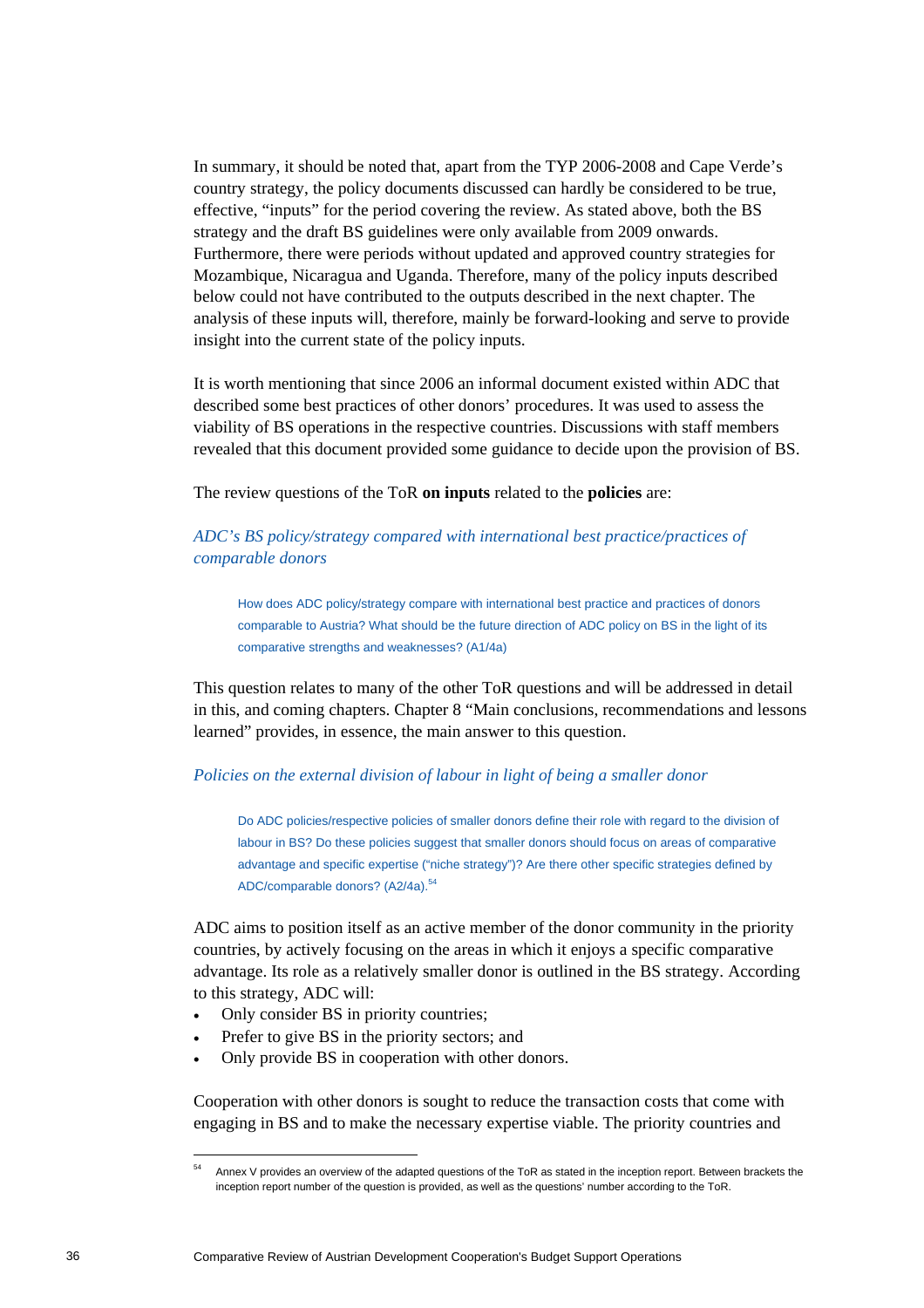In summary, it should be noted that, apart from the TYP 2006-2008 and Cape Verde's country strategy, the policy documents discussed can hardly be considered to be true, effective, "inputs" for the period covering the review. As stated above, both the BS strategy and the draft BS guidelines were only available from 2009 onwards. Furthermore, there were periods without updated and approved country strategies for Mozambique, Nicaragua and Uganda. Therefore, many of the policy inputs described below could not have contributed to the outputs described in the next chapter. The analysis of these inputs will, therefore, mainly be forward-looking and serve to provide insight into the current state of the policy inputs.

It is worth mentioning that since 2006 an informal document existed within ADC that described some best practices of other donors' procedures. It was used to assess the viability of BS operations in the respective countries. Discussions with staff members revealed that this document provided some guidance to decide upon the provision of BS.

The review questions of the ToR **on inputs** related to the **policies** are:

*ADC's BS policy/strategy compared with international best practice/practices of comparable donors*

> How does ADC policy/strategy compare with international best practice and practices of donors comparable to Austria? What should be the future direction of ADC policy on BS in the light of its comparative strengths and weaknesses? (A1/4a)

This question relates to many of the other ToR questions and will be addressed in detail in this, and coming chapters. Chapter 8 "Main conclusions, recommendations and lessons learned" provides, in essence, the main answer to this question.

*Policies on the external division of labour in light of being a smaller donor*

> Do ADC policies/respective policies of smaller donors define their role with regard to the division of labour in BS? Do these policies suggest that smaller donors should focus on areas of comparative advantage and specific expertise ("niche strategy")? Are there other specific strategies defined by ADC/comparable donors? (A2/4a).[54]

ADC aims to position itself as an active member of the donor community in the priority countries, by actively focusing on the areas in which it enjoys a specific comparative advantage. Its role as a relatively smaller donor is outlined in the BS strategy. According to this strategy, ADC will:

- Only consider BS in priority countries;
- Prefer to give BS in the priority sectors; and
- Only provide BS in cooperation with other donors.

Cooperation with other donors is sought to reduce the transaction costs that come with engaging in BS and to make the necessary expertise viable. The priority countries and

---

[54] Annex V provides an overview of the adapted questions of the ToR as stated in the inception report. Between brackets the inception report number of the question is provided, as well as the questions' number according to the ToR.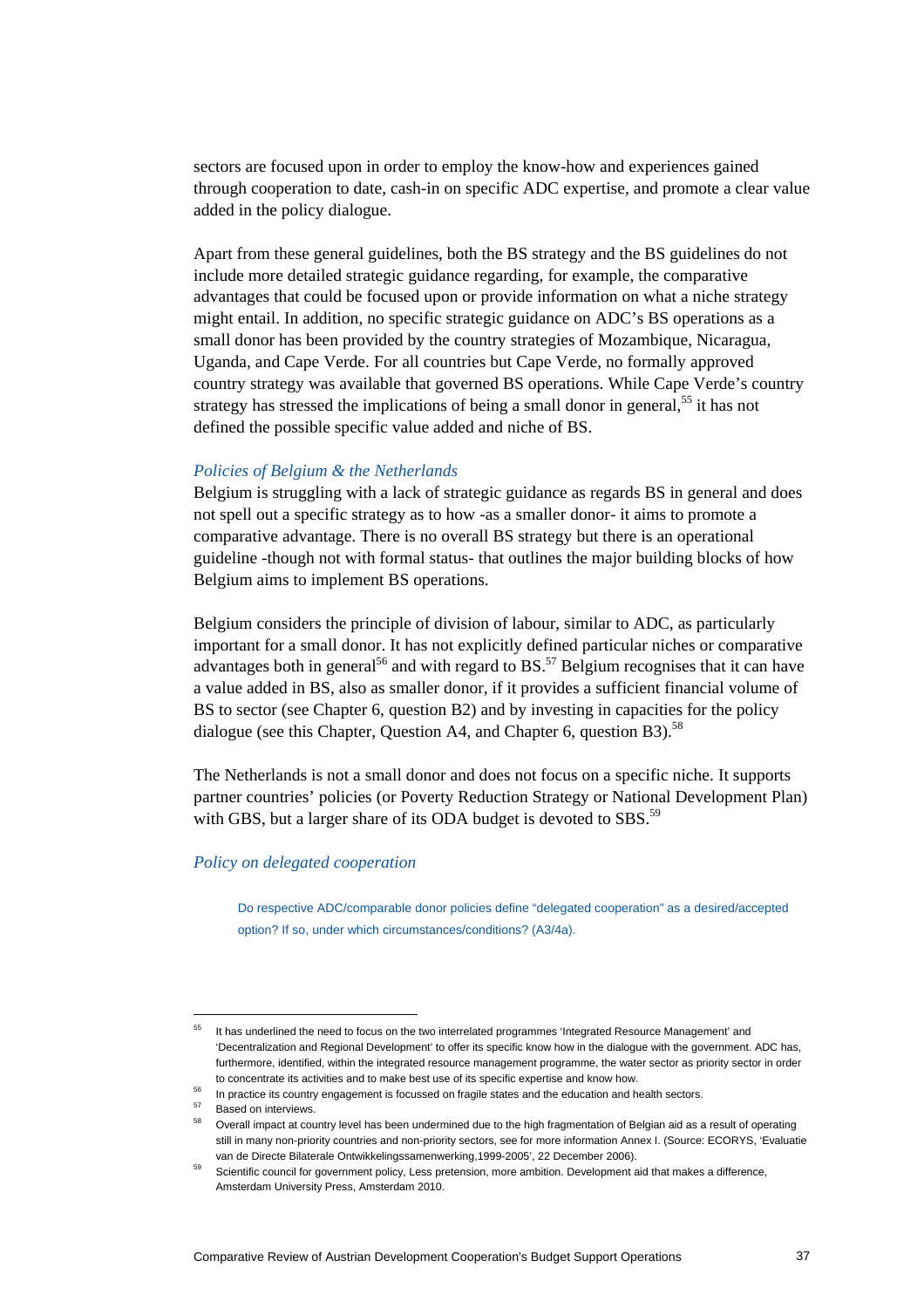sectors are focused upon in order to employ the know-how and experiences gained through cooperation to date, cash-in on specific ADC expertise, and promote a clear value added in the policy dialogue.

Apart from these general guidelines, both the BS strategy and the BS guidelines do not include more detailed strategic guidance regarding, for example, the comparative advantages that could be focused upon or provide information on what a niche strategy might entail. In addition, no specific strategic guidance on ADC's BS operations as a small donor has been provided by the country strategies of Mozambique, Nicaragua, Uganda, and Cape Verde. For all countries but Cape Verde, no formally approved country strategy was available that governed BS operations. While Cape Verde's country strategy has stressed the implications of being a small donor in general,[55] it has not defined the possible specific value added and niche of BS.

*Policies of Belgium & the Netherlands*

Belgium is struggling with a lack of strategic guidance as regards BS in general and does not spell out a specific strategy as to how -as a smaller donor- it aims to promote a comparative advantage. There is no overall BS strategy but there is an operational guideline -though not with formal status- that outlines the major building blocks of how Belgium aims to implement BS operations.

Belgium considers the principle of division of labour, similar to ADC, as particularly important for a small donor. It has not explicitly defined particular niches or comparative advantages both in general[56] and with regard to BS.[57] Belgium recognises that it can have a value added in BS, also as smaller donor, if it provides a sufficient financial volume of BS to sector (see Chapter 6, question B2) and by investing in capacities for the policy dialogue (see this Chapter, Question A4, and Chapter 6, question B3).[58]

The Netherlands is not a small donor and does not focus on a specific niche. It supports partner countries' policies (or Poverty Reduction Strategy or National Development Plan) with GBS, but a larger share of its ODA budget is devoted to SBS.[59]

*Policy on delegated cooperation*

> Do respective ADC/comparable donor policies define "delegated cooperation" as a desired/accepted option? If so, under which circumstances/conditions? (A3/4a).

---

[55] It has underlined the need to focus on the two interrelated programmes 'Integrated Resource Management' and 'Decentralization and Regional Development' to offer its specific know how in the dialogue with the government. ADC has, furthermore, identified, within the integrated resource management programme, the water sector as priority sector in order to concentrate its activities and to make best use of its specific expertise and know how.

[56] In practice its country engagement is focussed on fragile states and the education and health sectors.

[57] Based on interviews.

[58] Overall impact at country level has been undermined due to the high fragmentation of Belgian aid as a result of operating still in many non-priority countries and non-priority sectors, see for more information Annex I. (Source: ECORYS, 'Evaluatie van de Directe Bilaterale Ontwikkelingssamenwerking,1999-2005', 22 December 2006).

[59] Scientific council for government policy, Less pretension, more ambition. Development aid that makes a difference, Amsterdam University Press, Amsterdam 2010.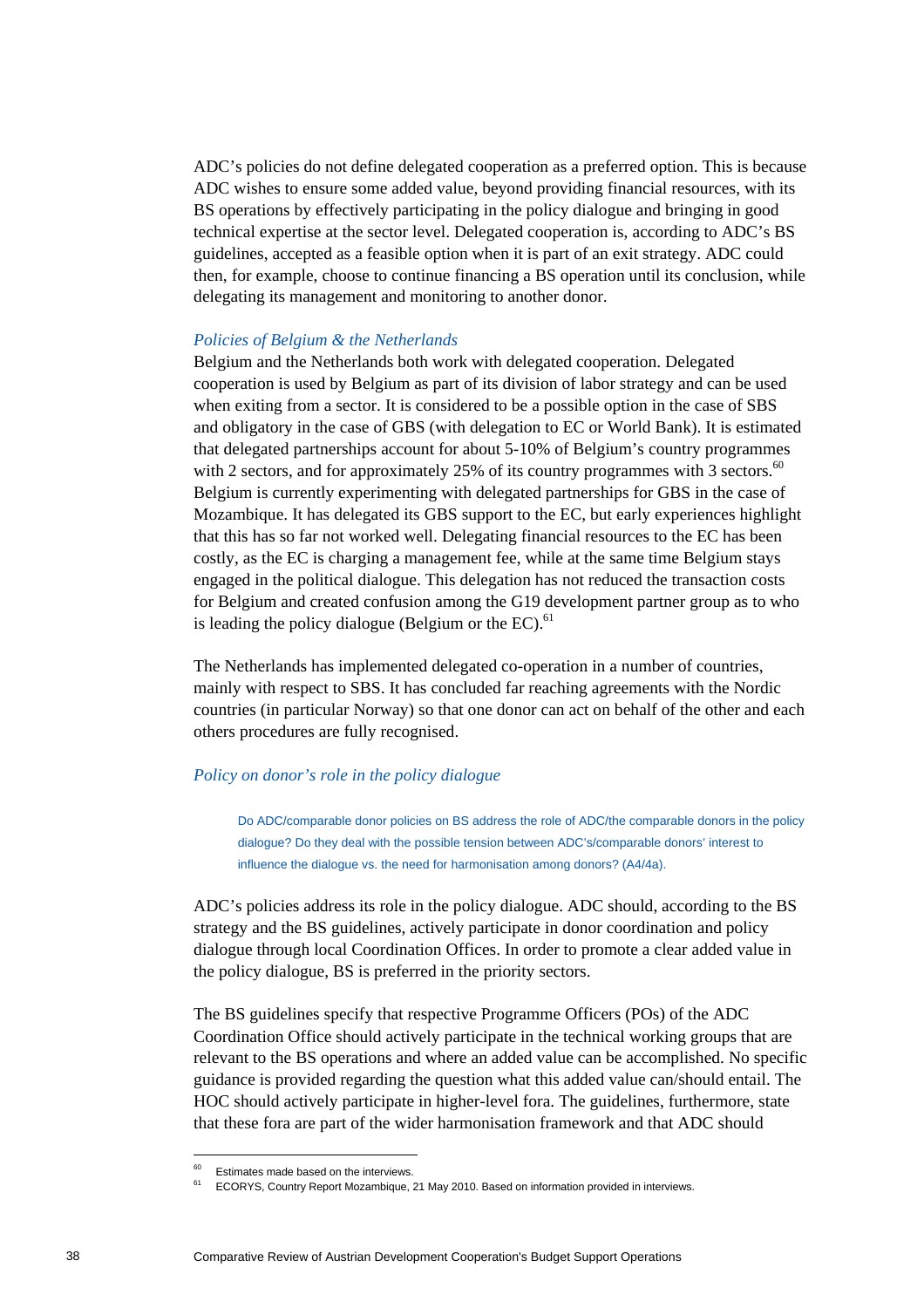ADC's policies do not define delegated cooperation as a preferred option. This is because ADC wishes to ensure some added value, beyond providing financial resources, with its BS operations by effectively participating in the policy dialogue and bringing in good technical expertise at the sector level. Delegated cooperation is, according to ADC's BS guidelines, accepted as a feasible option when it is part of an exit strategy. ADC could then, for example, choose to continue financing a BS operation until its conclusion, while delegating its management and monitoring to another donor.

*Policies of Belgium & the Netherlands*

Belgium and the Netherlands both work with delegated cooperation. Delegated cooperation is used by Belgium as part of its division of labor strategy and can be used when exiting from a sector. It is considered to be a possible option in the case of SBS and obligatory in the case of GBS (with delegation to EC or World Bank). It is estimated that delegated partnerships account for about 5-10% of Belgium's country programmes with 2 sectors, and for approximately 25% of its country programmes with 3 sectors.[60] Belgium is currently experimenting with delegated partnerships for GBS in the case of Mozambique. It has delegated its GBS support to the EC, but early experiences highlight that this has so far not worked well. Delegating financial resources to the EC has been costly, as the EC is charging a management fee, while at the same time Belgium stays engaged in the political dialogue. This delegation has not reduced the transaction costs for Belgium and created confusion among the G19 development partner group as to who is leading the policy dialogue (Belgium or the EC).[61]

The Netherlands has implemented delegated co-operation in a number of countries, mainly with respect to SBS. It has concluded far reaching agreements with the Nordic countries (in particular Norway) so that one donor can act on behalf of the other and each others procedures are fully recognised.

*Policy on donor's role in the policy dialogue*

> Do ADC/comparable donor policies on BS address the role of ADC/the comparable donors in the policy dialogue? Do they deal with the possible tension between ADC's/comparable donors' interest to influence the dialogue vs. the need for harmonisation among donors? (A4/4a).

ADC's policies address its role in the policy dialogue. ADC should, according to the BS strategy and the BS guidelines, actively participate in donor coordination and policy dialogue through local Coordination Offices. In order to promote a clear added value in the policy dialogue, BS is preferred in the priority sectors.

The BS guidelines specify that respective Programme Officers (POs) of the ADC Coordination Office should actively participate in the technical working groups that are relevant to the BS operations and where an added value can be accomplished. No specific guidance is provided regarding the question what this added value can/should entail. The HOC should actively participate in higher-level fora. The guidelines, furthermore, state that these fora are part of the wider harmonisation framework and that ADC should

[60] Estimates made based on the interviews.

[61] ECORYS, Country Report Mozambique, 21 May 2010. Based on information provided in interviews.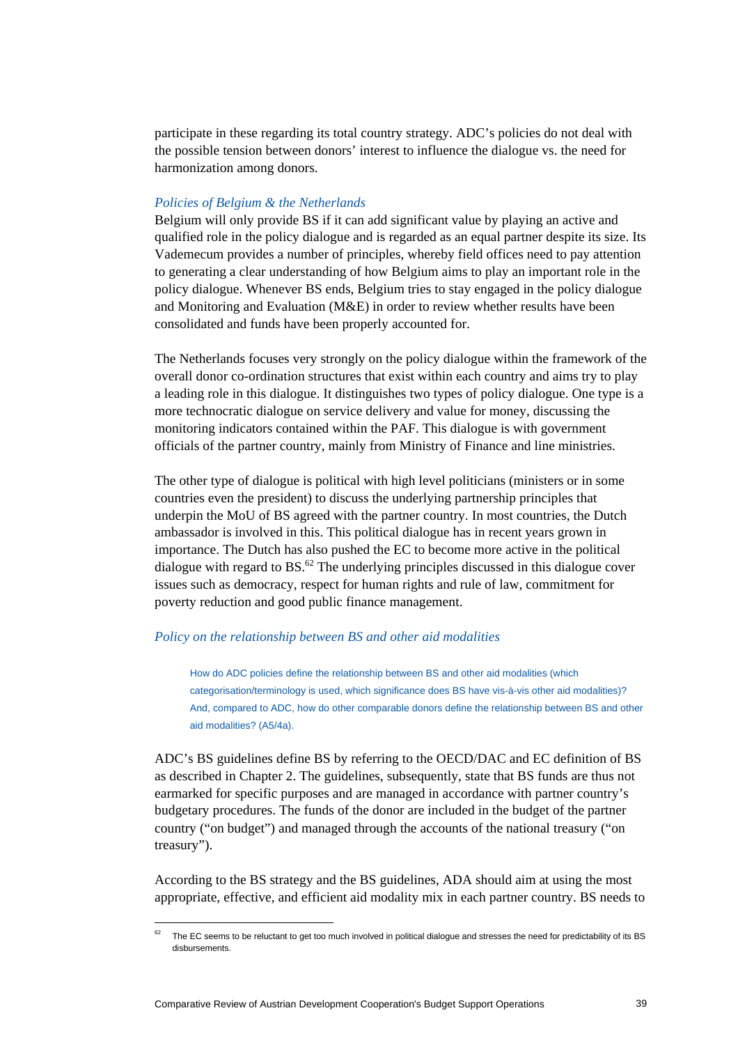participate in these regarding its total country strategy. ADC's policies do not deal with the possible tension between donors' interest to influence the dialogue vs. the need for harmonization among donors.

*Policies of Belgium & the Netherlands*

Belgium will only provide BS if it can add significant value by playing an active and qualified role in the policy dialogue and is regarded as an equal partner despite its size. Its Vademecum provides a number of principles, whereby field offices need to pay attention to generating a clear understanding of how Belgium aims to play an important role in the policy dialogue. Whenever BS ends, Belgium tries to stay engaged in the policy dialogue and Monitoring and Evaluation (M&E) in order to review whether results have been consolidated and funds have been properly accounted for.

The Netherlands focuses very strongly on the policy dialogue within the framework of the overall donor co-ordination structures that exist within each country and aims try to play a leading role in this dialogue. It distinguishes two types of policy dialogue. One type is a more technocratic dialogue on service delivery and value for money, discussing the monitoring indicators contained within the PAF. This dialogue is with government officials of the partner country, mainly from Ministry of Finance and line ministries.

The other type of dialogue is political with high level politicians (ministers or in some countries even the president) to discuss the underlying partnership principles that underpin the MoU of BS agreed with the partner country. In most countries, the Dutch ambassador is involved in this. This political dialogue has in recent years grown in importance. The Dutch has also pushed the EC to become more active in the political dialogue with regard to BS.[62] The underlying principles discussed in this dialogue cover issues such as democracy, respect for human rights and rule of law, commitment for poverty reduction and good public finance management.

*Policy on the relationship between BS and other aid modalities*

> How do ADC policies define the relationship between BS and other aid modalities (which categorisation/terminology is used, which significance does BS have vis-à-vis other aid modalities)? And, compared to ADC, how do other comparable donors define the relationship between BS and other aid modalities? (A5/4a).

ADC's BS guidelines define BS by referring to the OECD/DAC and EC definition of BS as described in Chapter 2. The guidelines, subsequently, state that BS funds are thus not earmarked for specific purposes and are managed in accordance with partner country's budgetary procedures. The funds of the donor are included in the budget of the partner country ("on budget") and managed through the accounts of the national treasury ("on treasury").

According to the BS strategy and the BS guidelines, ADA should aim at using the most appropriate, effective, and efficient aid modality mix in each partner country. BS needs to

[62] The EC seems to be reluctant to get too much involved in political dialogue and stresses the need for predictability of its BS disbursements.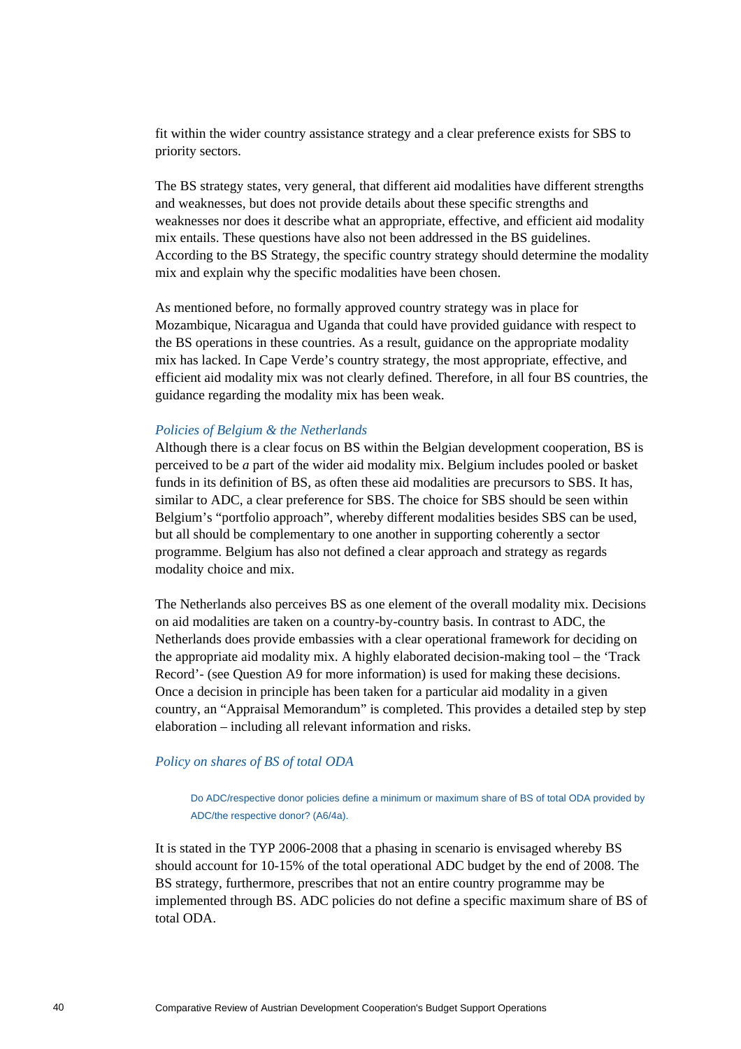fit within the wider country assistance strategy and a clear preference exists for SBS to priority sectors.

The BS strategy states, very general, that different aid modalities have different strengths and weaknesses, but does not provide details about these specific strengths and weaknesses nor does it describe what an appropriate, effective, and efficient aid modality mix entails. These questions have also not been addressed in the BS guidelines. According to the BS Strategy, the specific country strategy should determine the modality mix and explain why the specific modalities have been chosen.

As mentioned before, no formally approved country strategy was in place for Mozambique, Nicaragua and Uganda that could have provided guidance with respect to the BS operations in these countries. As a result, guidance on the appropriate modality mix has lacked. In Cape Verde's country strategy, the most appropriate, effective, and efficient aid modality mix was not clearly defined. Therefore, in all four BS countries, the guidance regarding the modality mix has been weak.

*Policies of Belgium & the Netherlands*

Although there is a clear focus on BS within the Belgian development cooperation, BS is perceived to be *a* part of the wider aid modality mix. Belgium includes pooled or basket funds in its definition of BS, as often these aid modalities are precursors to SBS. It has, similar to ADC, a clear preference for SBS. The choice for SBS should be seen within Belgium's "portfolio approach", whereby different modalities besides SBS can be used, but all should be complementary to one another in supporting coherently a sector programme. Belgium has also not defined a clear approach and strategy as regards modality choice and mix.

The Netherlands also perceives BS as one element of the overall modality mix. Decisions on aid modalities are taken on a country-by-country basis. In contrast to ADC, the Netherlands does provide embassies with a clear operational framework for deciding on the appropriate aid modality mix. A highly elaborated decision-making tool – the 'Track Record'- (see Question A9 for more information) is used for making these decisions. Once a decision in principle has been taken for a particular aid modality in a given country, an "Appraisal Memorandum" is completed. This provides a detailed step by step elaboration – including all relevant information and risks.

*Policy on shares of BS of total ODA*

> Do ADC/respective donor policies define a minimum or maximum share of BS of total ODA provided by ADC/the respective donor? (A6/4a).

It is stated in the TYP 2006-2008 that a phasing in scenario is envisaged whereby BS should account for 10-15% of the total operational ADC budget by the end of 2008. The BS strategy, furthermore, prescribes that not an entire country programme may be implemented through BS. ADC policies do not define a specific maximum share of BS of total ODA.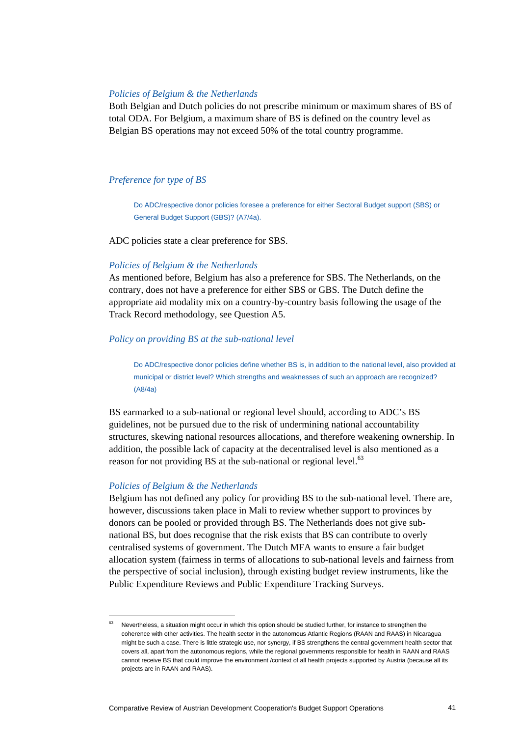*Policies of Belgium & the Netherlands*

Both Belgian and Dutch policies do not prescribe minimum or maximum shares of BS of total ODA. For Belgium, a maximum share of BS is defined on the country level as Belgian BS operations may not exceed 50% of the total country programme.

*Preference for type of BS*

> Do ADC/respective donor policies foresee a preference for either Sectoral Budget support (SBS) or General Budget Support (GBS)? (A7/4a).

ADC policies state a clear preference for SBS.

*Policies of Belgium & the Netherlands*

As mentioned before, Belgium has also a preference for SBS. The Netherlands, on the contrary, does not have a preference for either SBS or GBS. The Dutch define the appropriate aid modality mix on a country-by-country basis following the usage of the Track Record methodology, see Question A5.

*Policy on providing BS at the sub-national level*

> Do ADC/respective donor policies define whether BS is, in addition to the national level, also provided at municipal or district level? Which strengths and weaknesses of such an approach are recognized? (A8/4a)

BS earmarked to a sub-national or regional level should, according to ADC's BS guidelines, not be pursued due to the risk of undermining national accountability structures, skewing national resources allocations, and therefore weakening ownership. In addition, the possible lack of capacity at the decentralised level is also mentioned as a reason for not providing BS at the sub-national or regional level.[63]

*Policies of Belgium & the Netherlands*

Belgium has not defined any policy for providing BS to the sub-national level. There are, however, discussions taken place in Mali to review whether support to provinces by donors can be pooled or provided through BS. The Netherlands does not give sub-national BS, but does recognise that the risk exists that BS can contribute to overly centralised systems of government. The Dutch MFA wants to ensure a fair budget allocation system (fairness in terms of allocations to sub-national levels and fairness from the perspective of social inclusion), through existing budget review instruments, like the Public Expenditure Reviews and Public Expenditure Tracking Surveys.

[63] Nevertheless, a situation might occur in which this option should be studied further, for instance to strengthen the coherence with other activities. The health sector in the autonomous Atlantic Regions (RAAN and RAAS) in Nicaragua might be such a case. There is little strategic use, nor synergy, if BS strengthens the central government health sector that covers all, apart from the autonomous regions, while the regional governments responsible for health in RAAN and RAAS cannot receive BS that could improve the environment /context of all health projects supported by Austria (because all its projects are in RAAN and RAAS).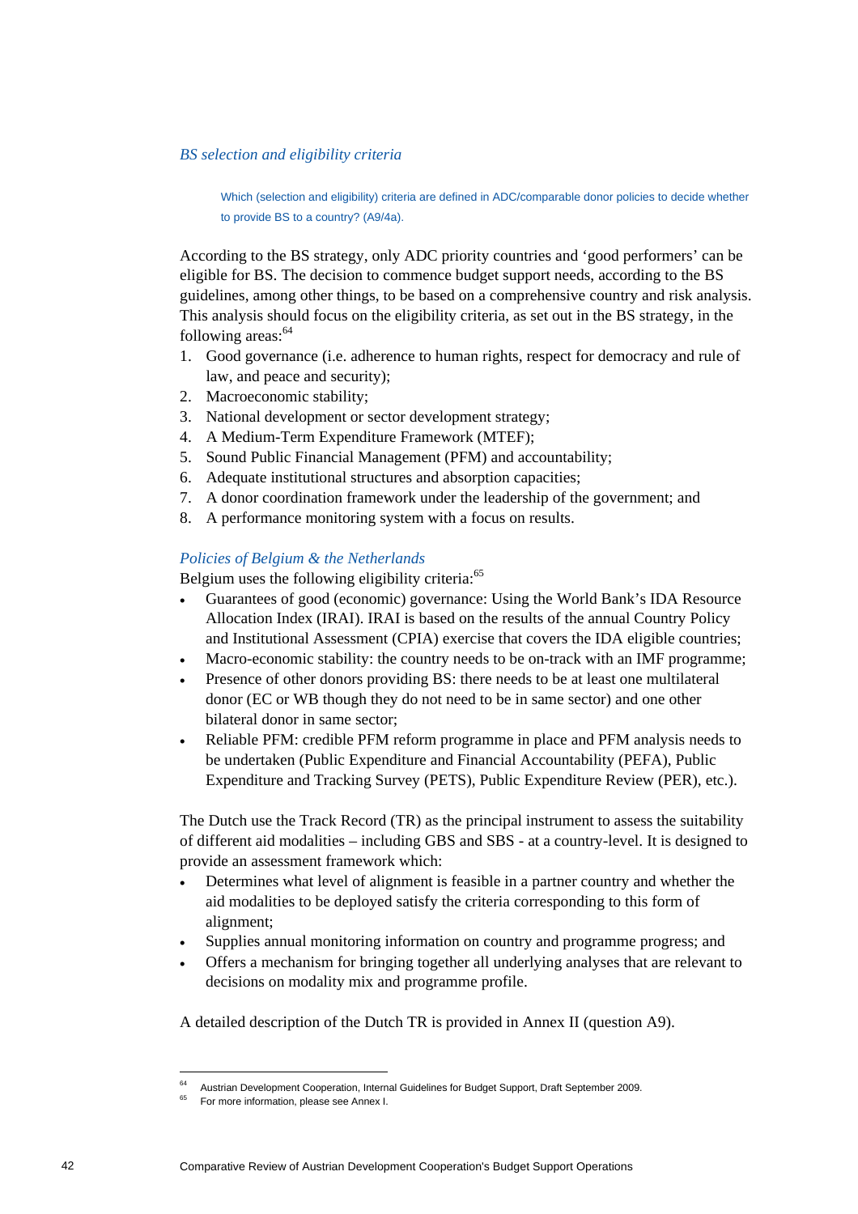*BS selection and eligibility criteria*

> Which (selection and eligibility) criteria are defined in ADC/comparable donor policies to decide whether to provide BS to a country? (A9/4a).

According to the BS strategy, only ADC priority countries and 'good performers' can be eligible for BS. The decision to commence budget support needs, according to the BS guidelines, among other things, to be based on a comprehensive country and risk analysis. This analysis should focus on the eligibility criteria, as set out in the BS strategy, in the following areas:[64]

1. Good governance (i.e. adherence to human rights, respect for democracy and rule of law, and peace and security);
2. Macroeconomic stability;
3. National development or sector development strategy;
4. A Medium-Term Expenditure Framework (MTEF);
5. Sound Public Financial Management (PFM) and accountability;
6. Adequate institutional structures and absorption capacities;
7. A donor coordination framework under the leadership of the government; and
8. A performance monitoring system with a focus on results.

*Policies of Belgium & the Netherlands*

Belgium uses the following eligibility criteria:[65]

- Guarantees of good (economic) governance: Using the World Bank's IDA Resource Allocation Index (IRAI). IRAI is based on the results of the annual Country Policy and Institutional Assessment (CPIA) exercise that covers the IDA eligible countries;
- Macro-economic stability: the country needs to be on-track with an IMF programme;
- Presence of other donors providing BS: there needs to be at least one multilateral donor (EC or WB though they do not need to be in same sector) and one other bilateral donor in same sector;
- Reliable PFM: credible PFM reform programme in place and PFM analysis needs to be undertaken (Public Expenditure and Financial Accountability (PEFA), Public Expenditure and Tracking Survey (PETS), Public Expenditure Review (PER), etc.).

The Dutch use the Track Record (TR) as the principal instrument to assess the suitability of different aid modalities – including GBS and SBS - at a country-level. It is designed to provide an assessment framework which:

- Determines what level of alignment is feasible in a partner country and whether the aid modalities to be deployed satisfy the criteria corresponding to this form of alignment;
- Supplies annual monitoring information on country and programme progress; and
- Offers a mechanism for bringing together all underlying analyses that are relevant to decisions on modality mix and programme profile.

A detailed description of the Dutch TR is provided in Annex II (question A9).

---

[64] Austrian Development Cooperation, Internal Guidelines for Budget Support, Draft September 2009.

[65] For more information, please see Annex I.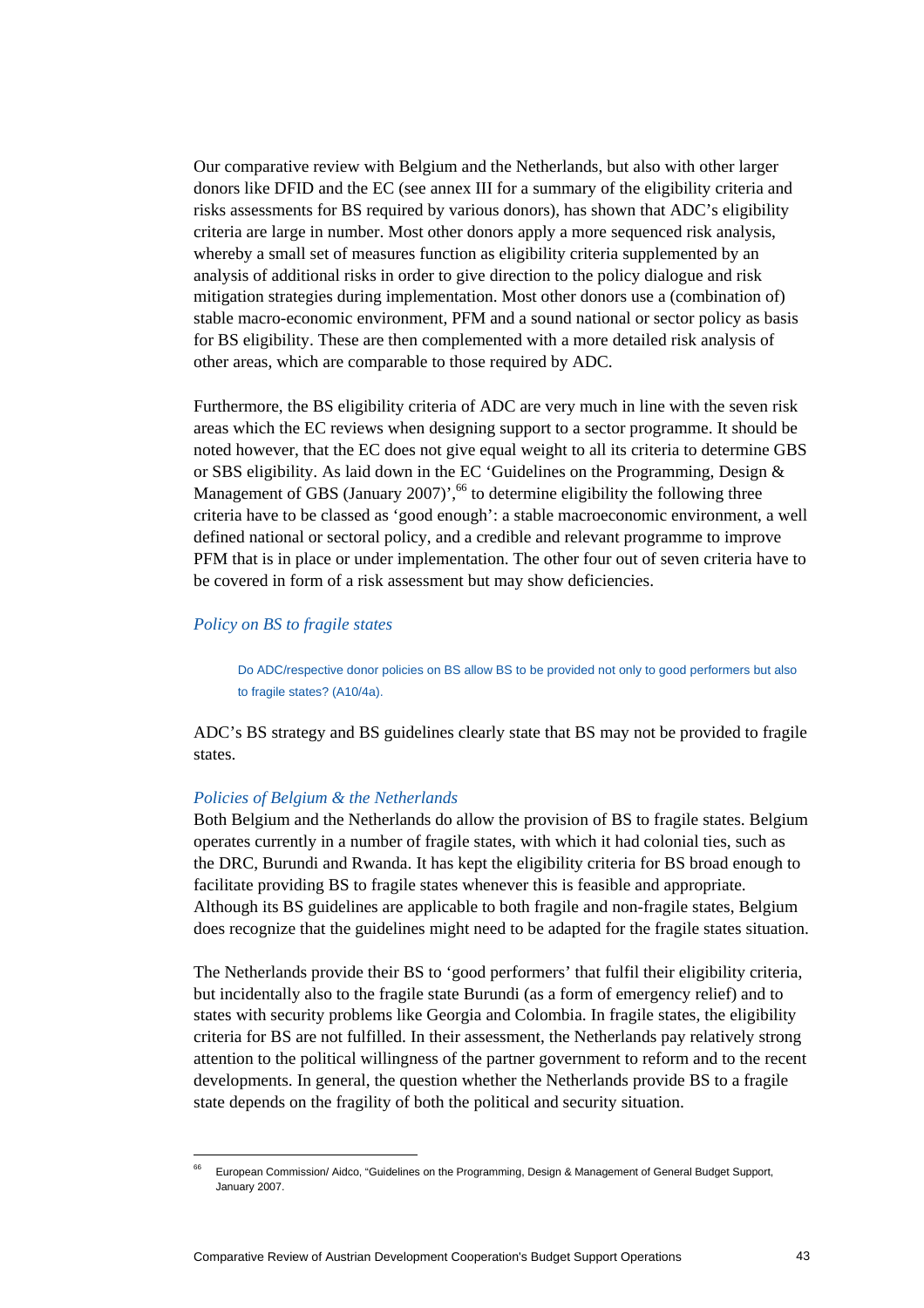Our comparative review with Belgium and the Netherlands, but also with other larger donors like DFID and the EC (see annex III for a summary of the eligibility criteria and risks assessments for BS required by various donors), has shown that ADC's eligibility criteria are large in number. Most other donors apply a more sequenced risk analysis, whereby a small set of measures function as eligibility criteria supplemented by an analysis of additional risks in order to give direction to the policy dialogue and risk mitigation strategies during implementation. Most other donors use a (combination of) stable macro-economic environment, PFM and a sound national or sector policy as basis for BS eligibility. These are then complemented with a more detailed risk analysis of other areas, which are comparable to those required by ADC.

Furthermore, the BS eligibility criteria of ADC are very much in line with the seven risk areas which the EC reviews when designing support to a sector programme. It should be noted however, that the EC does not give equal weight to all its criteria to determine GBS or SBS eligibility. As laid down in the EC 'Guidelines on the Programming, Design & Management of GBS (January 2007)',[66] to determine eligibility the following three criteria have to be classed as 'good enough': a stable macroeconomic environment, a well defined national or sectoral policy, and a credible and relevant programme to improve PFM that is in place or under implementation. The other four out of seven criteria have to be covered in form of a risk assessment but may show deficiencies.

### *Policy on BS to fragile states*

> Do ADC/respective donor policies on BS allow BS to be provided not only to good performers but also to fragile states? (A10/4a).

ADC's BS strategy and BS guidelines clearly state that BS may not be provided to fragile states.

### *Policies of Belgium & the Netherlands*

Both Belgium and the Netherlands do allow the provision of BS to fragile states. Belgium operates currently in a number of fragile states, with which it had colonial ties, such as the DRC, Burundi and Rwanda. It has kept the eligibility criteria for BS broad enough to facilitate providing BS to fragile states whenever this is feasible and appropriate. Although its BS guidelines are applicable to both fragile and non-fragile states, Belgium does recognize that the guidelines might need to be adapted for the fragile states situation.

The Netherlands provide their BS to 'good performers' that fulfil their eligibility criteria, but incidentally also to the fragile state Burundi (as a form of emergency relief) and to states with security problems like Georgia and Colombia. In fragile states, the eligibility criteria for BS are not fulfilled. In their assessment, the Netherlands pay relatively strong attention to the political willingness of the partner government to reform and to the recent developments. In general, the question whether the Netherlands provide BS to a fragile state depends on the fragility of both the political and security situation.

---

[66] European Commission/ Aidco, "Guidelines on the Programming, Design & Management of General Budget Support, January 2007.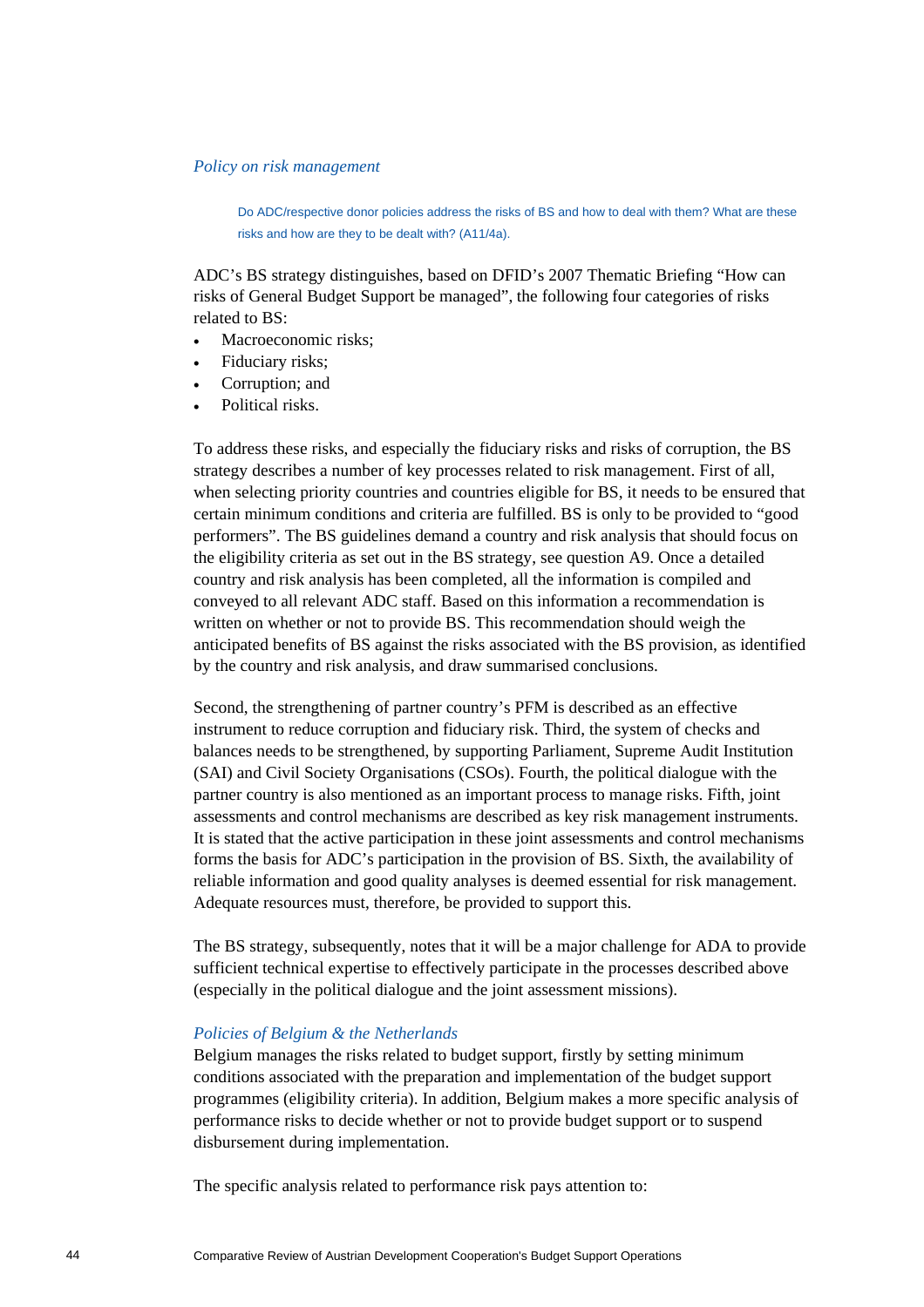*Policy on risk management*

> Do ADC/respective donor policies address the risks of BS and how to deal with them? What are these risks and how are they to be dealt with? (A11/4a).

ADC's BS strategy distinguishes, based on DFID's 2007 Thematic Briefing "How can risks of General Budget Support be managed", the following four categories of risks related to BS:

- Macroeconomic risks;
- Fiduciary risks;
- Corruption; and
- Political risks.

To address these risks, and especially the fiduciary risks and risks of corruption, the BS strategy describes a number of key processes related to risk management. First of all, when selecting priority countries and countries eligible for BS, it needs to be ensured that certain minimum conditions and criteria are fulfilled. BS is only to be provided to "good performers". The BS guidelines demand a country and risk analysis that should focus on the eligibility criteria as set out in the BS strategy, see question A9. Once a detailed country and risk analysis has been completed, all the information is compiled and conveyed to all relevant ADC staff. Based on this information a recommendation is written on whether or not to provide BS. This recommendation should weigh the anticipated benefits of BS against the risks associated with the BS provision, as identified by the country and risk analysis, and draw summarised conclusions.

Second, the strengthening of partner country's PFM is described as an effective instrument to reduce corruption and fiduciary risk. Third, the system of checks and balances needs to be strengthened, by supporting Parliament, Supreme Audit Institution (SAI) and Civil Society Organisations (CSOs). Fourth, the political dialogue with the partner country is also mentioned as an important process to manage risks. Fifth, joint assessments and control mechanisms are described as key risk management instruments. It is stated that the active participation in these joint assessments and control mechanisms forms the basis for ADC's participation in the provision of BS. Sixth, the availability of reliable information and good quality analyses is deemed essential for risk management. Adequate resources must, therefore, be provided to support this.

The BS strategy, subsequently, notes that it will be a major challenge for ADA to provide sufficient technical expertise to effectively participate in the processes described above (especially in the political dialogue and the joint assessment missions).

*Policies of Belgium & the Netherlands*

Belgium manages the risks related to budget support, firstly by setting minimum conditions associated with the preparation and implementation of the budget support programmes (eligibility criteria). In addition, Belgium makes a more specific analysis of performance risks to decide whether or not to provide budget support or to suspend disbursement during implementation.

The specific analysis related to performance risk pays attention to: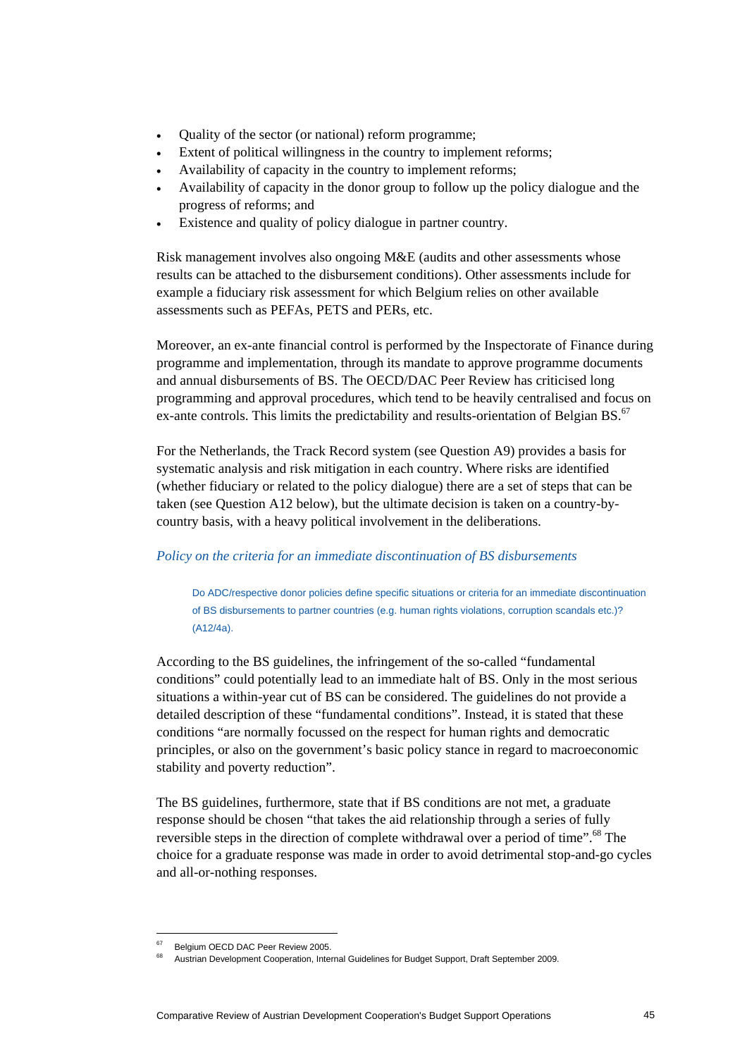- Quality of the sector (or national) reform programme;
- Extent of political willingness in the country to implement reforms;
- Availability of capacity in the country to implement reforms;
- Availability of capacity in the donor group to follow up the policy dialogue and the progress of reforms; and
- Existence and quality of policy dialogue in partner country.

Risk management involves also ongoing M&E (audits and other assessments whose results can be attached to the disbursement conditions). Other assessments include for example a fiduciary risk assessment for which Belgium relies on other available assessments such as PEFAs, PETS and PERs, etc.

Moreover, an ex-ante financial control is performed by the Inspectorate of Finance during programme and implementation, through its mandate to approve programme documents and annual disbursements of BS. The OECD/DAC Peer Review has criticised long programming and approval procedures, which tend to be heavily centralised and focus on ex-ante controls. This limits the predictability and results-orientation of Belgian BS.[67]

For the Netherlands, the Track Record system (see Question A9) provides a basis for systematic analysis and risk mitigation in each country. Where risks are identified (whether fiduciary or related to the policy dialogue) there are a set of steps that can be taken (see Question A12 below), but the ultimate decision is taken on a country-by-country basis, with a heavy political involvement in the deliberations.

*Policy on the criteria for an immediate discontinuation of BS disbursements*

> Do ADC/respective donor policies define specific situations or criteria for an immediate discontinuation of BS disbursements to partner countries (e.g. human rights violations, corruption scandals etc.)? (A12/4a).

According to the BS guidelines, the infringement of the so-called "fundamental conditions" could potentially lead to an immediate halt of BS. Only in the most serious situations a within-year cut of BS can be considered. The guidelines do not provide a detailed description of these "fundamental conditions". Instead, it is stated that these conditions "are normally focussed on the respect for human rights and democratic principles, or also on the government's basic policy stance in regard to macroeconomic stability and poverty reduction".

The BS guidelines, furthermore, state that if BS conditions are not met, a graduate response should be chosen "that takes the aid relationship through a series of fully reversible steps in the direction of complete withdrawal over a period of time".[68] The choice for a graduate response was made in order to avoid detrimental stop-and-go cycles and all-or-nothing responses.

---

[67] Belgium OECD DAC Peer Review 2005.

[68] Austrian Development Cooperation, Internal Guidelines for Budget Support, Draft September 2009.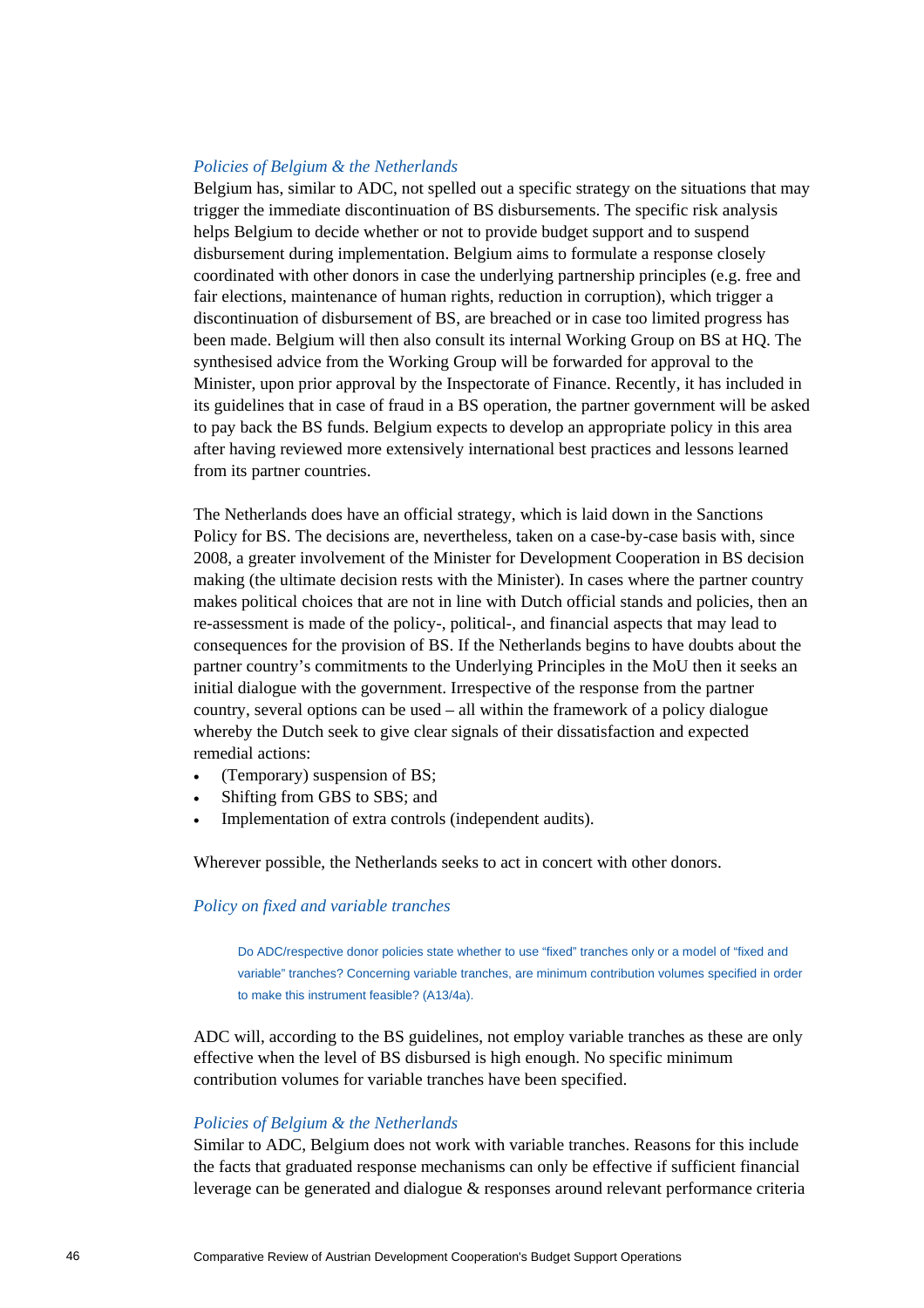*Policies of Belgium & the Netherlands*

Belgium has, similar to ADC, not spelled out a specific strategy on the situations that may trigger the immediate discontinuation of BS disbursements. The specific risk analysis helps Belgium to decide whether or not to provide budget support and to suspend disbursement during implementation. Belgium aims to formulate a response closely coordinated with other donors in case the underlying partnership principles (e.g. free and fair elections, maintenance of human rights, reduction in corruption), which trigger a discontinuation of disbursement of BS, are breached or in case too limited progress has been made. Belgium will then also consult its internal Working Group on BS at HQ. The synthesised advice from the Working Group will be forwarded for approval to the Minister, upon prior approval by the Inspectorate of Finance. Recently, it has included in its guidelines that in case of fraud in a BS operation, the partner government will be asked to pay back the BS funds. Belgium expects to develop an appropriate policy in this area after having reviewed more extensively international best practices and lessons learned from its partner countries.

The Netherlands does have an official strategy, which is laid down in the Sanctions Policy for BS. The decisions are, nevertheless, taken on a case-by-case basis with, since 2008, a greater involvement of the Minister for Development Cooperation in BS decision making (the ultimate decision rests with the Minister). In cases where the partner country makes political choices that are not in line with Dutch official stands and policies, then an re-assessment is made of the policy-, political-, and financial aspects that may lead to consequences for the provision of BS. If the Netherlands begins to have doubts about the partner country's commitments to the Underlying Principles in the MoU then it seeks an initial dialogue with the government. Irrespective of the response from the partner country, several options can be used – all within the framework of a policy dialogue whereby the Dutch seek to give clear signals of their dissatisfaction and expected remedial actions:

- (Temporary) suspension of BS;
- Shifting from GBS to SBS; and
- Implementation of extra controls (independent audits).

Wherever possible, the Netherlands seeks to act in concert with other donors.

*Policy on fixed and variable tranches*

> Do ADC/respective donor policies state whether to use "fixed" tranches only or a model of "fixed and variable" tranches? Concerning variable tranches, are minimum contribution volumes specified in order to make this instrument feasible? (A13/4a).

ADC will, according to the BS guidelines, not employ variable tranches as these are only effective when the level of BS disbursed is high enough. No specific minimum contribution volumes for variable tranches have been specified.

*Policies of Belgium & the Netherlands*

Similar to ADC, Belgium does not work with variable tranches. Reasons for this include the facts that graduated response mechanisms can only be effective if sufficient financial leverage can be generated and dialogue & responses around relevant performance criteria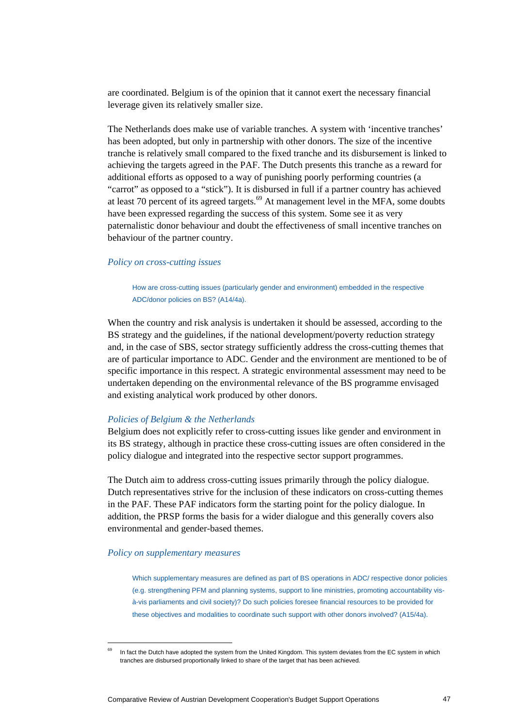are coordinated. Belgium is of the opinion that it cannot exert the necessary financial leverage given its relatively smaller size.

The Netherlands does make use of variable tranches. A system with 'incentive tranches' has been adopted, but only in partnership with other donors. The size of the incentive tranche is relatively small compared to the fixed tranche and its disbursement is linked to achieving the targets agreed in the PAF. The Dutch presents this tranche as a reward for additional efforts as opposed to a way of punishing poorly performing countries (a "carrot" as opposed to a "stick"). It is disbursed in full if a partner country has achieved at least 70 percent of its agreed targets.[69] At management level in the MFA, some doubts have been expressed regarding the success of this system. Some see it as very paternalistic donor behaviour and doubt the effectiveness of small incentive tranches on behaviour of the partner country.

### *Policy on cross-cutting issues*

> How are cross-cutting issues (particularly gender and environment) embedded in the respective ADC/donor policies on BS? (A14/4a).

When the country and risk analysis is undertaken it should be assessed, according to the BS strategy and the guidelines, if the national development/poverty reduction strategy and, in the case of SBS, sector strategy sufficiently address the cross-cutting themes that are of particular importance to ADC. Gender and the environment are mentioned to be of specific importance in this respect. A strategic environmental assessment may need to be undertaken depending on the environmental relevance of the BS programme envisaged and existing analytical work produced by other donors.

#### *Policies of Belgium & the Netherlands*

Belgium does not explicitly refer to cross-cutting issues like gender and environment in its BS strategy, although in practice these cross-cutting issues are often considered in the policy dialogue and integrated into the respective sector support programmes.

The Dutch aim to address cross-cutting issues primarily through the policy dialogue. Dutch representatives strive for the inclusion of these indicators on cross-cutting themes in the PAF. These PAF indicators form the starting point for the policy dialogue. In addition, the PRSP forms the basis for a wider dialogue and this generally covers also environmental and gender-based themes.

### *Policy on supplementary measures*

> Which supplementary measures are defined as part of BS operations in ADC/ respective donor policies (e.g. strengthening PFM and planning systems, support to line ministries, promoting accountability vis-à-vis parliaments and civil society)? Do such policies foresee financial resources to be provided for these objectives and modalities to coordinate such support with other donors involved? (A15/4a).

---

[69] In fact the Dutch have adopted the system from the United Kingdom. This system deviates from the EC system in which tranches are disbursed proportionally linked to share of the target that has been achieved.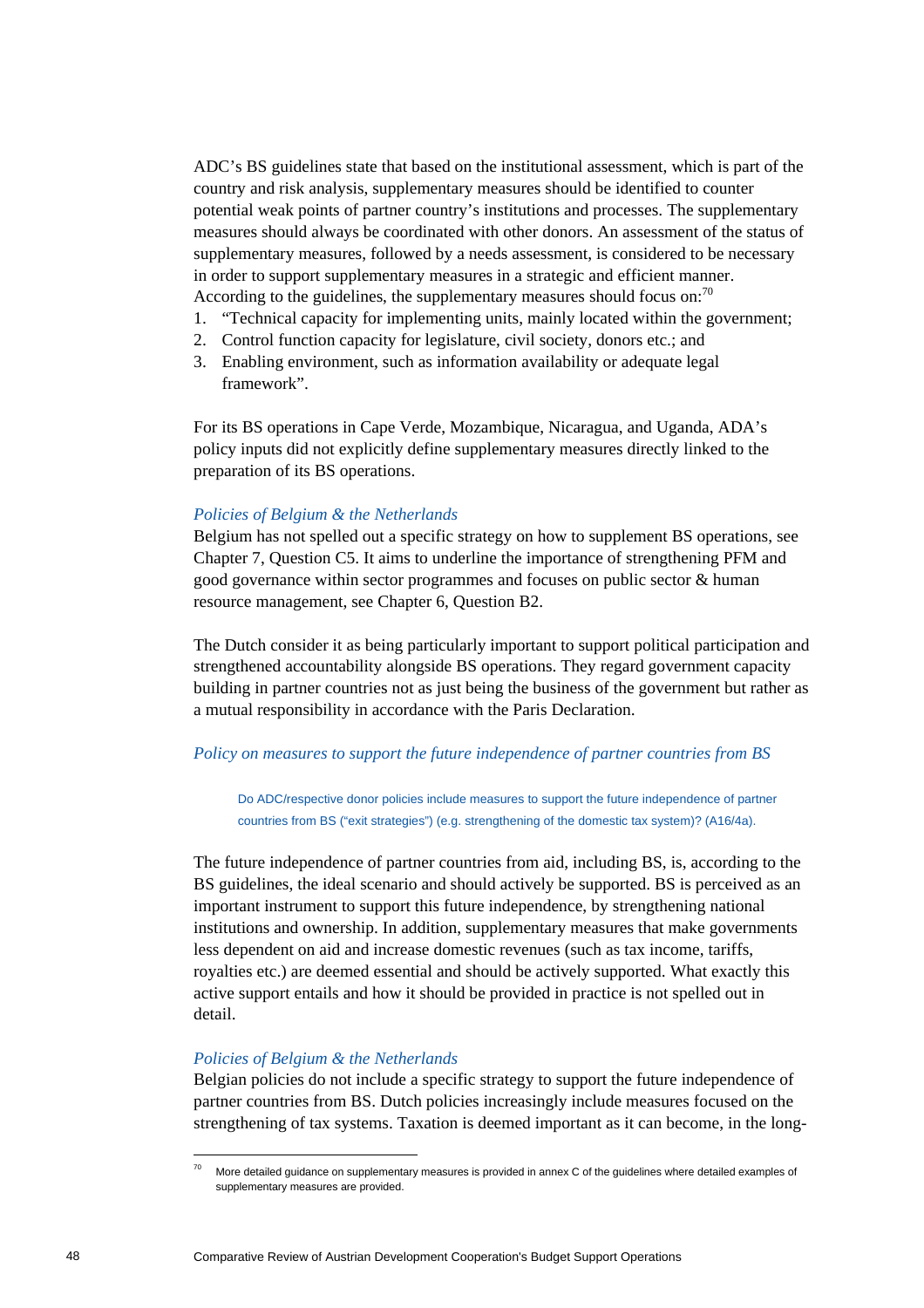ADC's BS guidelines state that based on the institutional assessment, which is part of the country and risk analysis, supplementary measures should be identified to counter potential weak points of partner country's institutions and processes. The supplementary measures should always be coordinated with other donors. An assessment of the status of supplementary measures, followed by a needs assessment, is considered to be necessary in order to support supplementary measures in a strategic and efficient manner. According to the guidelines, the supplementary measures should focus on:[70]

1. "Technical capacity for implementing units, mainly located within the government;
2. Control function capacity for legislature, civil society, donors etc.; and
3. Enabling environment, such as information availability or adequate legal framework".

For its BS operations in Cape Verde, Mozambique, Nicaragua, and Uganda, ADA's policy inputs did not explicitly define supplementary measures directly linked to the preparation of its BS operations.

*Policies of Belgium & the Netherlands*

Belgium has not spelled out a specific strategy on how to supplement BS operations, see Chapter 7, Question C5. It aims to underline the importance of strengthening PFM and good governance within sector programmes and focuses on public sector & human resource management, see Chapter 6, Question B2.

The Dutch consider it as being particularly important to support political participation and strengthened accountability alongside BS operations. They regard government capacity building in partner countries not as just being the business of the government but rather as a mutual responsibility in accordance with the Paris Declaration.

*Policy on measures to support the future independence of partner countries from BS*

> Do ADC/respective donor policies include measures to support the future independence of partner countries from BS ("exit strategies") (e.g. strengthening of the domestic tax system)? (A16/4a).

The future independence of partner countries from aid, including BS, is, according to the BS guidelines, the ideal scenario and should actively be supported. BS is perceived as an important instrument to support this future independence, by strengthening national institutions and ownership. In addition, supplementary measures that make governments less dependent on aid and increase domestic revenues (such as tax income, tariffs, royalties etc.) are deemed essential and should be actively supported. What exactly this active support entails and how it should be provided in practice is not spelled out in detail.

*Policies of Belgium & the Netherlands*

Belgian policies do not include a specific strategy to support the future independence of partner countries from BS. Dutch policies increasingly include measures focused on the strengthening of tax systems. Taxation is deemed important as it can become, in the long-

[70] More detailed guidance on supplementary measures is provided in annex C of the guidelines where detailed examples of supplementary measures are provided.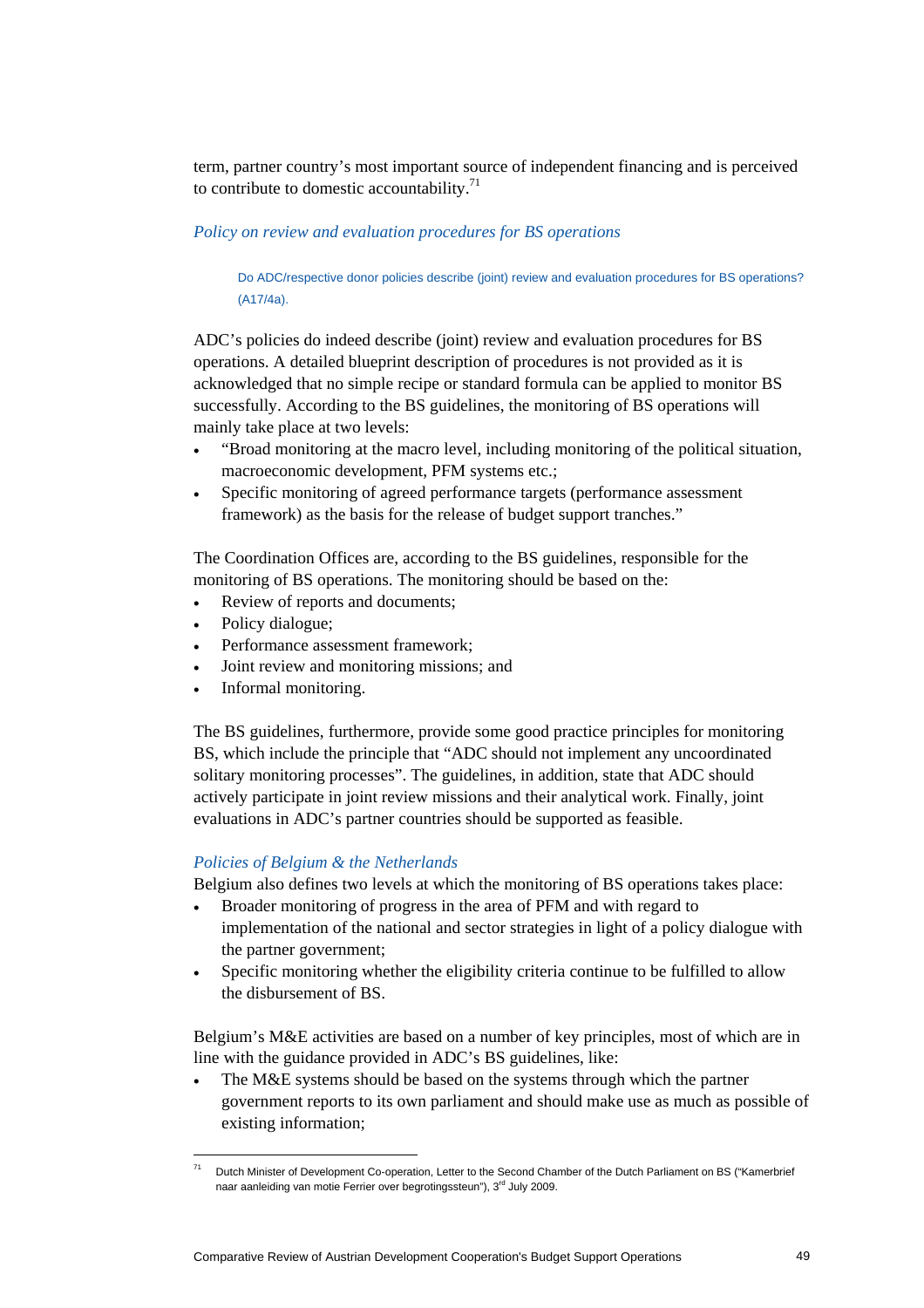term, partner country's most important source of independent financing and is perceived to contribute to domestic accountability.[71]

*Policy on review and evaluation procedures for BS operations*

> Do ADC/respective donor policies describe (joint) review and evaluation procedures for BS operations? (A17/4a).

ADC's policies do indeed describe (joint) review and evaluation procedures for BS operations. A detailed blueprint description of procedures is not provided as it is acknowledged that no simple recipe or standard formula can be applied to monitor BS successfully. According to the BS guidelines, the monitoring of BS operations will mainly take place at two levels:

- "Broad monitoring at the macro level, including monitoring of the political situation, macroeconomic development, PFM systems etc.;
- Specific monitoring of agreed performance targets (performance assessment framework) as the basis for the release of budget support tranches."

The Coordination Offices are, according to the BS guidelines, responsible for the monitoring of BS operations. The monitoring should be based on the:

- Review of reports and documents;
- Policy dialogue;
- Performance assessment framework;
- Joint review and monitoring missions; and
- Informal monitoring.

The BS guidelines, furthermore, provide some good practice principles for monitoring BS, which include the principle that "ADC should not implement any uncoordinated solitary monitoring processes". The guidelines, in addition, state that ADC should actively participate in joint review missions and their analytical work. Finally, joint evaluations in ADC's partner countries should be supported as feasible.

*Policies of Belgium & the Netherlands*

Belgium also defines two levels at which the monitoring of BS operations takes place:

- Broader monitoring of progress in the area of PFM and with regard to implementation of the national and sector strategies in light of a policy dialogue with the partner government;
- Specific monitoring whether the eligibility criteria continue to be fulfilled to allow the disbursement of BS.

Belgium's M&E activities are based on a number of key principles, most of which are in line with the guidance provided in ADC's BS guidelines, like:

- The M&E systems should be based on the systems through which the partner government reports to its own parliament and should make use as much as possible of existing information;

---

[71] Dutch Minister of Development Co-operation, Letter to the Second Chamber of the Dutch Parliament on BS ("Kamerbrief naar aanleiding van motie Ferrier over begrotingssteun"), 3rd July 2009.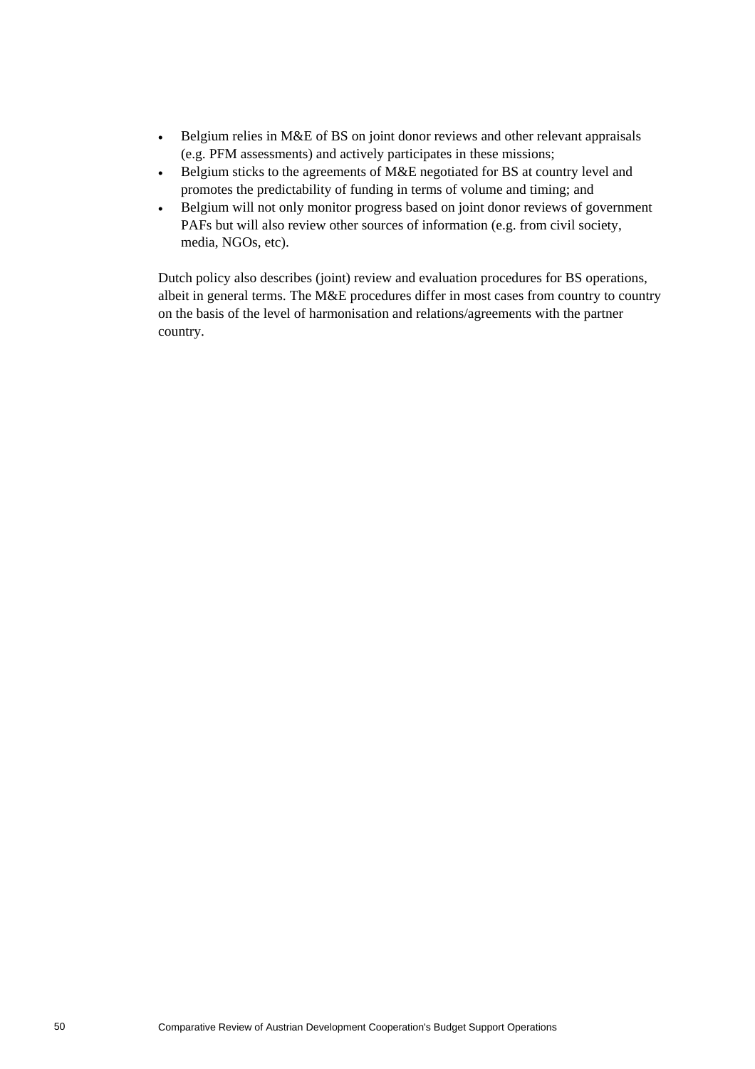- Belgium relies in M&E of BS on joint donor reviews and other relevant appraisals (e.g. PFM assessments) and actively participates in these missions;
- Belgium sticks to the agreements of M&E negotiated for BS at country level and promotes the predictability of funding in terms of volume and timing; and
- Belgium will not only monitor progress based on joint donor reviews of government PAFs but will also review other sources of information (e.g. from civil society, media, NGOs, etc).

Dutch policy also describes (joint) review and evaluation procedures for BS operations, albeit in general terms. The M&E procedures differ in most cases from country to country on the basis of the level of harmonisation and relations/agreements with the partner country.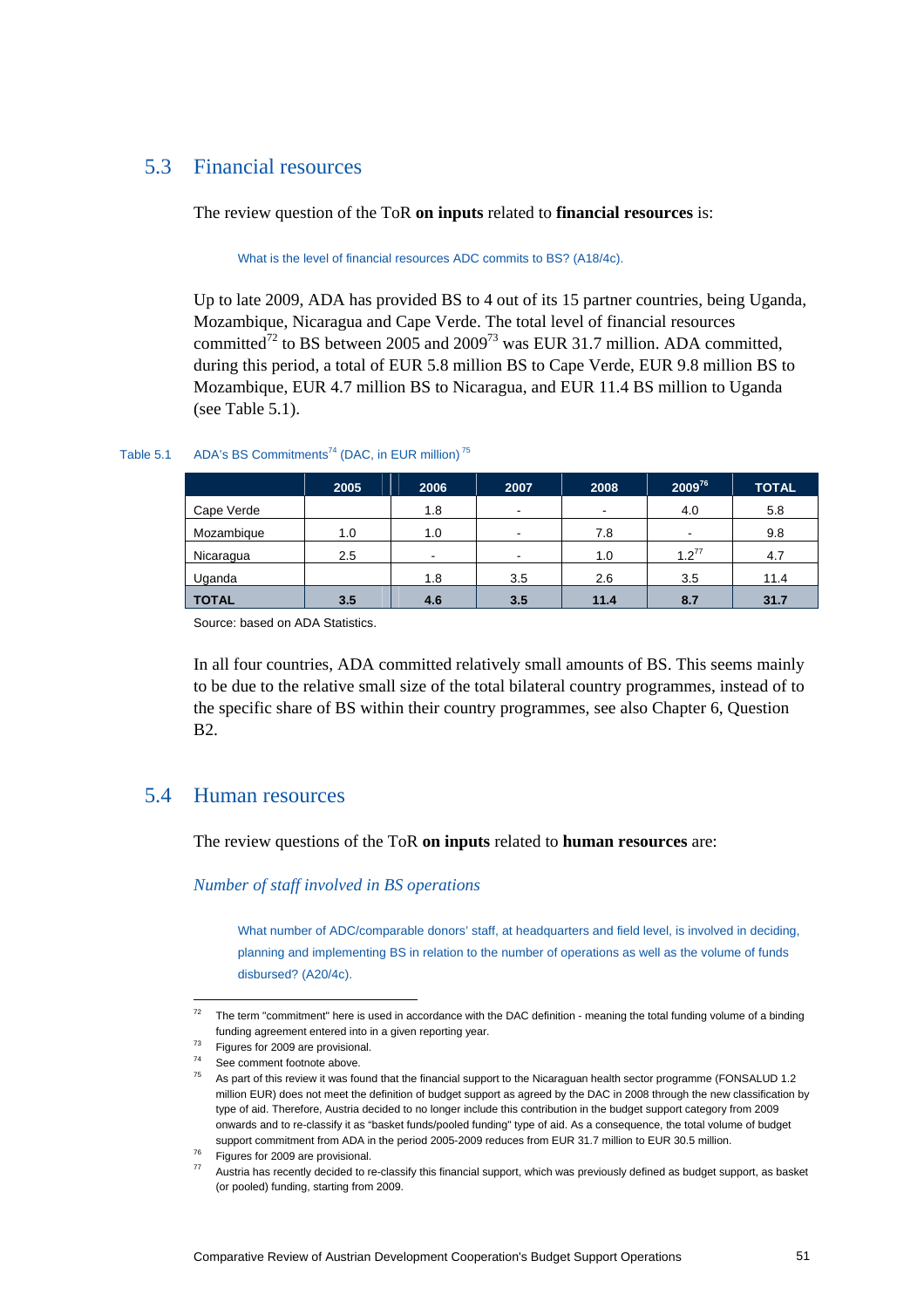## 5.3 Financial resources

The review question of the ToR **on inputs** related to **financial resources** is:

What is the level of financial resources ADC commits to BS? (A18/4c).

Up to late 2009, ADA has provided BS to 4 out of its 15 partner countries, being Uganda, Mozambique, Nicaragua and Cape Verde. The total level of financial resources committed[72] to BS between 2005 and 2009[73] was EUR 31.7 million. ADA committed, during this period, a total of EUR 5.8 million BS to Cape Verde, EUR 9.8 million BS to Mozambique, EUR 4.7 million BS to Nicaragua, and EUR 11.4 BS million to Uganda (see Table 5.1).

Table 5.1 ADA's BS Commitments[74] (DAC, in EUR million) [75]

| | 2005 | 2006 | 2007 | 2008 | 2009[76] | TOTAL |
|---|---|---|---|---|---|---|
| Cape Verde | | 1.8 | - | - | 4.0 | 5.8 |
| Mozambique | 1.0 | 1.0 | - | 7.8 | - | 9.8 |
| Nicaragua | 2.5 | - | - | 1.0 | 1.2[77] | 4.7 |
| Uganda | | 1.8 | 3.5 | 2.6 | 3.5 | 11.4 |
| **TOTAL** | **3.5** | **4.6** | **3.5** | **11.4** | **8.7** | **31.7** |

Source: based on ADA Statistics.

In all four countries, ADA committed relatively small amounts of BS. This seems mainly to be due to the relative small size of the total bilateral country programmes, instead of to the specific share of BS within their country programmes, see also Chapter 6, Question B2.

## 5.4 Human resources

The review questions of the ToR **on inputs** related to **human resources** are:

*Number of staff involved in BS operations*

What number of ADC/comparable donors' staff, at headquarters and field level, is involved in deciding, planning and implementing BS in relation to the number of operations as well as the volume of funds disbursed? (A20/4c).

---

[72] The term "commitment" here is used in accordance with the DAC definition - meaning the total funding volume of a binding funding agreement entered into in a given reporting year.

[73] Figures for 2009 are provisional.

[74] See comment footnote above.

[75] As part of this review it was found that the financial support to the Nicaraguan health sector programme (FONSALUD 1.2 million EUR) does not meet the definition of budget support as agreed by the DAC in 2008 through the new classification by type of aid. Therefore, Austria decided to no longer include this contribution in the budget support category from 2009 onwards and to re-classify it as "basket funds/pooled funding" type of aid. As a consequence, the total volume of budget support commitment from ADA in the period 2005-2009 reduces from EUR 31.7 million to EUR 30.5 million.

[76] Figures for 2009 are provisional.

[77] Austria has recently decided to re-classify this financial support, which was previously defined as budget support, as basket (or pooled) funding, starting from 2009.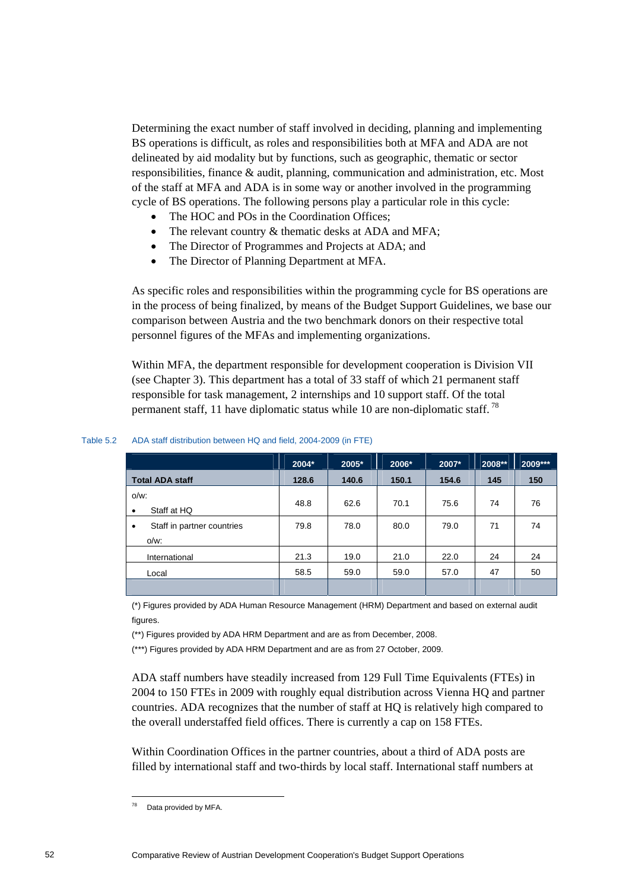Determining the exact number of staff involved in deciding, planning and implementing BS operations is difficult, as roles and responsibilities both at MFA and ADA are not delineated by aid modality but by functions, such as geographic, thematic or sector responsibilities, finance & audit, planning, communication and administration, etc. Most of the staff at MFA and ADA is in some way or another involved in the programming cycle of BS operations. The following persons play a particular role in this cycle:

- The HOC and POs in the Coordination Offices;
- The relevant country & thematic desks at ADA and MFA;
- The Director of Programmes and Projects at ADA; and
- The Director of Planning Department at MFA.

As specific roles and responsibilities within the programming cycle for BS operations are in the process of being finalized, by means of the Budget Support Guidelines, we base our comparison between Austria and the two benchmark donors on their respective total personnel figures of the MFAs and implementing organizations.

Within MFA, the department responsible for development cooperation is Division VII (see Chapter 3). This department has a total of 33 staff of which 21 permanent staff responsible for task management, 2 internships and 10 support staff. Of the total permanent staff, 11 have diplomatic status while 10 are non-diplomatic staff. [78]

Table 5.2 ADA staff distribution between HQ and field, 2004-2009 (in FTE)

| | 2004* | 2005* | 2006* | 2007* | 2008** | 2009*** |
|---|---|---|---|---|---|---|
| **Total ADA staff** | **128.6** | **140.6** | **150.1** | **154.6** | **145** | **150** |
| o/w:<br>• Staff at HQ | 48.8 | 62.6 | 70.1 | 75.6 | 74 | 76 |
| • Staff in partner countries<br>o/w: | 79.8 | 78.0 | 80.0 | 79.0 | 71 | 74 |
| International | 21.3 | 19.0 | 21.0 | 22.0 | 24 | 24 |
| Local | 58.5 | 59.0 | 59.0 | 57.0 | 47 | 50 |

(*) Figures provided by ADA Human Resource Management (HRM) Department and based on external audit figures.

(**) Figures provided by ADA HRM Department and are as from December, 2008.

(***) Figures provided by ADA HRM Department and are as from 27 October, 2009.

ADA staff numbers have steadily increased from 129 Full Time Equivalents (FTEs) in 2004 to 150 FTEs in 2009 with roughly equal distribution across Vienna HQ and partner countries. ADA recognizes that the number of staff at HQ is relatively high compared to the overall understaffed field offices. There is currently a cap on 158 FTEs.

Within Coordination Offices in the partner countries, about a third of ADA posts are filled by international staff and two-thirds by local staff. International staff numbers at

[78] Data provided by MFA.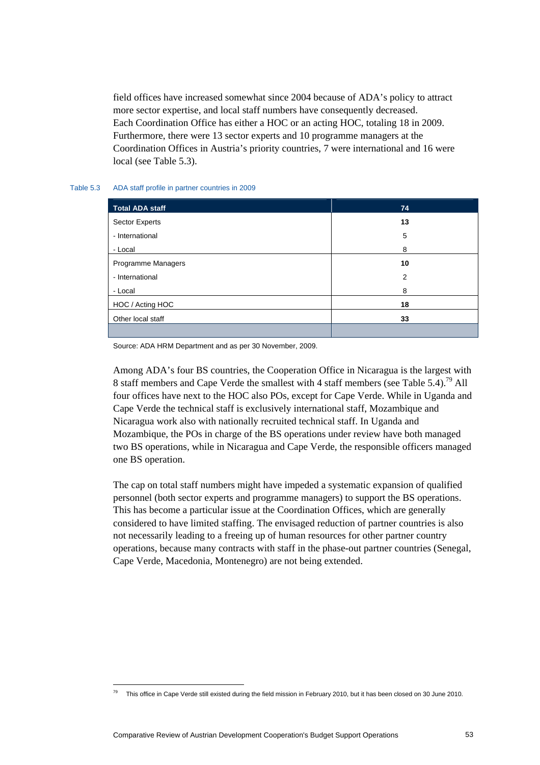field offices have increased somewhat since 2004 because of ADA's policy to attract more sector expertise, and local staff numbers have consequently decreased. Each Coordination Office has either a HOC or an acting HOC, totaling 18 in 2009. Furthermore, there were 13 sector experts and 10 programme managers at the Coordination Offices in Austria's priority countries, 7 were international and 16 were local (see Table 5.3).

Table 5.3 ADA staff profile in partner countries in 2009

| **Total ADA staff** | **74** |
|---|---|
| Sector Experts | **13** |
| - International | 5 |
| - Local | 8 |
| Programme Managers | **10** |
| - International | 2 |
| - Local | 8 |
| HOC / Acting HOC | **18** |
| Other local staff | **33** |

Source: ADA HRM Department and as per 30 November, 2009.

Among ADA's four BS countries, the Cooperation Office in Nicaragua is the largest with 8 staff members and Cape Verde the smallest with 4 staff members (see Table 5.4).[79] All four offices have next to the HOC also POs, except for Cape Verde. While in Uganda and Cape Verde the technical staff is exclusively international staff, Mozambique and Nicaragua work also with nationally recruited technical staff. In Uganda and Mozambique, the POs in charge of the BS operations under review have both managed two BS operations, while in Nicaragua and Cape Verde, the responsible officers managed one BS operation.

The cap on total staff numbers might have impeded a systematic expansion of qualified personnel (both sector experts and programme managers) to support the BS operations. This has become a particular issue at the Coordination Offices, which are generally considered to have limited staffing. The envisaged reduction of partner countries is also not necessarily leading to a freeing up of human resources for other partner country operations, because many contracts with staff in the phase-out partner countries (Senegal, Cape Verde, Macedonia, Montenegro) are not being extended.

[79] This office in Cape Verde still existed during the field mission in February 2010, but it has been closed on 30 June 2010.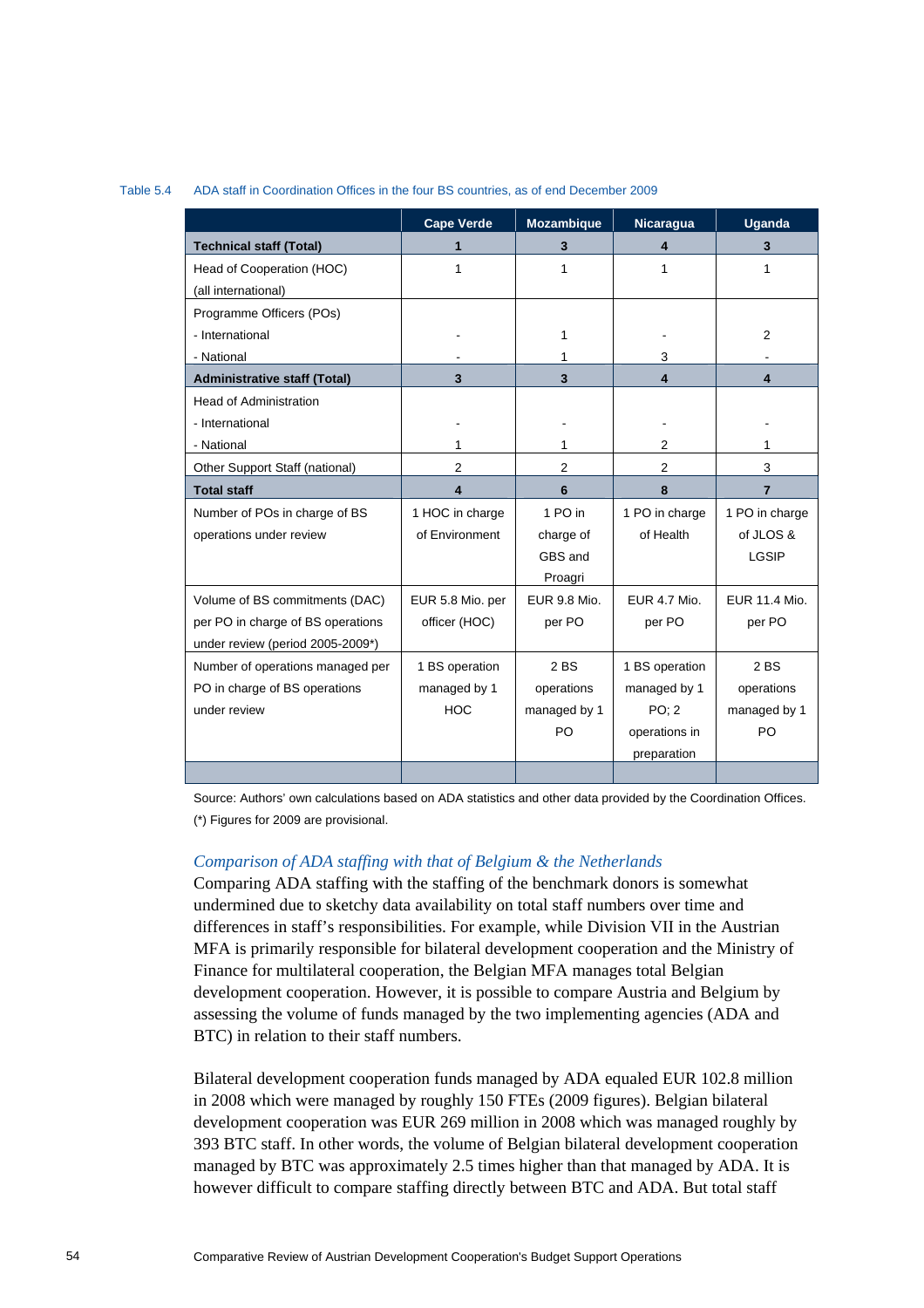Table 5.4 ADA staff in Coordination Offices in the four BS countries, as of end December 2009

| | Cape Verde | Mozambique | Nicaragua | Uganda |
|---|---|---|---|---|
| **Technical staff (Total)** | **1** | **3** | **4** | **3** |
| Head of Cooperation (HOC) (all international) | 1 | 1 | 1 | 1 |
| Programme Officers (POs) - International | - | 1 | - | 2 |
| - National | - | 1 | 3 | - |
| **Administrative staff (Total)** | **3** | **3** | **4** | **4** |
| Head of Administration - International | - | - | - | - |
| - National | 1 | 1 | 2 | 1 |
| Other Support Staff (national) | 2 | 2 | 2 | 3 |
| **Total staff** | **4** | **6** | **8** | **7** |
| Number of POs in charge of BS operations under review | 1 HOC in charge of Environment | 1 PO in charge of GBS and Proagri | 1 PO in charge of Health | 1 PO in charge of JLOS & LGSIP |
| Volume of BS commitments (DAC) per PO in charge of BS operations under review (period 2005-2009*) | EUR 5.8 Mio. per officer (HOC) | EUR 9.8 Mio. per PO | EUR 4.7 Mio. per PO | EUR 11.4 Mio. per PO |
| Number of operations managed per PO in charge of BS operations under review | 1 BS operation managed by 1 HOC | 2 BS operations managed by 1 PO | 1 BS operation managed by 1 PO; 2 operations in preparation | 2 BS operations managed by 1 PO |

Source: Authors' own calculations based on ADA statistics and other data provided by the Coordination Offices.
(*) Figures for 2009 are provisional.

*Comparison of ADA staffing with that of Belgium & the Netherlands*

Comparing ADA staffing with the staffing of the benchmark donors is somewhat undermined due to sketchy data availability on total staff numbers over time and differences in staff's responsibilities. For example, while Division VII in the Austrian MFA is primarily responsible for bilateral development cooperation and the Ministry of Finance for multilateral cooperation, the Belgian MFA manages total Belgian development cooperation. However, it is possible to compare Austria and Belgium by assessing the volume of funds managed by the two implementing agencies (ADA and BTC) in relation to their staff numbers.

Bilateral development cooperation funds managed by ADA equaled EUR 102.8 million in 2008 which were managed by roughly 150 FTEs (2009 figures). Belgian bilateral development cooperation was EUR 269 million in 2008 which was managed roughly by 393 BTC staff. In other words, the volume of Belgian bilateral development cooperation managed by BTC was approximately 2.5 times higher than that managed by ADA. It is however difficult to compare staffing directly between BTC and ADA. But total staff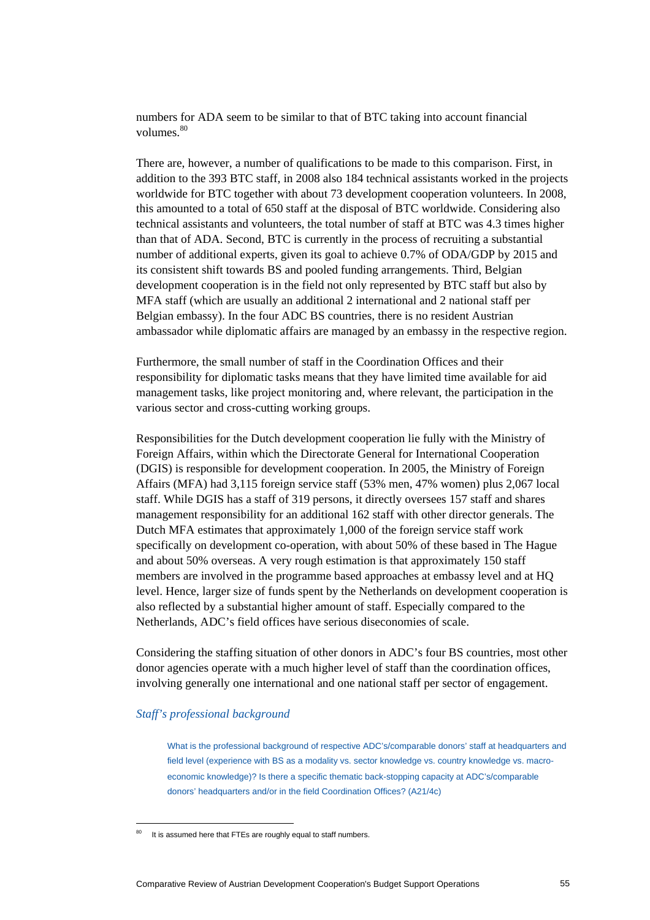numbers for ADA seem to be similar to that of BTC taking into account financial volumes.[80]

There are, however, a number of qualifications to be made to this comparison. First, in addition to the 393 BTC staff, in 2008 also 184 technical assistants worked in the projects worldwide for BTC together with about 73 development cooperation volunteers. In 2008, this amounted to a total of 650 staff at the disposal of BTC worldwide. Considering also technical assistants and volunteers, the total number of staff at BTC was 4.3 times higher than that of ADA. Second, BTC is currently in the process of recruiting a substantial number of additional experts, given its goal to achieve 0.7% of ODA/GDP by 2015 and its consistent shift towards BS and pooled funding arrangements. Third, Belgian development cooperation is in the field not only represented by BTC staff but also by MFA staff (which are usually an additional 2 international and 2 national staff per Belgian embassy). In the four ADC BS countries, there is no resident Austrian ambassador while diplomatic affairs are managed by an embassy in the respective region.

Furthermore, the small number of staff in the Coordination Offices and their responsibility for diplomatic tasks means that they have limited time available for aid management tasks, like project monitoring and, where relevant, the participation in the various sector and cross-cutting working groups.

Responsibilities for the Dutch development cooperation lie fully with the Ministry of Foreign Affairs, within which the Directorate General for International Cooperation (DGIS) is responsible for development cooperation. In 2005, the Ministry of Foreign Affairs (MFA) had 3,115 foreign service staff (53% men, 47% women) plus 2,067 local staff. While DGIS has a staff of 319 persons, it directly oversees 157 staff and shares management responsibility for an additional 162 staff with other director generals. The Dutch MFA estimates that approximately 1,000 of the foreign service staff work specifically on development co-operation, with about 50% of these based in The Hague and about 50% overseas. A very rough estimation is that approximately 150 staff members are involved in the programme based approaches at embassy level and at HQ level. Hence, larger size of funds spent by the Netherlands on development cooperation is also reflected by a substantial higher amount of staff. Especially compared to the Netherlands, ADC's field offices have serious diseconomies of scale.

Considering the staffing situation of other donors in ADC's four BS countries, most other donor agencies operate with a much higher level of staff than the coordination offices, involving generally one international and one national staff per sector of engagement.

### *Staff's professional background*

> What is the professional background of respective ADC's/comparable donors' staff at headquarters and field level (experience with BS as a modality vs. sector knowledge vs. country knowledge vs. macro-economic knowledge)? Is there a specific thematic back-stopping capacity at ADC's/comparable donors' headquarters and/or in the field Coordination Offices? (A21/4c)

---

[80] It is assumed here that FTEs are roughly equal to staff numbers.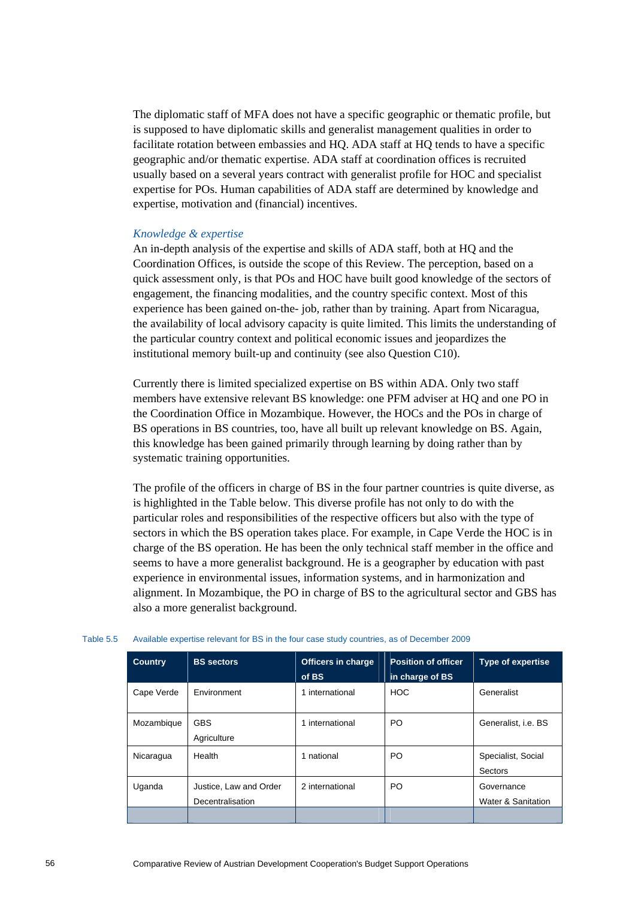The diplomatic staff of MFA does not have a specific geographic or thematic profile, but is supposed to have diplomatic skills and generalist management qualities in order to facilitate rotation between embassies and HQ. ADA staff at HQ tends to have a specific geographic and/or thematic expertise. ADA staff at coordination offices is recruited usually based on a several years contract with generalist profile for HOC and specialist expertise for POs. Human capabilities of ADA staff are determined by knowledge and expertise, motivation and (financial) incentives.

*Knowledge & expertise*

An in-depth analysis of the expertise and skills of ADA staff, both at HQ and the Coordination Offices, is outside the scope of this Review. The perception, based on a quick assessment only, is that POs and HOC have built good knowledge of the sectors of engagement, the financing modalities, and the country specific context. Most of this experience has been gained on-the- job, rather than by training. Apart from Nicaragua, the availability of local advisory capacity is quite limited. This limits the understanding of the particular country context and political economic issues and jeopardizes the institutional memory built-up and continuity (see also Question C10).

Currently there is limited specialized expertise on BS within ADA. Only two staff members have extensive relevant BS knowledge: one PFM adviser at HQ and one PO in the Coordination Office in Mozambique. However, the HOCs and the POs in charge of BS operations in BS countries, too, have all built up relevant knowledge on BS. Again, this knowledge has been gained primarily through learning by doing rather than by systematic training opportunities.

The profile of the officers in charge of BS in the four partner countries is quite diverse, as is highlighted in the Table below. This diverse profile has not only to do with the particular roles and responsibilities of the respective officers but also with the type of sectors in which the BS operation takes place. For example, in Cape Verde the HOC is in charge of the BS operation. He has been the only technical staff member in the office and seems to have a more generalist background. He is a geographer by education with past experience in environmental issues, information systems, and in harmonization and alignment. In Mozambique, the PO in charge of BS to the agricultural sector and GBS has also a more generalist background.

Table 5.5 Available expertise relevant for BS in the four case study countries, as of December 2009

| Country | BS sectors | Officers in charge of BS | Position of officer in charge of BS | Type of expertise |
|---|---|---|---|---|
| Cape Verde | Environment | 1 international | HOC | Generalist |
| Mozambique | GBS<br>Agriculture | 1 international | PO | Generalist, i.e. BS |
| Nicaragua | Health | 1 national | PO | Specialist, Social Sectors |
| Uganda | Justice, Law and Order<br>Decentralisation | 2 international | PO | Governance<br>Water & Sanitation |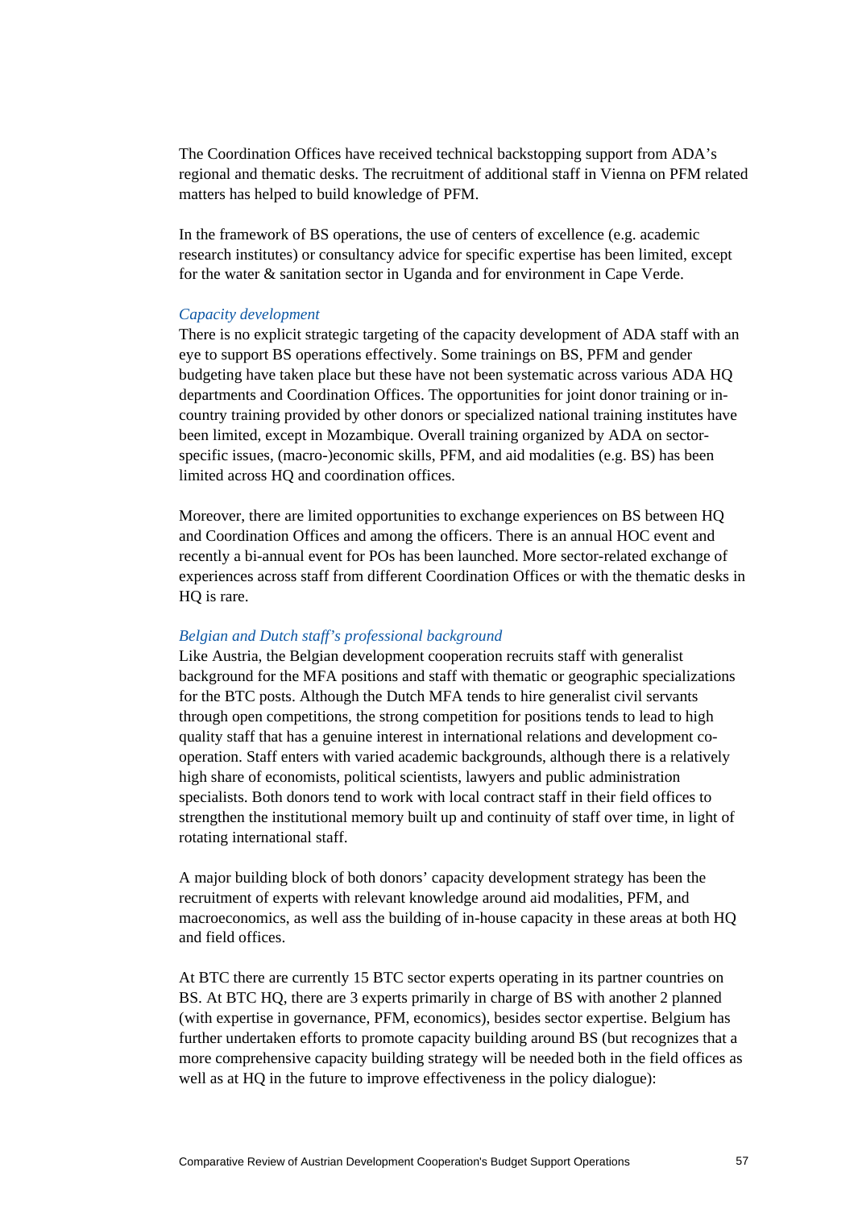The Coordination Offices have received technical backstopping support from ADA's regional and thematic desks. The recruitment of additional staff in Vienna on PFM related matters has helped to build knowledge of PFM.

In the framework of BS operations, the use of centers of excellence (e.g. academic research institutes) or consultancy advice for specific expertise has been limited, except for the water & sanitation sector in Uganda and for environment in Cape Verde.

*Capacity development*

There is no explicit strategic targeting of the capacity development of ADA staff with an eye to support BS operations effectively. Some trainings on BS, PFM and gender budgeting have taken place but these have not been systematic across various ADA HQ departments and Coordination Offices. The opportunities for joint donor training or in-country training provided by other donors or specialized national training institutes have been limited, except in Mozambique. Overall training organized by ADA on sector-specific issues, (macro-)economic skills, PFM, and aid modalities (e.g. BS) has been limited across HQ and coordination offices.

Moreover, there are limited opportunities to exchange experiences on BS between HQ and Coordination Offices and among the officers. There is an annual HOC event and recently a bi-annual event for POs has been launched. More sector-related exchange of experiences across staff from different Coordination Offices or with the thematic desks in HQ is rare.

*Belgian and Dutch staff's professional background*

Like Austria, the Belgian development cooperation recruits staff with generalist background for the MFA positions and staff with thematic or geographic specializations for the BTC posts. Although the Dutch MFA tends to hire generalist civil servants through open competitions, the strong competition for positions tends to lead to high quality staff that has a genuine interest in international relations and development co-operation. Staff enters with varied academic backgrounds, although there is a relatively high share of economists, political scientists, lawyers and public administration specialists. Both donors tend to work with local contract staff in their field offices to strengthen the institutional memory built up and continuity of staff over time, in light of rotating international staff.

A major building block of both donors' capacity development strategy has been the recruitment of experts with relevant knowledge around aid modalities, PFM, and macroeconomics, as well ass the building of in-house capacity in these areas at both HQ and field offices.

At BTC there are currently 15 BTC sector experts operating in its partner countries on BS. At BTC HQ, there are 3 experts primarily in charge of BS with another 2 planned (with expertise in governance, PFM, economics), besides sector expertise. Belgium has further undertaken efforts to promote capacity building around BS (but recognizes that a more comprehensive capacity building strategy will be needed both in the field offices as well as at HQ in the future to improve effectiveness in the policy dialogue):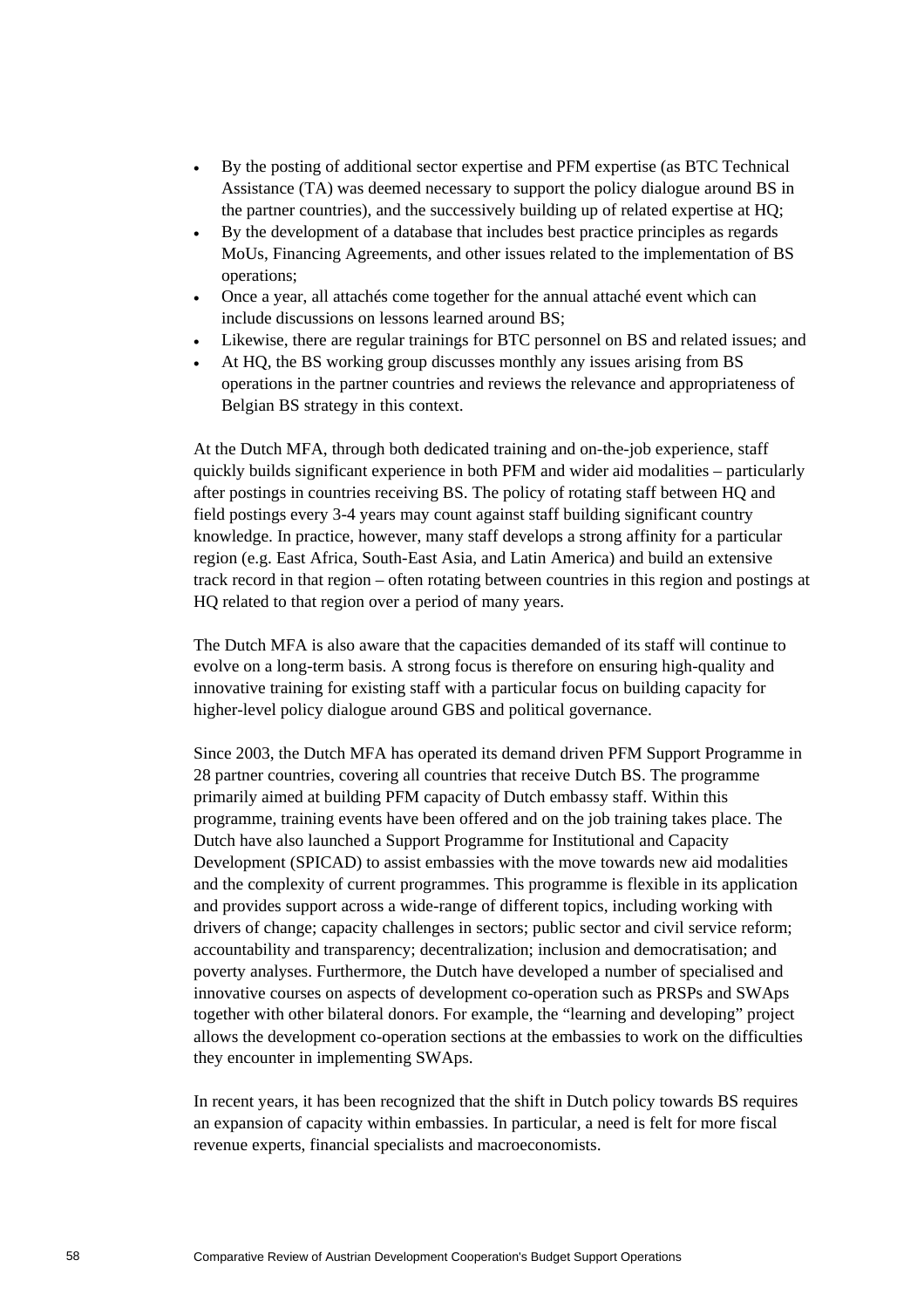- By the posting of additional sector expertise and PFM expertise (as BTC Technical Assistance (TA) was deemed necessary to support the policy dialogue around BS in the partner countries), and the successively building up of related expertise at HQ;
- By the development of a database that includes best practice principles as regards MoUs, Financing Agreements, and other issues related to the implementation of BS operations;
- Once a year, all attachés come together for the annual attaché event which can include discussions on lessons learned around BS;
- Likewise, there are regular trainings for BTC personnel on BS and related issues; and
- At HQ, the BS working group discusses monthly any issues arising from BS operations in the partner countries and reviews the relevance and appropriateness of Belgian BS strategy in this context.

At the Dutch MFA, through both dedicated training and on-the-job experience, staff quickly builds significant experience in both PFM and wider aid modalities – particularly after postings in countries receiving BS. The policy of rotating staff between HQ and field postings every 3-4 years may count against staff building significant country knowledge. In practice, however, many staff develops a strong affinity for a particular region (e.g. East Africa, South-East Asia, and Latin America) and build an extensive track record in that region – often rotating between countries in this region and postings at HQ related to that region over a period of many years.

The Dutch MFA is also aware that the capacities demanded of its staff will continue to evolve on a long-term basis. A strong focus is therefore on ensuring high-quality and innovative training for existing staff with a particular focus on building capacity for higher-level policy dialogue around GBS and political governance.

Since 2003, the Dutch MFA has operated its demand driven PFM Support Programme in 28 partner countries, covering all countries that receive Dutch BS. The programme primarily aimed at building PFM capacity of Dutch embassy staff. Within this programme, training events have been offered and on the job training takes place. The Dutch have also launched a Support Programme for Institutional and Capacity Development (SPICAD) to assist embassies with the move towards new aid modalities and the complexity of current programmes. This programme is flexible in its application and provides support across a wide-range of different topics, including working with drivers of change; capacity challenges in sectors; public sector and civil service reform; accountability and transparency; decentralization; inclusion and democratisation; and poverty analyses. Furthermore, the Dutch have developed a number of specialised and innovative courses on aspects of development co-operation such as PRSPs and SWAps together with other bilateral donors. For example, the "learning and developing" project allows the development co-operation sections at the embassies to work on the difficulties they encounter in implementing SWAps.

In recent years, it has been recognized that the shift in Dutch policy towards BS requires an expansion of capacity within embassies. In particular, a need is felt for more fiscal revenue experts, financial specialists and macroeconomists.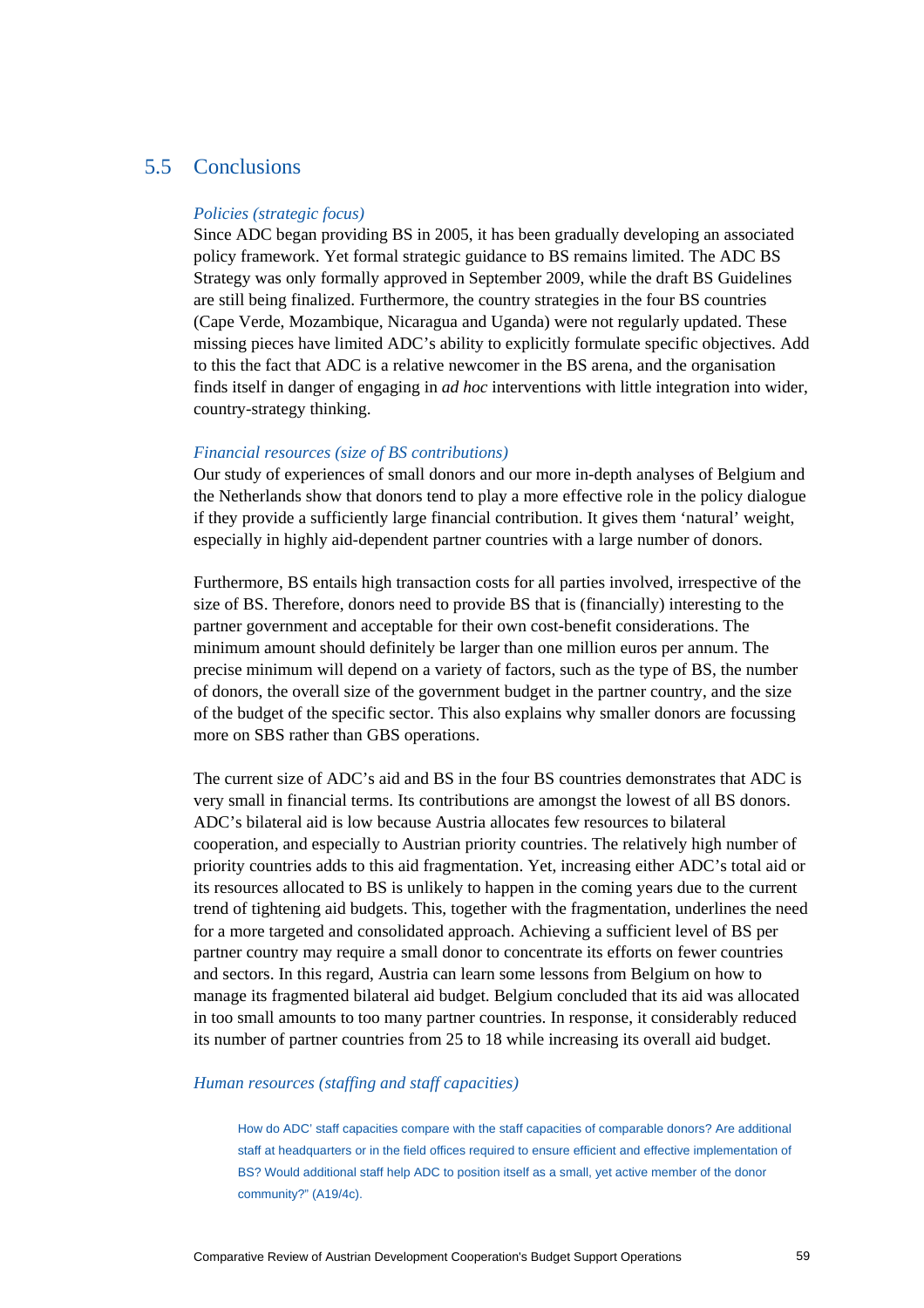## 5.5 Conclusions

*Policies (strategic focus)*

Since ADC began providing BS in 2005, it has been gradually developing an associated policy framework. Yet formal strategic guidance to BS remains limited. The ADC BS Strategy was only formally approved in September 2009, while the draft BS Guidelines are still being finalized. Furthermore, the country strategies in the four BS countries (Cape Verde, Mozambique, Nicaragua and Uganda) were not regularly updated. These missing pieces have limited ADC's ability to explicitly formulate specific objectives. Add to this the fact that ADC is a relative newcomer in the BS arena, and the organisation finds itself in danger of engaging in *ad hoc* interventions with little integration into wider, country-strategy thinking.

*Financial resources (size of BS contributions)*

Our study of experiences of small donors and our more in-depth analyses of Belgium and the Netherlands show that donors tend to play a more effective role in the policy dialogue if they provide a sufficiently large financial contribution. It gives them 'natural' weight, especially in highly aid-dependent partner countries with a large number of donors.

Furthermore, BS entails high transaction costs for all parties involved, irrespective of the size of BS. Therefore, donors need to provide BS that is (financially) interesting to the partner government and acceptable for their own cost-benefit considerations. The minimum amount should definitely be larger than one million euros per annum. The precise minimum will depend on a variety of factors, such as the type of BS, the number of donors, the overall size of the government budget in the partner country, and the size of the budget of the specific sector. This also explains why smaller donors are focussing more on SBS rather than GBS operations.

The current size of ADC's aid and BS in the four BS countries demonstrates that ADC is very small in financial terms. Its contributions are amongst the lowest of all BS donors. ADC's bilateral aid is low because Austria allocates few resources to bilateral cooperation, and especially to Austrian priority countries. The relatively high number of priority countries adds to this aid fragmentation. Yet, increasing either ADC's total aid or its resources allocated to BS is unlikely to happen in the coming years due to the current trend of tightening aid budgets. This, together with the fragmentation, underlines the need for a more targeted and consolidated approach. Achieving a sufficient level of BS per partner country may require a small donor to concentrate its efforts on fewer countries and sectors. In this regard, Austria can learn some lessons from Belgium on how to manage its fragmented bilateral aid budget. Belgium concluded that its aid was allocated in too small amounts to too many partner countries. In response, it considerably reduced its number of partner countries from 25 to 18 while increasing its overall aid budget.

*Human resources (staffing and staff capacities)*

> How do ADC' staff capacities compare with the staff capacities of comparable donors? Are additional staff at headquarters or in the field offices required to ensure efficient and effective implementation of BS? Would additional staff help ADC to position itself as a small, yet active member of the donor community?" (A19/4c).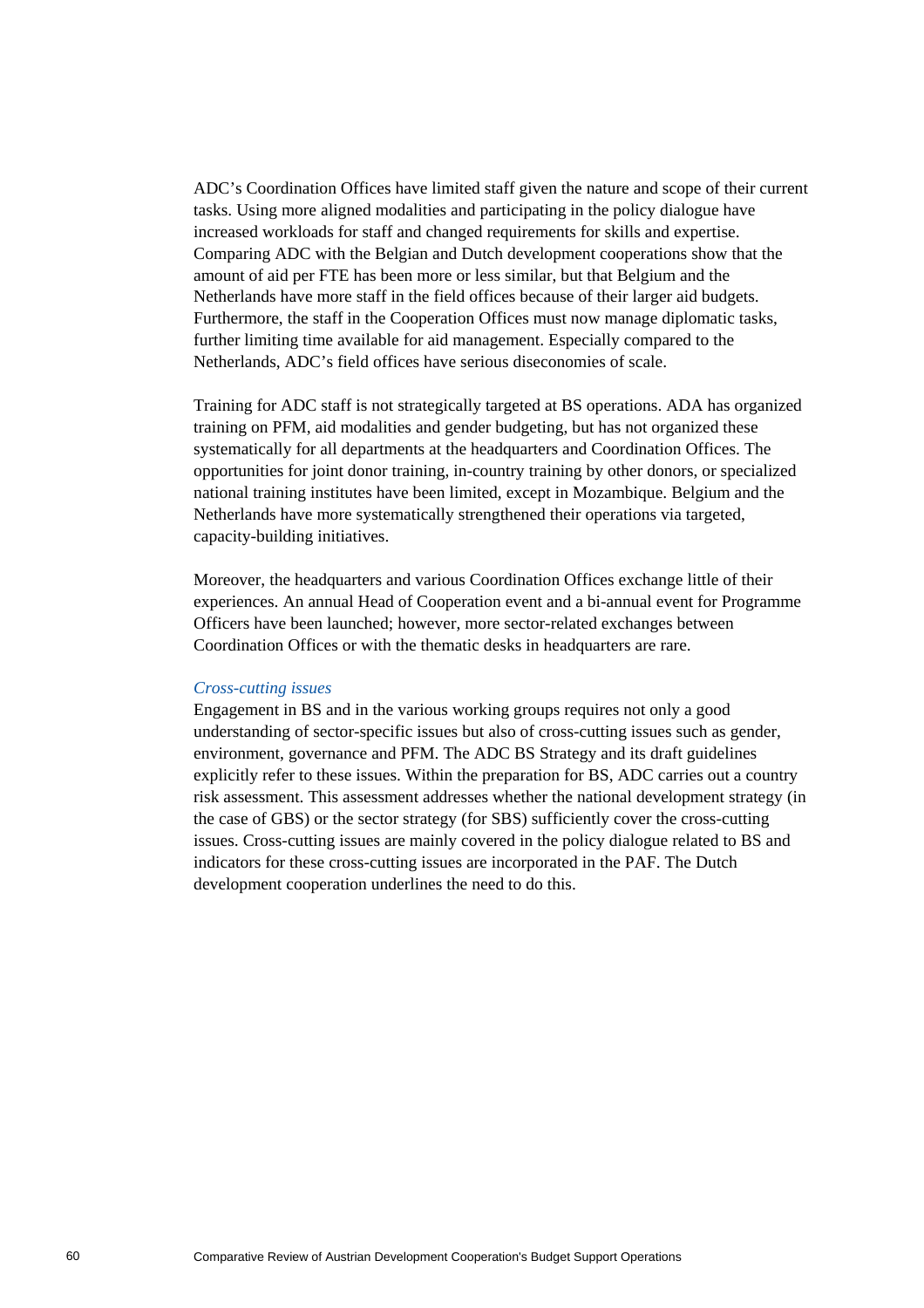ADC's Coordination Offices have limited staff given the nature and scope of their current tasks. Using more aligned modalities and participating in the policy dialogue have increased workloads for staff and changed requirements for skills and expertise. Comparing ADC with the Belgian and Dutch development cooperations show that the amount of aid per FTE has been more or less similar, but that Belgium and the Netherlands have more staff in the field offices because of their larger aid budgets. Furthermore, the staff in the Cooperation Offices must now manage diplomatic tasks, further limiting time available for aid management. Especially compared to the Netherlands, ADC's field offices have serious diseconomies of scale.

Training for ADC staff is not strategically targeted at BS operations. ADA has organized training on PFM, aid modalities and gender budgeting, but has not organized these systematically for all departments at the headquarters and Coordination Offices. The opportunities for joint donor training, in-country training by other donors, or specialized national training institutes have been limited, except in Mozambique. Belgium and the Netherlands have more systematically strengthened their operations via targeted, capacity-building initiatives.

Moreover, the headquarters and various Coordination Offices exchange little of their experiences. An annual Head of Cooperation event and a bi-annual event for Programme Officers have been launched; however, more sector-related exchanges between Coordination Offices or with the thematic desks in headquarters are rare.

*Cross-cutting issues*

Engagement in BS and in the various working groups requires not only a good understanding of sector-specific issues but also of cross-cutting issues such as gender, environment, governance and PFM. The ADC BS Strategy and its draft guidelines explicitly refer to these issues. Within the preparation for BS, ADC carries out a country risk assessment. This assessment addresses whether the national development strategy (in the case of GBS) or the sector strategy (for SBS) sufficiently cover the cross-cutting issues. Cross-cutting issues are mainly covered in the policy dialogue related to BS and indicators for these cross-cutting issues are incorporated in the PAF. The Dutch development cooperation underlines the need to do this.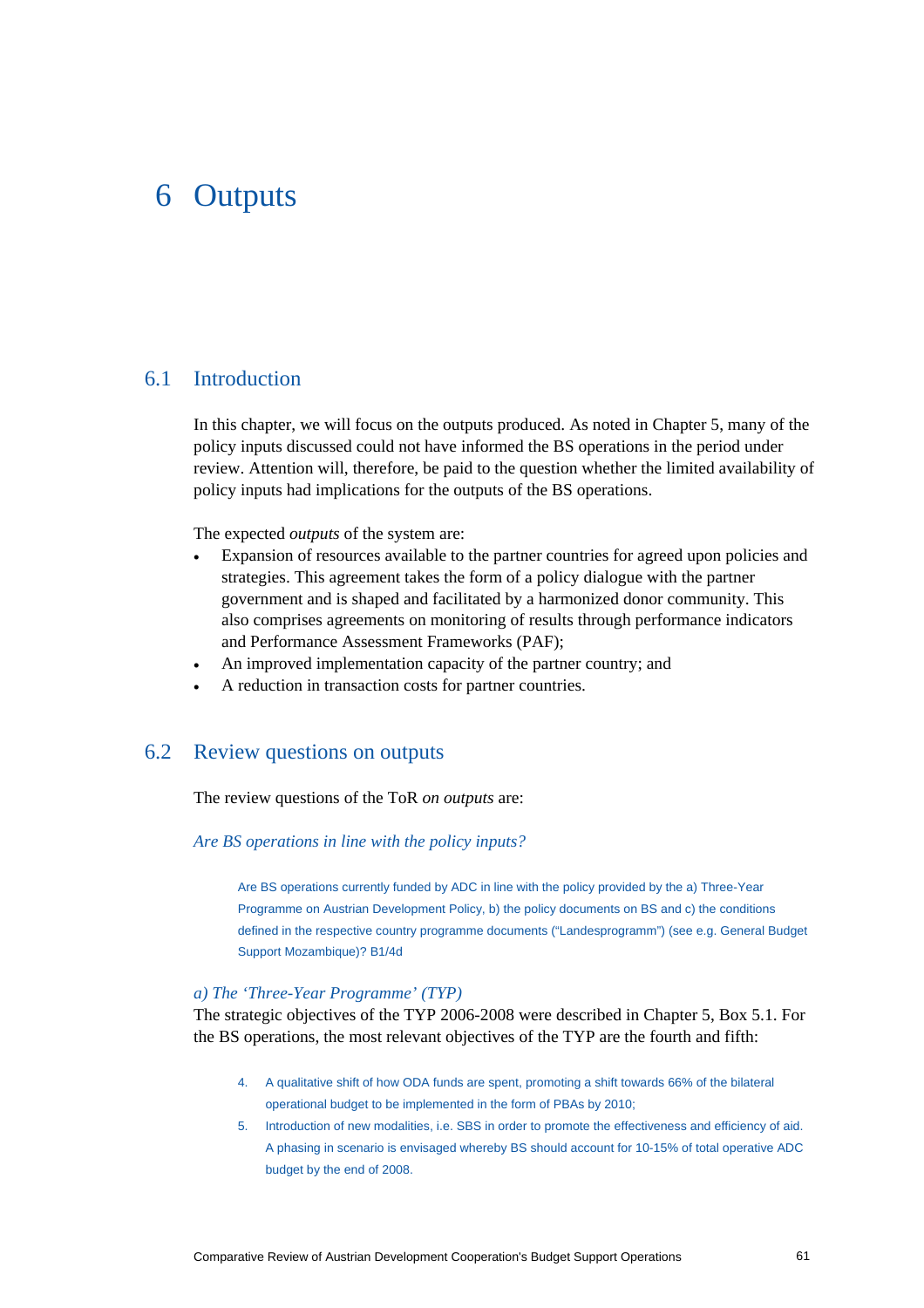# 6 Outputs

## 6.1 Introduction

In this chapter, we will focus on the outputs produced. As noted in Chapter 5, many of the policy inputs discussed could not have informed the BS operations in the period under review. Attention will, therefore, be paid to the question whether the limited availability of policy inputs had implications for the outputs of the BS operations.

The expected *outputs* of the system are:

- Expansion of resources available to the partner countries for agreed upon policies and strategies. This agreement takes the form of a policy dialogue with the partner government and is shaped and facilitated by a harmonized donor community. This also comprises agreements on monitoring of results through performance indicators and Performance Assessment Frameworks (PAF);
- An improved implementation capacity of the partner country; and
- A reduction in transaction costs for partner countries.

## 6.2 Review questions on outputs

The review questions of the ToR *on outputs* are:

*Are BS operations in line with the policy inputs?*

> Are BS operations currently funded by ADC in line with the policy provided by the a) Three-Year Programme on Austrian Development Policy, b) the policy documents on BS and c) the conditions defined in the respective country programme documents ("Landesprogramm") (see e.g. General Budget Support Mozambique)? B1/4d

*a) The 'Three-Year Programme' (TYP)*

The strategic objectives of the TYP 2006-2008 were described in Chapter 5, Box 5.1. For the BS operations, the most relevant objectives of the TYP are the fourth and fifth:

4. A qualitative shift of how ODA funds are spent, promoting a shift towards 66% of the bilateral operational budget to be implemented in the form of PBAs by 2010;
5. Introduction of new modalities, i.e. SBS in order to promote the effectiveness and efficiency of aid. A phasing in scenario is envisaged whereby BS should account for 10-15% of total operative ADC budget by the end of 2008.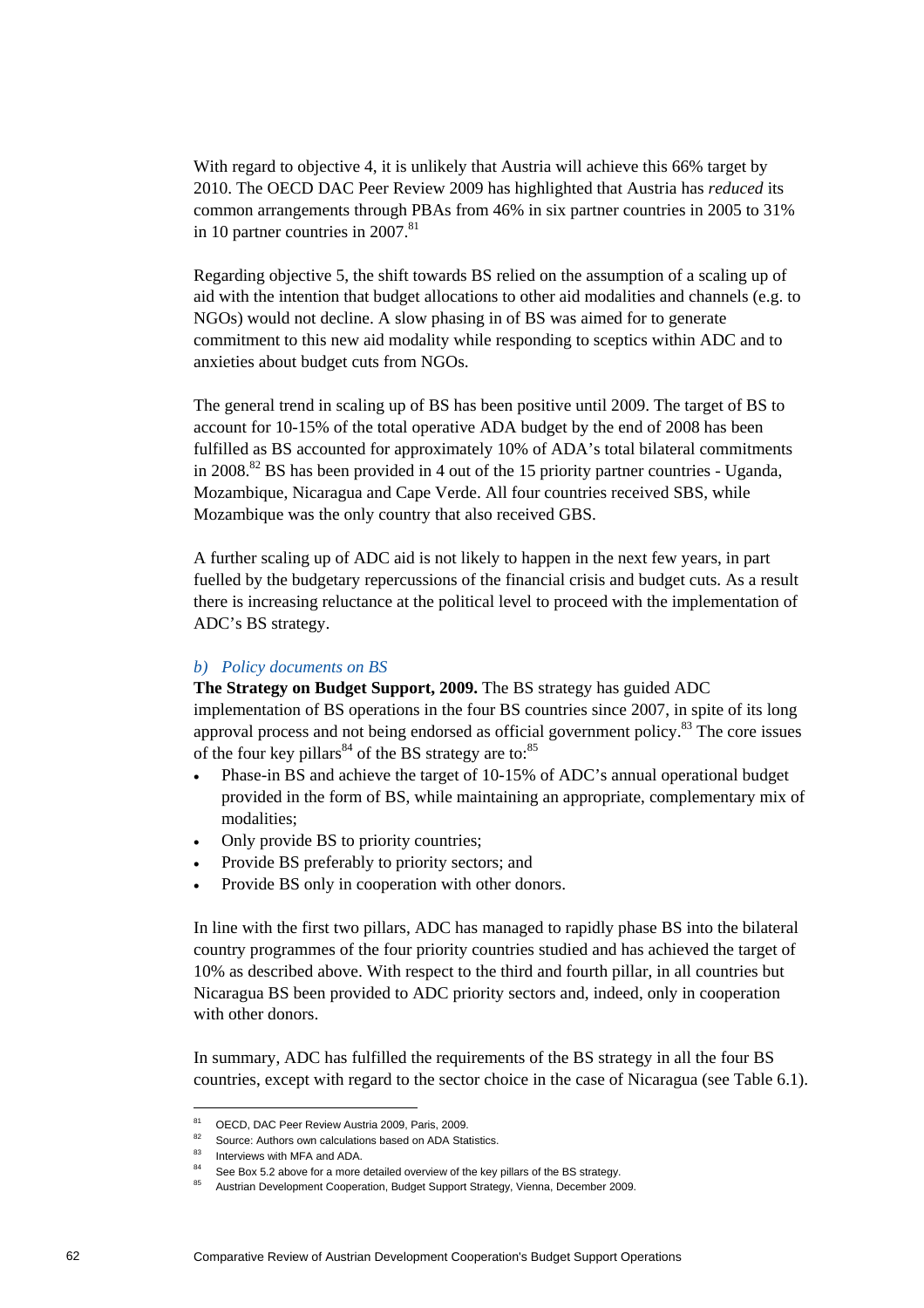With regard to objective 4, it is unlikely that Austria will achieve this 66% target by 2010. The OECD DAC Peer Review 2009 has highlighted that Austria has *reduced* its common arrangements through PBAs from 46% in six partner countries in 2005 to 31% in 10 partner countries in 2007.[81]

Regarding objective 5, the shift towards BS relied on the assumption of a scaling up of aid with the intention that budget allocations to other aid modalities and channels (e.g. to NGOs) would not decline. A slow phasing in of BS was aimed for to generate commitment to this new aid modality while responding to sceptics within ADC and to anxieties about budget cuts from NGOs.

The general trend in scaling up of BS has been positive until 2009. The target of BS to account for 10-15% of the total operative ADA budget by the end of 2008 has been fulfilled as BS accounted for approximately 10% of ADA's total bilateral commitments in 2008.[82] BS has been provided in 4 out of the 15 priority partner countries - Uganda, Mozambique, Nicaragua and Cape Verde. All four countries received SBS, while Mozambique was the only country that also received GBS.

A further scaling up of ADC aid is not likely to happen in the next few years, in part fuelled by the budgetary repercussions of the financial crisis and budget cuts. As a result there is increasing reluctance at the political level to proceed with the implementation of ADC's BS strategy.

### *b) Policy documents on BS*

**The Strategy on Budget Support, 2009.** The BS strategy has guided ADC implementation of BS operations in the four BS countries since 2007, in spite of its long approval process and not being endorsed as official government policy.[83] The core issues of the four key pillars[84] of the BS strategy are to:[85]

- Phase-in BS and achieve the target of 10-15% of ADC's annual operational budget provided in the form of BS, while maintaining an appropriate, complementary mix of modalities;
- Only provide BS to priority countries;
- Provide BS preferably to priority sectors; and
- Provide BS only in cooperation with other donors.

In line with the first two pillars, ADC has managed to rapidly phase BS into the bilateral country programmes of the four priority countries studied and has achieved the target of 10% as described above. With respect to the third and fourth pillar, in all countries but Nicaragua BS been provided to ADC priority sectors and, indeed, only in cooperation with other donors.

In summary, ADC has fulfilled the requirements of the BS strategy in all the four BS countries, except with regard to the sector choice in the case of Nicaragua (see Table 6.1).

---

[81] OECD, DAC Peer Review Austria 2009, Paris, 2009.

[82] Source: Authors own calculations based on ADA Statistics.

[83] Interviews with MFA and ADA.

[84] See Box 5.2 above for a more detailed overview of the key pillars of the BS strategy.

[85] Austrian Development Cooperation, Budget Support Strategy, Vienna, December 2009.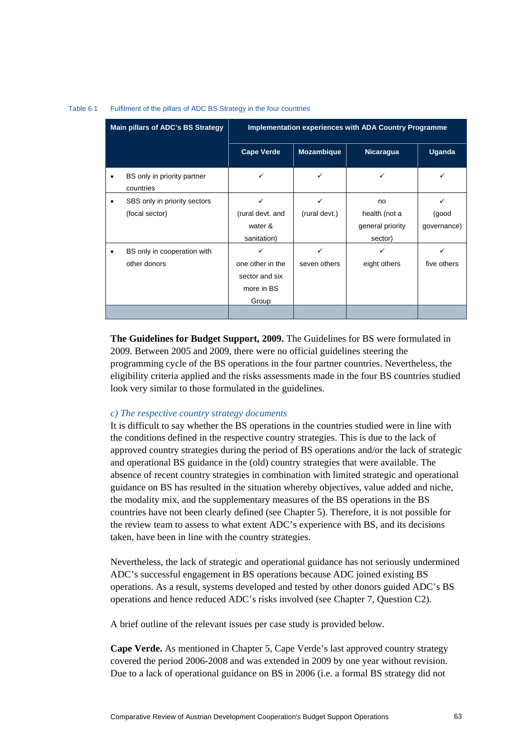Table 6.1 Fulfilment of the pillars of ADC BS Strategy in the four countries

| Main pillars of ADC's BS Strategy | Implementation experiences with ADA Country Programme | | | |
|---|---|---|---|---|
| | Cape Verde | Mozambique | Nicaragua | Uganda |
| • BS only in priority partner countries | ✓ | ✓ | ✓ | ✓ |
| • SBS only in priority sectors (focal sector) | ✓ (rural devt. and water & sanitation) | ✓ (rural devt.) | no health (not a general priority sector) | ✓ (good governance) |
| • BS only in cooperation with other donors | ✓ one other in the sector and six more in BS Group | ✓ seven others | ✓ eight others | ✓ five others |

**The Guidelines for Budget Support, 2009.** The Guidelines for BS were formulated in 2009. Between 2005 and 2009, there were no official guidelines steering the programming cycle of the BS operations in the four partner countries. Nevertheless, the eligibility criteria applied and the risks assessments made in the four BS countries studied look very similar to those formulated in the guidelines.

*c) The respective country strategy documents*

It is difficult to say whether the BS operations in the countries studied were in line with the conditions defined in the respective country strategies. This is due to the lack of approved country strategies during the period of BS operations and/or the lack of strategic and operational BS guidance in the (old) country strategies that were available. The absence of recent country strategies in combination with limited strategic and operational guidance on BS has resulted in the situation whereby objectives, value added and niche, the modality mix, and the supplementary measures of the BS operations in the BS countries have not been clearly defined (see Chapter 5). Therefore, it is not possible for the review team to assess to what extent ADC's experience with BS, and its decisions taken, have been in line with the country strategies.

Nevertheless, the lack of strategic and operational guidance has not seriously undermined ADC's successful engagement in BS operations because ADC joined existing BS operations. As a result, systems developed and tested by other donors guided ADC's BS operations and hence reduced ADC's risks involved (see Chapter 7, Question C2).

A brief outline of the relevant issues per case study is provided below.

**Cape Verde.** As mentioned in Chapter 5, Cape Verde's last approved country strategy covered the period 2006-2008 and was extended in 2009 by one year without revision. Due to a lack of operational guidance on BS in 2006 (i.e. a formal BS strategy did not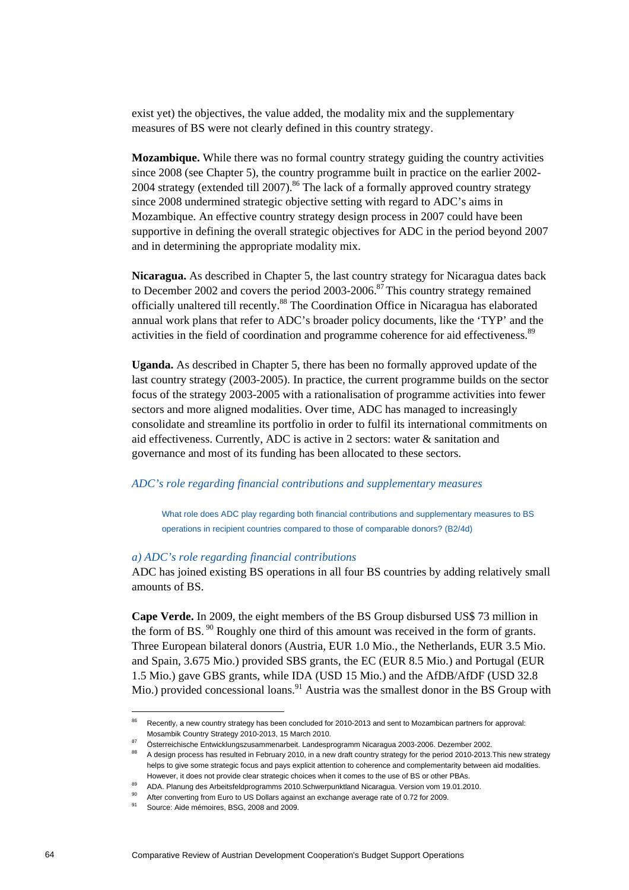exist yet) the objectives, the value added, the modality mix and the supplementary measures of BS were not clearly defined in this country strategy.

**Mozambique.** While there was no formal country strategy guiding the country activities since 2008 (see Chapter 5), the country programme built in practice on the earlier 2002-2004 strategy (extended till 2007).[86] The lack of a formally approved country strategy since 2008 undermined strategic objective setting with regard to ADC's aims in Mozambique. An effective country strategy design process in 2007 could have been supportive in defining the overall strategic objectives for ADC in the period beyond 2007 and in determining the appropriate modality mix.

**Nicaragua.** As described in Chapter 5, the last country strategy for Nicaragua dates back to December 2002 and covers the period 2003-2006.[87] This country strategy remained officially unaltered till recently.[88] The Coordination Office in Nicaragua has elaborated annual work plans that refer to ADC's broader policy documents, like the 'TYP' and the activities in the field of coordination and programme coherence for aid effectiveness.[89]

**Uganda.** As described in Chapter 5, there has been no formally approved update of the last country strategy (2003-2005). In practice, the current programme builds on the sector focus of the strategy 2003-2005 with a rationalisation of programme activities into fewer sectors and more aligned modalities. Over time, ADC has managed to increasingly consolidate and streamline its portfolio in order to fulfil its international commitments on aid effectiveness. Currently, ADC is active in 2 sectors: water & sanitation and governance and most of its funding has been allocated to these sectors.

*ADC's role regarding financial contributions and supplementary measures*

> What role does ADC play regarding both financial contributions and supplementary measures to BS operations in recipient countries compared to those of comparable donors? (B2/4d)

*a) ADC's role regarding financial contributions*

ADC has joined existing BS operations in all four BS countries by adding relatively small amounts of BS.

**Cape Verde.** In 2009, the eight members of the BS Group disbursed US$ 73 million in the form of BS.[90] Roughly one third of this amount was received in the form of grants. Three European bilateral donors (Austria, EUR 1.0 Mio., the Netherlands, EUR 3.5 Mio. and Spain, 3.675 Mio.) provided SBS grants, the EC (EUR 8.5 Mio.) and Portugal (EUR 1.5 Mio.) gave GBS grants, while IDA (USD 15 Mio.) and the AfDB/AfDF (USD 32.8 Mio.) provided concessional loans.[91] Austria was the smallest donor in the BS Group with

---

[86] Recently, a new country strategy has been concluded for 2010-2013 and sent to Mozambican partners for approval: Mosambik Country Strategy 2010-2013, 15 March 2010.

[87] Österreichische Entwicklungszusammenarbeit. Landesprogramm Nicaragua 2003-2006. Dezember 2002.

[88] A design process has resulted in February 2010, in a new draft country strategy for the period 2010-2013.This new strategy helps to give some strategic focus and pays explicit attention to coherence and complementarity between aid modalities. However, it does not provide clear strategic choices when it comes to the use of BS or other PBAs.

[89] ADA. Planung des Arbeitsfeldprogramms 2010.Schwerpunktland Nicaragua. Version vom 19.01.2010.

[90] After converting from Euro to US Dollars against an exchange average rate of 0.72 for 2009.

[91] Source: Aide mémoires, BSG, 2008 and 2009.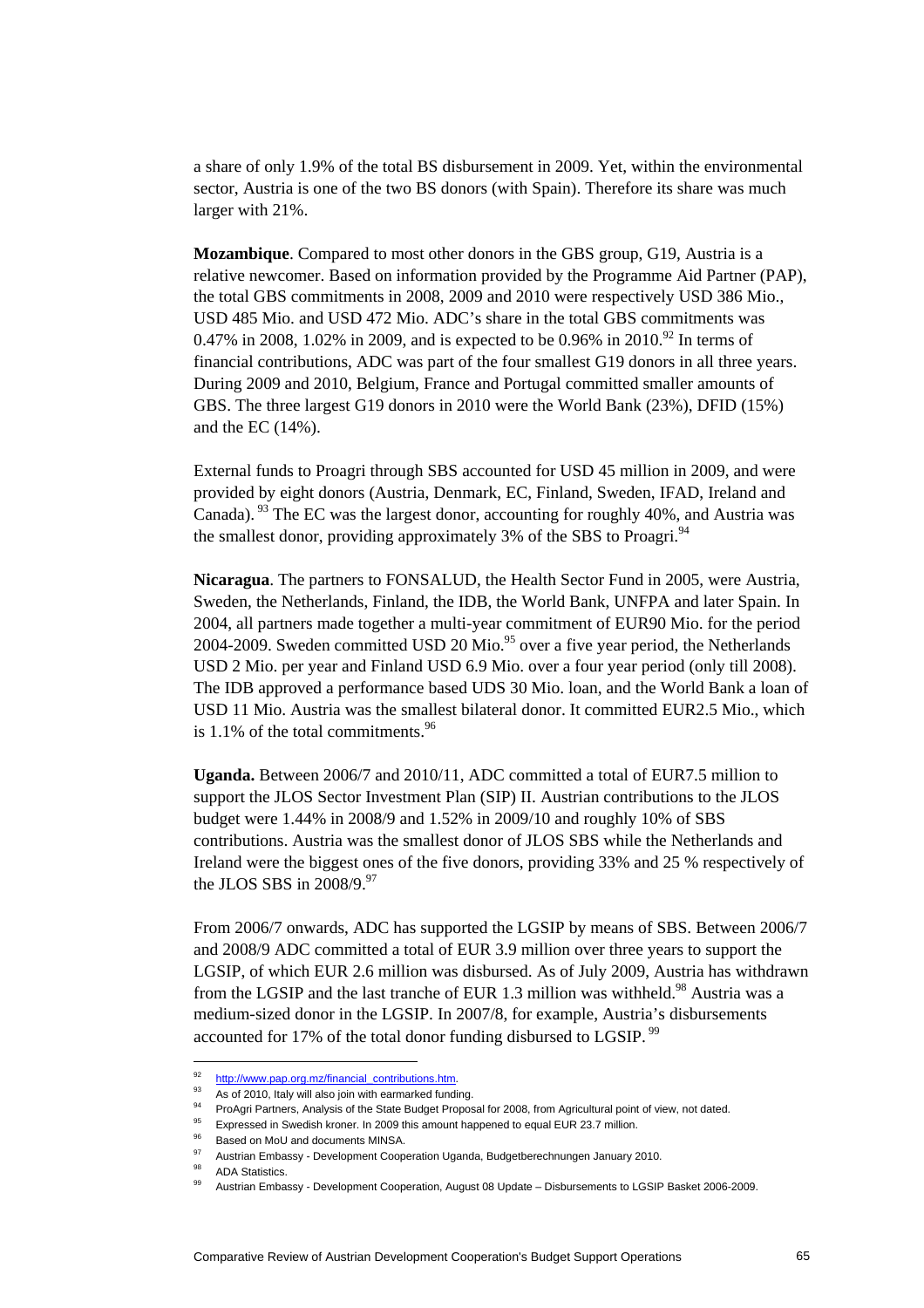a share of only 1.9% of the total BS disbursement in 2009. Yet, within the environmental sector, Austria is one of the two BS donors (with Spain). Therefore its share was much larger with 21%.

**Mozambique**. Compared to most other donors in the GBS group, G19, Austria is a relative newcomer. Based on information provided by the Programme Aid Partner (PAP), the total GBS commitments in 2008, 2009 and 2010 were respectively USD 386 Mio., USD 485 Mio. and USD 472 Mio. ADC's share in the total GBS commitments was 0.47% in 2008, 1.02% in 2009, and is expected to be 0.96% in 2010.[92] In terms of financial contributions, ADC was part of the four smallest G19 donors in all three years. During 2009 and 2010, Belgium, France and Portugal committed smaller amounts of GBS. The three largest G19 donors in 2010 were the World Bank (23%), DFID (15%) and the EC (14%).

External funds to Proagri through SBS accounted for USD 45 million in 2009, and were provided by eight donors (Austria, Denmark, EC, Finland, Sweden, IFAD, Ireland and Canada). [93] The EC was the largest donor, accounting for roughly 40%, and Austria was the smallest donor, providing approximately 3% of the SBS to Proagri.[94]

**Nicaragua**. The partners to FONSALUD, the Health Sector Fund in 2005, were Austria, Sweden, the Netherlands, Finland, the IDB, the World Bank, UNFPA and later Spain. In 2004, all partners made together a multi-year commitment of EUR90 Mio. for the period 2004-2009. Sweden committed USD 20 Mio.[95] over a five year period, the Netherlands USD 2 Mio. per year and Finland USD 6.9 Mio. over a four year period (only till 2008). The IDB approved a performance based UDS 30 Mio. loan, and the World Bank a loan of USD 11 Mio. Austria was the smallest bilateral donor. It committed EUR2.5 Mio., which is 1.1% of the total commitments.[96]

**Uganda.** Between 2006/7 and 2010/11, ADC committed a total of EUR7.5 million to support the JLOS Sector Investment Plan (SIP) II. Austrian contributions to the JLOS budget were 1.44% in 2008/9 and 1.52% in 2009/10 and roughly 10% of SBS contributions. Austria was the smallest donor of JLOS SBS while the Netherlands and Ireland were the biggest ones of the five donors, providing 33% and 25 % respectively of the JLOS SBS in 2008/9.[97]

From 2006/7 onwards, ADC has supported the LGSIP by means of SBS. Between 2006/7 and 2008/9 ADC committed a total of EUR 3.9 million over three years to support the LGSIP, of which EUR 2.6 million was disbursed. As of July 2009, Austria has withdrawn from the LGSIP and the last tranche of EUR 1.3 million was withheld.[98] Austria was a medium-sized donor in the LGSIP. In 2007/8, for example, Austria's disbursements accounted for 17% of the total donor funding disbursed to LGSIP. [99]

---

[92] http://www.pap.org.mz/financial_contributions.htm.

[93] As of 2010, Italy will also join with earmarked funding.

[94] ProAgri Partners, Analysis of the State Budget Proposal for 2008, from Agricultural point of view, not dated.

[95] Expressed in Swedish kroner. In 2009 this amount happened to equal EUR 23.7 million.

[96] Based on MoU and documents MINSA.

[97] Austrian Embassy - Development Cooperation Uganda, Budgetberechnungen January 2010.

[98] ADA Statistics.

[99] Austrian Embassy - Development Cooperation, August 08 Update – Disbursements to LGSIP Basket 2006-2009.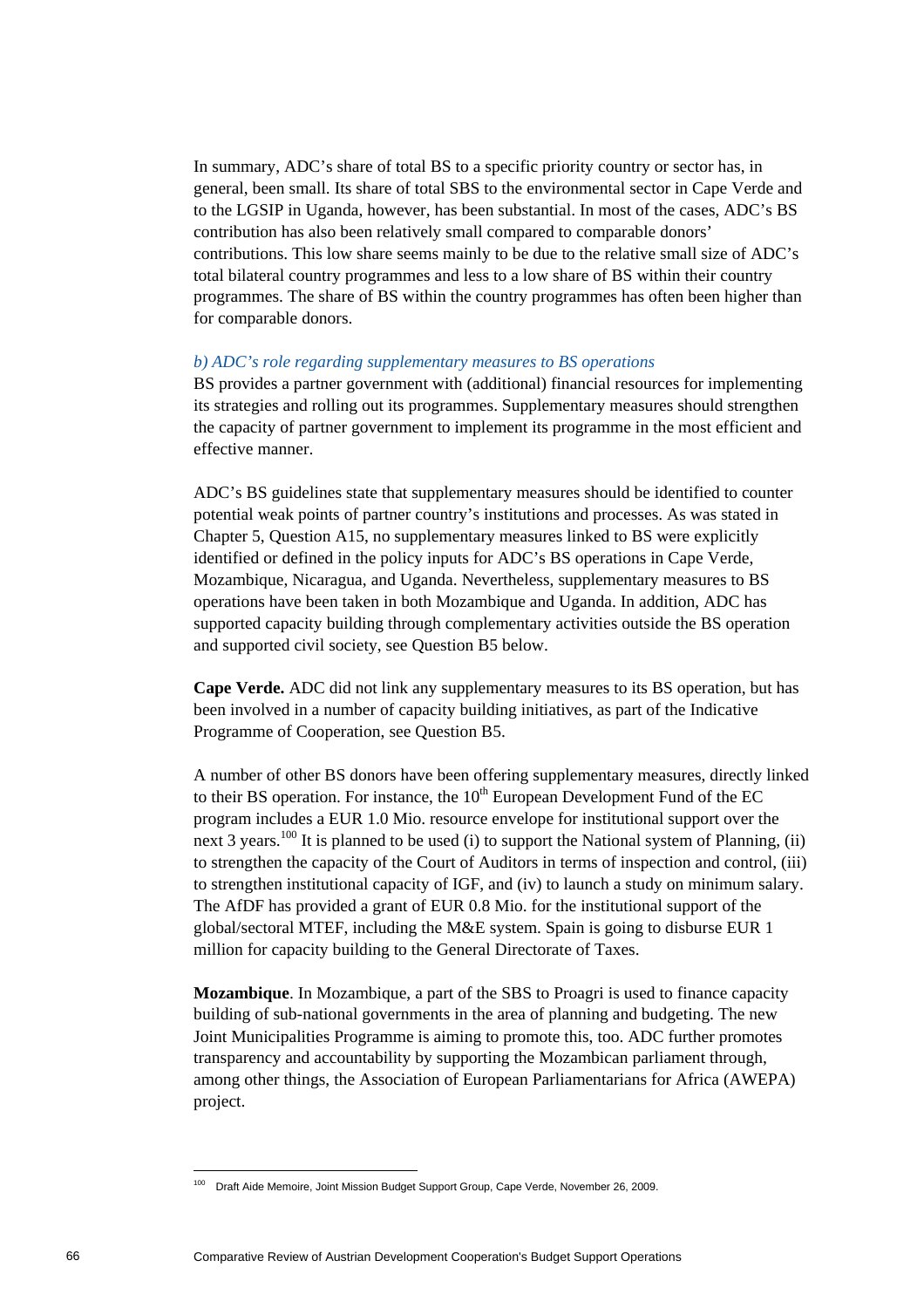In summary, ADC's share of total BS to a specific priority country or sector has, in general, been small. Its share of total SBS to the environmental sector in Cape Verde and to the LGSIP in Uganda, however, has been substantial. In most of the cases, ADC's BS contribution has also been relatively small compared to comparable donors' contributions. This low share seems mainly to be due to the relative small size of ADC's total bilateral country programmes and less to a low share of BS within their country programmes. The share of BS within the country programmes has often been higher than for comparable donors.

*b) ADC's role regarding supplementary measures to BS operations*

BS provides a partner government with (additional) financial resources for implementing its strategies and rolling out its programmes. Supplementary measures should strengthen the capacity of partner government to implement its programme in the most efficient and effective manner.

ADC's BS guidelines state that supplementary measures should be identified to counter potential weak points of partner country's institutions and processes. As was stated in Chapter 5, Question A15, no supplementary measures linked to BS were explicitly identified or defined in the policy inputs for ADC's BS operations in Cape Verde, Mozambique, Nicaragua, and Uganda. Nevertheless, supplementary measures to BS operations have been taken in both Mozambique and Uganda. In addition, ADC has supported capacity building through complementary activities outside the BS operation and supported civil society, see Question B5 below.

**Cape Verde.** ADC did not link any supplementary measures to its BS operation, but has been involved in a number of capacity building initiatives, as part of the Indicative Programme of Cooperation, see Question B5.

A number of other BS donors have been offering supplementary measures, directly linked to their BS operation. For instance, the 10th European Development Fund of the EC program includes a EUR 1.0 Mio. resource envelope for institutional support over the next 3 years.[100] It is planned to be used (i) to support the National system of Planning, (ii) to strengthen the capacity of the Court of Auditors in terms of inspection and control, (iii) to strengthen institutional capacity of IGF, and (iv) to launch a study on minimum salary. The AfDF has provided a grant of EUR 0.8 Mio. for the institutional support of the global/sectoral MTEF, including the M&E system. Spain is going to disburse EUR 1 million for capacity building to the General Directorate of Taxes.

**Mozambique**. In Mozambique, a part of the SBS to Proagri is used to finance capacity building of sub-national governments in the area of planning and budgeting. The new Joint Municipalities Programme is aiming to promote this, too. ADC further promotes transparency and accountability by supporting the Mozambican parliament through, among other things, the Association of European Parliamentarians for Africa (AWEPA) project.

[100] Draft Aide Memoire, Joint Mission Budget Support Group, Cape Verde, November 26, 2009.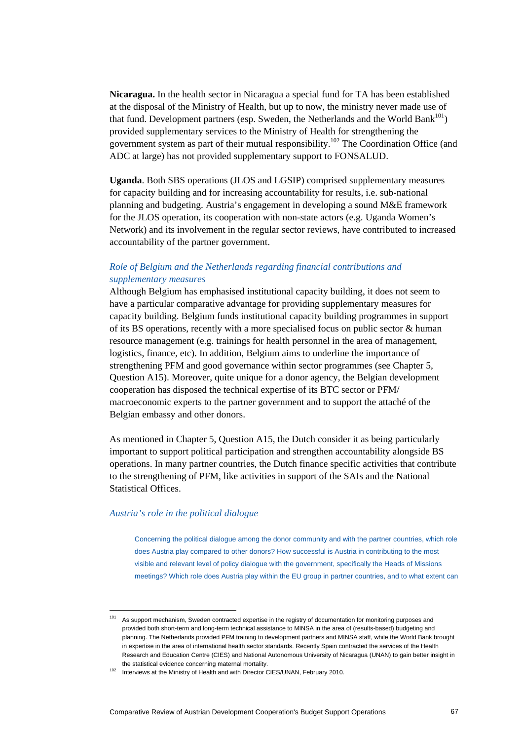**Nicaragua.** In the health sector in Nicaragua a special fund for TA has been established at the disposal of the Ministry of Health, but up to now, the ministry never made use of that fund. Development partners (esp. Sweden, the Netherlands and the World Bank[101]) provided supplementary services to the Ministry of Health for strengthening the government system as part of their mutual responsibility.[102] The Coordination Office (and ADC at large) has not provided supplementary support to FONSALUD.

**Uganda**. Both SBS operations (JLOS and LGSIP) comprised supplementary measures for capacity building and for increasing accountability for results, i.e. sub-national planning and budgeting. Austria's engagement in developing a sound M&E framework for the JLOS operation, its cooperation with non-state actors (e.g. Uganda Women's Network) and its involvement in the regular sector reviews, have contributed to increased accountability of the partner government.

*Role of Belgium and the Netherlands regarding financial contributions and supplementary measures*

Although Belgium has emphasised institutional capacity building, it does not seem to have a particular comparative advantage for providing supplementary measures for capacity building. Belgium funds institutional capacity building programmes in support of its BS operations, recently with a more specialised focus on public sector & human resource management (e.g. trainings for health personnel in the area of management, logistics, finance, etc). In addition, Belgium aims to underline the importance of strengthening PFM and good governance within sector programmes (see Chapter 5, Question A15). Moreover, quite unique for a donor agency, the Belgian development cooperation has disposed the technical expertise of its BTC sector or PFM/ macroeconomic experts to the partner government and to support the attaché of the Belgian embassy and other donors.

As mentioned in Chapter 5, Question A15, the Dutch consider it as being particularly important to support political participation and strengthen accountability alongside BS operations. In many partner countries, the Dutch finance specific activities that contribute to the strengthening of PFM, like activities in support of the SAIs and the National Statistical Offices.

*Austria's role in the political dialogue*

> Concerning the political dialogue among the donor community and with the partner countries, which role does Austria play compared to other donors? How successful is Austria in contributing to the most visible and relevant level of policy dialogue with the government, specifically the Heads of Missions meetings? Which role does Austria play within the EU group in partner countries, and to what extent can

---

[101] As support mechanism, Sweden contracted expertise in the registry of documentation for monitoring purposes and provided both short-term and long-term technical assistance to MINSA in the area of (results-based) budgeting and planning. The Netherlands provided PFM training to development partners and MINSA staff, while the World Bank brought in expertise in the area of international health sector standards. Recently Spain contracted the services of the Health Research and Education Centre (CIES) and National Autonomous University of Nicaragua (UNAN) to gain better insight in the statistical evidence concerning maternal mortality.

[102] Interviews at the Ministry of Health and with Director CIES/UNAN, February 2010.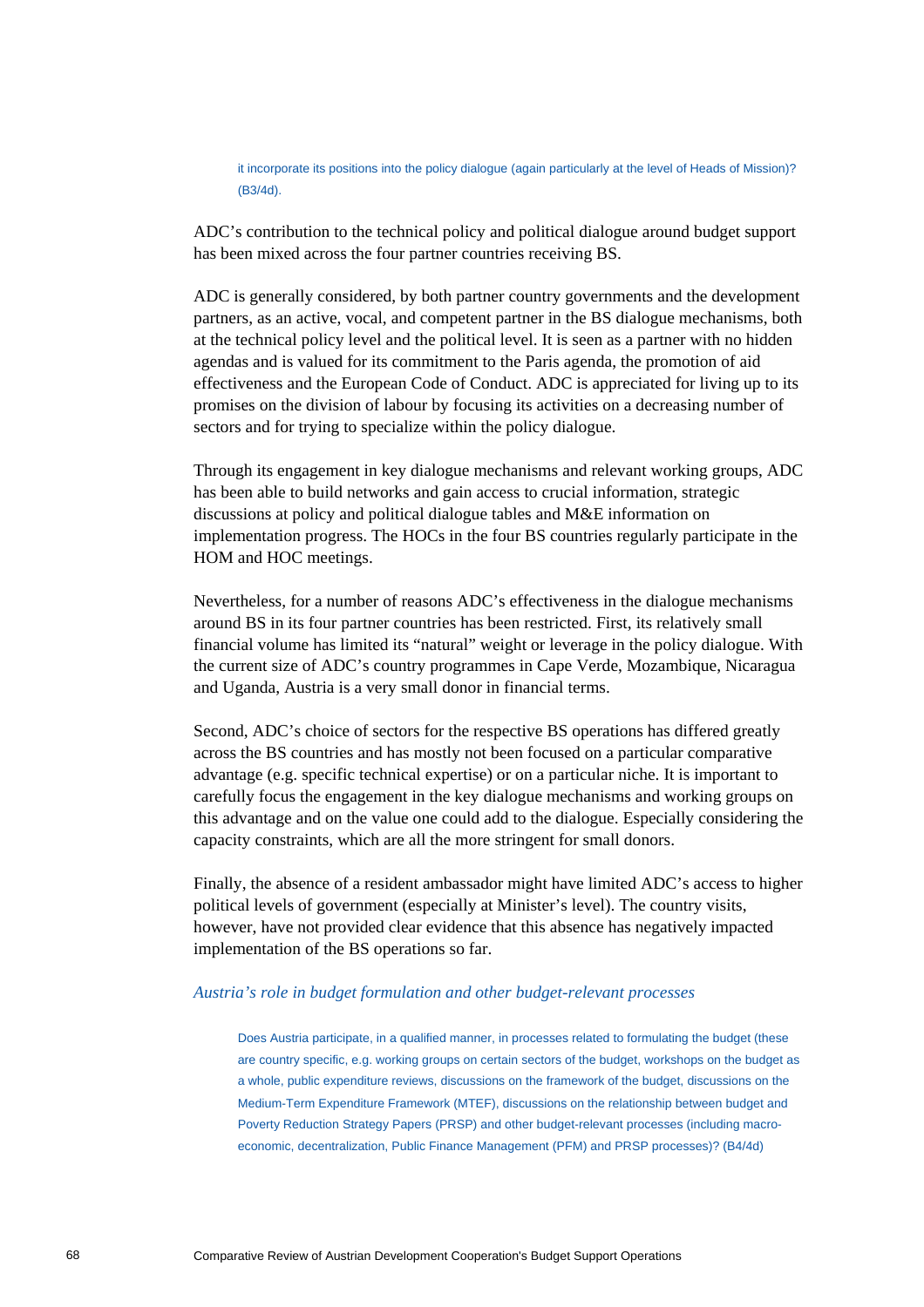> it incorporate its positions into the policy dialogue (again particularly at the level of Heads of Mission)? (B3/4d).

ADC's contribution to the technical policy and political dialogue around budget support has been mixed across the four partner countries receiving BS.

ADC is generally considered, by both partner country governments and the development partners, as an active, vocal, and competent partner in the BS dialogue mechanisms, both at the technical policy level and the political level. It is seen as a partner with no hidden agendas and is valued for its commitment to the Paris agenda, the promotion of aid effectiveness and the European Code of Conduct. ADC is appreciated for living up to its promises on the division of labour by focusing its activities on a decreasing number of sectors and for trying to specialize within the policy dialogue.

Through its engagement in key dialogue mechanisms and relevant working groups, ADC has been able to build networks and gain access to crucial information, strategic discussions at policy and political dialogue tables and M&E information on implementation progress. The HOCs in the four BS countries regularly participate in the HOM and HOC meetings.

Nevertheless, for a number of reasons ADC's effectiveness in the dialogue mechanisms around BS in its four partner countries has been restricted. First, its relatively small financial volume has limited its "natural" weight or leverage in the policy dialogue. With the current size of ADC's country programmes in Cape Verde, Mozambique, Nicaragua and Uganda, Austria is a very small donor in financial terms.

Second, ADC's choice of sectors for the respective BS operations has differed greatly across the BS countries and has mostly not been focused on a particular comparative advantage (e.g. specific technical expertise) or on a particular niche. It is important to carefully focus the engagement in the key dialogue mechanisms and working groups on this advantage and on the value one could add to the dialogue. Especially considering the capacity constraints, which are all the more stringent for small donors.

Finally, the absence of a resident ambassador might have limited ADC's access to higher political levels of government (especially at Minister's level). The country visits, however, have not provided clear evidence that this absence has negatively impacted implementation of the BS operations so far.

*Austria's role in budget formulation and other budget-relevant processes*

> Does Austria participate, in a qualified manner, in processes related to formulating the budget (these are country specific, e.g. working groups on certain sectors of the budget, workshops on the budget as a whole, public expenditure reviews, discussions on the framework of the budget, discussions on the Medium-Term Expenditure Framework (MTEF), discussions on the relationship between budget and Poverty Reduction Strategy Papers (PRSP) and other budget-relevant processes (including macro-economic, decentralization, Public Finance Management (PFM) and PRSP processes)? (B4/4d)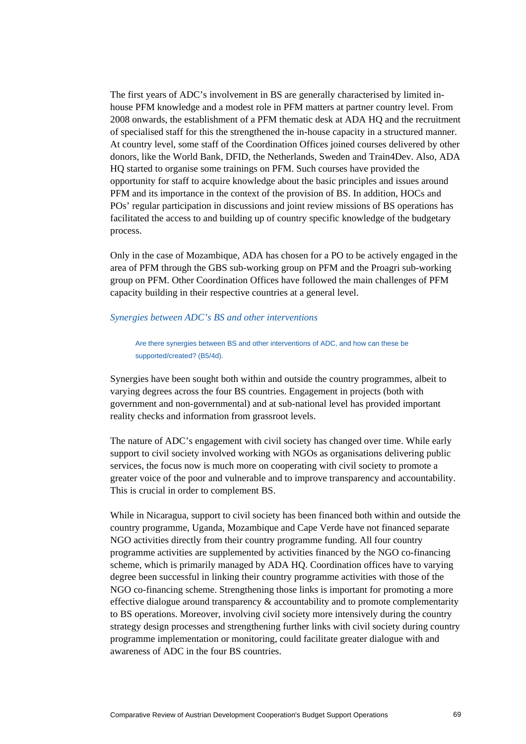The first years of ADC's involvement in BS are generally characterised by limited in-house PFM knowledge and a modest role in PFM matters at partner country level. From 2008 onwards, the establishment of a PFM thematic desk at ADA HQ and the recruitment of specialised staff for this the strengthened the in-house capacity in a structured manner. At country level, some staff of the Coordination Offices joined courses delivered by other donors, like the World Bank, DFID, the Netherlands, Sweden and Train4Dev. Also, ADA HQ started to organise some trainings on PFM. Such courses have provided the opportunity for staff to acquire knowledge about the basic principles and issues around PFM and its importance in the context of the provision of BS. In addition, HOCs and POs' regular participation in discussions and joint review missions of BS operations has facilitated the access to and building up of country specific knowledge of the budgetary process.

Only in the case of Mozambique, ADA has chosen for a PO to be actively engaged in the area of PFM through the GBS sub-working group on PFM and the Proagri sub-working group on PFM. Other Coordination Offices have followed the main challenges of PFM capacity building in their respective countries at a general level.

### *Synergies between ADC's BS and other interventions*

> Are there synergies between BS and other interventions of ADC, and how can these be supported/created? (B5/4d).

Synergies have been sought both within and outside the country programmes, albeit to varying degrees across the four BS countries. Engagement in projects (both with government and non-governmental) and at sub-national level has provided important reality checks and information from grassroot levels.

The nature of ADC's engagement with civil society has changed over time. While early support to civil society involved working with NGOs as organisations delivering public services, the focus now is much more on cooperating with civil society to promote a greater voice of the poor and vulnerable and to improve transparency and accountability. This is crucial in order to complement BS.

While in Nicaragua, support to civil society has been financed both within and outside the country programme, Uganda, Mozambique and Cape Verde have not financed separate NGO activities directly from their country programme funding. All four country programme activities are supplemented by activities financed by the NGO co-financing scheme, which is primarily managed by ADA HQ. Coordination offices have to varying degree been successful in linking their country programme activities with those of the NGO co-financing scheme. Strengthening those links is important for promoting a more effective dialogue around transparency & accountability and to promote complementarity to BS operations. Moreover, involving civil society more intensively during the country strategy design processes and strengthening further links with civil society during country programme implementation or monitoring, could facilitate greater dialogue with and awareness of ADC in the four BS countries.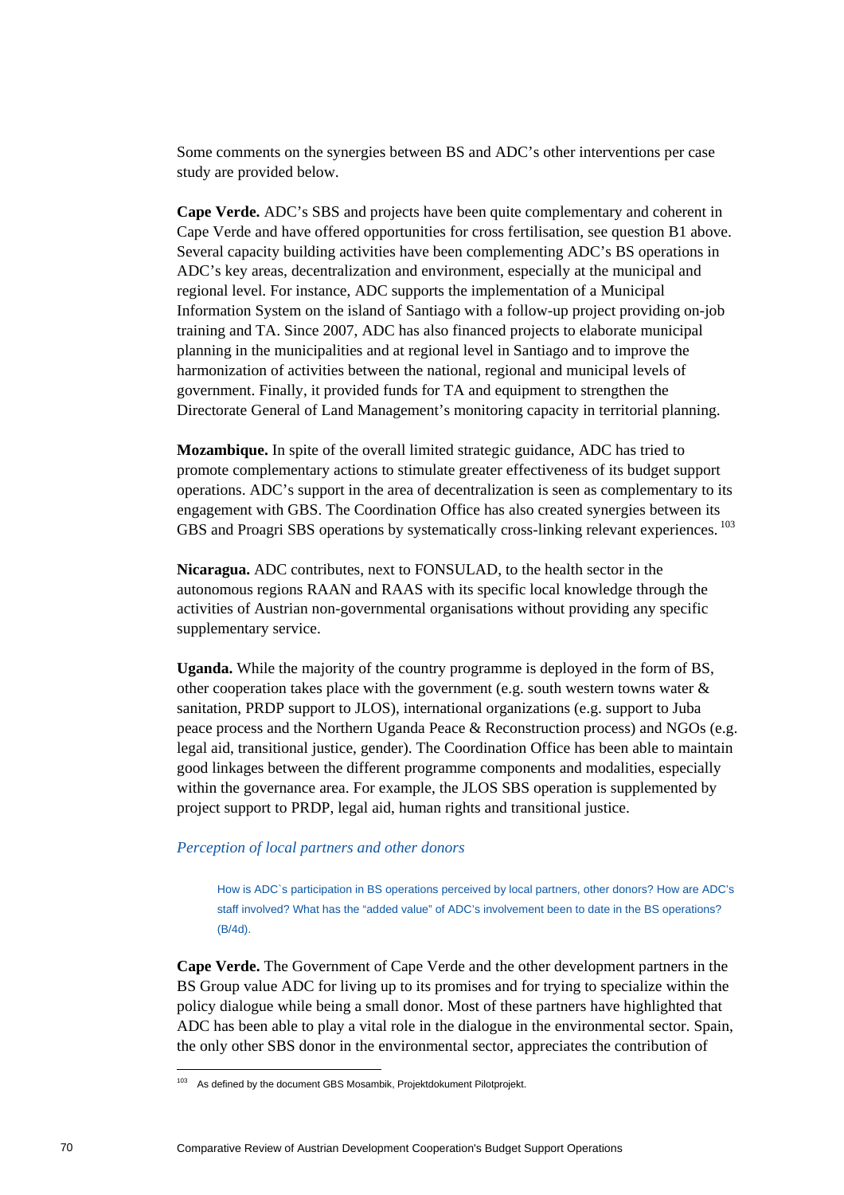Some comments on the synergies between BS and ADC’s other interventions per case study are provided below.

**Cape Verde.** ADC’s SBS and projects have been quite complementary and coherent in Cape Verde and have offered opportunities for cross fertilisation, see question B1 above. Several capacity building activities have been complementing ADC’s BS operations in ADC’s key areas, decentralization and environment, especially at the municipal and regional level. For instance, ADC supports the implementation of a Municipal Information System on the island of Santiago with a follow-up project providing on-job training and TA. Since 2007, ADC has also financed projects to elaborate municipal planning in the municipalities and at regional level in Santiago and to improve the harmonization of activities between the national, regional and municipal levels of government. Finally, it provided funds for TA and equipment to strengthen the Directorate General of Land Management’s monitoring capacity in territorial planning.

**Mozambique.** In spite of the overall limited strategic guidance, ADC has tried to promote complementary actions to stimulate greater effectiveness of its budget support operations. ADC’s support in the area of decentralization is seen as complementary to its engagement with GBS. The Coordination Office has also created synergies between its GBS and Proagri SBS operations by systematically cross-linking relevant experiences.[103]

**Nicaragua.** ADC contributes, next to FONSULAD, to the health sector in the autonomous regions RAAN and RAAS with its specific local knowledge through the activities of Austrian non-governmental organisations without providing any specific supplementary service.

**Uganda.** While the majority of the country programme is deployed in the form of BS, other cooperation takes place with the government (e.g. south western towns water & sanitation, PRDP support to JLOS), international organizations (e.g. support to Juba peace process and the Northern Uganda Peace & Reconstruction process) and NGOs (e.g. legal aid, transitional justice, gender). The Coordination Office has been able to maintain good linkages between the different programme components and modalities, especially within the governance area. For example, the JLOS SBS operation is supplemented by project support to PRDP, legal aid, human rights and transitional justice.

### *Perception of local partners and other donors*

> How is ADC`s participation in BS operations perceived by local partners, other donors? How are ADC's staff involved? What has the “added value” of ADC’s involvement been to date in the BS operations? (B/4d).

**Cape Verde.** The Government of Cape Verde and the other development partners in the BS Group value ADC for living up to its promises and for trying to specialize within the policy dialogue while being a small donor. Most of these partners have highlighted that ADC has been able to play a vital role in the dialogue in the environmental sector. Spain, the only other SBS donor in the environmental sector, appreciates the contribution of

---

[103] As defined by the document GBS Mosambik, Projektdokument Pilotprojekt.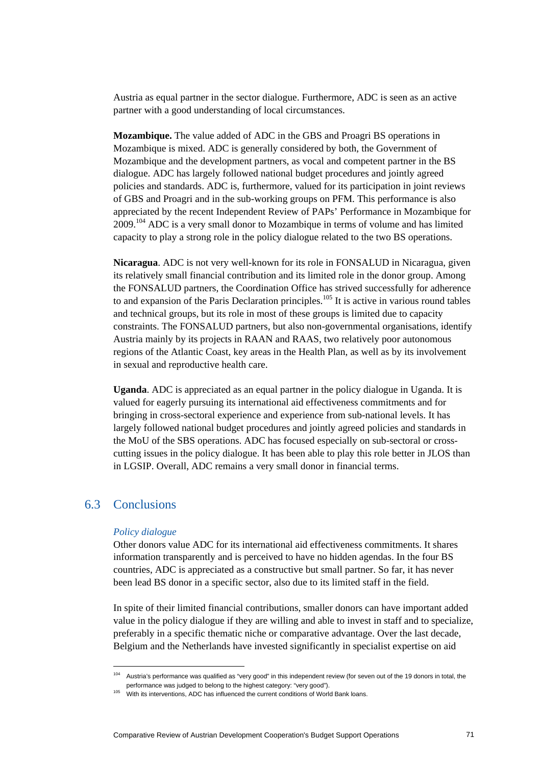Austria as equal partner in the sector dialogue. Furthermore, ADC is seen as an active partner with a good understanding of local circumstances.

**Mozambique.** The value added of ADC in the GBS and Proagri BS operations in Mozambique is mixed. ADC is generally considered by both, the Government of Mozambique and the development partners, as vocal and competent partner in the BS dialogue. ADC has largely followed national budget procedures and jointly agreed policies and standards. ADC is, furthermore, valued for its participation in joint reviews of GBS and Proagri and in the sub-working groups on PFM. This performance is also appreciated by the recent Independent Review of PAPs' Performance in Mozambique for 2009.[104] ADC is a very small donor to Mozambique in terms of volume and has limited capacity to play a strong role in the policy dialogue related to the two BS operations.

**Nicaragua**. ADC is not very well-known for its role in FONSALUD in Nicaragua, given its relatively small financial contribution and its limited role in the donor group. Among the FONSALUD partners, the Coordination Office has strived successfully for adherence to and expansion of the Paris Declaration principles.[105] It is active in various round tables and technical groups, but its role in most of these groups is limited due to capacity constraints. The FONSALUD partners, but also non-governmental organisations, identify Austria mainly by its projects in RAAN and RAAS, two relatively poor autonomous regions of the Atlantic Coast, key areas in the Health Plan, as well as by its involvement in sexual and reproductive health care.

**Uganda**. ADC is appreciated as an equal partner in the policy dialogue in Uganda. It is valued for eagerly pursuing its international aid effectiveness commitments and for bringing in cross-sectoral experience and experience from sub-national levels. It has largely followed national budget procedures and jointly agreed policies and standards in the MoU of the SBS operations. ADC has focused especially on sub-sectoral or cross-cutting issues in the policy dialogue. It has been able to play this role better in JLOS than in LGSIP. Overall, ADC remains a very small donor in financial terms.

## 6.3 Conclusions

*Policy dialogue*

Other donors value ADC for its international aid effectiveness commitments. It shares information transparently and is perceived to have no hidden agendas. In the four BS countries, ADC is appreciated as a constructive but small partner. So far, it has never been lead BS donor in a specific sector, also due to its limited staff in the field.

In spite of their limited financial contributions, smaller donors can have important added value in the policy dialogue if they are willing and able to invest in staff and to specialize, preferably in a specific thematic niche or comparative advantage. Over the last decade, Belgium and the Netherlands have invested significantly in specialist expertise on aid

---

[104] Austria's performance was qualified as "very good" in this independent review (for seven out of the 19 donors in total, the performance was judged to belong to the highest category: "very good").

[105] With its interventions, ADC has influenced the current conditions of World Bank loans.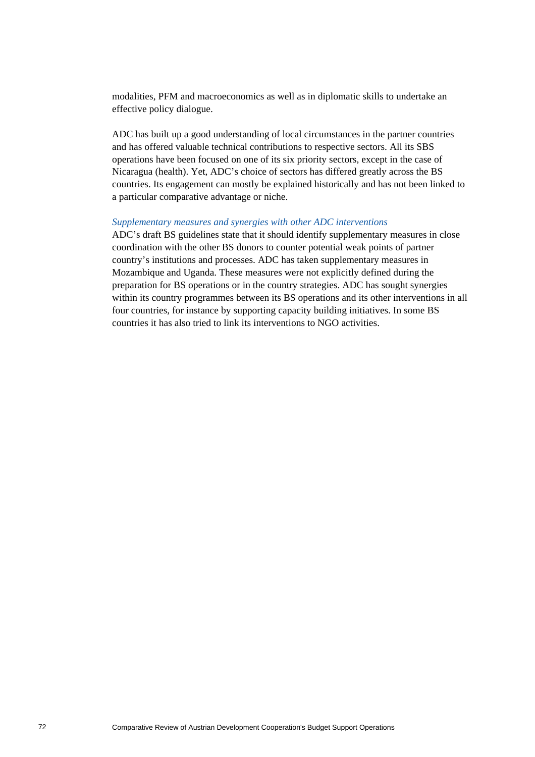modalities, PFM and macroeconomics as well as in diplomatic skills to undertake an effective policy dialogue.

ADC has built up a good understanding of local circumstances in the partner countries and has offered valuable technical contributions to respective sectors. All its SBS operations have been focused on one of its six priority sectors, except in the case of Nicaragua (health). Yet, ADC's choice of sectors has differed greatly across the BS countries. Its engagement can mostly be explained historically and has not been linked to a particular comparative advantage or niche.

*Supplementary measures and synergies with other ADC interventions*

ADC's draft BS guidelines state that it should identify supplementary measures in close coordination with the other BS donors to counter potential weak points of partner country's institutions and processes. ADC has taken supplementary measures in Mozambique and Uganda. These measures were not explicitly defined during the preparation for BS operations or in the country strategies. ADC has sought synergies within its country programmes between its BS operations and its other interventions in all four countries, for instance by supporting capacity building initiatives. In some BS countries it has also tried to link its interventions to NGO activities.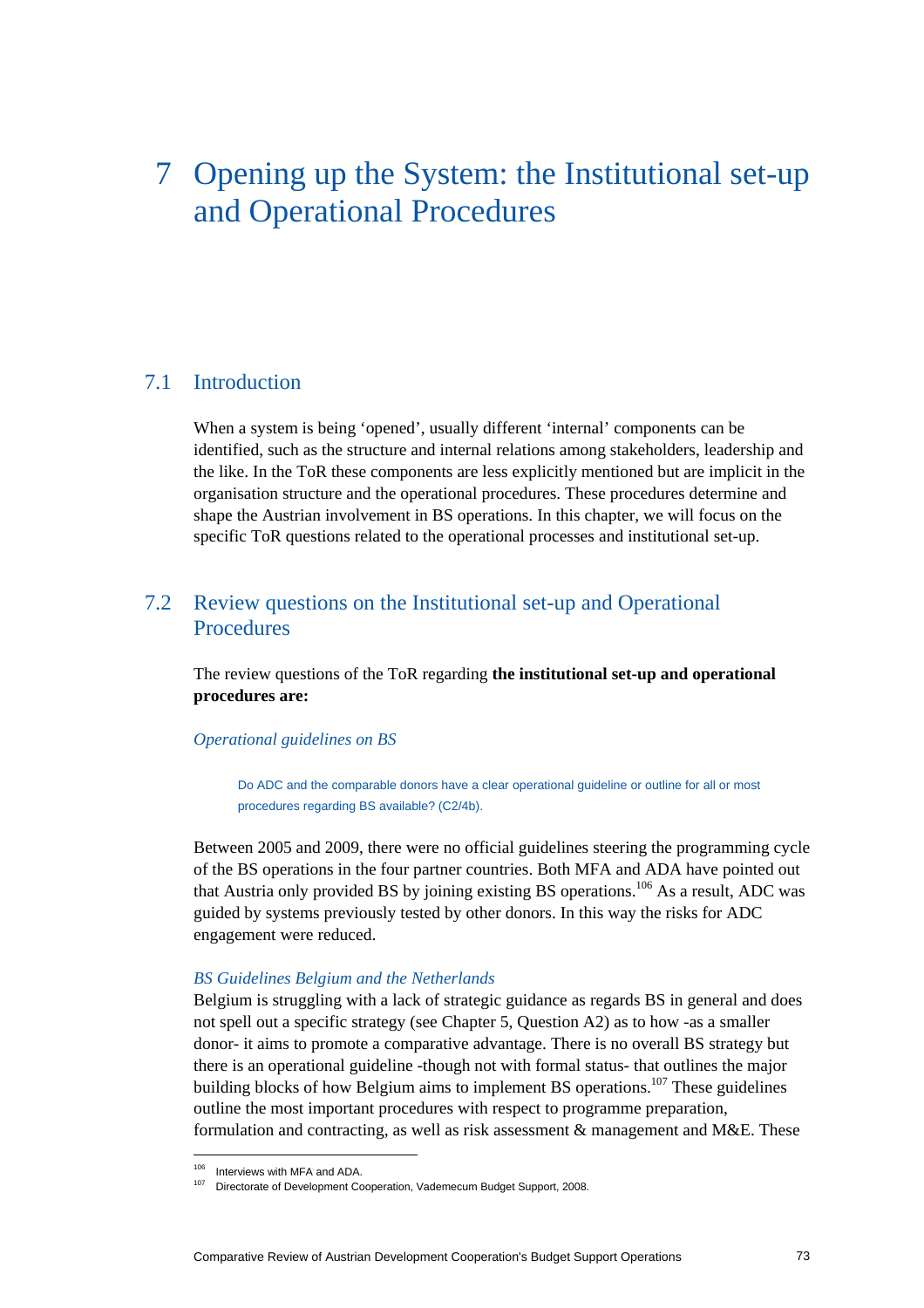# 7 Opening up the System: the Institutional set-up and Operational Procedures

## 7.1 Introduction

When a system is being 'opened', usually different 'internal' components can be identified, such as the structure and internal relations among stakeholders, leadership and the like. In the ToR these components are less explicitly mentioned but are implicit in the organisation structure and the operational procedures. These procedures determine and shape the Austrian involvement in BS operations. In this chapter, we will focus on the specific ToR questions related to the operational processes and institutional set-up.

## 7.2 Review questions on the Institutional set-up and Operational Procedures

The review questions of the ToR regarding **the institutional set-up and operational procedures are:**

*Operational guidelines on BS*

> Do ADC and the comparable donors have a clear operational guideline or outline for all or most procedures regarding BS available? (C2/4b).

Between 2005 and 2009, there were no official guidelines steering the programming cycle of the BS operations in the four partner countries. Both MFA and ADA have pointed out that Austria only provided BS by joining existing BS operations.[106] As a result, ADC was guided by systems previously tested by other donors. In this way the risks for ADC engagement were reduced.

*BS Guidelines Belgium and the Netherlands*

Belgium is struggling with a lack of strategic guidance as regards BS in general and does not spell out a specific strategy (see Chapter 5, Question A2) as to how -as a smaller donor- it aims to promote a comparative advantage. There is no overall BS strategy but there is an operational guideline -though not with formal status- that outlines the major building blocks of how Belgium aims to implement BS operations.[107] These guidelines outline the most important procedures with respect to programme preparation, formulation and contracting, as well as risk assessment & management and M&E. These

---

[106] Interviews with MFA and ADA.

[107] Directorate of Development Cooperation, Vademecum Budget Support, 2008.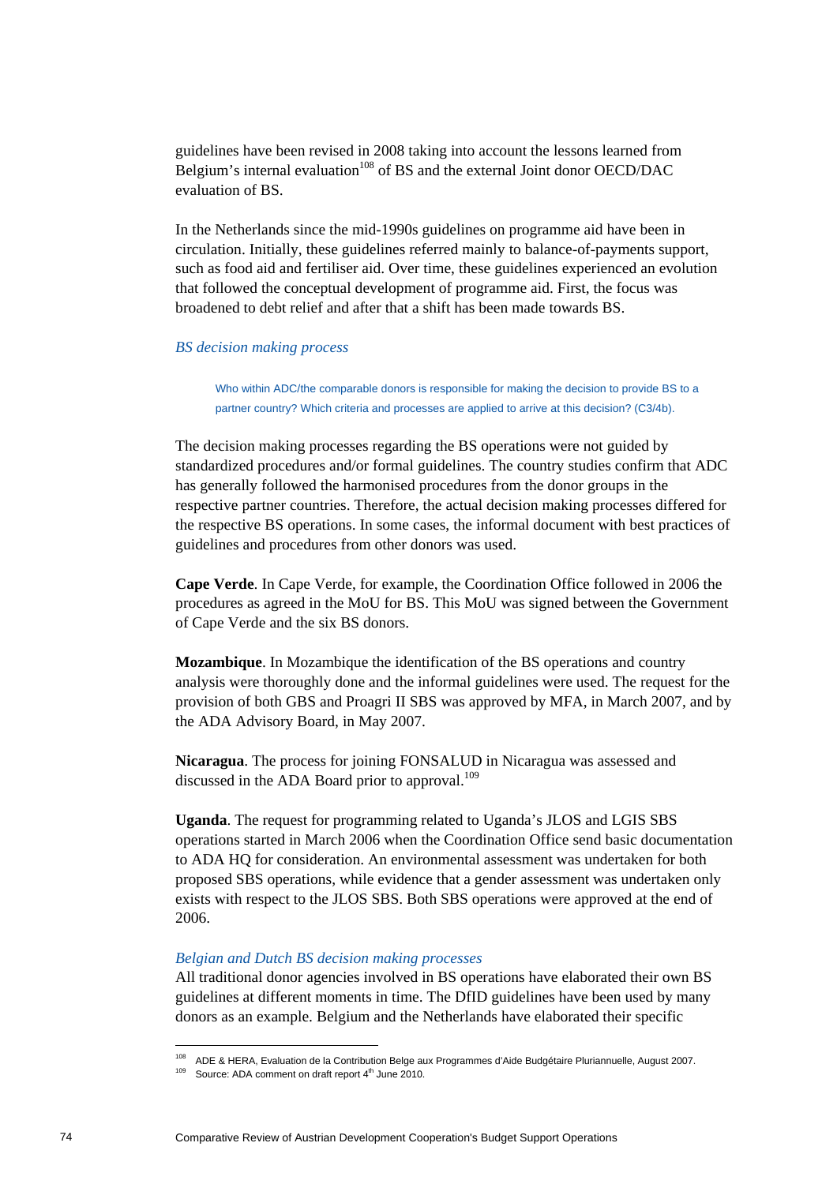guidelines have been revised in 2008 taking into account the lessons learned from Belgium's internal evaluation[108] of BS and the external Joint donor OECD/DAC evaluation of BS.

In the Netherlands since the mid-1990s guidelines on programme aid have been in circulation. Initially, these guidelines referred mainly to balance-of-payments support, such as food aid and fertiliser aid. Over time, these guidelines experienced an evolution that followed the conceptual development of programme aid. First, the focus was broadened to debt relief and after that a shift has been made towards BS.

### *BS decision making process*

> Who within ADC/the comparable donors is responsible for making the decision to provide BS to a partner country? Which criteria and processes are applied to arrive at this decision? (C3/4b).

The decision making processes regarding the BS operations were not guided by standardized procedures and/or formal guidelines. The country studies confirm that ADC has generally followed the harmonised procedures from the donor groups in the respective partner countries. Therefore, the actual decision making processes differed for the respective BS operations. In some cases, the informal document with best practices of guidelines and procedures from other donors was used.

**Cape Verde**. In Cape Verde, for example, the Coordination Office followed in 2006 the procedures as agreed in the MoU for BS. This MoU was signed between the Government of Cape Verde and the six BS donors.

**Mozambique**. In Mozambique the identification of the BS operations and country analysis were thoroughly done and the informal guidelines were used. The request for the provision of both GBS and Proagri II SBS was approved by MFA, in March 2007, and by the ADA Advisory Board, in May 2007.

**Nicaragua**. The process for joining FONSALUD in Nicaragua was assessed and discussed in the ADA Board prior to approval.[109]

**Uganda**. The request for programming related to Uganda's JLOS and LGIS SBS operations started in March 2006 when the Coordination Office send basic documentation to ADA HQ for consideration. An environmental assessment was undertaken for both proposed SBS operations, while evidence that a gender assessment was undertaken only exists with respect to the JLOS SBS. Both SBS operations were approved at the end of 2006.

### *Belgian and Dutch BS decision making processes*

All traditional donor agencies involved in BS operations have elaborated their own BS guidelines at different moments in time. The DfID guidelines have been used by many donors as an example. Belgium and the Netherlands have elaborated their specific

---

[108] ADE & HERA, Evaluation de la Contribution Belge aux Programmes d'Aide Budgétaire Pluriannuelle, August 2007.

[109] Source: ADA comment on draft report 4th June 2010.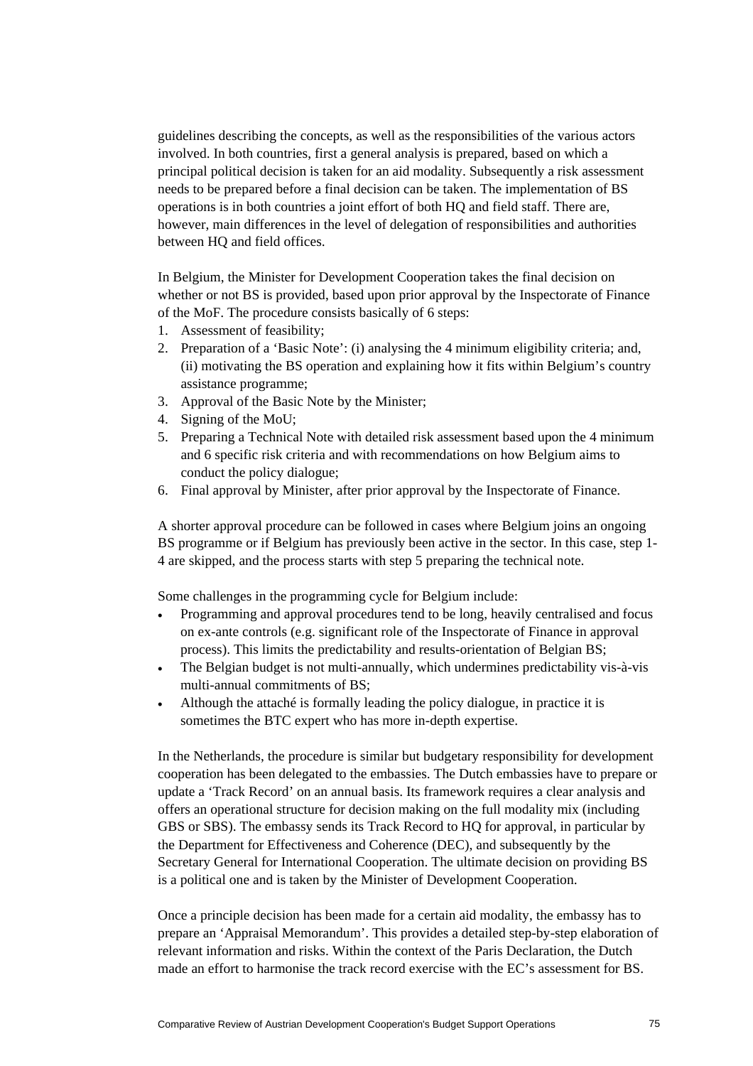guidelines describing the concepts, as well as the responsibilities of the various actors involved. In both countries, first a general analysis is prepared, based on which a principal political decision is taken for an aid modality. Subsequently a risk assessment needs to be prepared before a final decision can be taken. The implementation of BS operations is in both countries a joint effort of both HQ and field staff. There are, however, main differences in the level of delegation of responsibilities and authorities between HQ and field offices.

In Belgium, the Minister for Development Cooperation takes the final decision on whether or not BS is provided, based upon prior approval by the Inspectorate of Finance of the MoF. The procedure consists basically of 6 steps:

1. Assessment of feasibility;
2. Preparation of a 'Basic Note': (i) analysing the 4 minimum eligibility criteria; and, (ii) motivating the BS operation and explaining how it fits within Belgium's country assistance programme;
3. Approval of the Basic Note by the Minister;
4. Signing of the MoU;
5. Preparing a Technical Note with detailed risk assessment based upon the 4 minimum and 6 specific risk criteria and with recommendations on how Belgium aims to conduct the policy dialogue;
6. Final approval by Minister, after prior approval by the Inspectorate of Finance.

A shorter approval procedure can be followed in cases where Belgium joins an ongoing BS programme or if Belgium has previously been active in the sector. In this case, step 1-4 are skipped, and the process starts with step 5 preparing the technical note.

Some challenges in the programming cycle for Belgium include:

- Programming and approval procedures tend to be long, heavily centralised and focus on ex-ante controls (e.g. significant role of the Inspectorate of Finance in approval process). This limits the predictability and results-orientation of Belgian BS;
- The Belgian budget is not multi-annually, which undermines predictability vis-à-vis multi-annual commitments of BS;
- Although the attaché is formally leading the policy dialogue, in practice it is sometimes the BTC expert who has more in-depth expertise.

In the Netherlands, the procedure is similar but budgetary responsibility for development cooperation has been delegated to the embassies. The Dutch embassies have to prepare or update a 'Track Record' on an annual basis. Its framework requires a clear analysis and offers an operational structure for decision making on the full modality mix (including GBS or SBS). The embassy sends its Track Record to HQ for approval, in particular by the Department for Effectiveness and Coherence (DEC), and subsequently by the Secretary General for International Cooperation. The ultimate decision on providing BS is a political one and is taken by the Minister of Development Cooperation.

Once a principle decision has been made for a certain aid modality, the embassy has to prepare an 'Appraisal Memorandum'. This provides a detailed step-by-step elaboration of relevant information and risks. Within the context of the Paris Declaration, the Dutch made an effort to harmonise the track record exercise with the EC's assessment for BS.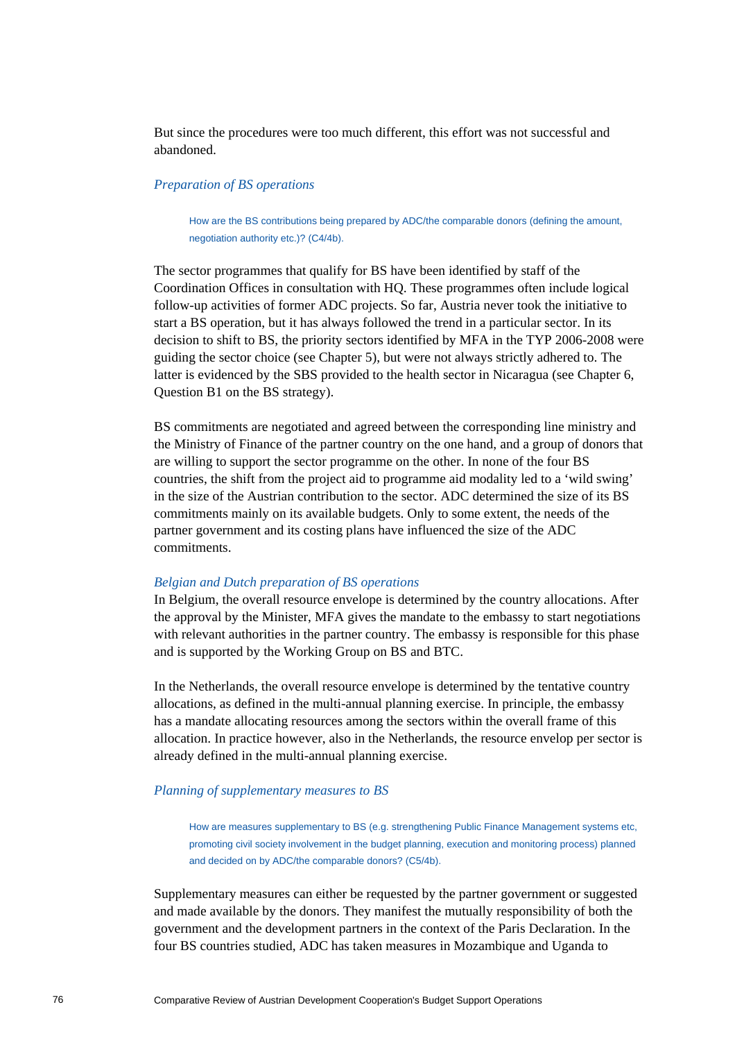But since the procedures were too much different, this effort was not successful and abandoned.

### *Preparation of BS operations*

> How are the BS contributions being prepared by ADC/the comparable donors (defining the amount, negotiation authority etc.)? (C4/4b).

The sector programmes that qualify for BS have been identified by staff of the Coordination Offices in consultation with HQ. These programmes often include logical follow-up activities of former ADC projects. So far, Austria never took the initiative to start a BS operation, but it has always followed the trend in a particular sector. In its decision to shift to BS, the priority sectors identified by MFA in the TYP 2006-2008 were guiding the sector choice (see Chapter 5), but were not always strictly adhered to. The latter is evidenced by the SBS provided to the health sector in Nicaragua (see Chapter 6, Question B1 on the BS strategy).

BS commitments are negotiated and agreed between the corresponding line ministry and the Ministry of Finance of the partner country on the one hand, and a group of donors that are willing to support the sector programme on the other. In none of the four BS countries, the shift from the project aid to programme aid modality led to a 'wild swing' in the size of the Austrian contribution to the sector. ADC determined the size of its BS commitments mainly on its available budgets. Only to some extent, the needs of the partner government and its costing plans have influenced the size of the ADC commitments.

### *Belgian and Dutch preparation of BS operations*

In Belgium, the overall resource envelope is determined by the country allocations. After the approval by the Minister, MFA gives the mandate to the embassy to start negotiations with relevant authorities in the partner country. The embassy is responsible for this phase and is supported by the Working Group on BS and BTC.

In the Netherlands, the overall resource envelope is determined by the tentative country allocations, as defined in the multi-annual planning exercise. In principle, the embassy has a mandate allocating resources among the sectors within the overall frame of this allocation. In practice however, also in the Netherlands, the resource envelop per sector is already defined in the multi-annual planning exercise.

### *Planning of supplementary measures to BS*

> How are measures supplementary to BS (e.g. strengthening Public Finance Management systems etc, promoting civil society involvement in the budget planning, execution and monitoring process) planned and decided on by ADC/the comparable donors? (C5/4b).

Supplementary measures can either be requested by the partner government or suggested and made available by the donors. They manifest the mutually responsibility of both the government and the development partners in the context of the Paris Declaration. In the four BS countries studied, ADC has taken measures in Mozambique and Uganda to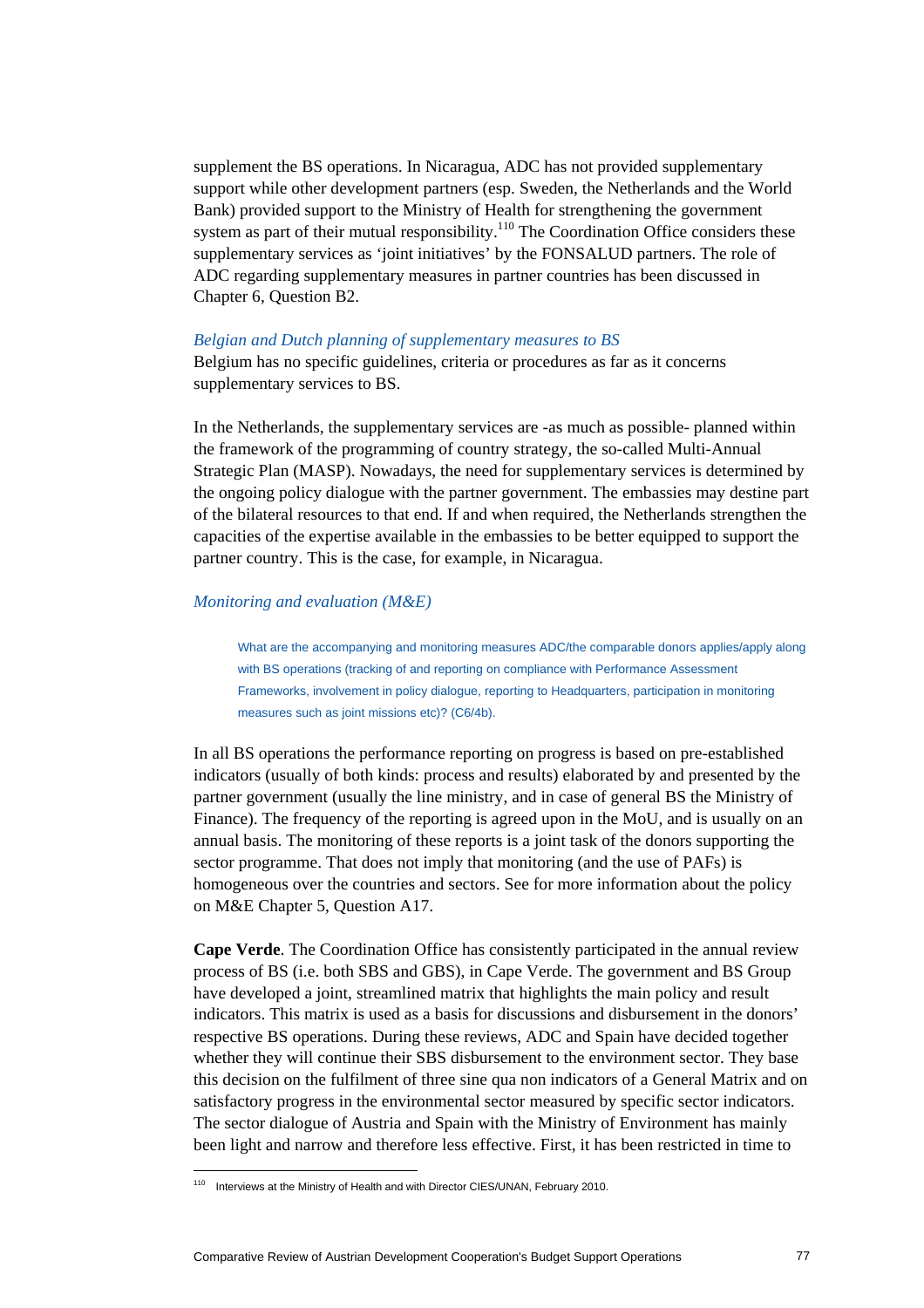supplement the BS operations. In Nicaragua, ADC has not provided supplementary support while other development partners (esp. Sweden, the Netherlands and the World Bank) provided support to the Ministry of Health for strengthening the government system as part of their mutual responsibility.[110] The Coordination Office considers these supplementary services as 'joint initiatives' by the FONSALUD partners. The role of ADC regarding supplementary measures in partner countries has been discussed in Chapter 6, Question B2.

*Belgian and Dutch planning of supplementary measures to BS*

Belgium has no specific guidelines, criteria or procedures as far as it concerns supplementary services to BS.

In the Netherlands, the supplementary services are -as much as possible- planned within the framework of the programming of country strategy, the so-called Multi-Annual Strategic Plan (MASP). Nowadays, the need for supplementary services is determined by the ongoing policy dialogue with the partner government. The embassies may destine part of the bilateral resources to that end. If and when required, the Netherlands strengthen the capacities of the expertise available in the embassies to be better equipped to support the partner country. This is the case, for example, in Nicaragua.

*Monitoring and evaluation (M&E)*

> What are the accompanying and monitoring measures ADC/the comparable donors applies/apply along with BS operations (tracking of and reporting on compliance with Performance Assessment Frameworks, involvement in policy dialogue, reporting to Headquarters, participation in monitoring measures such as joint missions etc)? (C6/4b).

In all BS operations the performance reporting on progress is based on pre-established indicators (usually of both kinds: process and results) elaborated by and presented by the partner government (usually the line ministry, and in case of general BS the Ministry of Finance). The frequency of the reporting is agreed upon in the MoU, and is usually on an annual basis. The monitoring of these reports is a joint task of the donors supporting the sector programme. That does not imply that monitoring (and the use of PAFs) is homogeneous over the countries and sectors. See for more information about the policy on M&E Chapter 5, Question A17.

**Cape Verde**. The Coordination Office has consistently participated in the annual review process of BS (i.e. both SBS and GBS), in Cape Verde. The government and BS Group have developed a joint, streamlined matrix that highlights the main policy and result indicators. This matrix is used as a basis for discussions and disbursement in the donors' respective BS operations. During these reviews, ADC and Spain have decided together whether they will continue their SBS disbursement to the environment sector. They base this decision on the fulfilment of three sine qua non indicators of a General Matrix and on satisfactory progress in the environmental sector measured by specific sector indicators. The sector dialogue of Austria and Spain with the Ministry of Environment has mainly been light and narrow and therefore less effective. First, it has been restricted in time to

[110] Interviews at the Ministry of Health and with Director CIES/UNAN, February 2010.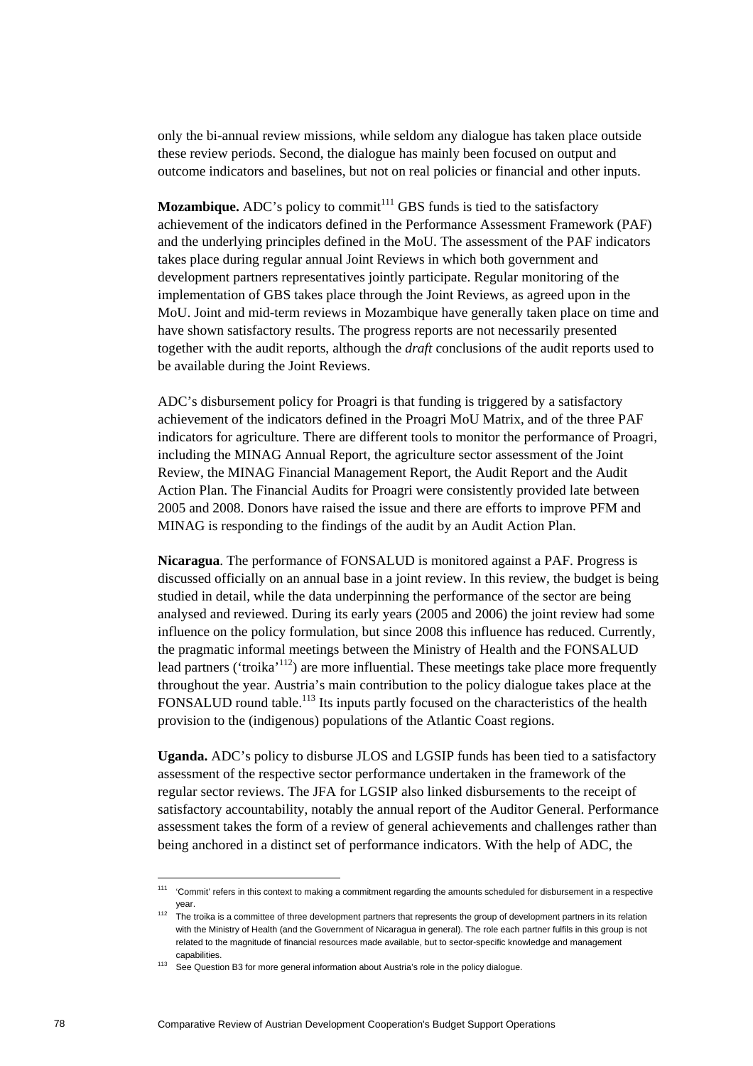only the bi-annual review missions, while seldom any dialogue has taken place outside these review periods. Second, the dialogue has mainly been focused on output and outcome indicators and baselines, but not on real policies or financial and other inputs.

**Mozambique.** ADC's policy to commit[111] GBS funds is tied to the satisfactory achievement of the indicators defined in the Performance Assessment Framework (PAF) and the underlying principles defined in the MoU. The assessment of the PAF indicators takes place during regular annual Joint Reviews in which both government and development partners representatives jointly participate. Regular monitoring of the implementation of GBS takes place through the Joint Reviews, as agreed upon in the MoU. Joint and mid-term reviews in Mozambique have generally taken place on time and have shown satisfactory results. The progress reports are not necessarily presented together with the audit reports, although the *draft* conclusions of the audit reports used to be available during the Joint Reviews.

ADC's disbursement policy for Proagri is that funding is triggered by a satisfactory achievement of the indicators defined in the Proagri MoU Matrix, and of the three PAF indicators for agriculture. There are different tools to monitor the performance of Proagri, including the MINAG Annual Report, the agriculture sector assessment of the Joint Review, the MINAG Financial Management Report, the Audit Report and the Audit Action Plan. The Financial Audits for Proagri were consistently provided late between 2005 and 2008. Donors have raised the issue and there are efforts to improve PFM and MINAG is responding to the findings of the audit by an Audit Action Plan.

**Nicaragua**. The performance of FONSALUD is monitored against a PAF. Progress is discussed officially on an annual base in a joint review. In this review, the budget is being studied in detail, while the data underpinning the performance of the sector are being analysed and reviewed. During its early years (2005 and 2006) the joint review had some influence on the policy formulation, but since 2008 this influence has reduced. Currently, the pragmatic informal meetings between the Ministry of Health and the FONSALUD lead partners ('troika'[112]) are more influential. These meetings take place more frequently throughout the year. Austria's main contribution to the policy dialogue takes place at the FONSALUD round table.[113] Its inputs partly focused on the characteristics of the health provision to the (indigenous) populations of the Atlantic Coast regions.

**Uganda.** ADC's policy to disburse JLOS and LGSIP funds has been tied to a satisfactory assessment of the respective sector performance undertaken in the framework of the regular sector reviews. The JFA for LGSIP also linked disbursements to the receipt of satisfactory accountability, notably the annual report of the Auditor General. Performance assessment takes the form of a review of general achievements and challenges rather than being anchored in a distinct set of performance indicators. With the help of ADC, the

---

[111] 'Commit' refers in this context to making a commitment regarding the amounts scheduled for disbursement in a respective year.

[112] The troika is a committee of three development partners that represents the group of development partners in its relation with the Ministry of Health (and the Government of Nicaragua in general). The role each partner fulfils in this group is not related to the magnitude of financial resources made available, but to sector-specific knowledge and management capabilities.

[113] See Question B3 for more general information about Austria's role in the policy dialogue.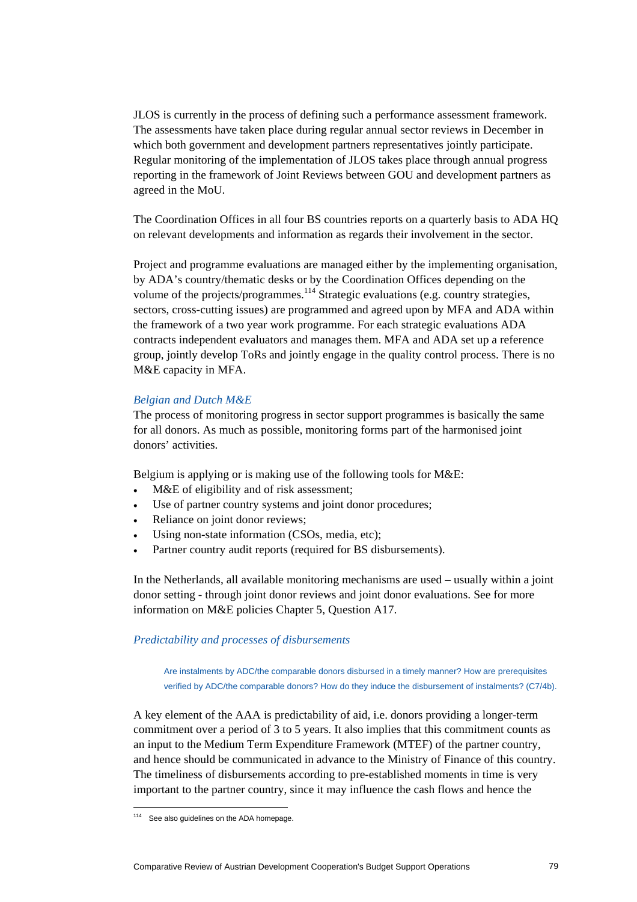JLOS is currently in the process of defining such a performance assessment framework. The assessments have taken place during regular annual sector reviews in December in which both government and development partners representatives jointly participate. Regular monitoring of the implementation of JLOS takes place through annual progress reporting in the framework of Joint Reviews between GOU and development partners as agreed in the MoU.

The Coordination Offices in all four BS countries reports on a quarterly basis to ADA HQ on relevant developments and information as regards their involvement in the sector.

Project and programme evaluations are managed either by the implementing organisation, by ADA's country/thematic desks or by the Coordination Offices depending on the volume of the projects/programmes.[114] Strategic evaluations (e.g. country strategies, sectors, cross-cutting issues) are programmed and agreed upon by MFA and ADA within the framework of a two year work programme. For each strategic evaluations ADA contracts independent evaluators and manages them. MFA and ADA set up a reference group, jointly develop ToRs and jointly engage in the quality control process. There is no M&E capacity in MFA.

*Belgian and Dutch M&E*

The process of monitoring progress in sector support programmes is basically the same for all donors. As much as possible, monitoring forms part of the harmonised joint donors' activities.

Belgium is applying or is making use of the following tools for M&E:

- M&E of eligibility and of risk assessment;
- Use of partner country systems and joint donor procedures;
- Reliance on joint donor reviews;
- Using non-state information (CSOs, media, etc);
- Partner country audit reports (required for BS disbursements).

In the Netherlands, all available monitoring mechanisms are used – usually within a joint donor setting - through joint donor reviews and joint donor evaluations. See for more information on M&E policies Chapter 5, Question A17.

*Predictability and processes of disbursements*

> Are instalments by ADC/the comparable donors disbursed in a timely manner? How are prerequisites verified by ADC/the comparable donors? How do they induce the disbursement of instalments? (C7/4b).

A key element of the AAA is predictability of aid, i.e. donors providing a longer-term commitment over a period of 3 to 5 years. It also implies that this commitment counts as an input to the Medium Term Expenditure Framework (MTEF) of the partner country, and hence should be communicated in advance to the Ministry of Finance of this country. The timeliness of disbursements according to pre-established moments in time is very important to the partner country, since it may influence the cash flows and hence the

[114] See also guidelines on the ADA homepage.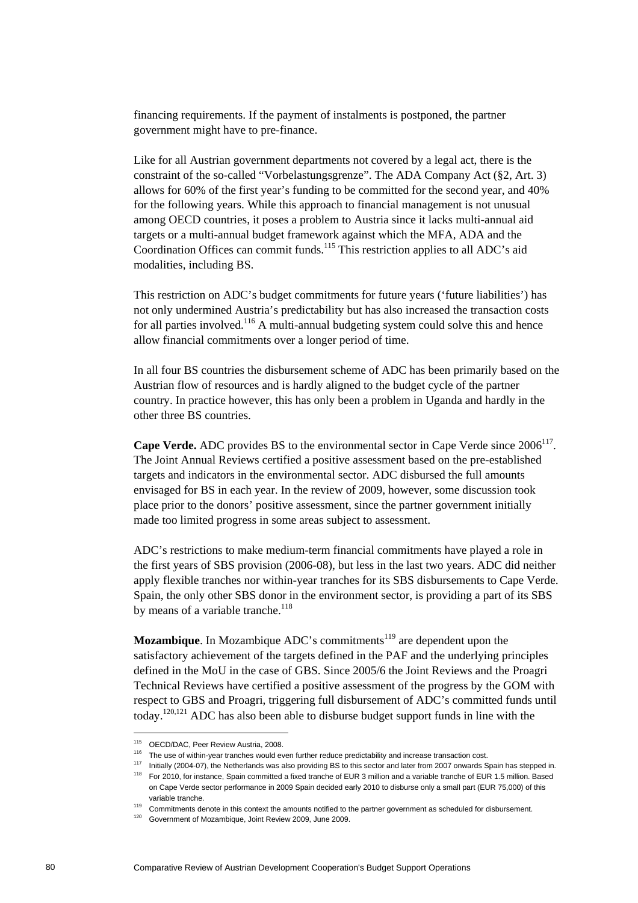financing requirements. If the payment of instalments is postponed, the partner government might have to pre-finance.

Like for all Austrian government departments not covered by a legal act, there is the constraint of the so-called "Vorbelastungsgrenze". The ADA Company Act (§2, Art. 3) allows for 60% of the first year's funding to be committed for the second year, and 40% for the following years. While this approach to financial management is not unusual among OECD countries, it poses a problem to Austria since it lacks multi-annual aid targets or a multi-annual budget framework against which the MFA, ADA and the Coordination Offices can commit funds.[115] This restriction applies to all ADC's aid modalities, including BS.

This restriction on ADC's budget commitments for future years ('future liabilities') has not only undermined Austria's predictability but has also increased the transaction costs for all parties involved.[116] A multi-annual budgeting system could solve this and hence allow financial commitments over a longer period of time.

In all four BS countries the disbursement scheme of ADC has been primarily based on the Austrian flow of resources and is hardly aligned to the budget cycle of the partner country. In practice however, this has only been a problem in Uganda and hardly in the other three BS countries.

**Cape Verde.** ADC provides BS to the environmental sector in Cape Verde since 2006[117]. The Joint Annual Reviews certified a positive assessment based on the pre-established targets and indicators in the environmental sector. ADC disbursed the full amounts envisaged for BS in each year. In the review of 2009, however, some discussion took place prior to the donors' positive assessment, since the partner government initially made too limited progress in some areas subject to assessment.

ADC's restrictions to make medium-term financial commitments have played a role in the first years of SBS provision (2006-08), but less in the last two years. ADC did neither apply flexible tranches nor within-year tranches for its SBS disbursements to Cape Verde. Spain, the only other SBS donor in the environment sector, is providing a part of its SBS by means of a variable tranche.[118]

**Mozambique**. In Mozambique ADC's commitments[119] are dependent upon the satisfactory achievement of the targets defined in the PAF and the underlying principles defined in the MoU in the case of GBS. Since 2005/6 the Joint Reviews and the Proagri Technical Reviews have certified a positive assessment of the progress by the GOM with respect to GBS and Proagri, triggering full disbursement of ADC's committed funds until today.[120,121] ADC has also been able to disburse budget support funds in line with the

---

[115] OECD/DAC, Peer Review Austria, 2008.

[116] The use of within-year tranches would even further reduce predictability and increase transaction cost.

[117] Initially (2004-07), the Netherlands was also providing BS to this sector and later from 2007 onwards Spain has stepped in.

[118] For 2010, for instance, Spain committed a fixed tranche of EUR 3 million and a variable tranche of EUR 1.5 million. Based on Cape Verde sector performance in 2009 Spain decided early 2010 to disburse only a small part (EUR 75,000) of this variable tranche.

[119] Commitments denote in this context the amounts notified to the partner government as scheduled for disbursement.

[120] Government of Mozambique, Joint Review 2009, June 2009.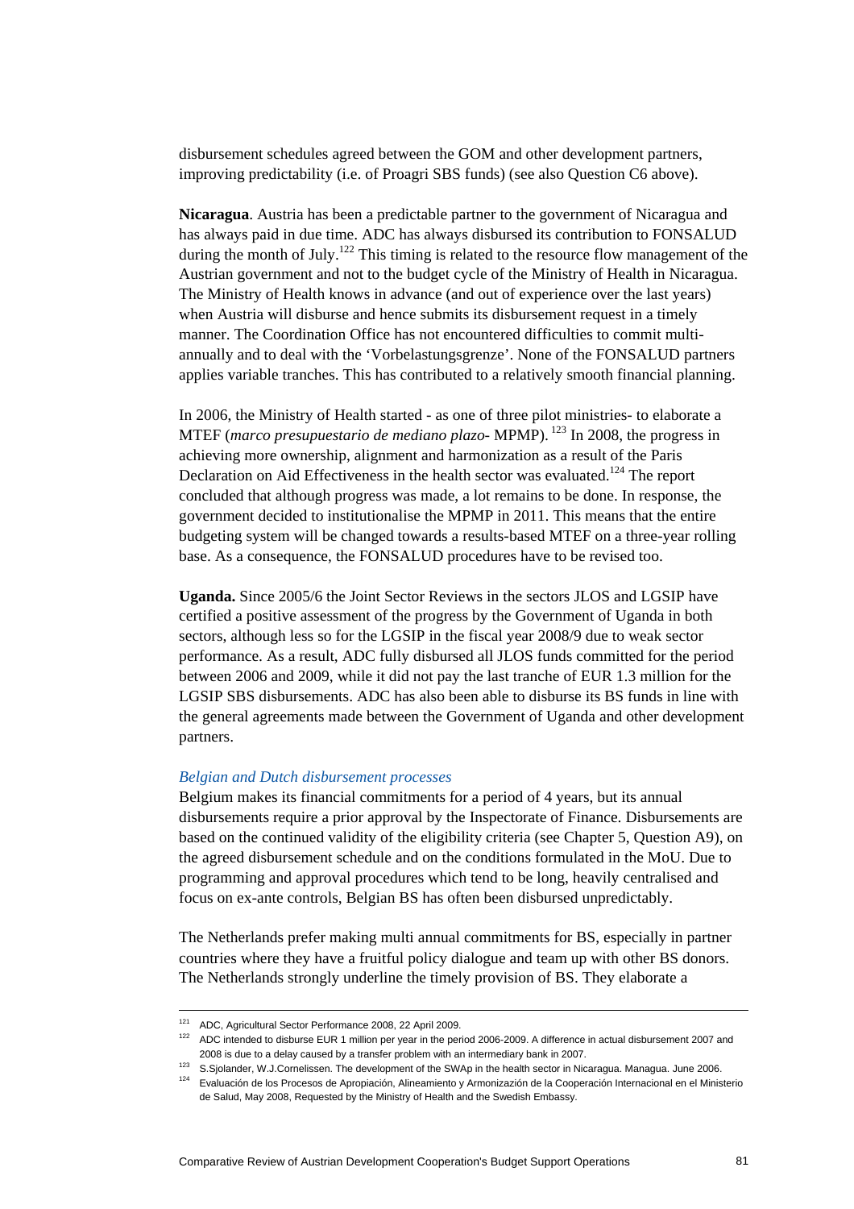disbursement schedules agreed between the GOM and other development partners, improving predictability (i.e. of Proagri SBS funds) (see also Question C6 above).

**Nicaragua**. Austria has been a predictable partner to the government of Nicaragua and has always paid in due time. ADC has always disbursed its contribution to FONSALUD during the month of July.[122] This timing is related to the resource flow management of the Austrian government and not to the budget cycle of the Ministry of Health in Nicaragua. The Ministry of Health knows in advance (and out of experience over the last years) when Austria will disburse and hence submits its disbursement request in a timely manner. The Coordination Office has not encountered difficulties to commit multi-annually and to deal with the 'Vorbelastungsgrenze'. None of the FONSALUD partners applies variable tranches. This has contributed to a relatively smooth financial planning.

In 2006, the Ministry of Health started - as one of three pilot ministries- to elaborate a MTEF (*marco presupuestario de mediano plazo*- MPMP).[123] In 2008, the progress in achieving more ownership, alignment and harmonization as a result of the Paris Declaration on Aid Effectiveness in the health sector was evaluated.[124] The report concluded that although progress was made, a lot remains to be done. In response, the government decided to institutionalise the MPMP in 2011. This means that the entire budgeting system will be changed towards a results-based MTEF on a three-year rolling base. As a consequence, the FONSALUD procedures have to be revised too.

**Uganda.** Since 2005/6 the Joint Sector Reviews in the sectors JLOS and LGSIP have certified a positive assessment of the progress by the Government of Uganda in both sectors, although less so for the LGSIP in the fiscal year 2008/9 due to weak sector performance. As a result, ADC fully disbursed all JLOS funds committed for the period between 2006 and 2009, while it did not pay the last tranche of EUR 1.3 million for the LGSIP SBS disbursements. ADC has also been able to disburse its BS funds in line with the general agreements made between the Government of Uganda and other development partners.

*Belgian and Dutch disbursement processes*

Belgium makes its financial commitments for a period of 4 years, but its annual disbursements require a prior approval by the Inspectorate of Finance. Disbursements are based on the continued validity of the eligibility criteria (see Chapter 5, Question A9), on the agreed disbursement schedule and on the conditions formulated in the MoU. Due to programming and approval procedures which tend to be long, heavily centralised and focus on ex-ante controls, Belgian BS has often been disbursed unpredictably.

The Netherlands prefer making multi annual commitments for BS, especially in partner countries where they have a fruitful policy dialogue and team up with other BS donors. The Netherlands strongly underline the timely provision of BS. They elaborate a

---

[121] ADC, Agricultural Sector Performance 2008, 22 April 2009.

[122] ADC intended to disburse EUR 1 million per year in the period 2006-2009. A difference in actual disbursement 2007 and 2008 is due to a delay caused by a transfer problem with an intermediary bank in 2007.

[123] S.Sjolander, W.J.Cornelissen. The development of the SWAp in the health sector in Nicaragua. Managua. June 2006.

[124] Evaluación de los Procesos de Apropiación, Alineamiento y Armonización de la Cooperación Internacional en el Ministerio de Salud, May 2008, Requested by the Ministry of Health and the Swedish Embassy.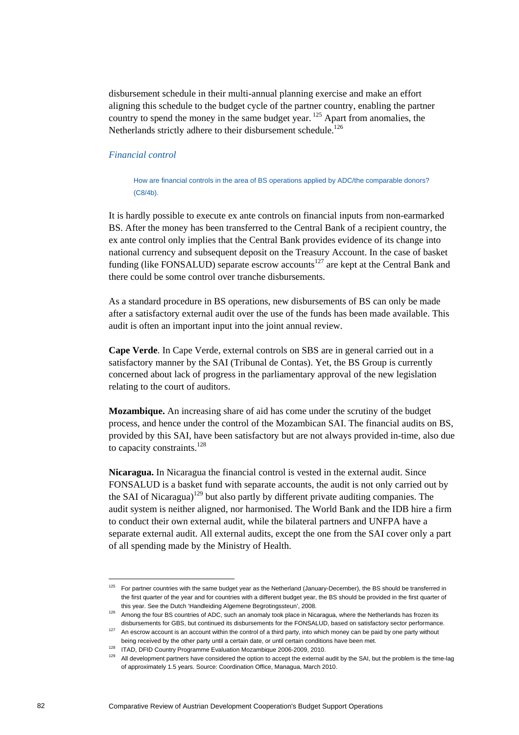disbursement schedule in their multi-annual planning exercise and make an effort aligning this schedule to the budget cycle of the partner country, enabling the partner country to spend the money in the same budget year. [125] Apart from anomalies, the Netherlands strictly adhere to their disbursement schedule.[126]

### *Financial control*

> How are financial controls in the area of BS operations applied by ADC/the comparable donors? (C8/4b).

It is hardly possible to execute ex ante controls on financial inputs from non-earmarked BS. After the money has been transferred to the Central Bank of a recipient country, the ex ante control only implies that the Central Bank provides evidence of its change into national currency and subsequent deposit on the Treasury Account. In the case of basket funding (like FONSALUD) separate escrow accounts[127] are kept at the Central Bank and there could be some control over tranche disbursements.

As a standard procedure in BS operations, new disbursements of BS can only be made after a satisfactory external audit over the use of the funds has been made available. This audit is often an important input into the joint annual review.

**Cape Verde**. In Cape Verde, external controls on SBS are in general carried out in a satisfactory manner by the SAI (Tribunal de Contas). Yet, the BS Group is currently concerned about lack of progress in the parliamentary approval of the new legislation relating to the court of auditors.

**Mozambique.** An increasing share of aid has come under the scrutiny of the budget process, and hence under the control of the Mozambican SAI. The financial audits on BS, provided by this SAI, have been satisfactory but are not always provided in-time, also due to capacity constraints.[128]

**Nicaragua.** In Nicaragua the financial control is vested in the external audit. Since FONSALUD is a basket fund with separate accounts, the audit is not only carried out by the SAI of Nicaragua)[129] but also partly by different private auditing companies. The audit system is neither aligned, nor harmonised. The World Bank and the IDB hire a firm to conduct their own external audit, while the bilateral partners and UNFPA have a separate external audit. All external audits, except the one from the SAI cover only a part of all spending made by the Ministry of Health.

---

[125] For partner countries with the same budget year as the Netherland (January-December), the BS should be transferred in the first quarter of the year and for countries with a different budget year, the BS should be provided in the first quarter of this year. See the Dutch 'Handleiding Algemene Begrotingssteun', 2008.

[126] Among the four BS countries of ADC, such an anomaly took place in Nicaragua, where the Netherlands has frozen its disbursements for GBS, but continued its disbursements for the FONSALUD, based on satisfactory sector performance.

[127] An escrow account is an account within the control of a third party, into which money can be paid by one party without being received by the other party until a certain date, or until certain conditions have been met.

[128] ITAD, DFID Country Programme Evaluation Mozambique 2006-2009, 2010.

[129] All development partners have considered the option to accept the external audit by the SAI, but the problem is the time-lag of approximately 1.5 years. Source: Coordination Office, Managua, March 2010.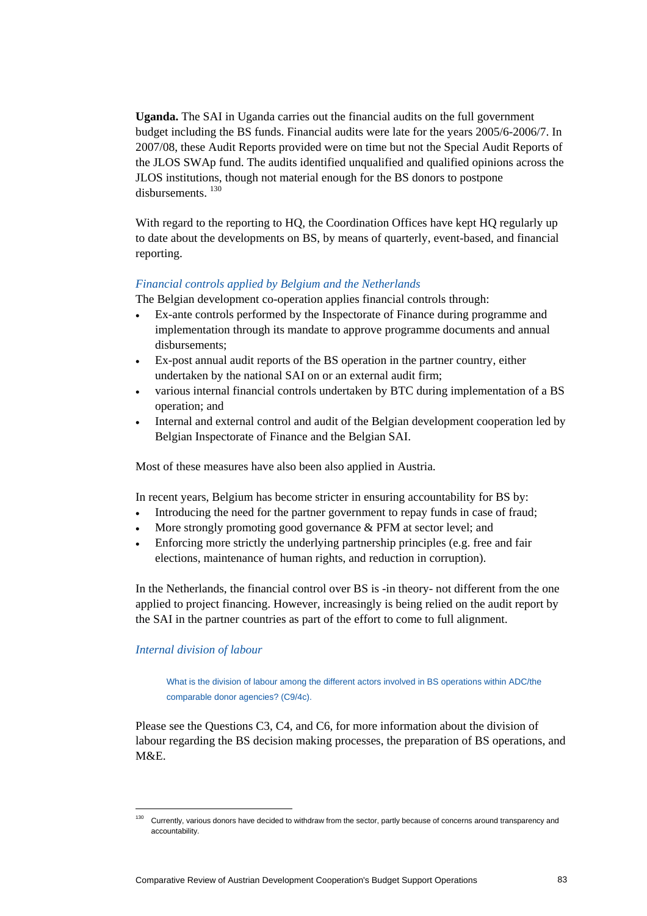**Uganda.** The SAI in Uganda carries out the financial audits on the full government budget including the BS funds. Financial audits were late for the years 2005/6-2006/7. In 2007/08, these Audit Reports provided were on time but not the Special Audit Reports of the JLOS SWAp fund. The audits identified unqualified and qualified opinions across the JLOS institutions, though not material enough for the BS donors to postpone disbursements. [130]

With regard to the reporting to HQ, the Coordination Offices have kept HQ regularly up to date about the developments on BS, by means of quarterly, event-based, and financial reporting.

*Financial controls applied by Belgium and the Netherlands*

The Belgian development co-operation applies financial controls through:

- Ex-ante controls performed by the Inspectorate of Finance during programme and implementation through its mandate to approve programme documents and annual disbursements;
- Ex-post annual audit reports of the BS operation in the partner country, either undertaken by the national SAI on or an external audit firm;
- various internal financial controls undertaken by BTC during implementation of a BS operation; and
- Internal and external control and audit of the Belgian development cooperation led by Belgian Inspectorate of Finance and the Belgian SAI.

Most of these measures have also been also applied in Austria.

In recent years, Belgium has become stricter in ensuring accountability for BS by:

- Introducing the need for the partner government to repay funds in case of fraud;
- More strongly promoting good governance & PFM at sector level; and
- Enforcing more strictly the underlying partnership principles (e.g. free and fair elections, maintenance of human rights, and reduction in corruption).

In the Netherlands, the financial control over BS is -in theory- not different from the one applied to project financing. However, increasingly is being relied on the audit report by the SAI in the partner countries as part of the effort to come to full alignment.

*Internal division of labour*

> What is the division of labour among the different actors involved in BS operations within ADC/the comparable donor agencies? (C9/4c).

Please see the Questions C3, C4, and C6, for more information about the division of labour regarding the BS decision making processes, the preparation of BS operations, and M&E.

[130] Currently, various donors have decided to withdraw from the sector, partly because of concerns around transparency and accountability.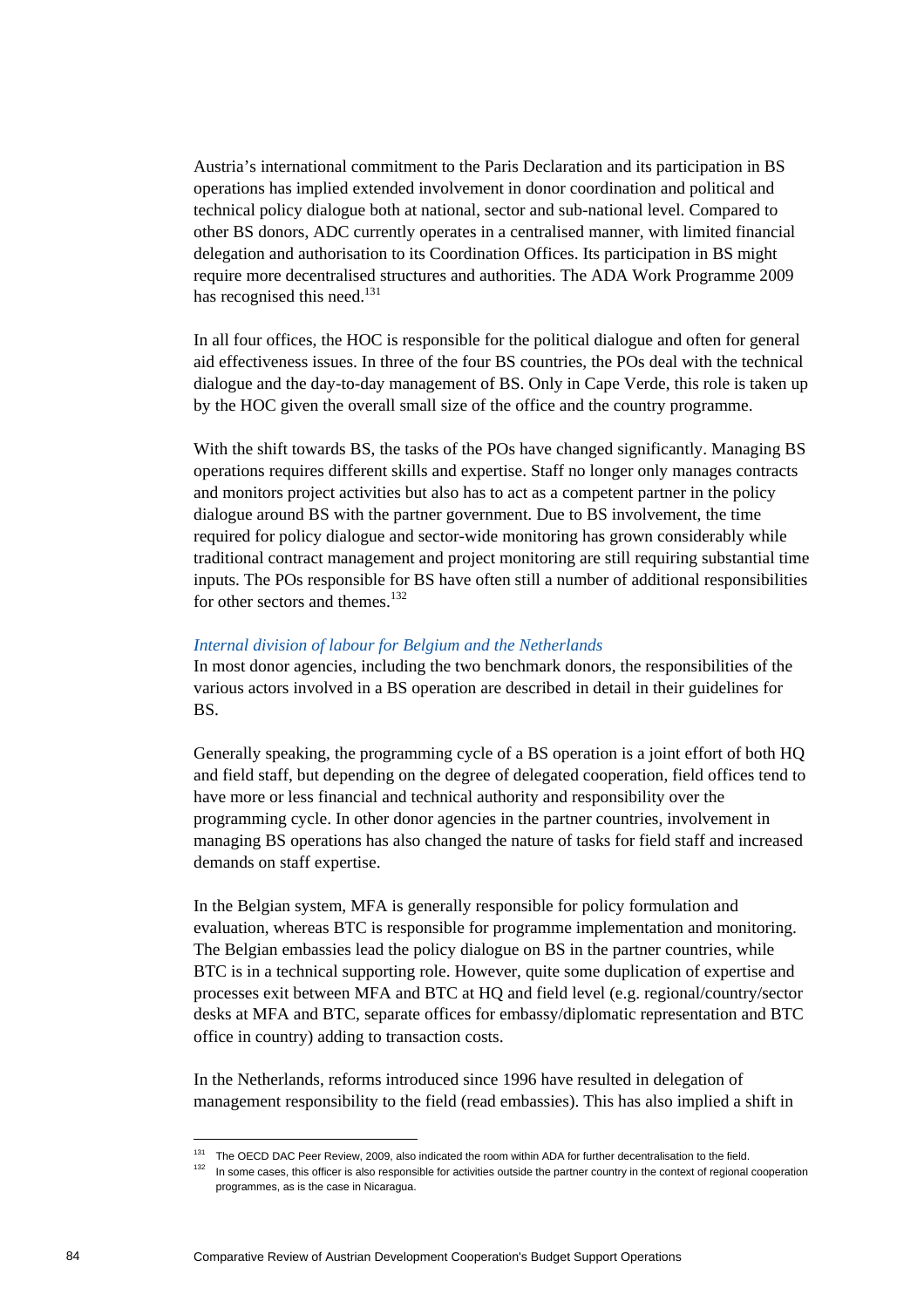Austria's international commitment to the Paris Declaration and its participation in BS operations has implied extended involvement in donor coordination and political and technical policy dialogue both at national, sector and sub-national level. Compared to other BS donors, ADC currently operates in a centralised manner, with limited financial delegation and authorisation to its Coordination Offices. Its participation in BS might require more decentralised structures and authorities. The ADA Work Programme 2009 has recognised this need.[131]

In all four offices, the HOC is responsible for the political dialogue and often for general aid effectiveness issues. In three of the four BS countries, the POs deal with the technical dialogue and the day-to-day management of BS. Only in Cape Verde, this role is taken up by the HOC given the overall small size of the office and the country programme.

With the shift towards BS, the tasks of the POs have changed significantly. Managing BS operations requires different skills and expertise. Staff no longer only manages contracts and monitors project activities but also has to act as a competent partner in the policy dialogue around BS with the partner government. Due to BS involvement, the time required for policy dialogue and sector-wide monitoring has grown considerably while traditional contract management and project monitoring are still requiring substantial time inputs. The POs responsible for BS have often still a number of additional responsibilities for other sectors and themes.[132]

*Internal division of labour for Belgium and the Netherlands*

In most donor agencies, including the two benchmark donors, the responsibilities of the various actors involved in a BS operation are described in detail in their guidelines for BS.

Generally speaking, the programming cycle of a BS operation is a joint effort of both HQ and field staff, but depending on the degree of delegated cooperation, field offices tend to have more or less financial and technical authority and responsibility over the programming cycle. In other donor agencies in the partner countries, involvement in managing BS operations has also changed the nature of tasks for field staff and increased demands on staff expertise.

In the Belgian system, MFA is generally responsible for policy formulation and evaluation, whereas BTC is responsible for programme implementation and monitoring. The Belgian embassies lead the policy dialogue on BS in the partner countries, while BTC is in a technical supporting role. However, quite some duplication of expertise and processes exit between MFA and BTC at HQ and field level (e.g. regional/country/sector desks at MFA and BTC, separate offices for embassy/diplomatic representation and BTC office in country) adding to transaction costs.

In the Netherlands, reforms introduced since 1996 have resulted in delegation of management responsibility to the field (read embassies). This has also implied a shift in

---

[131] The OECD DAC Peer Review, 2009, also indicated the room within ADA for further decentralisation to the field.

[132] In some cases, this officer is also responsible for activities outside the partner country in the context of regional cooperation programmes, as is the case in Nicaragua.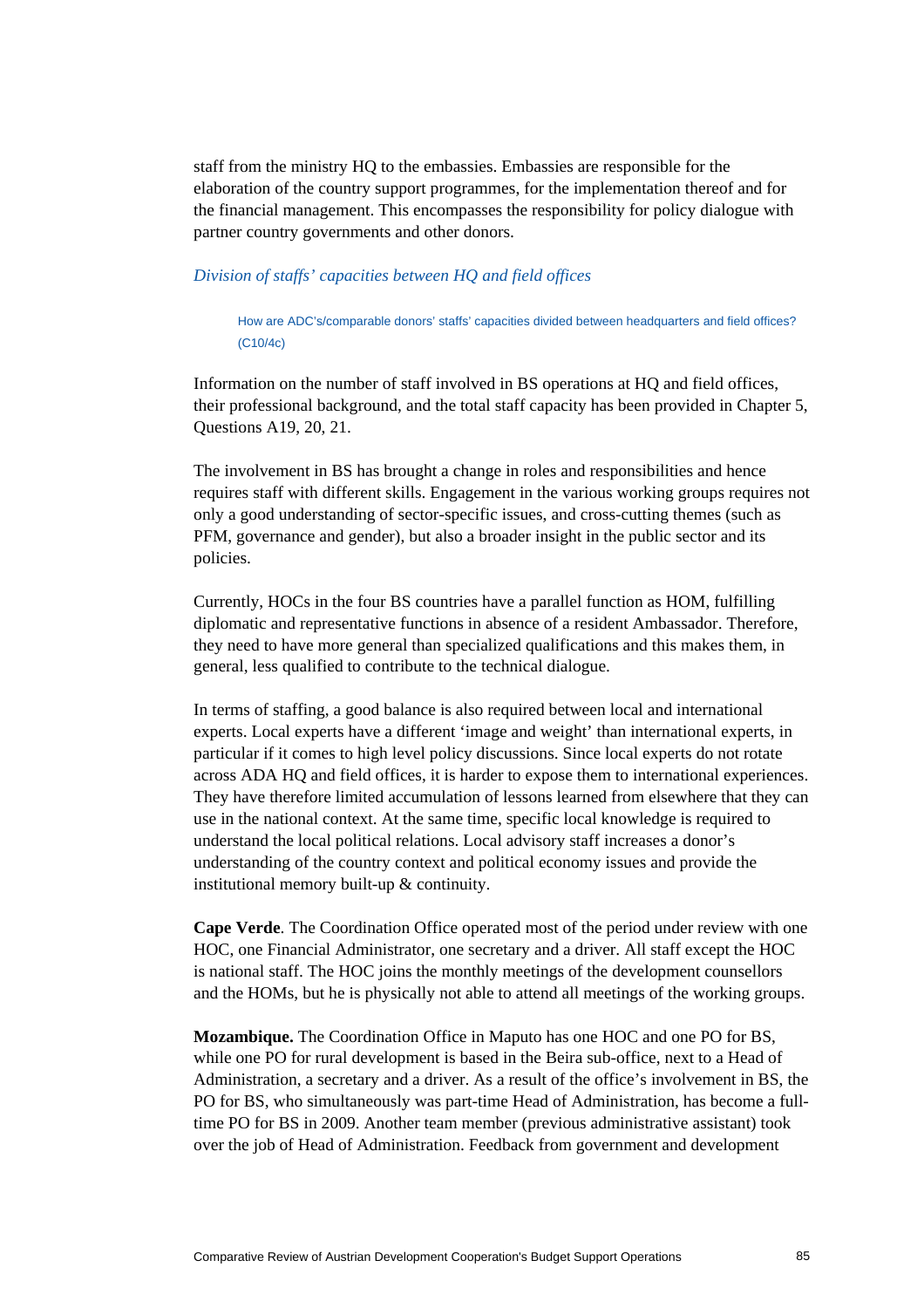staff from the ministry HQ to the embassies. Embassies are responsible for the elaboration of the country support programmes, for the implementation thereof and for the financial management. This encompasses the responsibility for policy dialogue with partner country governments and other donors.

### *Division of staffs' capacities between HQ and field offices*

> How are ADC's/comparable donors' staffs' capacities divided between headquarters and field offices? (C10/4c)

Information on the number of staff involved in BS operations at HQ and field offices, their professional background, and the total staff capacity has been provided in Chapter 5, Questions A19, 20, 21.

The involvement in BS has brought a change in roles and responsibilities and hence requires staff with different skills. Engagement in the various working groups requires not only a good understanding of sector-specific issues, and cross-cutting themes (such as PFM, governance and gender), but also a broader insight in the public sector and its policies.

Currently, HOCs in the four BS countries have a parallel function as HOM, fulfilling diplomatic and representative functions in absence of a resident Ambassador. Therefore, they need to have more general than specialized qualifications and this makes them, in general, less qualified to contribute to the technical dialogue.

In terms of staffing, a good balance is also required between local and international experts. Local experts have a different 'image and weight' than international experts, in particular if it comes to high level policy discussions. Since local experts do not rotate across ADA HQ and field offices, it is harder to expose them to international experiences. They have therefore limited accumulation of lessons learned from elsewhere that they can use in the national context. At the same time, specific local knowledge is required to understand the local political relations. Local advisory staff increases a donor's understanding of the country context and political economy issues and provide the institutional memory built-up & continuity.

**Cape Verde**. The Coordination Office operated most of the period under review with one HOC, one Financial Administrator, one secretary and a driver. All staff except the HOC is national staff. The HOC joins the monthly meetings of the development counsellors and the HOMs, but he is physically not able to attend all meetings of the working groups.

**Mozambique.** The Coordination Office in Maputo has one HOC and one PO for BS, while one PO for rural development is based in the Beira sub-office, next to a Head of Administration, a secretary and a driver. As a result of the office's involvement in BS, the PO for BS, who simultaneously was part-time Head of Administration, has become a full-time PO for BS in 2009. Another team member (previous administrative assistant) took over the job of Head of Administration. Feedback from government and development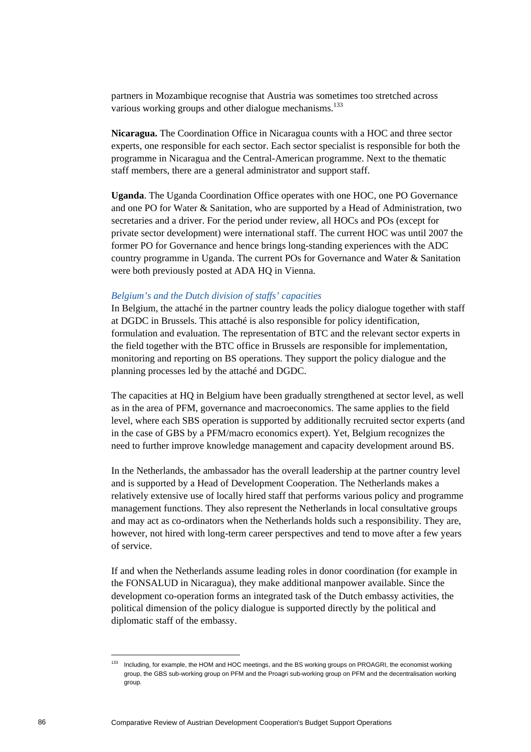partners in Mozambique recognise that Austria was sometimes too stretched across various working groups and other dialogue mechanisms.[133]

**Nicaragua.** The Coordination Office in Nicaragua counts with a HOC and three sector experts, one responsible for each sector. Each sector specialist is responsible for both the programme in Nicaragua and the Central-American programme. Next to the thematic staff members, there are a general administrator and support staff.

**Uganda**. The Uganda Coordination Office operates with one HOC, one PO Governance and one PO for Water & Sanitation, who are supported by a Head of Administration, two secretaries and a driver. For the period under review, all HOCs and POs (except for private sector development) were international staff. The current HOC was until 2007 the former PO for Governance and hence brings long-standing experiences with the ADC country programme in Uganda. The current POs for Governance and Water & Sanitation were both previously posted at ADA HQ in Vienna.

*Belgium's and the Dutch division of staffs' capacities*

In Belgium, the attaché in the partner country leads the policy dialogue together with staff at DGDC in Brussels. This attaché is also responsible for policy identification, formulation and evaluation. The representation of BTC and the relevant sector experts in the field together with the BTC office in Brussels are responsible for implementation, monitoring and reporting on BS operations. They support the policy dialogue and the planning processes led by the attaché and DGDC.

The capacities at HQ in Belgium have been gradually strengthened at sector level, as well as in the area of PFM, governance and macroeconomics. The same applies to the field level, where each SBS operation is supported by additionally recruited sector experts (and in the case of GBS by a PFM/macro economics expert). Yet, Belgium recognizes the need to further improve knowledge management and capacity development around BS.

In the Netherlands, the ambassador has the overall leadership at the partner country level and is supported by a Head of Development Cooperation. The Netherlands makes a relatively extensive use of locally hired staff that performs various policy and programme management functions. They also represent the Netherlands in local consultative groups and may act as co-ordinators when the Netherlands holds such a responsibility. They are, however, not hired with long-term career perspectives and tend to move after a few years of service.

If and when the Netherlands assume leading roles in donor coordination (for example in the FONSALUD in Nicaragua), they make additional manpower available. Since the development co-operation forms an integrated task of the Dutch embassy activities, the political dimension of the policy dialogue is supported directly by the political and diplomatic staff of the embassy.

---

[133] Including, for example, the HOM and HOC meetings, and the BS working groups on PROAGRI, the economist working group, the GBS sub-working group on PFM and the Proagri sub-working group on PFM and the decentralisation working group.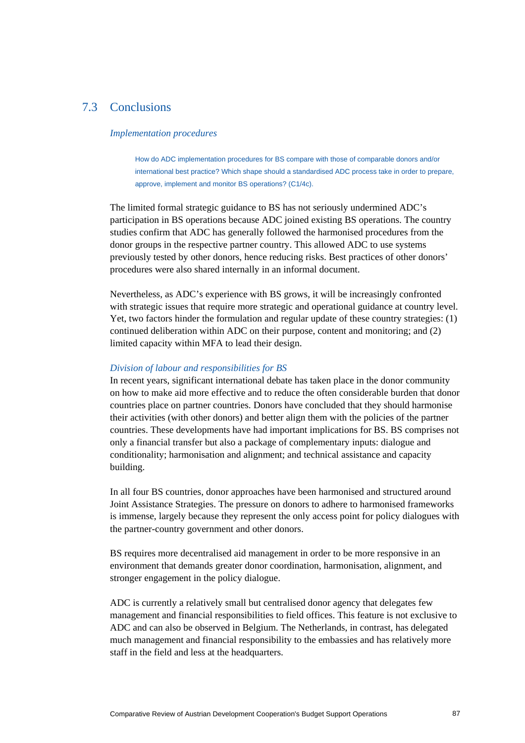## 7.3 Conclusions

### *Implementation procedures*

> How do ADC implementation procedures for BS compare with those of comparable donors and/or international best practice? Which shape should a standardised ADC process take in order to prepare, approve, implement and monitor BS operations? (C1/4c).

The limited formal strategic guidance to BS has not seriously undermined ADC's participation in BS operations because ADC joined existing BS operations. The country studies confirm that ADC has generally followed the harmonised procedures from the donor groups in the respective partner country. This allowed ADC to use systems previously tested by other donors, hence reducing risks. Best practices of other donors' procedures were also shared internally in an informal document.

Nevertheless, as ADC's experience with BS grows, it will be increasingly confronted with strategic issues that require more strategic and operational guidance at country level. Yet, two factors hinder the formulation and regular update of these country strategies: (1) continued deliberation within ADC on their purpose, content and monitoring; and (2) limited capacity within MFA to lead their design.

### *Division of labour and responsibilities for BS*

In recent years, significant international debate has taken place in the donor community on how to make aid more effective and to reduce the often considerable burden that donor countries place on partner countries. Donors have concluded that they should harmonise their activities (with other donors) and better align them with the policies of the partner countries. These developments have had important implications for BS. BS comprises not only a financial transfer but also a package of complementary inputs: dialogue and conditionality; harmonisation and alignment; and technical assistance and capacity building.

In all four BS countries, donor approaches have been harmonised and structured around Joint Assistance Strategies. The pressure on donors to adhere to harmonised frameworks is immense, largely because they represent the only access point for policy dialogues with the partner-country government and other donors.

BS requires more decentralised aid management in order to be more responsive in an environment that demands greater donor coordination, harmonisation, alignment, and stronger engagement in the policy dialogue.

ADC is currently a relatively small but centralised donor agency that delegates few management and financial responsibilities to field offices. This feature is not exclusive to ADC and can also be observed in Belgium. The Netherlands, in contrast, has delegated much management and financial responsibility to the embassies and has relatively more staff in the field and less at the headquarters.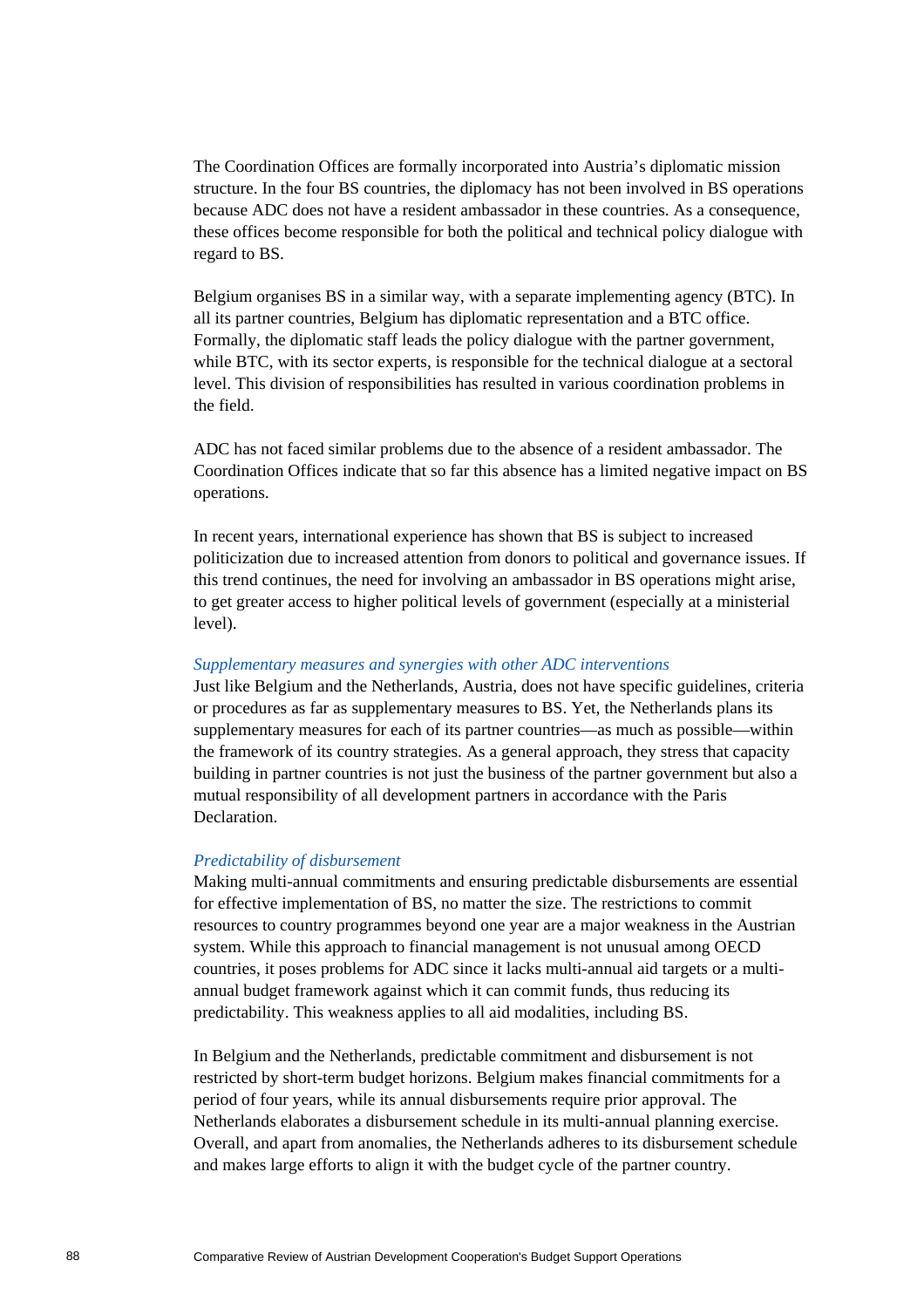The Coordination Offices are formally incorporated into Austria's diplomatic mission structure. In the four BS countries, the diplomacy has not been involved in BS operations because ADC does not have a resident ambassador in these countries. As a consequence, these offices become responsible for both the political and technical policy dialogue with regard to BS.

Belgium organises BS in a similar way, with a separate implementing agency (BTC). In all its partner countries, Belgium has diplomatic representation and a BTC office. Formally, the diplomatic staff leads the policy dialogue with the partner government, while BTC, with its sector experts, is responsible for the technical dialogue at a sectoral level. This division of responsibilities has resulted in various coordination problems in the field.

ADC has not faced similar problems due to the absence of a resident ambassador. The Coordination Offices indicate that so far this absence has a limited negative impact on BS operations.

In recent years, international experience has shown that BS is subject to increased politicization due to increased attention from donors to political and governance issues. If this trend continues, the need for involving an ambassador in BS operations might arise, to get greater access to higher political levels of government (especially at a ministerial level).

*Supplementary measures and synergies with other ADC interventions*

Just like Belgium and the Netherlands, Austria, does not have specific guidelines, criteria or procedures as far as supplementary measures to BS. Yet, the Netherlands plans its supplementary measures for each of its partner countries—as much as possible—within the framework of its country strategies. As a general approach, they stress that capacity building in partner countries is not just the business of the partner government but also a mutual responsibility of all development partners in accordance with the Paris Declaration.

*Predictability of disbursement*

Making multi-annual commitments and ensuring predictable disbursements are essential for effective implementation of BS, no matter the size. The restrictions to commit resources to country programmes beyond one year are a major weakness in the Austrian system. While this approach to financial management is not unusual among OECD countries, it poses problems for ADC since it lacks multi-annual aid targets or a multi-annual budget framework against which it can commit funds, thus reducing its predictability. This weakness applies to all aid modalities, including BS.

In Belgium and the Netherlands, predictable commitment and disbursement is not restricted by short-term budget horizons. Belgium makes financial commitments for a period of four years, while its annual disbursements require prior approval. The Netherlands elaborates a disbursement schedule in its multi-annual planning exercise. Overall, and apart from anomalies, the Netherlands adheres to its disbursement schedule and makes large efforts to align it with the budget cycle of the partner country.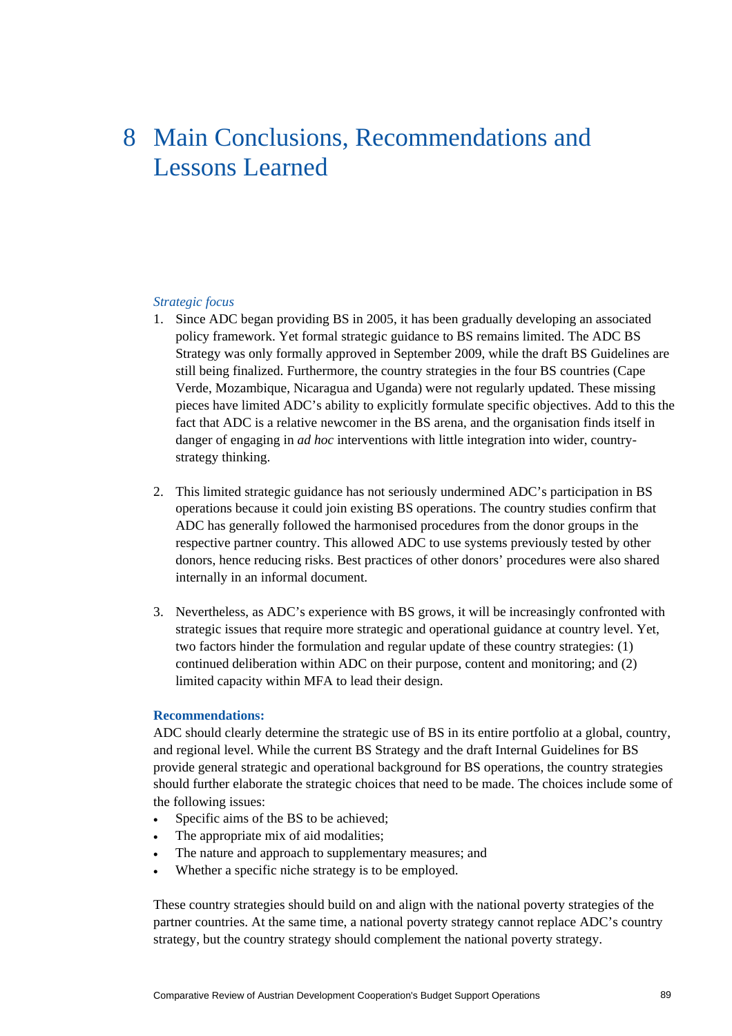# 8 Main Conclusions, Recommendations and Lessons Learned

*Strategic focus*

1. Since ADC began providing BS in 2005, it has been gradually developing an associated policy framework. Yet formal strategic guidance to BS remains limited. The ADC BS Strategy was only formally approved in September 2009, while the draft BS Guidelines are still being finalized. Furthermore, the country strategies in the four BS countries (Cape Verde, Mozambique, Nicaragua and Uganda) were not regularly updated. These missing pieces have limited ADC's ability to explicitly formulate specific objectives. Add to this the fact that ADC is a relative newcomer in the BS arena, and the organisation finds itself in danger of engaging in *ad hoc* interventions with little integration into wider, country-strategy thinking.

2. This limited strategic guidance has not seriously undermined ADC's participation in BS operations because it could join existing BS operations. The country studies confirm that ADC has generally followed the harmonised procedures from the donor groups in the respective partner country. This allowed ADC to use systems previously tested by other donors, hence reducing risks. Best practices of other donors' procedures were also shared internally in an informal document.

3. Nevertheless, as ADC's experience with BS grows, it will be increasingly confronted with strategic issues that require more strategic and operational guidance at country level. Yet, two factors hinder the formulation and regular update of these country strategies: (1) continued deliberation within ADC on their purpose, content and monitoring; and (2) limited capacity within MFA to lead their design.

**Recommendations:**

ADC should clearly determine the strategic use of BS in its entire portfolio at a global, country, and regional level. While the current BS Strategy and the draft Internal Guidelines for BS provide general strategic and operational background for BS operations, the country strategies should further elaborate the strategic choices that need to be made. The choices include some of the following issues:

- Specific aims of the BS to be achieved;
- The appropriate mix of aid modalities;
- The nature and approach to supplementary measures; and
- Whether a specific niche strategy is to be employed.

These country strategies should build on and align with the national poverty strategies of the partner countries. At the same time, a national poverty strategy cannot replace ADC's country strategy, but the country strategy should complement the national poverty strategy.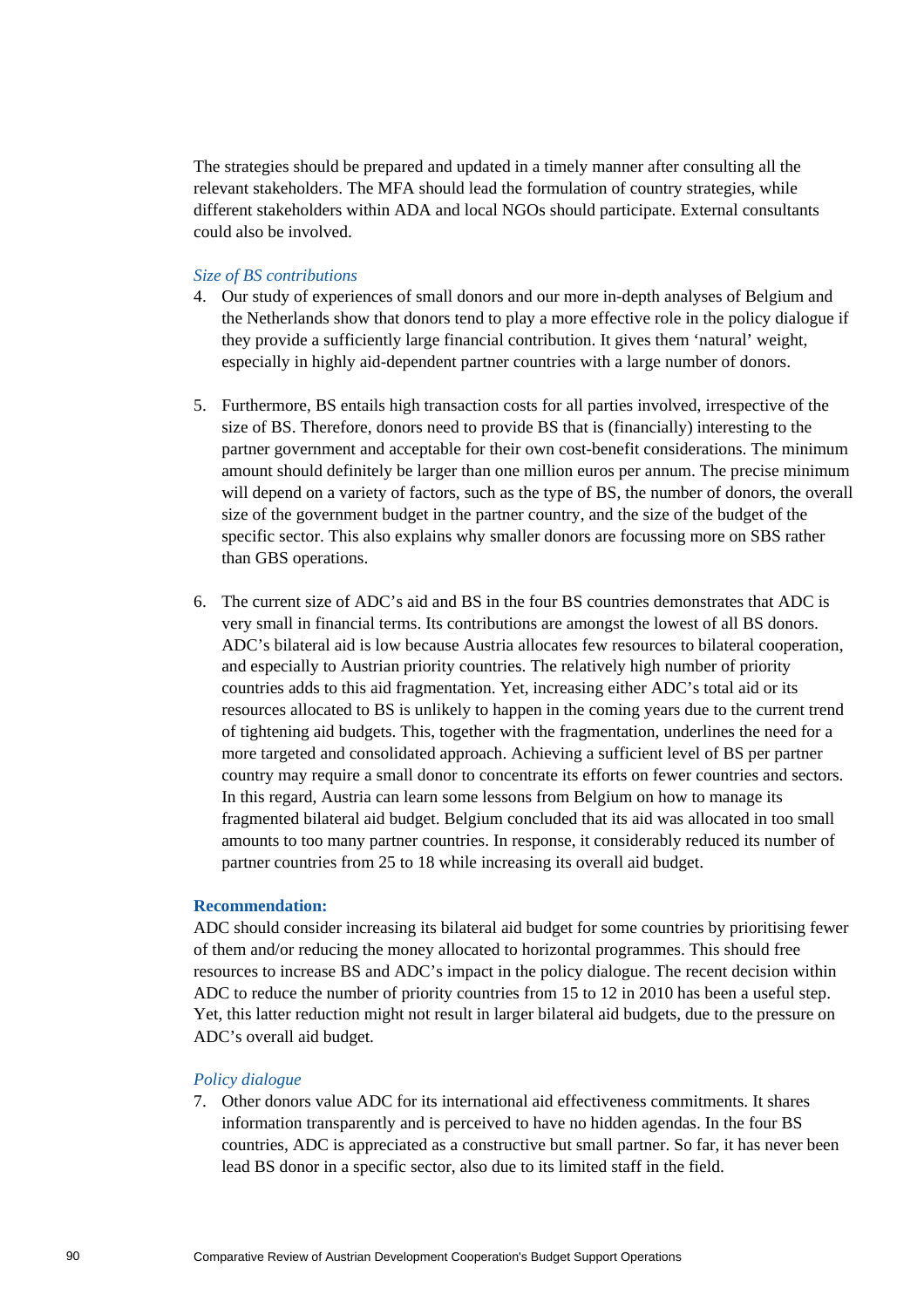The strategies should be prepared and updated in a timely manner after consulting all the relevant stakeholders. The MFA should lead the formulation of country strategies, while different stakeholders within ADA and local NGOs should participate. External consultants could also be involved.

*Size of BS contributions*

4. Our study of experiences of small donors and our more in-depth analyses of Belgium and the Netherlands show that donors tend to play a more effective role in the policy dialogue if they provide a sufficiently large financial contribution. It gives them 'natural' weight, especially in highly aid-dependent partner countries with a large number of donors.

5. Furthermore, BS entails high transaction costs for all parties involved, irrespective of the size of BS. Therefore, donors need to provide BS that is (financially) interesting to the partner government and acceptable for their own cost-benefit considerations. The minimum amount should definitely be larger than one million euros per annum. The precise minimum will depend on a variety of factors, such as the type of BS, the number of donors, the overall size of the government budget in the partner country, and the size of the budget of the specific sector. This also explains why smaller donors are focussing more on SBS rather than GBS operations.

6. The current size of ADC's aid and BS in the four BS countries demonstrates that ADC is very small in financial terms. Its contributions are amongst the lowest of all BS donors. ADC's bilateral aid is low because Austria allocates few resources to bilateral cooperation, and especially to Austrian priority countries. The relatively high number of priority countries adds to this aid fragmentation. Yet, increasing either ADC's total aid or its resources allocated to BS is unlikely to happen in the coming years due to the current trend of tightening aid budgets. This, together with the fragmentation, underlines the need for a more targeted and consolidated approach. Achieving a sufficient level of BS per partner country may require a small donor to concentrate its efforts on fewer countries and sectors. In this regard, Austria can learn some lessons from Belgium on how to manage its fragmented bilateral aid budget. Belgium concluded that its aid was allocated in too small amounts to too many partner countries. In response, it considerably reduced its number of partner countries from 25 to 18 while increasing its overall aid budget.

**Recommendation:**

ADC should consider increasing its bilateral aid budget for some countries by prioritising fewer of them and/or reducing the money allocated to horizontal programmes. This should free resources to increase BS and ADC's impact in the policy dialogue. The recent decision within ADC to reduce the number of priority countries from 15 to 12 in 2010 has been a useful step. Yet, this latter reduction might not result in larger bilateral aid budgets, due to the pressure on ADC's overall aid budget.

*Policy dialogue*

7. Other donors value ADC for its international aid effectiveness commitments. It shares information transparently and is perceived to have no hidden agendas. In the four BS countries, ADC is appreciated as a constructive but small partner. So far, it has never been lead BS donor in a specific sector, also due to its limited staff in the field.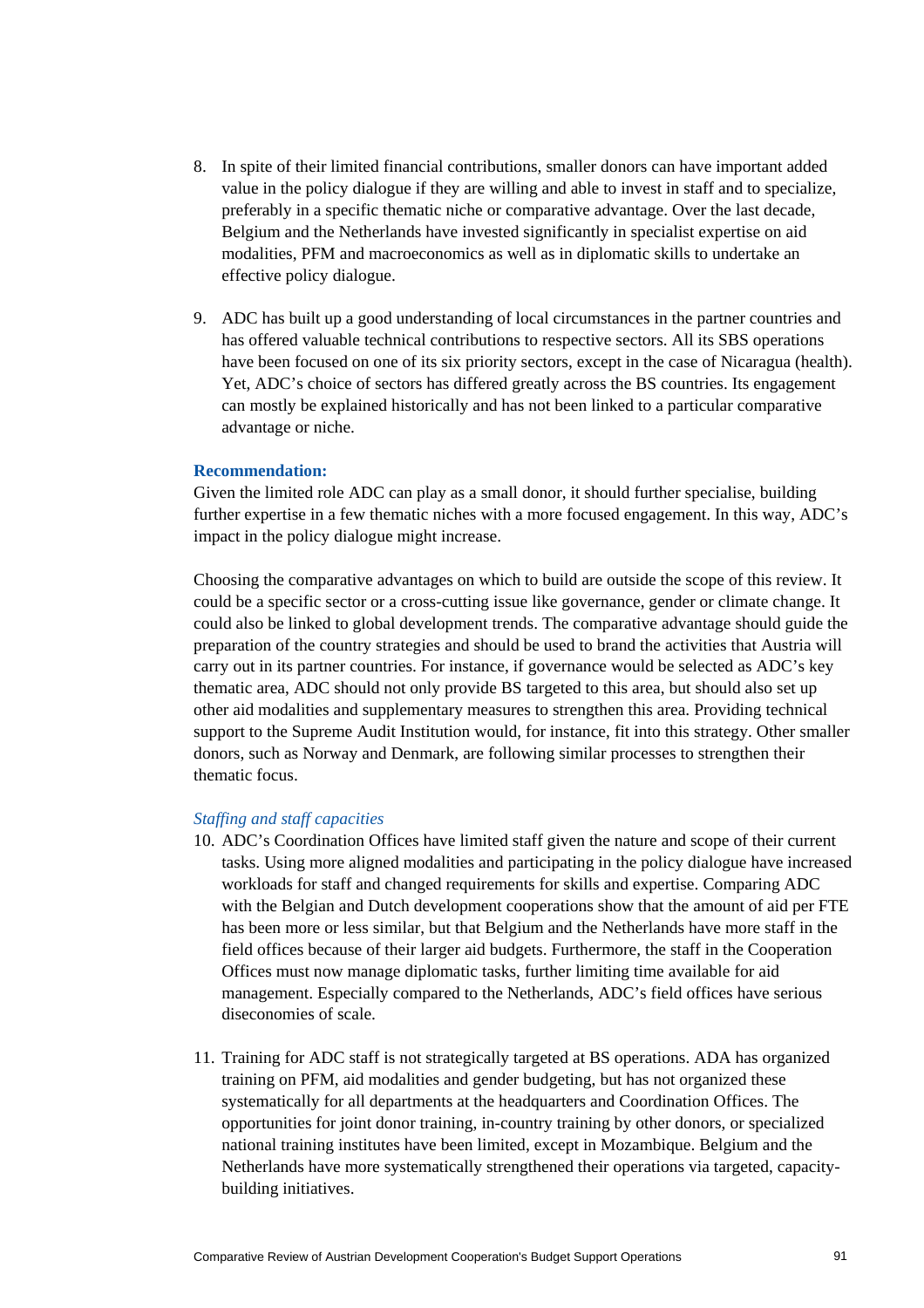8. In spite of their limited financial contributions, smaller donors can have important added value in the policy dialogue if they are willing and able to invest in staff and to specialize, preferably in a specific thematic niche or comparative advantage. Over the last decade, Belgium and the Netherlands have invested significantly in specialist expertise on aid modalities, PFM and macroeconomics as well as in diplomatic skills to undertake an effective policy dialogue.

9. ADC has built up a good understanding of local circumstances in the partner countries and has offered valuable technical contributions to respective sectors. All its SBS operations have been focused on one of its six priority sectors, except in the case of Nicaragua (health). Yet, ADC's choice of sectors has differed greatly across the BS countries. Its engagement can mostly be explained historically and has not been linked to a particular comparative advantage or niche.

**Recommendation:**

Given the limited role ADC can play as a small donor, it should further specialise, building further expertise in a few thematic niches with a more focused engagement. In this way, ADC's impact in the policy dialogue might increase.

Choosing the comparative advantages on which to build are outside the scope of this review. It could be a specific sector or a cross-cutting issue like governance, gender or climate change. It could also be linked to global development trends. The comparative advantage should guide the preparation of the country strategies and should be used to brand the activities that Austria will carry out in its partner countries. For instance, if governance would be selected as ADC's key thematic area, ADC should not only provide BS targeted to this area, but should also set up other aid modalities and supplementary measures to strengthen this area. Providing technical support to the Supreme Audit Institution would, for instance, fit into this strategy. Other smaller donors, such as Norway and Denmark, are following similar processes to strengthen their thematic focus.

*Staffing and staff capacities*

10. ADC's Coordination Offices have limited staff given the nature and scope of their current tasks. Using more aligned modalities and participating in the policy dialogue have increased workloads for staff and changed requirements for skills and expertise. Comparing ADC with the Belgian and Dutch development cooperations show that the amount of aid per FTE has been more or less similar, but that Belgium and the Netherlands have more staff in the field offices because of their larger aid budgets. Furthermore, the staff in the Cooperation Offices must now manage diplomatic tasks, further limiting time available for aid management. Especially compared to the Netherlands, ADC's field offices have serious diseconomies of scale.

11. Training for ADC staff is not strategically targeted at BS operations. ADA has organized training on PFM, aid modalities and gender budgeting, but has not organized these systematically for all departments at the headquarters and Coordination Offices. The opportunities for joint donor training, in-country training by other donors, or specialized national training institutes have been limited, except in Mozambique. Belgium and the Netherlands have more systematically strengthened their operations via targeted, capacity-building initiatives.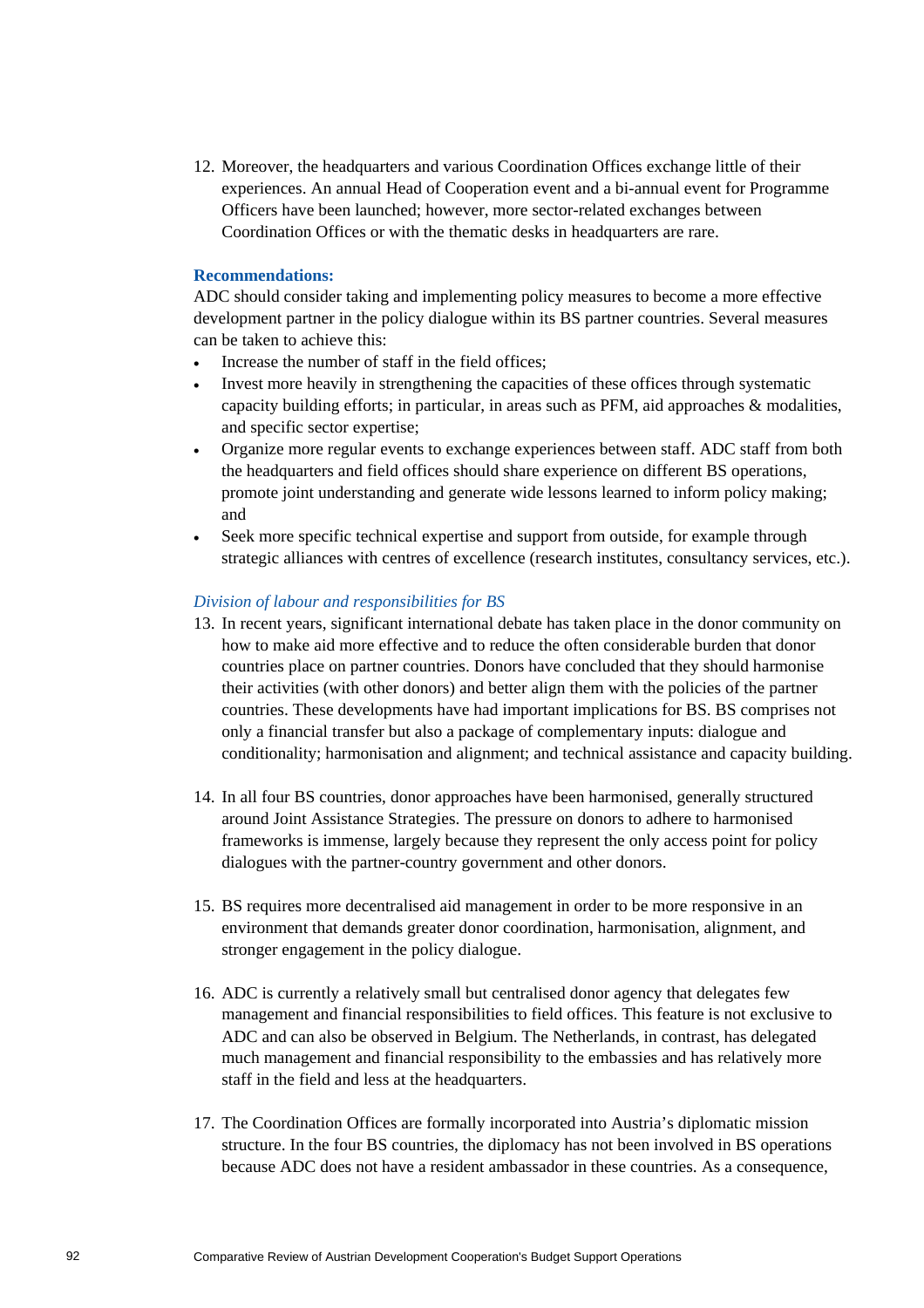12. Moreover, the headquarters and various Coordination Offices exchange little of their experiences. An annual Head of Cooperation event and a bi-annual event for Programme Officers have been launched; however, more sector-related exchanges between Coordination Offices or with the thematic desks in headquarters are rare.

**Recommendations:**

ADC should consider taking and implementing policy measures to become a more effective development partner in the policy dialogue within its BS partner countries. Several measures can be taken to achieve this:

- Increase the number of staff in the field offices;
- Invest more heavily in strengthening the capacities of these offices through systematic capacity building efforts; in particular, in areas such as PFM, aid approaches & modalities, and specific sector expertise;
- Organize more regular events to exchange experiences between staff. ADC staff from both the headquarters and field offices should share experience on different BS operations, promote joint understanding and generate wide lessons learned to inform policy making; and
- Seek more specific technical expertise and support from outside, for example through strategic alliances with centres of excellence (research institutes, consultancy services, etc.).

*Division of labour and responsibilities for BS*

13. In recent years, significant international debate has taken place in the donor community on how to make aid more effective and to reduce the often considerable burden that donor countries place on partner countries. Donors have concluded that they should harmonise their activities (with other donors) and better align them with the policies of the partner countries. These developments have had important implications for BS. BS comprises not only a financial transfer but also a package of complementary inputs: dialogue and conditionality; harmonisation and alignment; and technical assistance and capacity building.

14. In all four BS countries, donor approaches have been harmonised, generally structured around Joint Assistance Strategies. The pressure on donors to adhere to harmonised frameworks is immense, largely because they represent the only access point for policy dialogues with the partner-country government and other donors.

15. BS requires more decentralised aid management in order to be more responsive in an environment that demands greater donor coordination, harmonisation, alignment, and stronger engagement in the policy dialogue.

16. ADC is currently a relatively small but centralised donor agency that delegates few management and financial responsibilities to field offices. This feature is not exclusive to ADC and can also be observed in Belgium. The Netherlands, in contrast, has delegated much management and financial responsibility to the embassies and has relatively more staff in the field and less at the headquarters.

17. The Coordination Offices are formally incorporated into Austria's diplomatic mission structure. In the four BS countries, the diplomacy has not been involved in BS operations because ADC does not have a resident ambassador in these countries. As a consequence,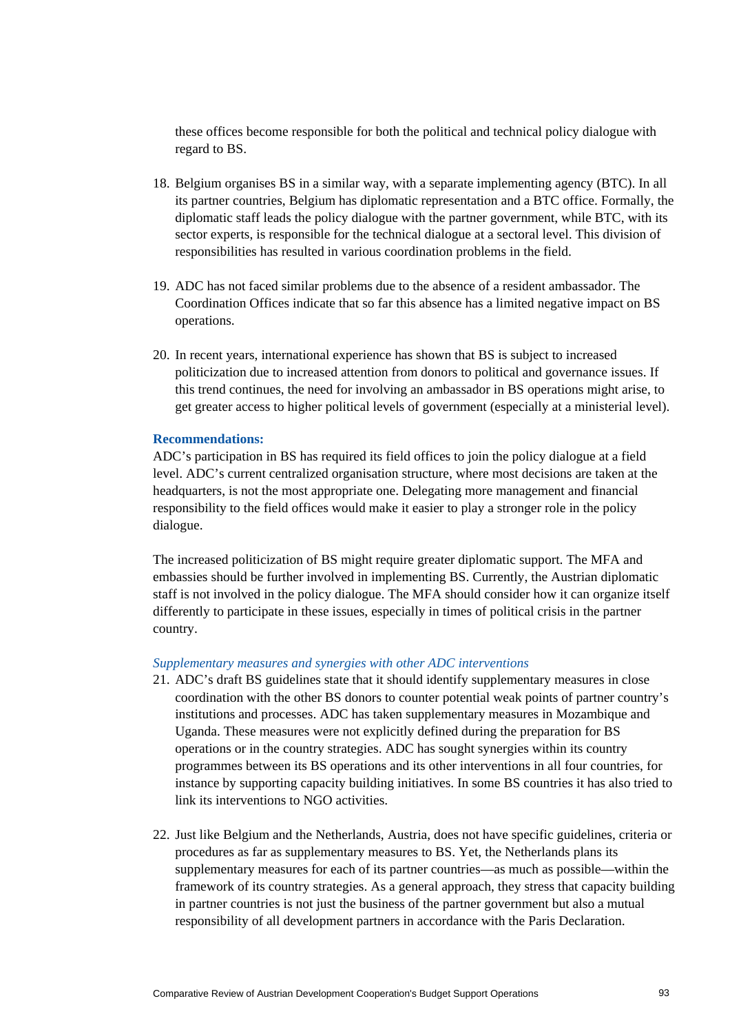these offices become responsible for both the political and technical policy dialogue with regard to BS.

18. Belgium organises BS in a similar way, with a separate implementing agency (BTC). In all its partner countries, Belgium has diplomatic representation and a BTC office. Formally, the diplomatic staff leads the policy dialogue with the partner government, while BTC, with its sector experts, is responsible for the technical dialogue at a sectoral level. This division of responsibilities has resulted in various coordination problems in the field.

19. ADC has not faced similar problems due to the absence of a resident ambassador. The Coordination Offices indicate that so far this absence has a limited negative impact on BS operations.

20. In recent years, international experience has shown that BS is subject to increased politicization due to increased attention from donors to political and governance issues. If this trend continues, the need for involving an ambassador in BS operations might arise, to get greater access to higher political levels of government (especially at a ministerial level).

**Recommendations:**

ADC's participation in BS has required its field offices to join the policy dialogue at a field level. ADC's current centralized organisation structure, where most decisions are taken at the headquarters, is not the most appropriate one. Delegating more management and financial responsibility to the field offices would make it easier to play a stronger role in the policy dialogue.

The increased politicization of BS might require greater diplomatic support. The MFA and embassies should be further involved in implementing BS. Currently, the Austrian diplomatic staff is not involved in the policy dialogue. The MFA should consider how it can organize itself differently to participate in these issues, especially in times of political crisis in the partner country.

*Supplementary measures and synergies with other ADC interventions*

21. ADC's draft BS guidelines state that it should identify supplementary measures in close coordination with the other BS donors to counter potential weak points of partner country's institutions and processes. ADC has taken supplementary measures in Mozambique and Uganda. These measures were not explicitly defined during the preparation for BS operations or in the country strategies. ADC has sought synergies within its country programmes between its BS operations and its other interventions in all four countries, for instance by supporting capacity building initiatives. In some BS countries it has also tried to link its interventions to NGO activities.

22. Just like Belgium and the Netherlands, Austria, does not have specific guidelines, criteria or procedures as far as supplementary measures to BS. Yet, the Netherlands plans its supplementary measures for each of its partner countries—as much as possible—within the framework of its country strategies. As a general approach, they stress that capacity building in partner countries is not just the business of the partner government but also a mutual responsibility of all development partners in accordance with the Paris Declaration.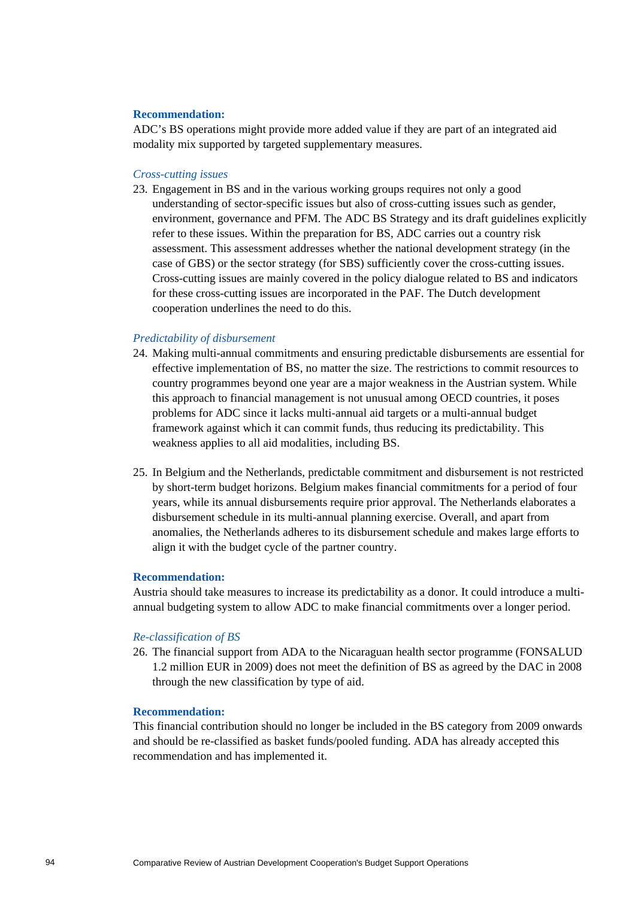**Recommendation:**

ADC's BS operations might provide more added value if they are part of an integrated aid modality mix supported by targeted supplementary measures.

*Cross-cutting issues*

23. Engagement in BS and in the various working groups requires not only a good understanding of sector-specific issues but also of cross-cutting issues such as gender, environment, governance and PFM. The ADC BS Strategy and its draft guidelines explicitly refer to these issues. Within the preparation for BS, ADC carries out a country risk assessment. This assessment addresses whether the national development strategy (in the case of GBS) or the sector strategy (for SBS) sufficiently cover the cross-cutting issues. Cross-cutting issues are mainly covered in the policy dialogue related to BS and indicators for these cross-cutting issues are incorporated in the PAF. The Dutch development cooperation underlines the need to do this.

*Predictability of disbursement*

24. Making multi-annual commitments and ensuring predictable disbursements are essential for effective implementation of BS, no matter the size. The restrictions to commit resources to country programmes beyond one year are a major weakness in the Austrian system. While this approach to financial management is not unusual among OECD countries, it poses problems for ADC since it lacks multi-annual aid targets or a multi-annual budget framework against which it can commit funds, thus reducing its predictability. This weakness applies to all aid modalities, including BS.

25. In Belgium and the Netherlands, predictable commitment and disbursement is not restricted by short-term budget horizons. Belgium makes financial commitments for a period of four years, while its annual disbursements require prior approval. The Netherlands elaborates a disbursement schedule in its multi-annual planning exercise. Overall, and apart from anomalies, the Netherlands adheres to its disbursement schedule and makes large efforts to align it with the budget cycle of the partner country.

**Recommendation:**

Austria should take measures to increase its predictability as a donor. It could introduce a multi-annual budgeting system to allow ADC to make financial commitments over a longer period.

*Re-classification of BS*

26. The financial support from ADA to the Nicaraguan health sector programme (FONSALUD 1.2 million EUR in 2009) does not meet the definition of BS as agreed by the DAC in 2008 through the new classification by type of aid.

**Recommendation:**

This financial contribution should no longer be included in the BS category from 2009 onwards and should be re-classified as basket funds/pooled funding. ADA has already accepted this recommendation and has implemented it.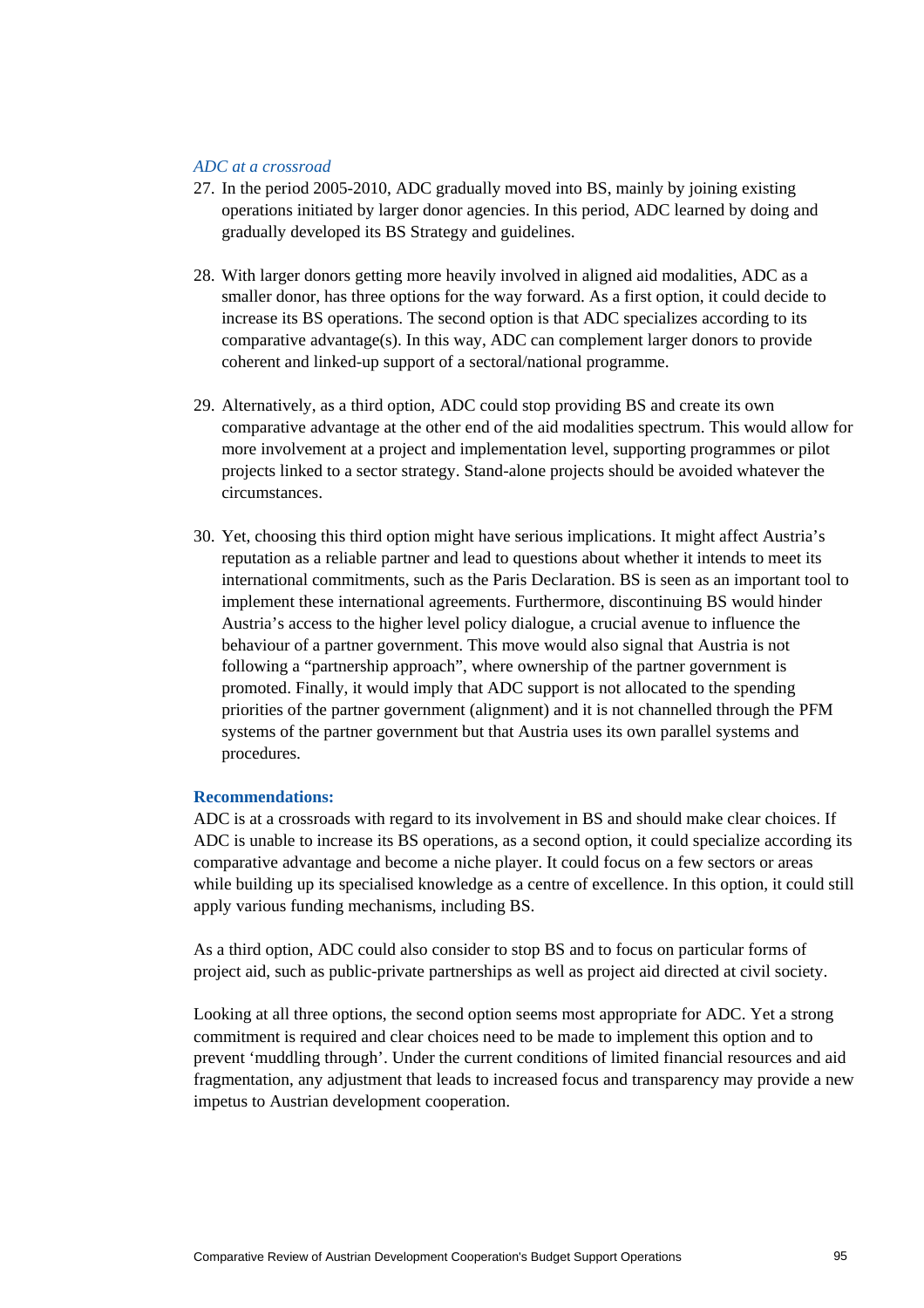*ADC at a crossroad*

27. In the period 2005-2010, ADC gradually moved into BS, mainly by joining existing operations initiated by larger donor agencies. In this period, ADC learned by doing and gradually developed its BS Strategy and guidelines.

28. With larger donors getting more heavily involved in aligned aid modalities, ADC as a smaller donor, has three options for the way forward. As a first option, it could decide to increase its BS operations. The second option is that ADC specializes according to its comparative advantage(s). In this way, ADC can complement larger donors to provide coherent and linked-up support of a sectoral/national programme.

29. Alternatively, as a third option, ADC could stop providing BS and create its own comparative advantage at the other end of the aid modalities spectrum. This would allow for more involvement at a project and implementation level, supporting programmes or pilot projects linked to a sector strategy. Stand-alone projects should be avoided whatever the circumstances.

30. Yet, choosing this third option might have serious implications. It might affect Austria's reputation as a reliable partner and lead to questions about whether it intends to meet its international commitments, such as the Paris Declaration. BS is seen as an important tool to implement these international agreements. Furthermore, discontinuing BS would hinder Austria's access to the higher level policy dialogue, a crucial avenue to influence the behaviour of a partner government. This move would also signal that Austria is not following a "partnership approach", where ownership of the partner government is promoted. Finally, it would imply that ADC support is not allocated to the spending priorities of the partner government (alignment) and it is not channelled through the PFM systems of the partner government but that Austria uses its own parallel systems and procedures.

**Recommendations:**

ADC is at a crossroads with regard to its involvement in BS and should make clear choices. If ADC is unable to increase its BS operations, as a second option, it could specialize according its comparative advantage and become a niche player. It could focus on a few sectors or areas while building up its specialised knowledge as a centre of excellence. In this option, it could still apply various funding mechanisms, including BS.

As a third option, ADC could also consider to stop BS and to focus on particular forms of project aid, such as public-private partnerships as well as project aid directed at civil society.

Looking at all three options, the second option seems most appropriate for ADC. Yet a strong commitment is required and clear choices need to be made to implement this option and to prevent 'muddling through'. Under the current conditions of limited financial resources and aid fragmentation, any adjustment that leads to increased focus and transparency may provide a new impetus to Austrian development cooperation.